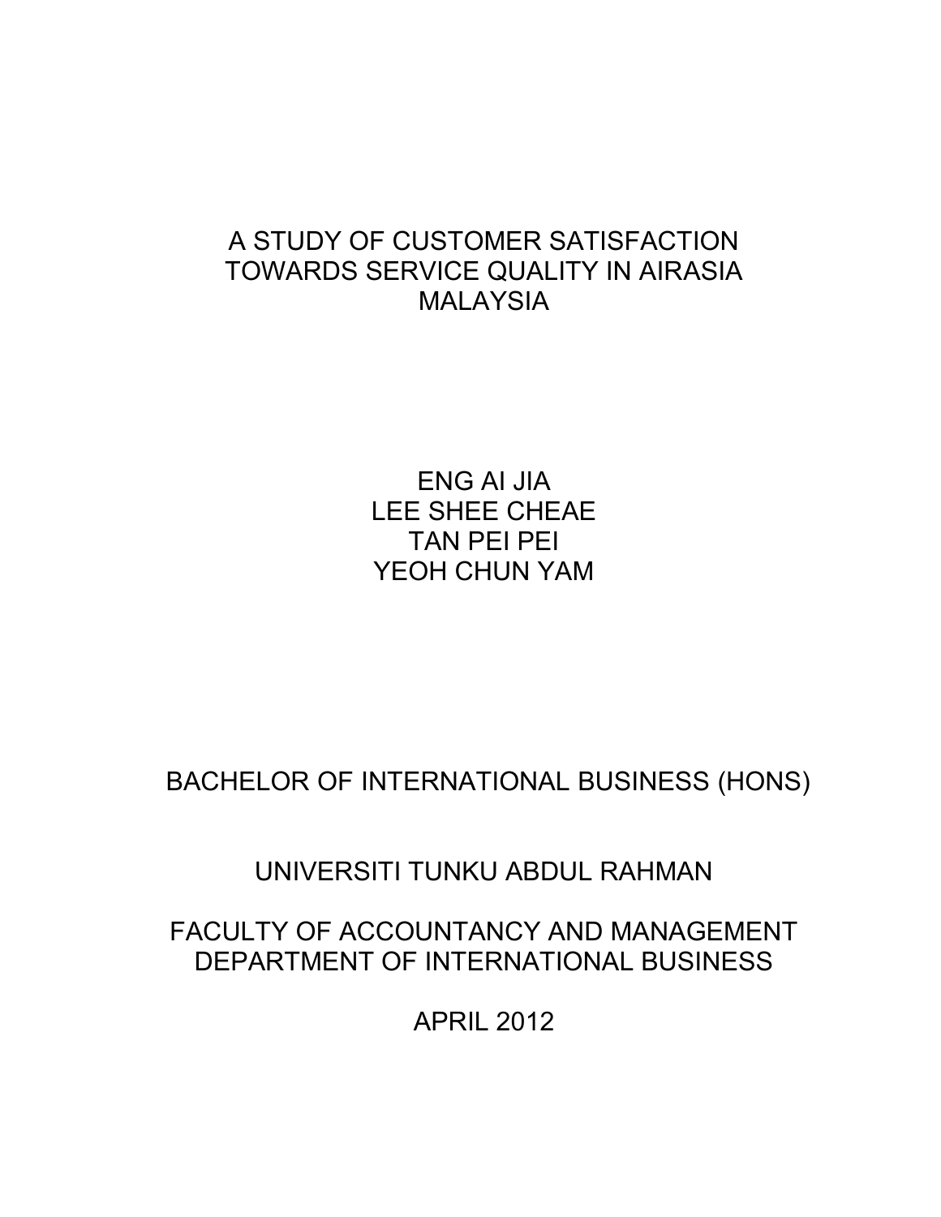# A STUDY OF CUSTOMER SATISFACTION TOWARDS SERVICE QUALITY IN AIRASIA MALAYSIA

ENG AI JIA
LEE SHEE CHEAE
TAN PEI PEI
YEOH CHUN YAM

BACHELOR OF INTERNATIONAL BUSINESS (HONS)

UNIVERSITI TUNKU ABDUL RAHMAN

FACULTY OF ACCOUNTANCY AND MANAGEMENT
DEPARTMENT OF INTERNATIONAL BUSINESS

APRIL 2012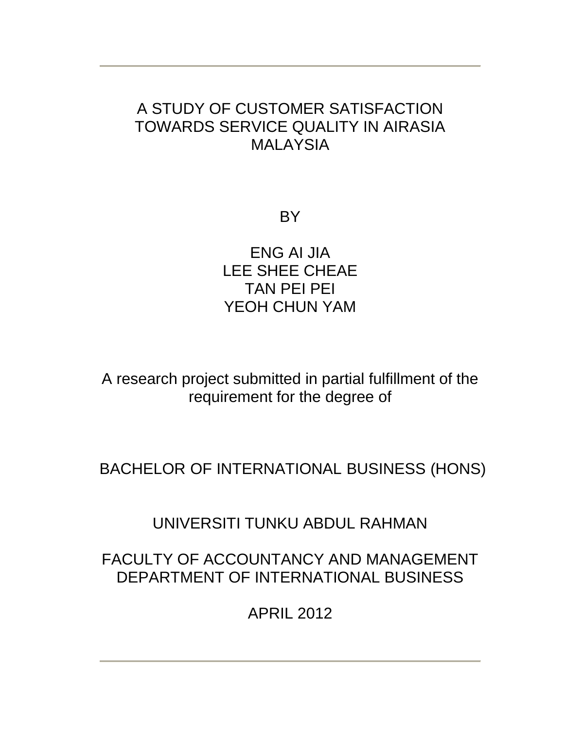# A STUDY OF CUSTOMER SATISFACTION TOWARDS SERVICE QUALITY IN AIRASIA MALAYSIA

BY

ENG AI JIA
LEE SHEE CHEAE
TAN PEI PEI
YEOH CHUN YAM

A research project submitted in partial fulfillment of the requirement for the degree of

BACHELOR OF INTERNATIONAL BUSINESS (HONS)

UNIVERSITI TUNKU ABDUL RAHMAN

FACULTY OF ACCOUNTANCY AND MANAGEMENT
DEPARTMENT OF INTERNATIONAL BUSINESS

APRIL 2012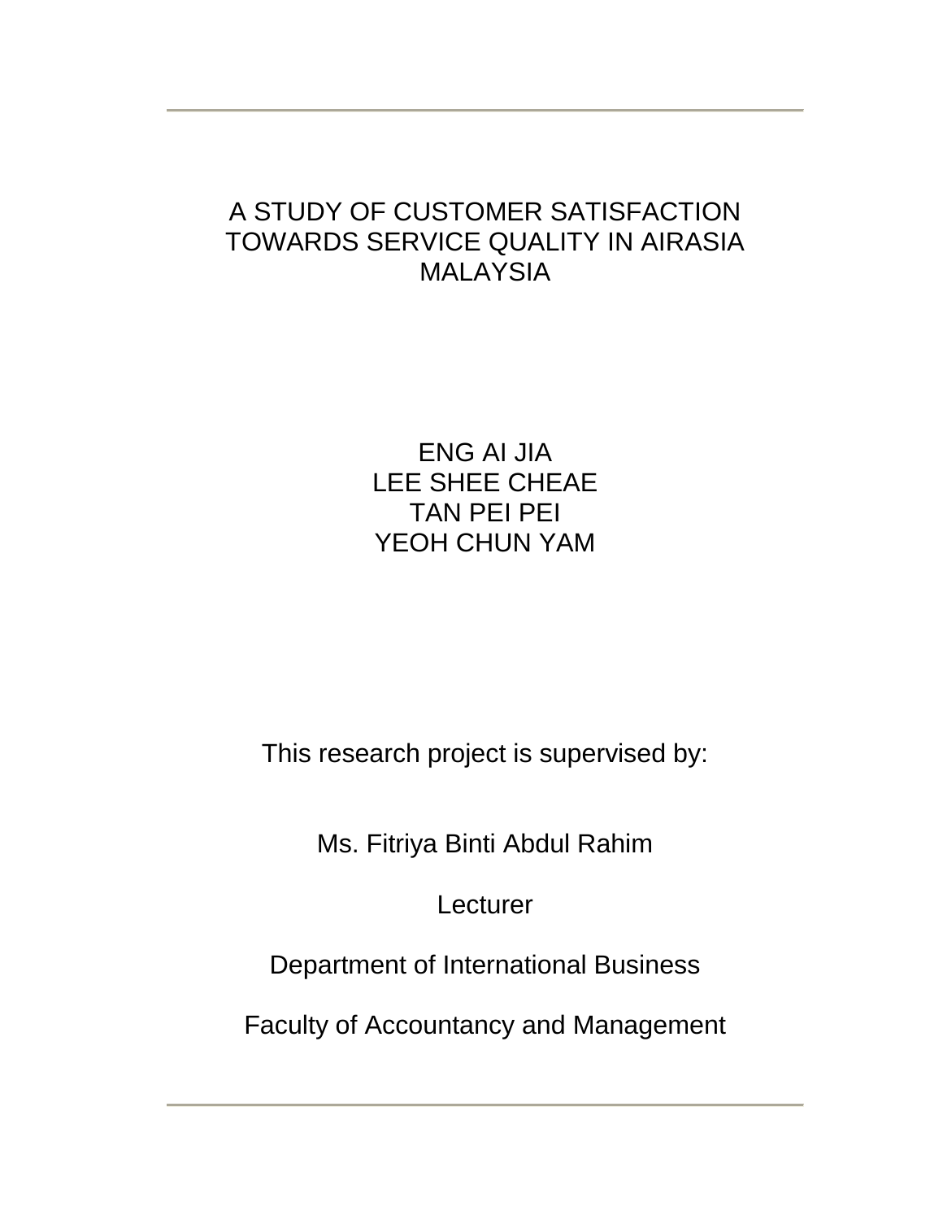# A STUDY OF CUSTOMER SATISFACTION TOWARDS SERVICE QUALITY IN AIRASIA MALAYSIA

ENG AI JIA
LEE SHEE CHEAE
TAN PEI PEI
YEOH CHUN YAM

This research project is supervised by:

Ms. Fitriya Binti Abdul Rahim

Lecturer

Department of International Business

Faculty of Accountancy and Management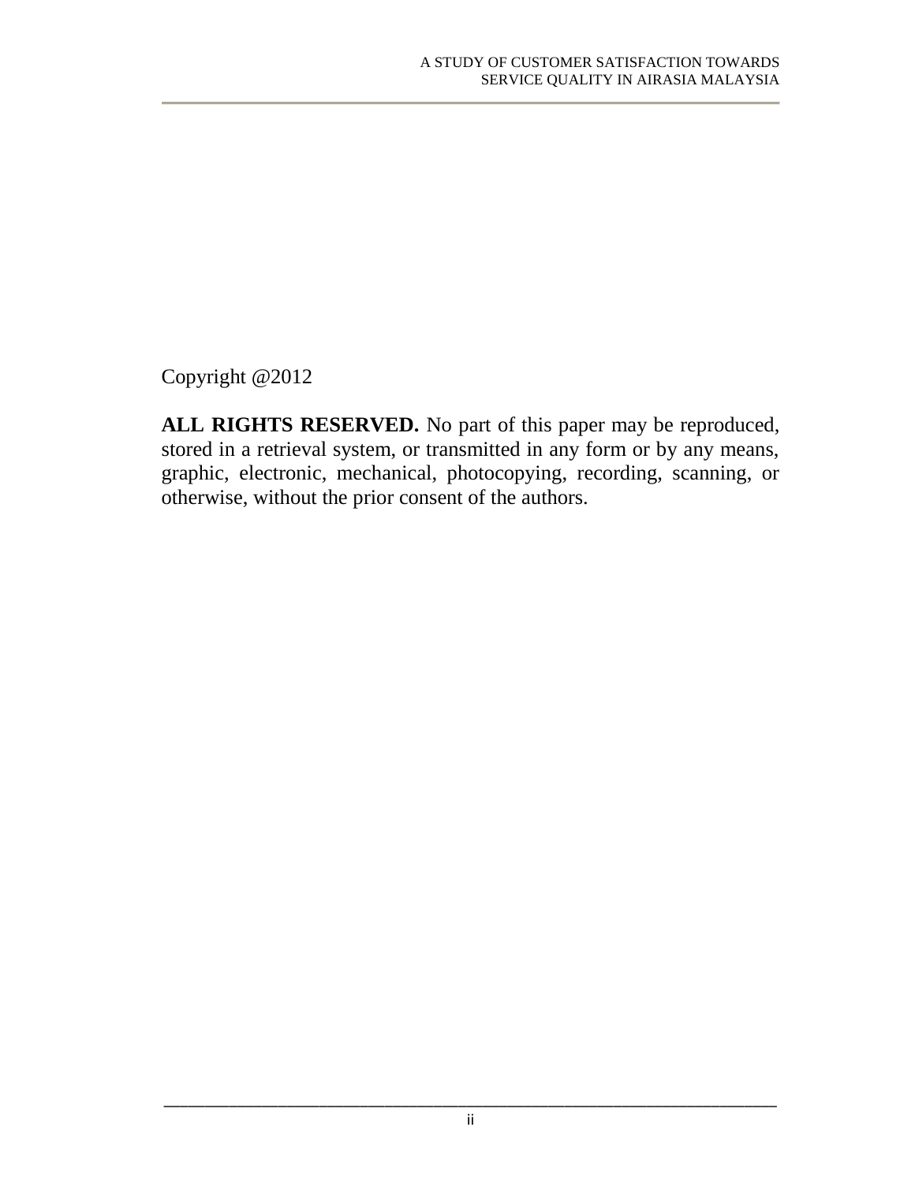Copyright @2012

**ALL RIGHTS RESERVED.** No part of this paper may be reproduced, stored in a retrieval system, or transmitted in any form or by any means, graphic, electronic, mechanical, photocopying, recording, scanning, or otherwise, without the prior consent of the authors.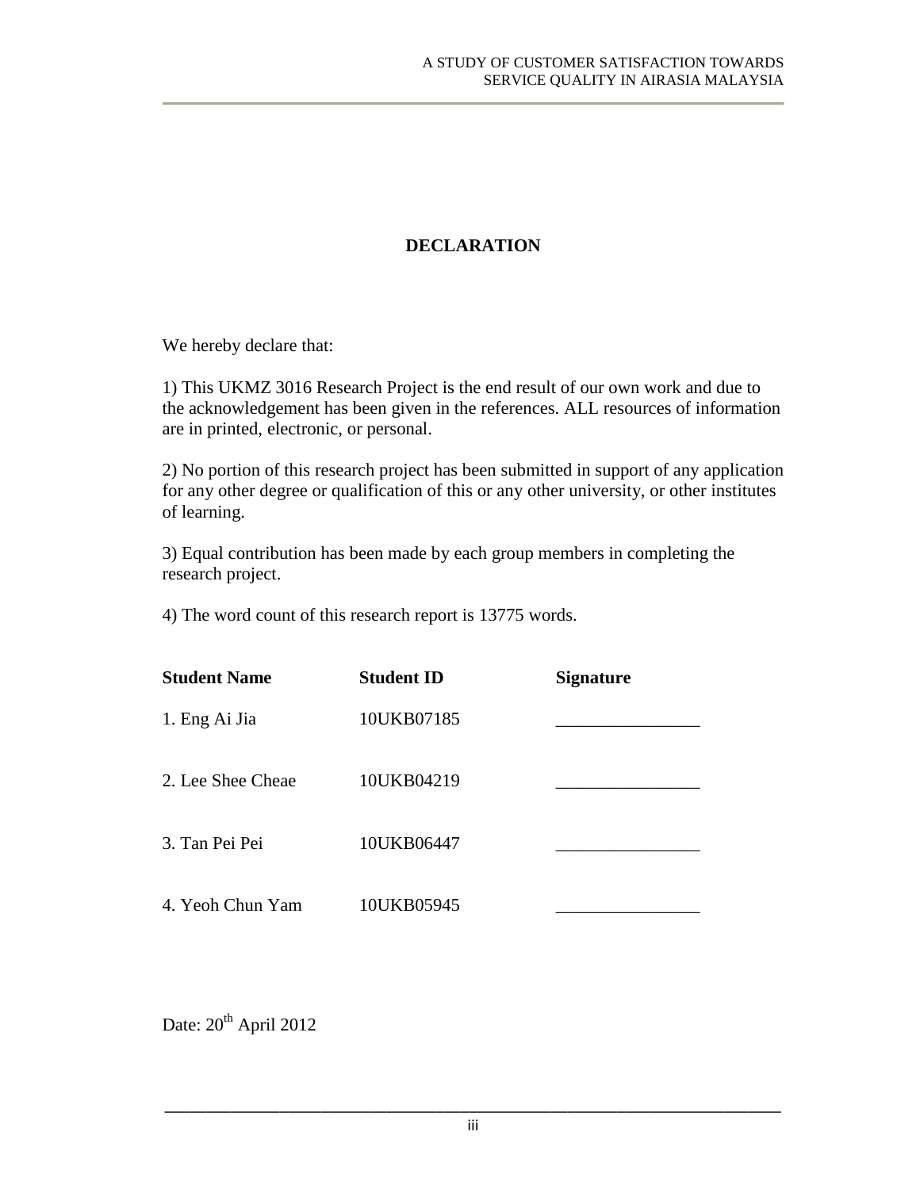# DECLARATION

We hereby declare that:

1) This UKMZ 3016 Research Project is the end result of our own work and due to the acknowledgement has been given in the references. ALL resources of information are in printed, electronic, or personal.

2) No portion of this research project has been submitted in support of any application for any other degree or qualification of this or any other university, or other institutes of learning.

3) Equal contribution has been made by each group members in completing the research project.

4) The word count of this research report is 13775 words.

| **Student Name** | **Student ID** | **Signature** |
| --- | --- | --- |
| 1. Eng Ai Jia | 10UKB07185 | _______________ |
| 2. Lee Shee Cheae | 10UKB04219 | _______________ |
| 3. Tan Pei Pei | 10UKB06447 | _______________ |
| 4. Yeoh Chun Yam | 10UKB05945 | _______________ |

Date: 20th April 2012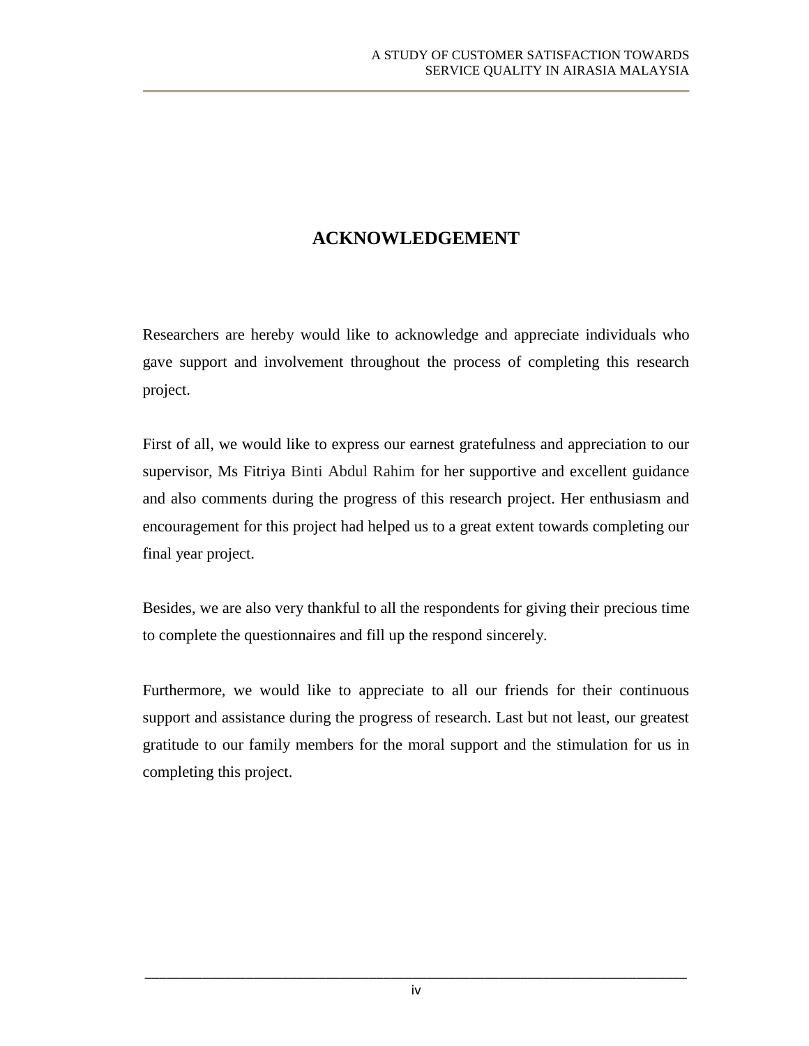# ACKNOWLEDGEMENT

Researchers are hereby would like to acknowledge and appreciate individuals who gave support and involvement throughout the process of completing this research project.

First of all, we would like to express our earnest gratefulness and appreciation to our supervisor, Ms Fitriya Binti Abdul Rahim for her supportive and excellent guidance and also comments during the progress of this research project. Her enthusiasm and encouragement for this project had helped us to a great extent towards completing our final year project.

Besides, we are also very thankful to all the respondents for giving their precious time to complete the questionnaires and fill up the respond sincerely.

Furthermore, we would like to appreciate to all our friends for their continuous support and assistance during the progress of research. Last but not least, our greatest gratitude to our family members for the moral support and the stimulation for us in completing this project.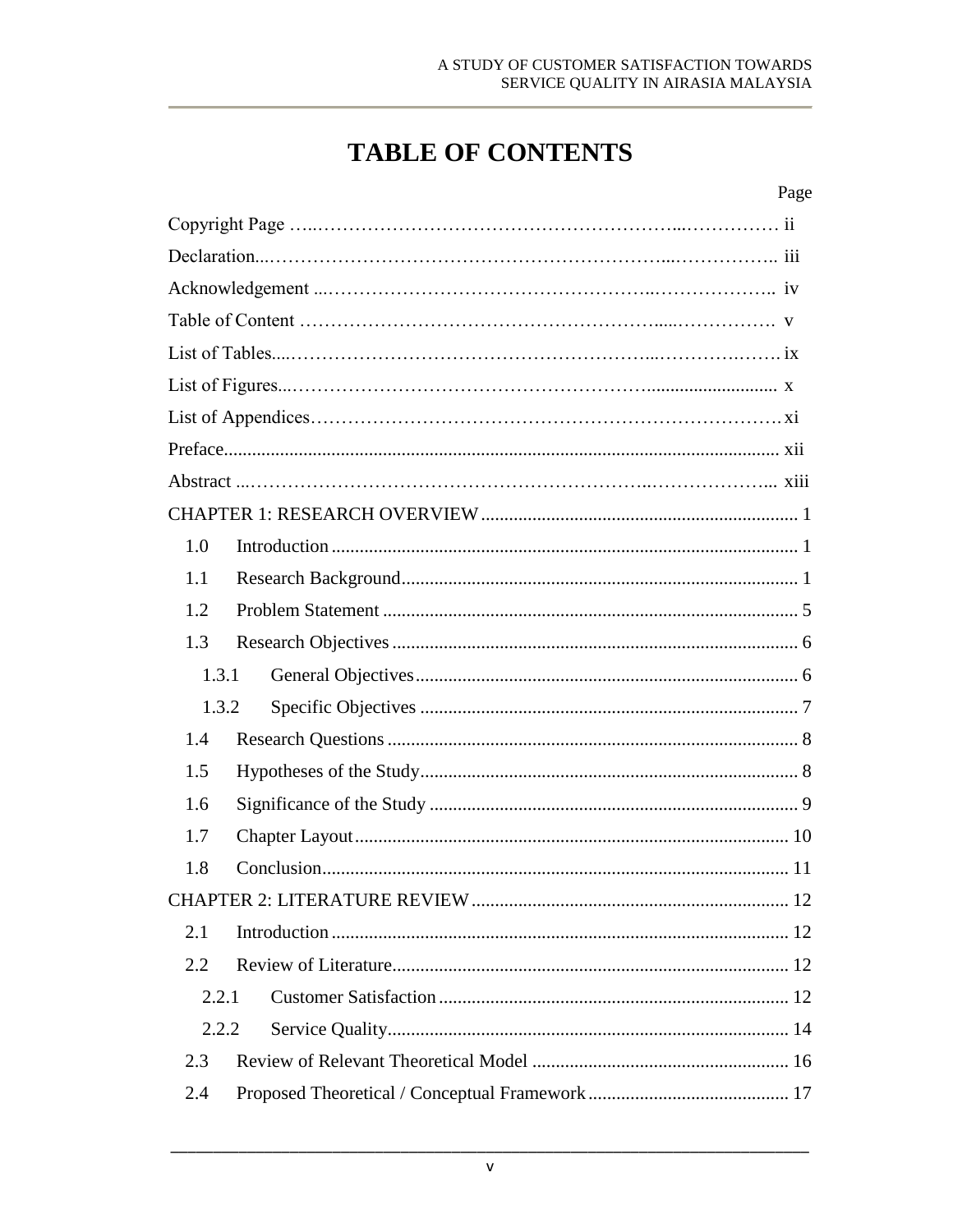# TABLE OF CONTENTS

Page

Copyright Page ........................................................................ ii

Declaration........................................................................ iii

Acknowledgement ........................................................................ iv

Table of Content ........................................................................ v

List of Tables........................................................................ ix

List of Figures........................................................................ x

List of Appendices........................................................................ xi

Preface........................................................................ xii

Abstract ........................................................................ xiii

CHAPTER 1: RESEARCH OVERVIEW ........................................................................ 1

- 1.0 Introduction ........................................................................ 1
- 1.1 Research Background ........................................................................ 1
- 1.2 Problem Statement ........................................................................ 5
- 1.3 Research Objectives ........................................................................ 6
  - 1.3.1 General Objectives ........................................................................ 6
  - 1.3.2 Specific Objectives ........................................................................ 7
- 1.4 Research Questions ........................................................................ 8
- 1.5 Hypotheses of the Study ........................................................................ 8
- 1.6 Significance of the Study ........................................................................ 9
- 1.7 Chapter Layout ........................................................................ 10
- 1.8 Conclusion ........................................................................ 11

CHAPTER 2: LITERATURE REVIEW ........................................................................ 12

- 2.1 Introduction ........................................................................ 12
- 2.2 Review of Literature ........................................................................ 12
  - 2.2.1 Customer Satisfaction ........................................................................ 12
  - 2.2.2 Service Quality ........................................................................ 14
- 2.3 Review of Relevant Theoretical Model ........................................................................ 16
- 2.4 Proposed Theoretical / Conceptual Framework ........................................................................ 17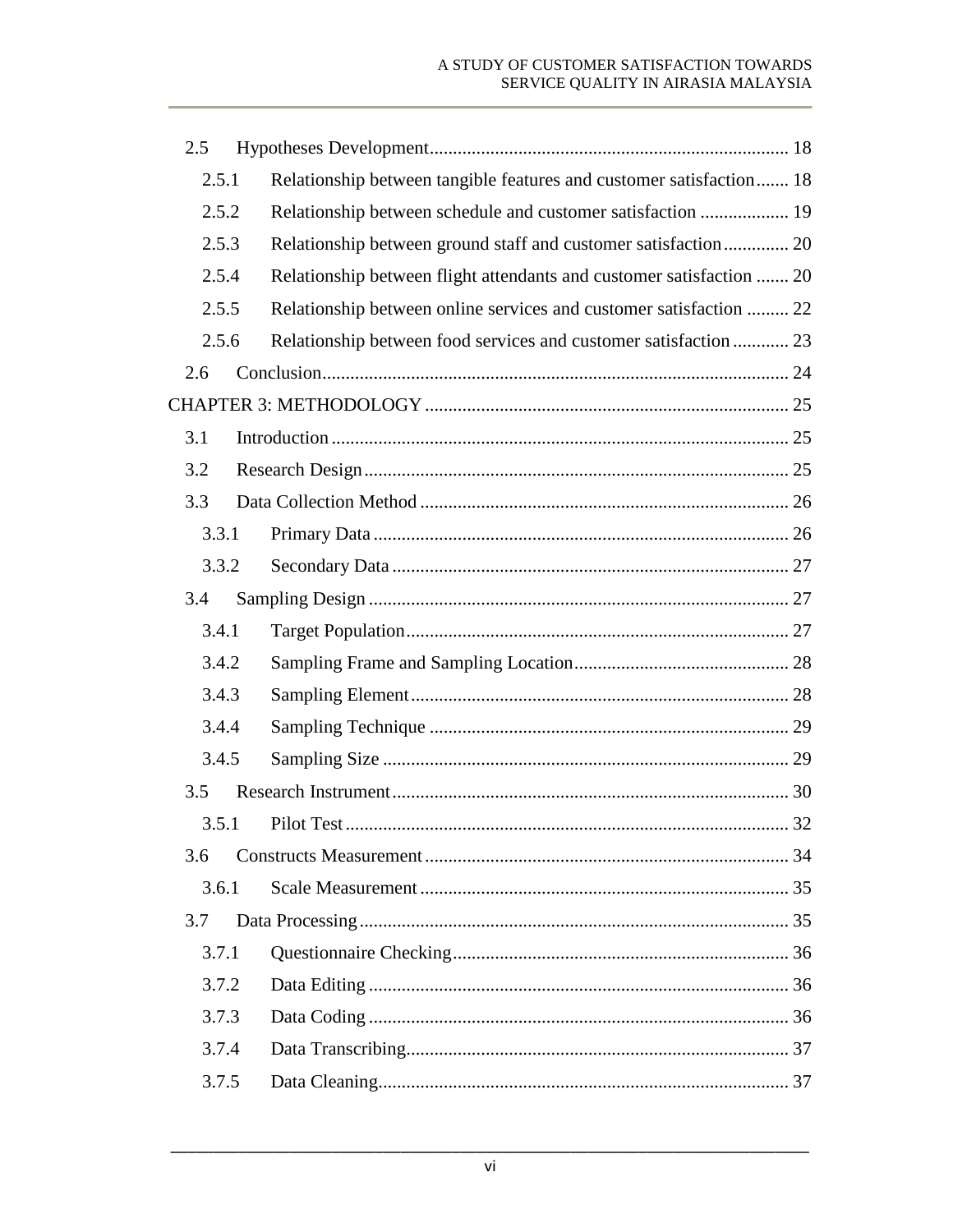2.5 Hypotheses Development ........ 18

2.5.1 Relationship between tangible features and customer satisfaction ........ 18

2.5.2 Relationship between schedule and customer satisfaction ........ 19

2.5.3 Relationship between ground staff and customer satisfaction ........ 20

2.5.4 Relationship between flight attendants and customer satisfaction ........ 20

2.5.5 Relationship between online services and customer satisfaction ........ 22

2.5.6 Relationship between food services and customer satisfaction ........ 23

2.6 Conclusion ........ 24

CHAPTER 3: METHODOLOGY ........ 25

3.1 Introduction ........ 25

3.2 Research Design ........ 25

3.3 Data Collection Method ........ 26

3.3.1 Primary Data ........ 26

3.3.2 Secondary Data ........ 27

3.4 Sampling Design ........ 27

3.4.1 Target Population ........ 27

3.4.2 Sampling Frame and Sampling Location ........ 28

3.4.3 Sampling Element ........ 28

3.4.4 Sampling Technique ........ 29

3.4.5 Sampling Size ........ 29

3.5 Research Instrument ........ 30

3.5.1 Pilot Test ........ 32

3.6 Constructs Measurement ........ 34

3.6.1 Scale Measurement ........ 35

3.7 Data Processing ........ 35

3.7.1 Questionnaire Checking ........ 36

3.7.2 Data Editing ........ 36

3.7.3 Data Coding ........ 36

3.7.4 Data Transcribing ........ 37

3.7.5 Data Cleaning ........ 37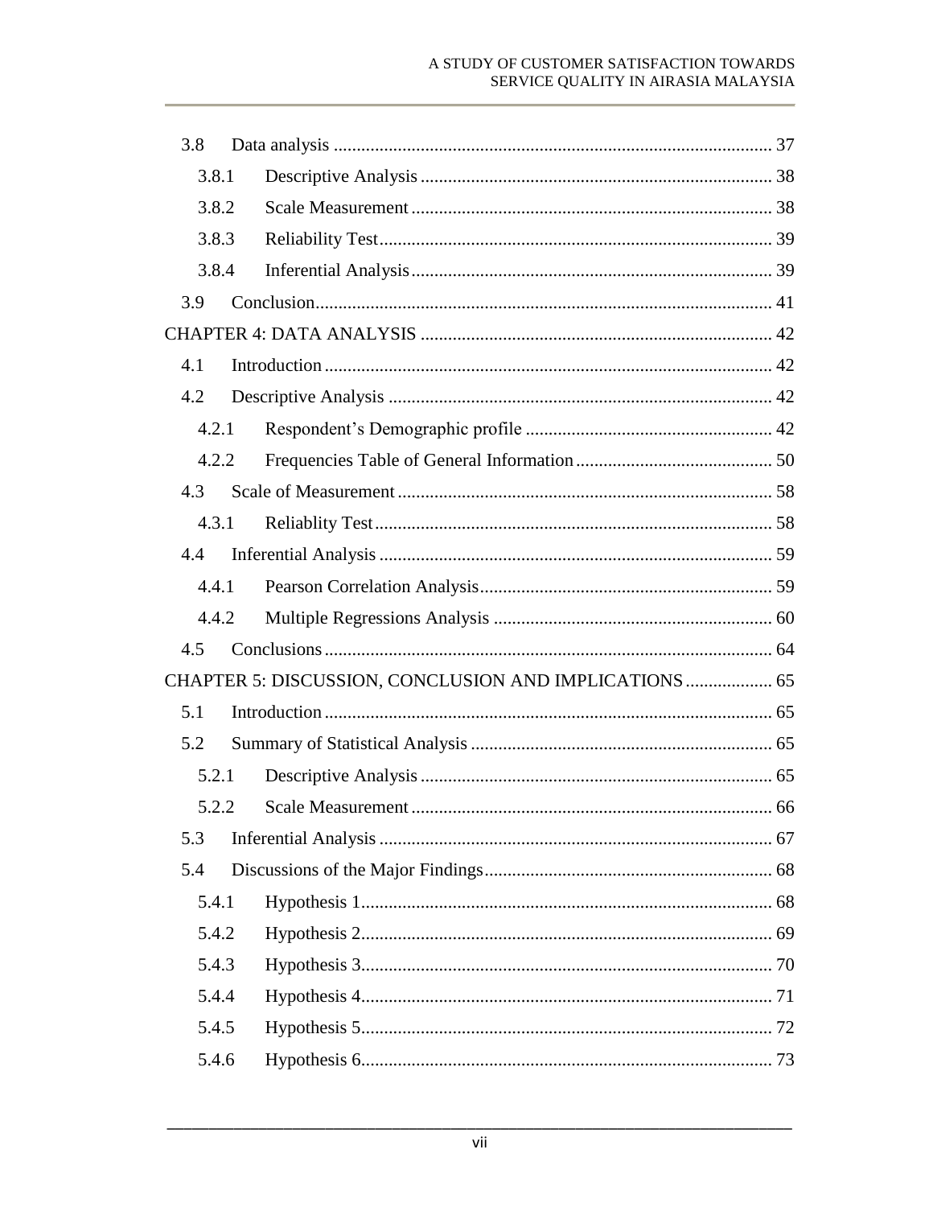3.8 Data analysis ............................................................................................. 37

3.8.1 Descriptive Analysis ........................................................................... 38

3.8.2 Scale Measurement ............................................................................. 38

3.8.3 Reliability Test.................................................................................... 39

3.8.4 Inferential Analysis............................................................................. 39

3.9 Conclusion................................................................................................. 41

CHAPTER 4: DATA ANALYSIS ........................................................................... 42

4.1 Introduction ............................................................................................... 42

4.2 Descriptive Analysis .................................................................................. 42

4.2.1 Respondent's Demographic profile ..................................................... 42

4.2.2 Frequencies Table of General Information .......................................... 50

4.3 Scale of Measurement ................................................................................ 58

4.3.1 Reliablity Test..................................................................................... 58

4.4 Inferential Analysis .................................................................................... 59

4.4.1 Pearson Correlation Analysis.............................................................. 59

4.4.2 Multiple Regressions Analysis ........................................................... 60

4.5 Conclusions ................................................................................................ 64

CHAPTER 5: DISCUSSION, CONCLUSION AND IMPLICATIONS .................. 65

5.1 Introduction ............................................................................................... 65

5.2 Summary of Statistical Analysis ................................................................ 65

5.2.1 Descriptive Analysis ........................................................................... 65

5.2.2 Scale Measurement ............................................................................. 66

5.3 Inferential Analysis .................................................................................... 67

5.4 Discussions of the Major Findings ............................................................. 68

5.4.1 Hypothesis 1........................................................................................ 68

5.4.2 Hypothesis 2........................................................................................ 69

5.4.3 Hypothesis 3........................................................................................ 70

5.4.4 Hypothesis 4........................................................................................ 71

5.4.5 Hypothesis 5........................................................................................ 72

5.4.6 Hypothesis 6........................................................................................ 73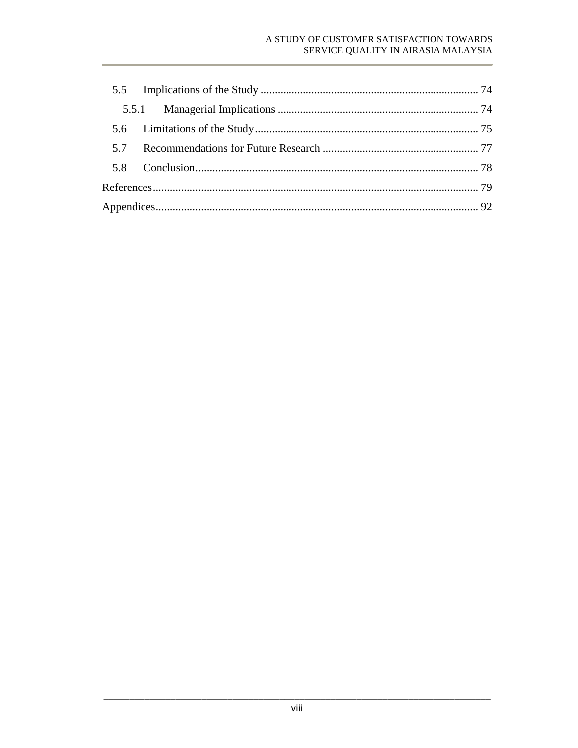5.5 Implications of the Study ............................................................................ 74

5.5.1 Managerial Implications ....................................................................... 74

5.6 Limitations of the Study............................................................................... 75

5.7 Recommendations for Future Research ....................................................... 77

5.8 Conclusion.................................................................................................... 78

References.................................................................................................................. 79

Appendices................................................................................................................. 92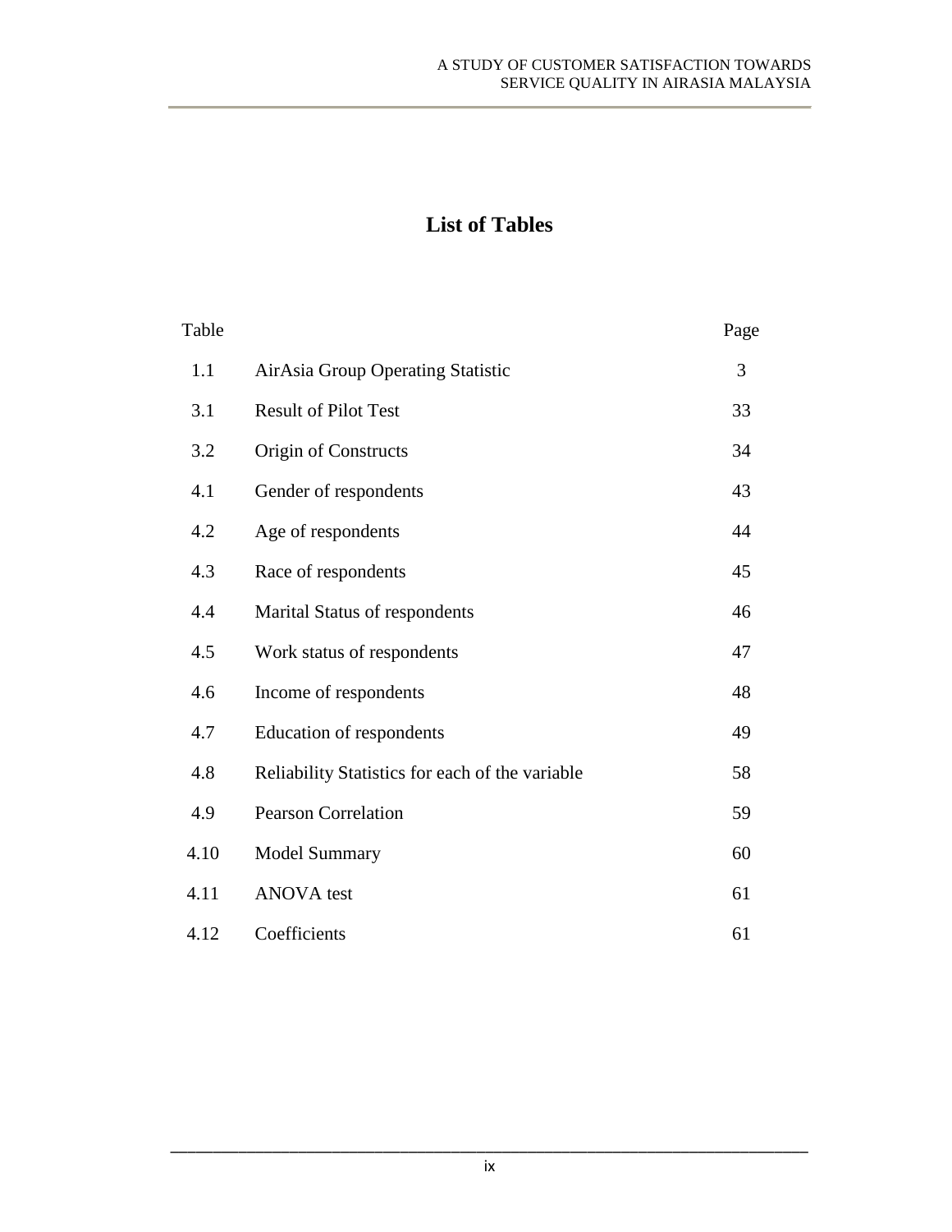# List of Tables

| Table | | Page |
|---|---|---|
| 1.1 | AirAsia Group Operating Statistic | 3 |
| 3.1 | Result of Pilot Test | 33 |
| 3.2 | Origin of Constructs | 34 |
| 4.1 | Gender of respondents | 43 |
| 4.2 | Age of respondents | 44 |
| 4.3 | Race of respondents | 45 |
| 4.4 | Marital Status of respondents | 46 |
| 4.5 | Work status of respondents | 47 |
| 4.6 | Income of respondents | 48 |
| 4.7 | Education of respondents | 49 |
| 4.8 | Reliability Statistics for each of the variable | 58 |
| 4.9 | Pearson Correlation | 59 |
| 4.10 | Model Summary | 60 |
| 4.11 | ANOVA test | 61 |
| 4.12 | Coefficients | 61 |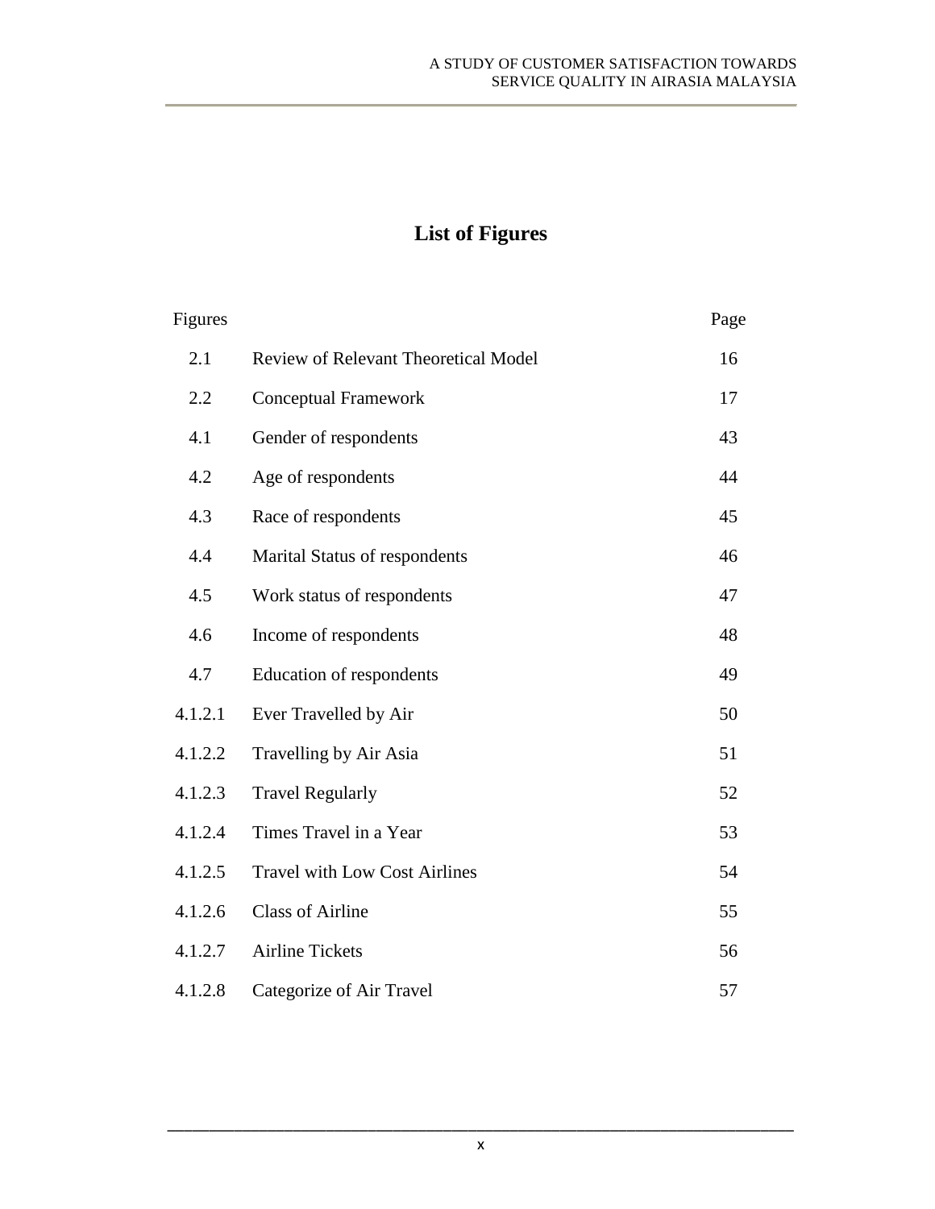# List of Figures

| Figures | | Page |
|---|---|---|
| 2.1 | Review of Relevant Theoretical Model | 16 |
| 2.2 | Conceptual Framework | 17 |
| 4.1 | Gender of respondents | 43 |
| 4.2 | Age of respondents | 44 |
| 4.3 | Race of respondents | 45 |
| 4.4 | Marital Status of respondents | 46 |
| 4.5 | Work status of respondents | 47 |
| 4.6 | Income of respondents | 48 |
| 4.7 | Education of respondents | 49 |
| 4.1.2.1 | Ever Travelled by Air | 50 |
| 4.1.2.2 | Travelling by Air Asia | 51 |
| 4.1.2.3 | Travel Regularly | 52 |
| 4.1.2.4 | Times Travel in a Year | 53 |
| 4.1.2.5 | Travel with Low Cost Airlines | 54 |
| 4.1.2.6 | Class of Airline | 55 |
| 4.1.2.7 | Airline Tickets | 56 |
| 4.1.2.8 | Categorize of Air Travel | 57 |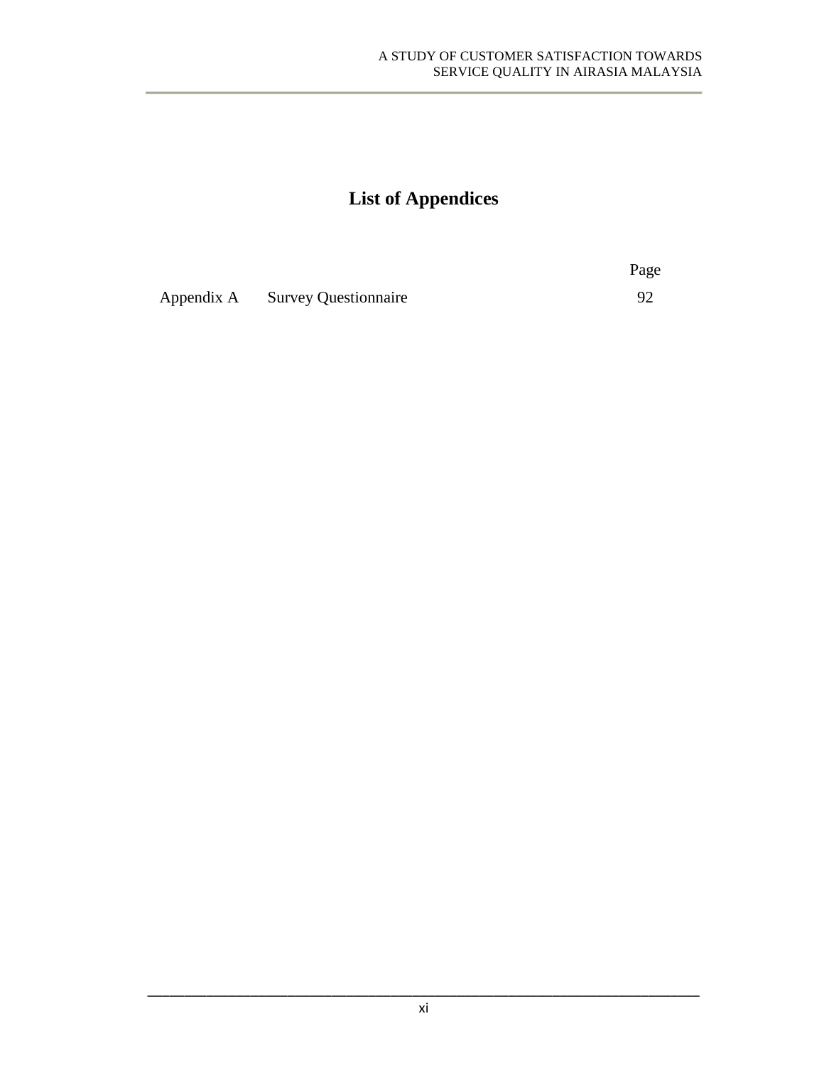# List of Appendices

| | | Page |
|---|---|---|
| Appendix A | Survey Questionnaire | 92 |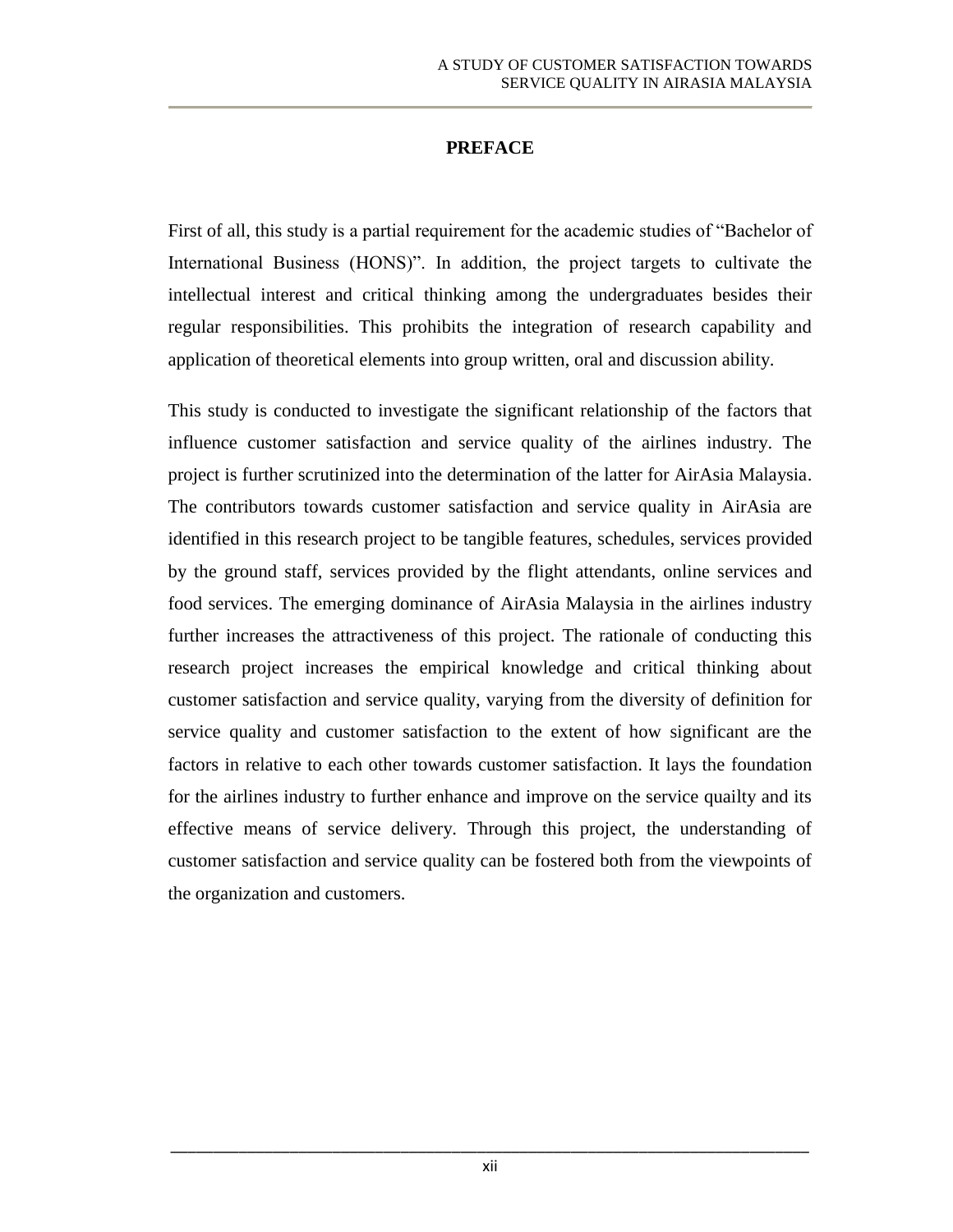# PREFACE

First of all, this study is a partial requirement for the academic studies of "Bachelor of International Business (HONS)". In addition, the project targets to cultivate the intellectual interest and critical thinking among the undergraduates besides their regular responsibilities. This prohibits the integration of research capability and application of theoretical elements into group written, oral and discussion ability.

This study is conducted to investigate the significant relationship of the factors that influence customer satisfaction and service quality of the airlines industry. The project is further scrutinized into the determination of the latter for AirAsia Malaysia. The contributors towards customer satisfaction and service quality in AirAsia are identified in this research project to be tangible features, schedules, services provided by the ground staff, services provided by the flight attendants, online services and food services. The emerging dominance of AirAsia Malaysia in the airlines industry further increases the attractiveness of this project. The rationale of conducting this research project increases the empirical knowledge and critical thinking about customer satisfaction and service quality, varying from the diversity of definition for service quality and customer satisfaction to the extent of how significant are the factors in relative to each other towards customer satisfaction. It lays the foundation for the airlines industry to further enhance and improve on the service quailty and its effective means of service delivery. Through this project, the understanding of customer satisfaction and service quality can be fostered both from the viewpoints of the organization and customers.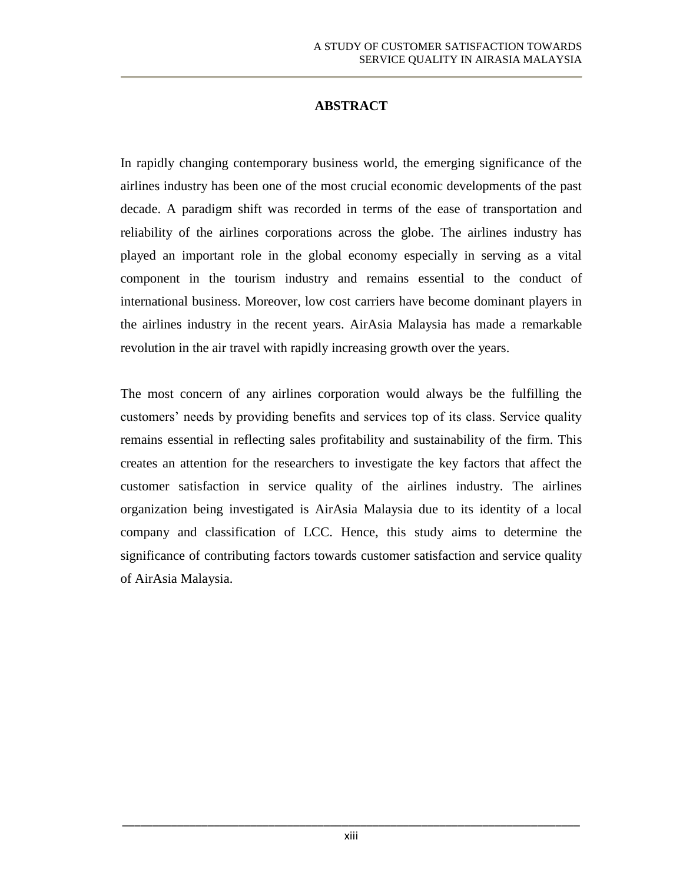# ABSTRACT

In rapidly changing contemporary business world, the emerging significance of the airlines industry has been one of the most crucial economic developments of the past decade. A paradigm shift was recorded in terms of the ease of transportation and reliability of the airlines corporations across the globe. The airlines industry has played an important role in the global economy especially in serving as a vital component in the tourism industry and remains essential to the conduct of international business. Moreover, low cost carriers have become dominant players in the airlines industry in the recent years. AirAsia Malaysia has made a remarkable revolution in the air travel with rapidly increasing growth over the years.

The most concern of any airlines corporation would always be the fulfilling the customers' needs by providing benefits and services top of its class. Service quality remains essential in reflecting sales profitability and sustainability of the firm. This creates an attention for the researchers to investigate the key factors that affect the customer satisfaction in service quality of the airlines industry. The airlines organization being investigated is AirAsia Malaysia due to its identity of a local company and classification of LCC. Hence, this study aims to determine the significance of contributing factors towards customer satisfaction and service quality of AirAsia Malaysia.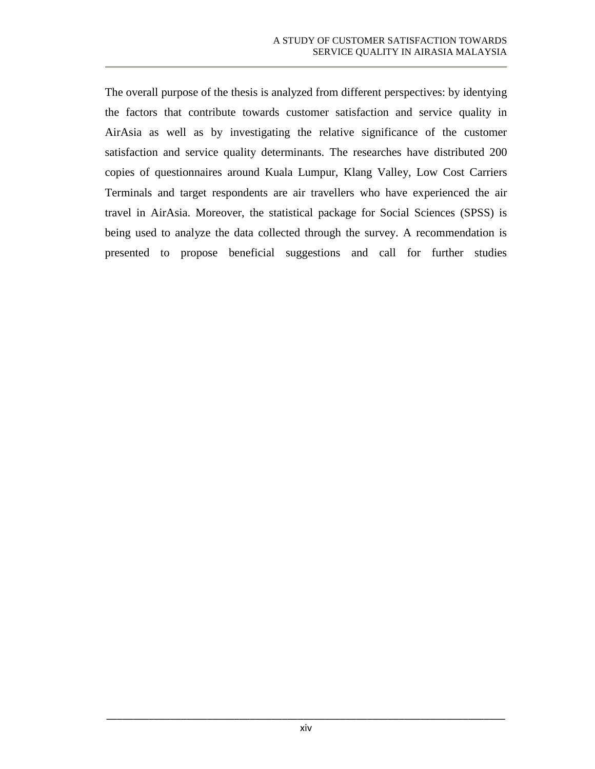The overall purpose of the thesis is analyzed from different perspectives: by identying the factors that contribute towards customer satisfaction and service quality in AirAsia as well as by investigating the relative significance of the customer satisfaction and service quality determinants. The researches have distributed 200 copies of questionnaires around Kuala Lumpur, Klang Valley, Low Cost Carriers Terminals and target respondents are air travellers who have experienced the air travel in AirAsia. Moreover, the statistical package for Social Sciences (SPSS) is being used to analyze the data collected through the survey. A recommendation is presented to propose beneficial suggestions and call for further studies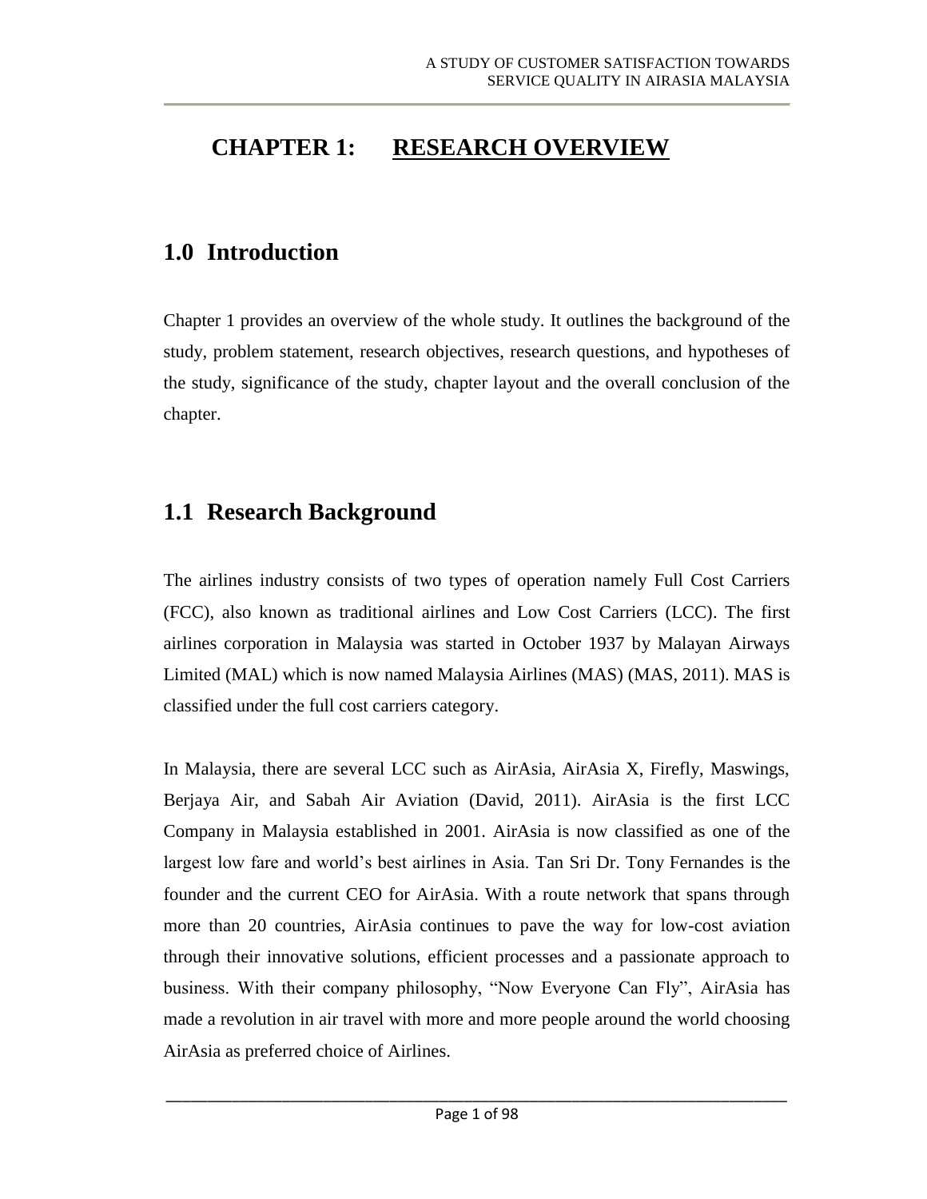# CHAPTER 1: RESEARCH OVERVIEW

## 1.0 Introduction

Chapter 1 provides an overview of the whole study. It outlines the background of the study, problem statement, research objectives, research questions, and hypotheses of the study, significance of the study, chapter layout and the overall conclusion of the chapter.

## 1.1 Research Background

The airlines industry consists of two types of operation namely Full Cost Carriers (FCC), also known as traditional airlines and Low Cost Carriers (LCC). The first airlines corporation in Malaysia was started in October 1937 by Malayan Airways Limited (MAL) which is now named Malaysia Airlines (MAS) (MAS, 2011). MAS is classified under the full cost carriers category.

In Malaysia, there are several LCC such as AirAsia, AirAsia X, Firefly, Maswings, Berjaya Air, and Sabah Air Aviation (David, 2011). AirAsia is the first LCC Company in Malaysia established in 2001. AirAsia is now classified as one of the largest low fare and world's best airlines in Asia. Tan Sri Dr. Tony Fernandes is the founder and the current CEO for AirAsia. With a route network that spans through more than 20 countries, AirAsia continues to pave the way for low-cost aviation through their innovative solutions, efficient processes and a passionate approach to business. With their company philosophy, "Now Everyone Can Fly", AirAsia has made a revolution in air travel with more and more people around the world choosing AirAsia as preferred choice of Airlines.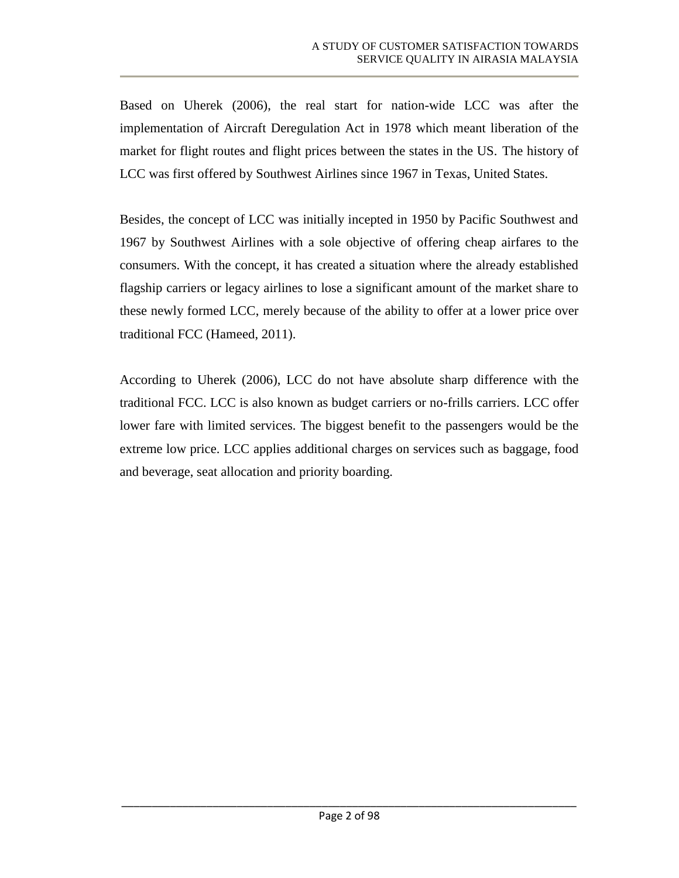Based on Uherek (2006), the real start for nation-wide LCC was after the implementation of Aircraft Deregulation Act in 1978 which meant liberation of the market for flight routes and flight prices between the states in the US. The history of LCC was first offered by Southwest Airlines since 1967 in Texas, United States.

Besides, the concept of LCC was initially incepted in 1950 by Pacific Southwest and 1967 by Southwest Airlines with a sole objective of offering cheap airfares to the consumers. With the concept, it has created a situation where the already established flagship carriers or legacy airlines to lose a significant amount of the market share to these newly formed LCC, merely because of the ability to offer at a lower price over traditional FCC (Hameed, 2011).

According to Uherek (2006), LCC do not have absolute sharp difference with the traditional FCC. LCC is also known as budget carriers or no-frills carriers. LCC offer lower fare with limited services. The biggest benefit to the passengers would be the extreme low price. LCC applies additional charges on services such as baggage, food and beverage, seat allocation and priority boarding.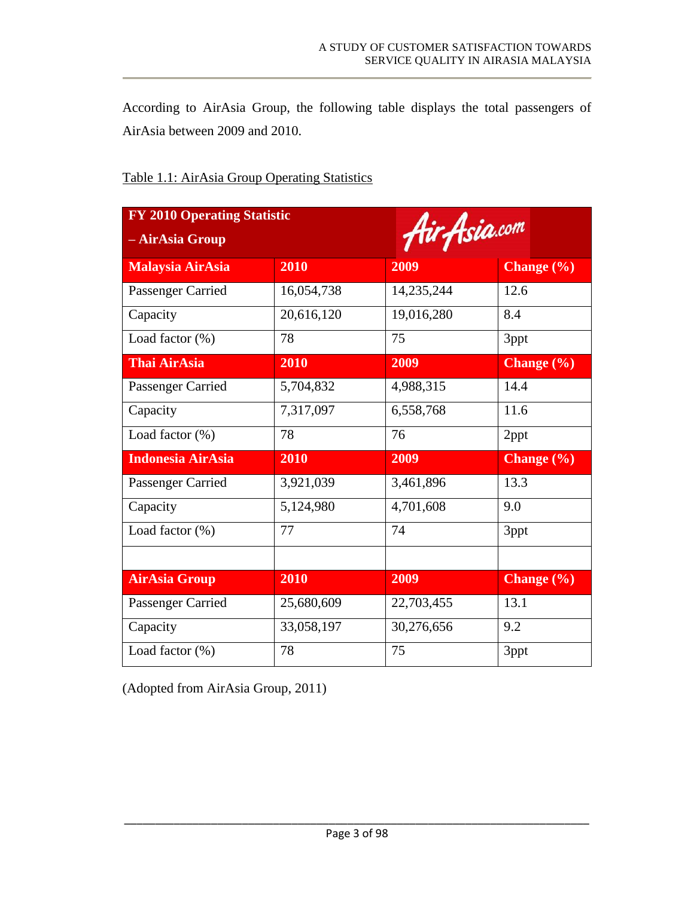According to AirAsia Group, the following table displays the total passengers of AirAsia between 2009 and 2010.

Table 1.1: AirAsia Group Operating Statistics

| **FY 2010 Operating Statistic – AirAsia Group** | | | |
|---|---|---|---|
| **Malaysia AirAsia** | **2010** | **2009** | **Change (%)** |
| Passenger Carried | 16,054,738 | 14,235,244 | 12.6 |
| Capacity | 20,616,120 | 19,016,280 | 8.4 |
| Load factor (%) | 78 | 75 | 3ppt |
| **Thai AirAsia** | **2010** | **2009** | **Change (%)** |
| Passenger Carried | 5,704,832 | 4,988,315 | 14.4 |
| Capacity | 7,317,097 | 6,558,768 | 11.6 |
| Load factor (%) | 78 | 76 | 2ppt |
| **Indonesia AirAsia** | **2010** | **2009** | **Change (%)** |
| Passenger Carried | 3,921,039 | 3,461,896 | 13.3 |
| Capacity | 5,124,980 | 4,701,608 | 9.0 |
| Load factor (%) | 77 | 74 | 3ppt |
| | | | |
| **AirAsia Group** | **2010** | **2009** | **Change (%)** |
| Passenger Carried | 25,680,609 | 22,703,455 | 13.1 |
| Capacity | 33,058,197 | 30,276,656 | 9.2 |
| Load factor (%) | 78 | 75 | 3ppt |

(Adopted from AirAsia Group, 2011)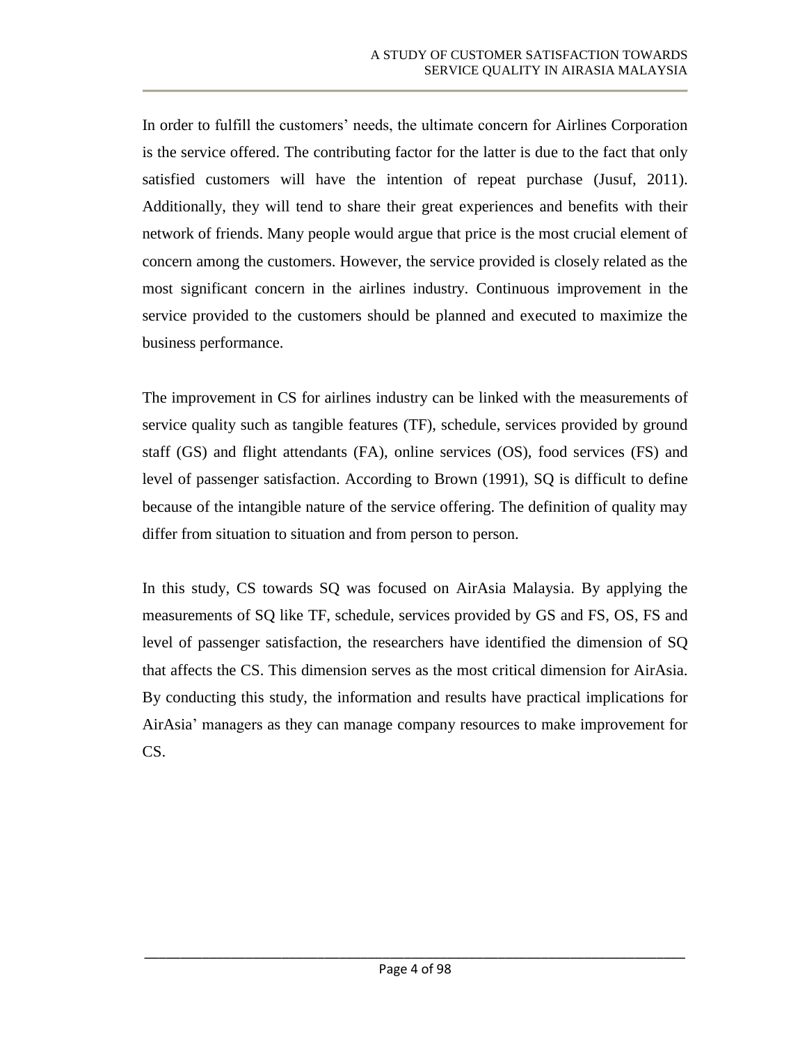In order to fulfill the customers' needs, the ultimate concern for Airlines Corporation is the service offered. The contributing factor for the latter is due to the fact that only satisfied customers will have the intention of repeat purchase (Jusuf, 2011). Additionally, they will tend to share their great experiences and benefits with their network of friends. Many people would argue that price is the most crucial element of concern among the customers. However, the service provided is closely related as the most significant concern in the airlines industry. Continuous improvement in the service provided to the customers should be planned and executed to maximize the business performance.

The improvement in CS for airlines industry can be linked with the measurements of service quality such as tangible features (TF), schedule, services provided by ground staff (GS) and flight attendants (FA), online services (OS), food services (FS) and level of passenger satisfaction. According to Brown (1991), SQ is difficult to define because of the intangible nature of the service offering. The definition of quality may differ from situation to situation and from person to person.

In this study, CS towards SQ was focused on AirAsia Malaysia. By applying the measurements of SQ like TF, schedule, services provided by GS and FS, OS, FS and level of passenger satisfaction, the researchers have identified the dimension of SQ that affects the CS. This dimension serves as the most critical dimension for AirAsia. By conducting this study, the information and results have practical implications for AirAsia' managers as they can manage company resources to make improvement for CS.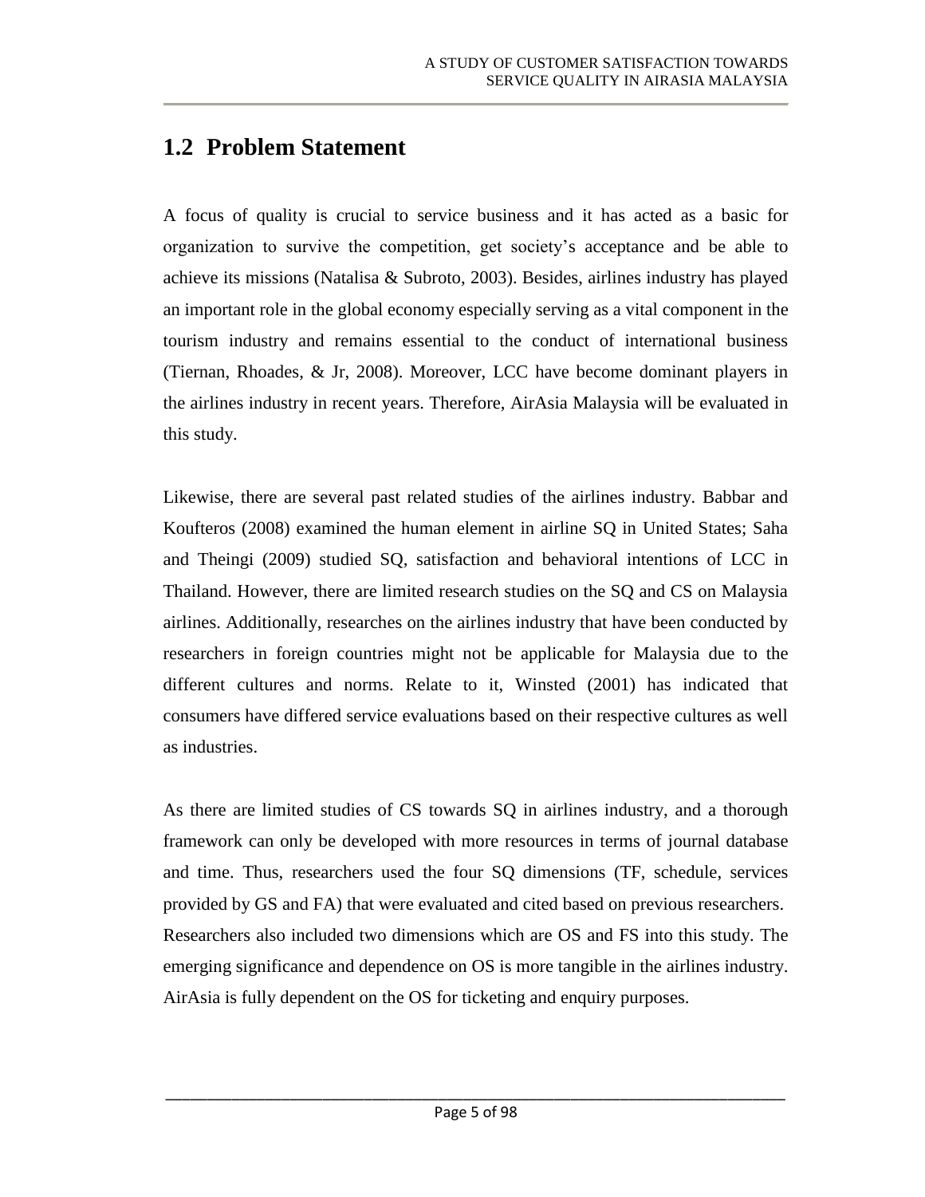## 1.2 Problem Statement

A focus of quality is crucial to service business and it has acted as a basic for organization to survive the competition, get society's acceptance and be able to achieve its missions (Natalisa & Subroto, 2003). Besides, airlines industry has played an important role in the global economy especially serving as a vital component in the tourism industry and remains essential to the conduct of international business (Tiernan, Rhoades, & Jr, 2008). Moreover, LCC have become dominant players in the airlines industry in recent years. Therefore, AirAsia Malaysia will be evaluated in this study.

Likewise, there are several past related studies of the airlines industry. Babbar and Koufteros (2008) examined the human element in airline SQ in United States; Saha and Theingi (2009) studied SQ, satisfaction and behavioral intentions of LCC in Thailand. However, there are limited research studies on the SQ and CS on Malaysia airlines. Additionally, researches on the airlines industry that have been conducted by researchers in foreign countries might not be applicable for Malaysia due to the different cultures and norms. Relate to it, Winsted (2001) has indicated that consumers have differed service evaluations based on their respective cultures as well as industries.

As there are limited studies of CS towards SQ in airlines industry, and a thorough framework can only be developed with more resources in terms of journal database and time. Thus, researchers used the four SQ dimensions (TF, schedule, services provided by GS and FA) that were evaluated and cited based on previous researchers. Researchers also included two dimensions which are OS and FS into this study. The emerging significance and dependence on OS is more tangible in the airlines industry. AirAsia is fully dependent on the OS for ticketing and enquiry purposes.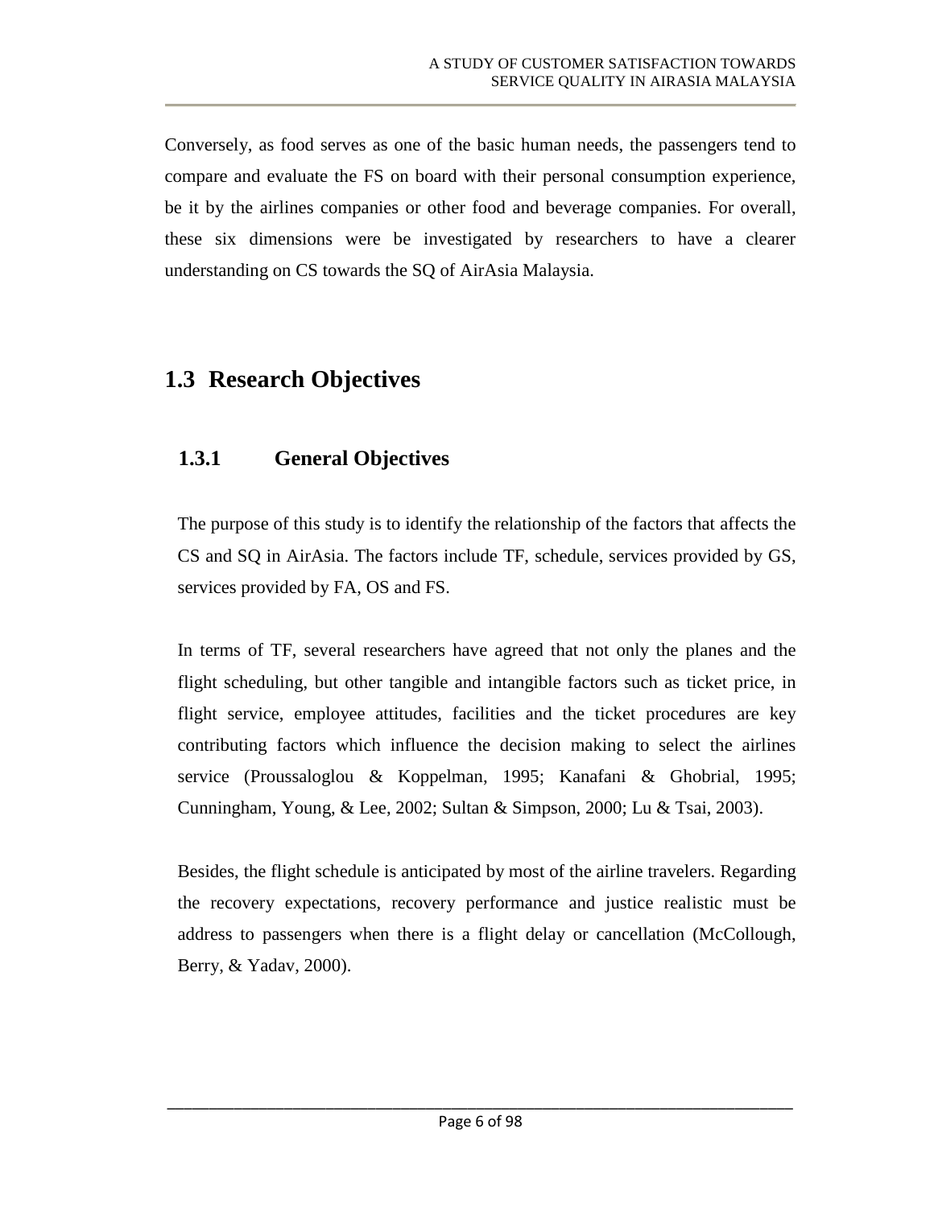Conversely, as food serves as one of the basic human needs, the passengers tend to compare and evaluate the FS on board with their personal consumption experience, be it by the airlines companies or other food and beverage companies. For overall, these six dimensions were be investigated by researchers to have a clearer understanding on CS towards the SQ of AirAsia Malaysia.

## 1.3 Research Objectives

### 1.3.1 General Objectives

The purpose of this study is to identify the relationship of the factors that affects the CS and SQ in AirAsia. The factors include TF, schedule, services provided by GS, services provided by FA, OS and FS.

In terms of TF, several researchers have agreed that not only the planes and the flight scheduling, but other tangible and intangible factors such as ticket price, in flight service, employee attitudes, facilities and the ticket procedures are key contributing factors which influence the decision making to select the airlines service (Proussaloglou & Koppelman, 1995; Kanafani & Ghobrial, 1995; Cunningham, Young, & Lee, 2002; Sultan & Simpson, 2000; Lu & Tsai, 2003).

Besides, the flight schedule is anticipated by most of the airline travelers. Regarding the recovery expectations, recovery performance and justice realistic must be address to passengers when there is a flight delay or cancellation (McCollough, Berry, & Yadav, 2000).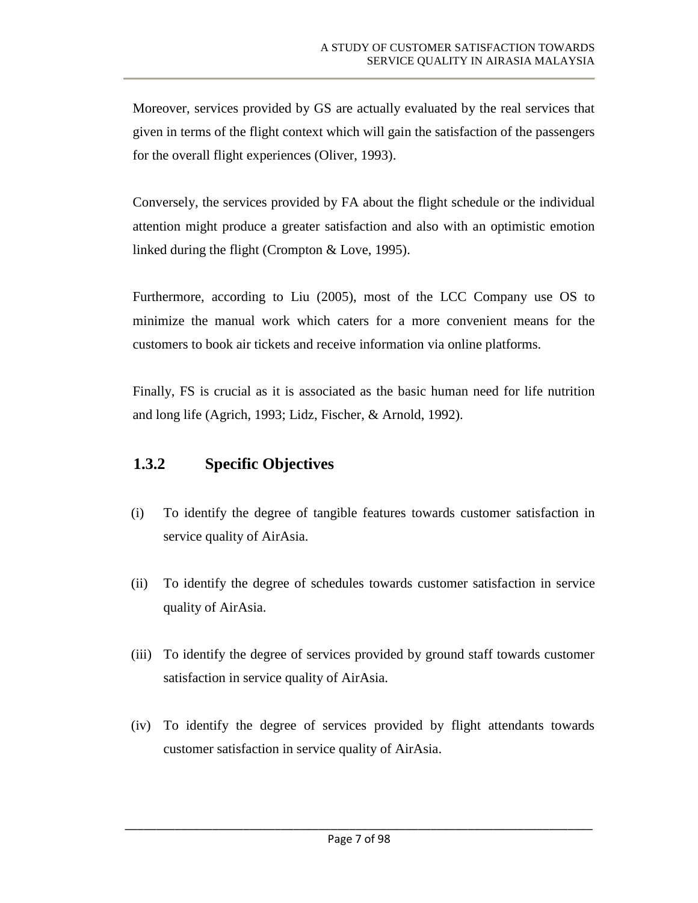Moreover, services provided by GS are actually evaluated by the real services that given in terms of the flight context which will gain the satisfaction of the passengers for the overall flight experiences (Oliver, 1993).

Conversely, the services provided by FA about the flight schedule or the individual attention might produce a greater satisfaction and also with an optimistic emotion linked during the flight (Crompton & Love, 1995).

Furthermore, according to Liu (2005), most of the LCC Company use OS to minimize the manual work which caters for a more convenient means for the customers to book air tickets and receive information via online platforms.

Finally, FS is crucial as it is associated as the basic human need for life nutrition and long life (Agrich, 1993; Lidz, Fischer, & Arnold, 1992).

### 1.3.2 Specific Objectives

(i) To identify the degree of tangible features towards customer satisfaction in service quality of AirAsia.

(ii) To identify the degree of schedules towards customer satisfaction in service quality of AirAsia.

(iii) To identify the degree of services provided by ground staff towards customer satisfaction in service quality of AirAsia.

(iv) To identify the degree of services provided by flight attendants towards customer satisfaction in service quality of AirAsia.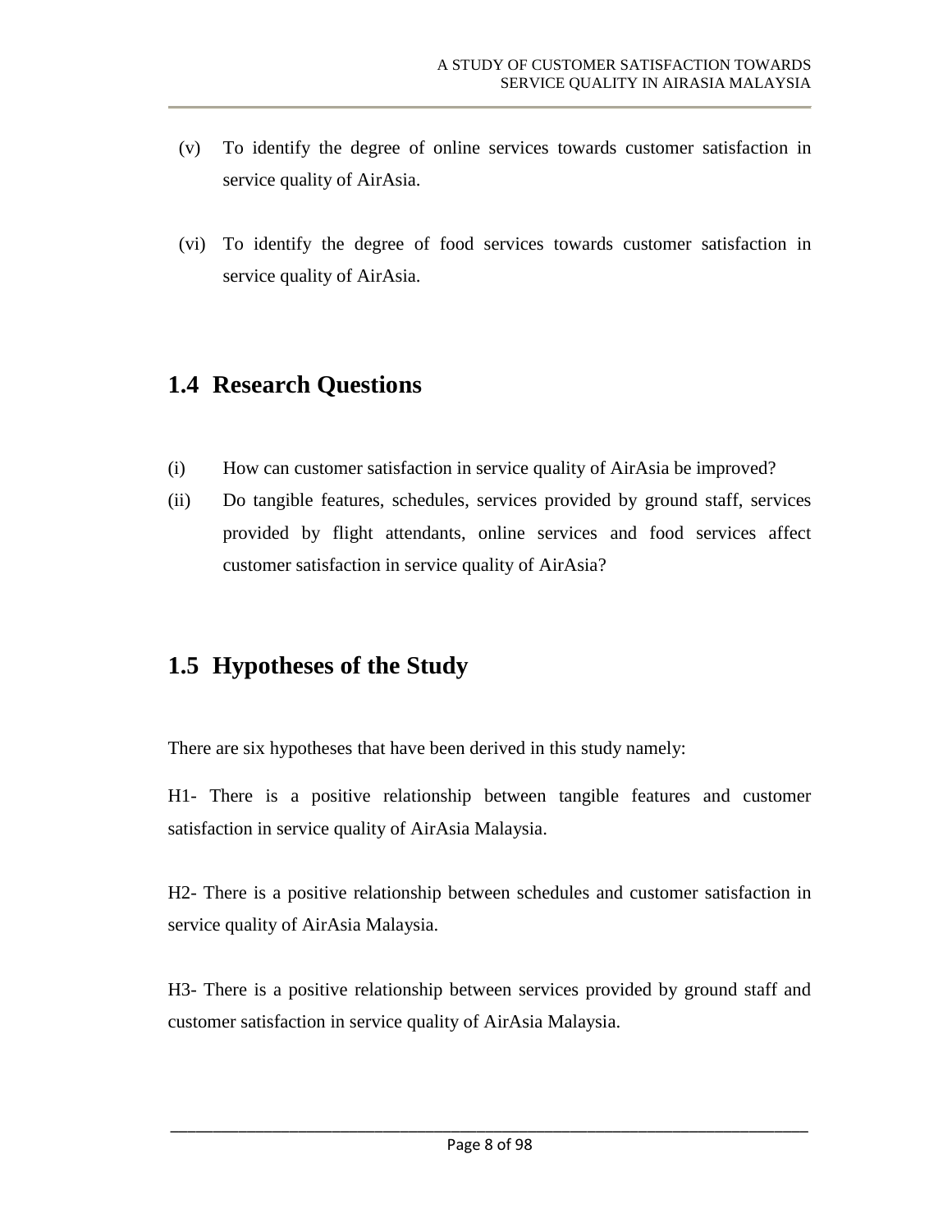(v) To identify the degree of online services towards customer satisfaction in service quality of AirAsia.

(vi) To identify the degree of food services towards customer satisfaction in service quality of AirAsia.

## 1.4 Research Questions

(i) How can customer satisfaction in service quality of AirAsia be improved?

(ii) Do tangible features, schedules, services provided by ground staff, services provided by flight attendants, online services and food services affect customer satisfaction in service quality of AirAsia?

## 1.5 Hypotheses of the Study

There are six hypotheses that have been derived in this study namely:

H1- There is a positive relationship between tangible features and customer satisfaction in service quality of AirAsia Malaysia.

H2- There is a positive relationship between schedules and customer satisfaction in service quality of AirAsia Malaysia.

H3- There is a positive relationship between services provided by ground staff and customer satisfaction in service quality of AirAsia Malaysia.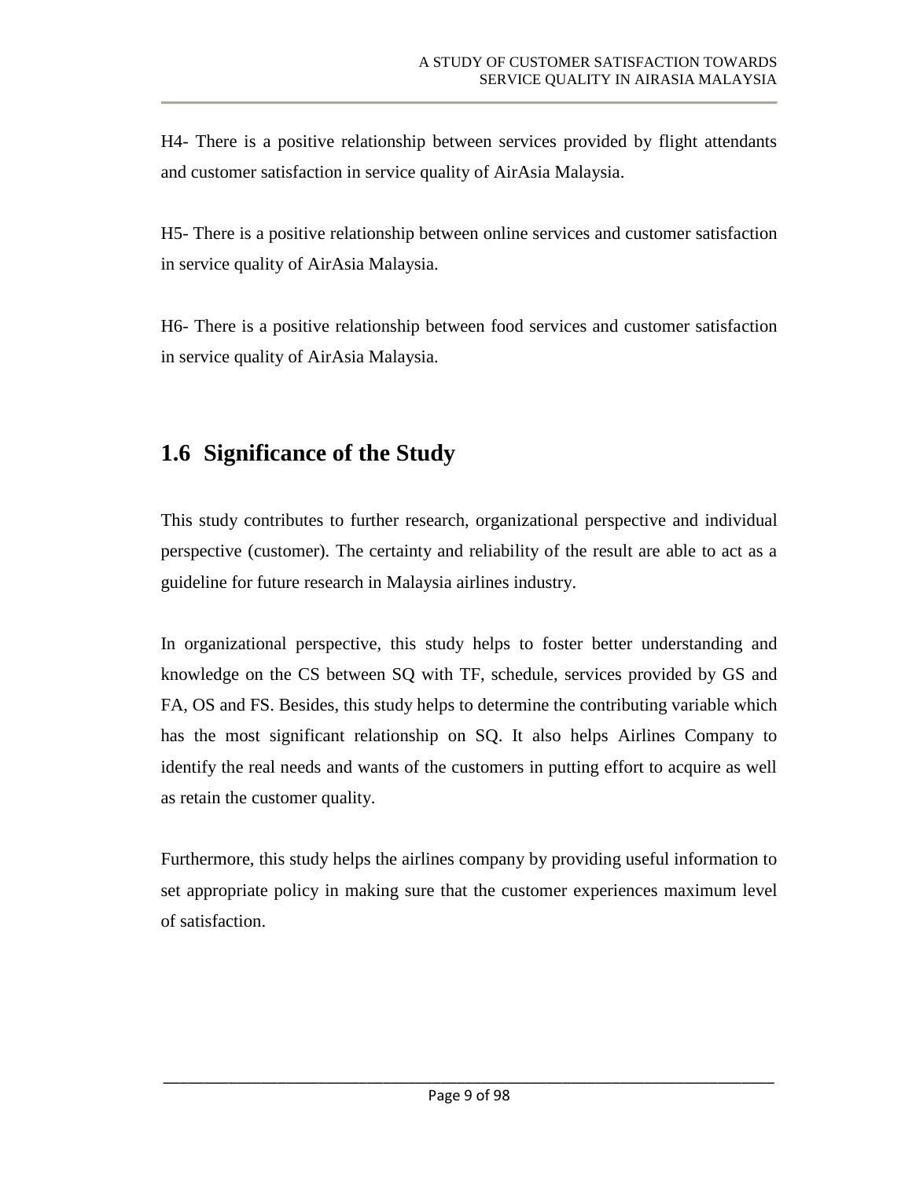H4- There is a positive relationship between services provided by flight attendants and customer satisfaction in service quality of AirAsia Malaysia.

H5- There is a positive relationship between online services and customer satisfaction in service quality of AirAsia Malaysia.

H6- There is a positive relationship between food services and customer satisfaction in service quality of AirAsia Malaysia.

## 1.6 Significance of the Study

This study contributes to further research, organizational perspective and individual perspective (customer). The certainty and reliability of the result are able to act as a guideline for future research in Malaysia airlines industry.

In organizational perspective, this study helps to foster better understanding and knowledge on the CS between SQ with TF, schedule, services provided by GS and FA, OS and FS. Besides, this study helps to determine the contributing variable which has the most significant relationship on SQ. It also helps Airlines Company to identify the real needs and wants of the customers in putting effort to acquire as well as retain the customer quality.

Furthermore, this study helps the airlines company by providing useful information to set appropriate policy in making sure that the customer experiences maximum level of satisfaction.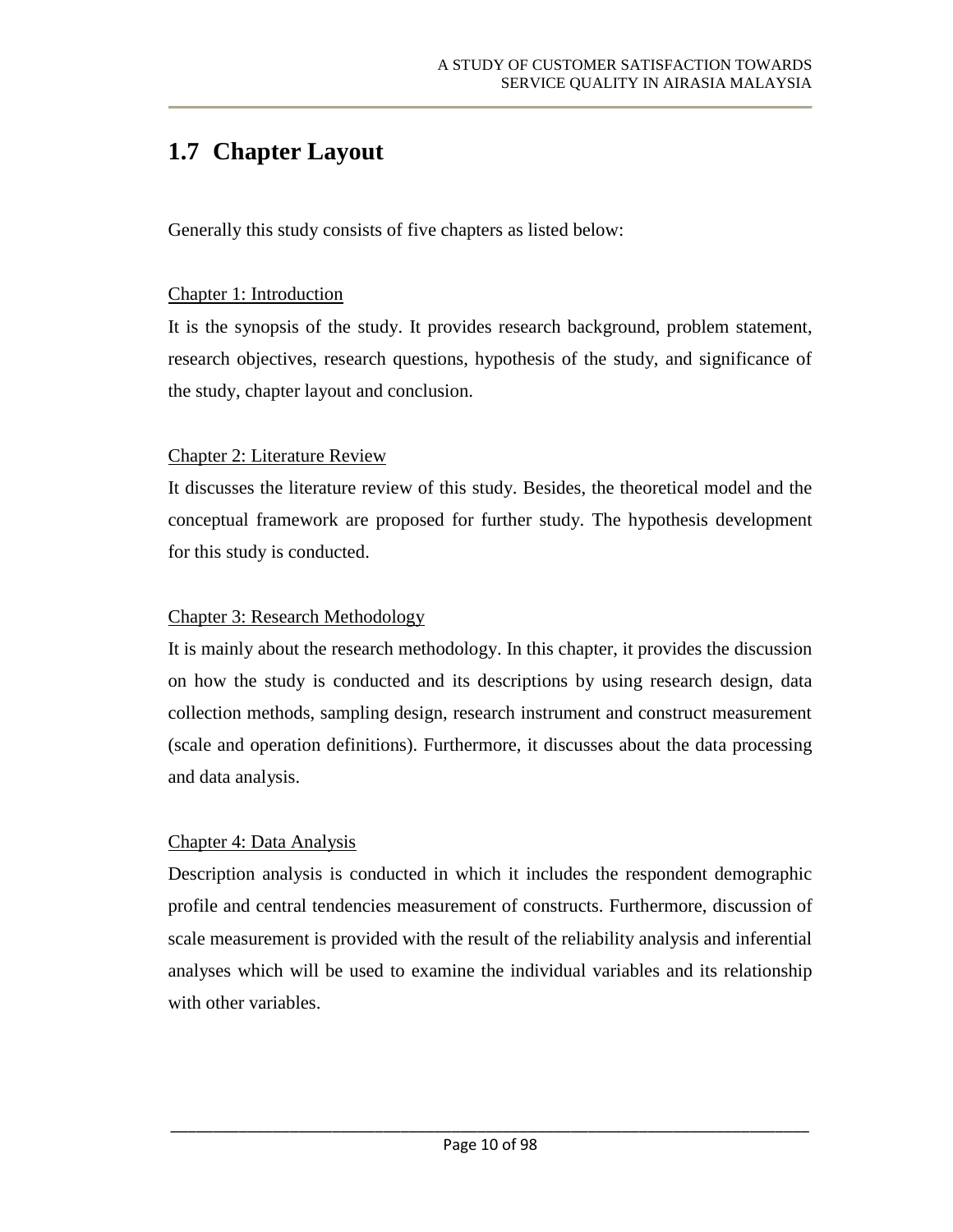## 1.7 Chapter Layout

Generally this study consists of five chapters as listed below:

Chapter 1: Introduction

It is the synopsis of the study. It provides research background, problem statement, research objectives, research questions, hypothesis of the study, and significance of the study, chapter layout and conclusion.

Chapter 2: Literature Review

It discusses the literature review of this study. Besides, the theoretical model and the conceptual framework are proposed for further study. The hypothesis development for this study is conducted.

Chapter 3: Research Methodology

It is mainly about the research methodology. In this chapter, it provides the discussion on how the study is conducted and its descriptions by using research design, data collection methods, sampling design, research instrument and construct measurement (scale and operation definitions). Furthermore, it discusses about the data processing and data analysis.

Chapter 4: Data Analysis

Description analysis is conducted in which it includes the respondent demographic profile and central tendencies measurement of constructs. Furthermore, discussion of scale measurement is provided with the result of the reliability analysis and inferential analyses which will be used to examine the individual variables and its relationship with other variables.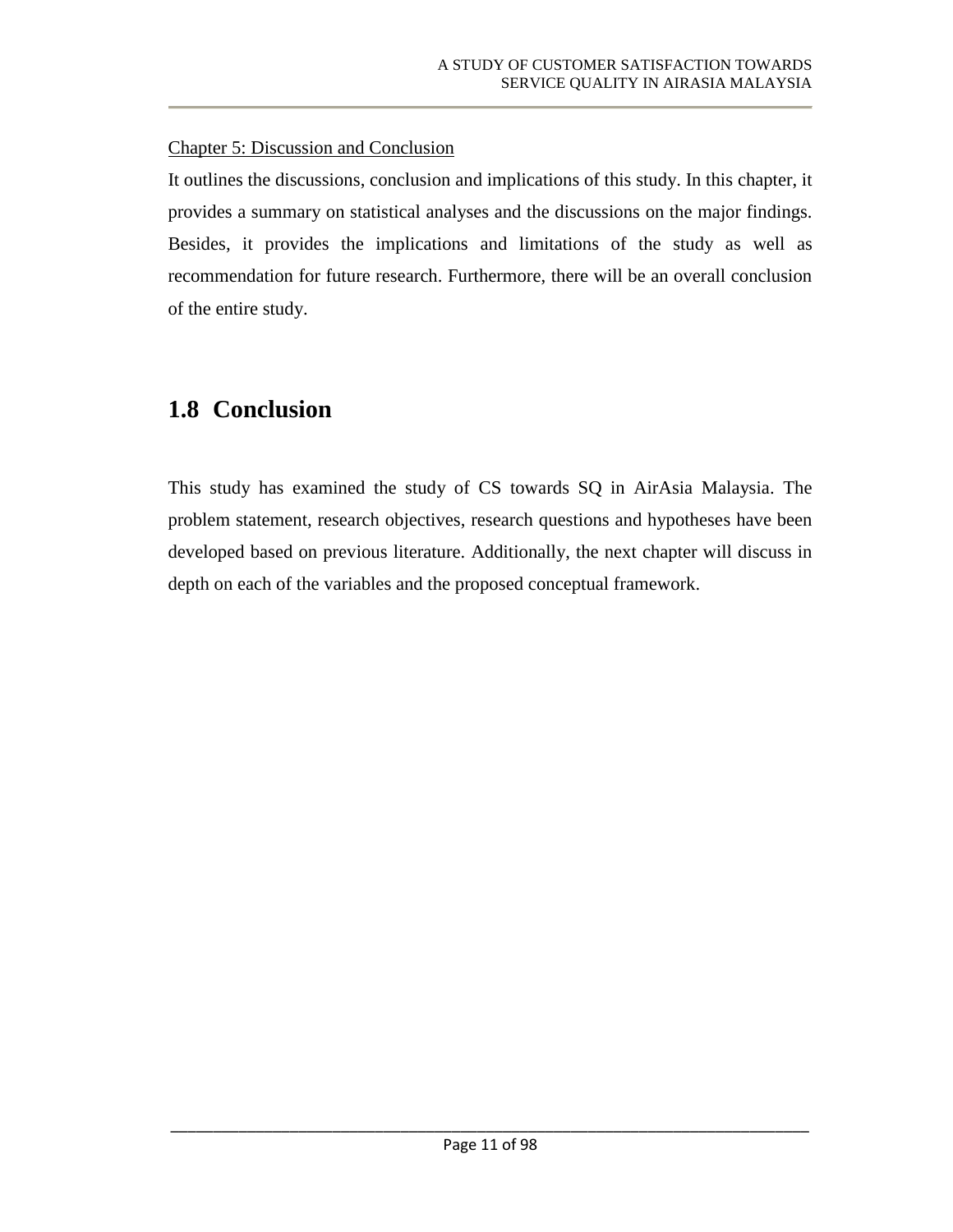Chapter 5: Discussion and Conclusion

It outlines the discussions, conclusion and implications of this study. In this chapter, it provides a summary on statistical analyses and the discussions on the major findings. Besides, it provides the implications and limitations of the study as well as recommendation for future research. Furthermore, there will be an overall conclusion of the entire study.

## 1.8 Conclusion

This study has examined the study of CS towards SQ in AirAsia Malaysia. The problem statement, research objectives, research questions and hypotheses have been developed based on previous literature. Additionally, the next chapter will discuss in depth on each of the variables and the proposed conceptual framework.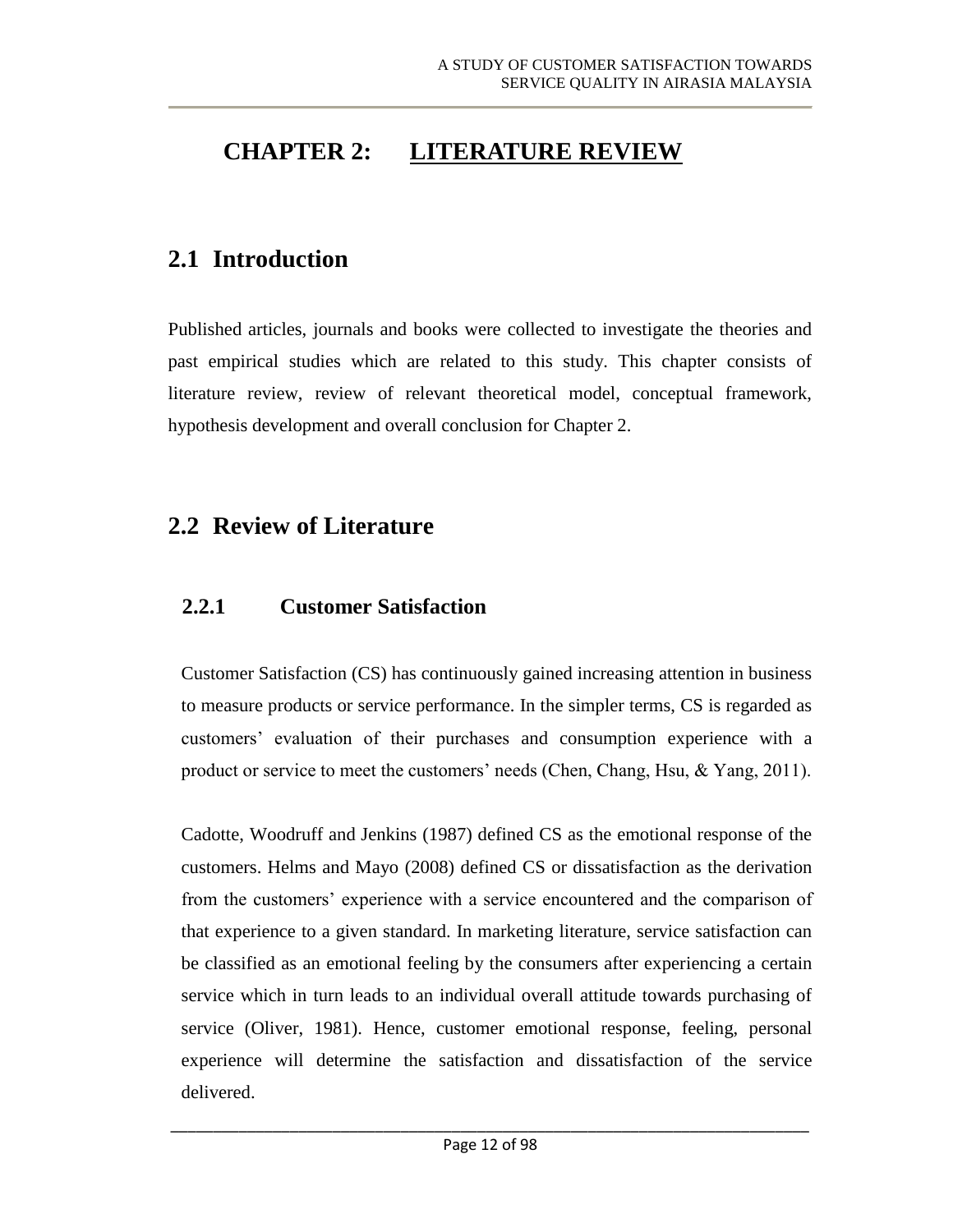# CHAPTER 2: LITERATURE REVIEW

## 2.1 Introduction

Published articles, journals and books were collected to investigate the theories and past empirical studies which are related to this study. This chapter consists of literature review, review of relevant theoretical model, conceptual framework, hypothesis development and overall conclusion for Chapter 2.

## 2.2 Review of Literature

### 2.2.1 Customer Satisfaction

Customer Satisfaction (CS) has continuously gained increasing attention in business to measure products or service performance. In the simpler terms, CS is regarded as customers' evaluation of their purchases and consumption experience with a product or service to meet the customers' needs (Chen, Chang, Hsu, & Yang, 2011).

Cadotte, Woodruff and Jenkins (1987) defined CS as the emotional response of the customers. Helms and Mayo (2008) defined CS or dissatisfaction as the derivation from the customers' experience with a service encountered and the comparison of that experience to a given standard. In marketing literature, service satisfaction can be classified as an emotional feeling by the consumers after experiencing a certain service which in turn leads to an individual overall attitude towards purchasing of service (Oliver, 1981). Hence, customer emotional response, feeling, personal experience will determine the satisfaction and dissatisfaction of the service delivered.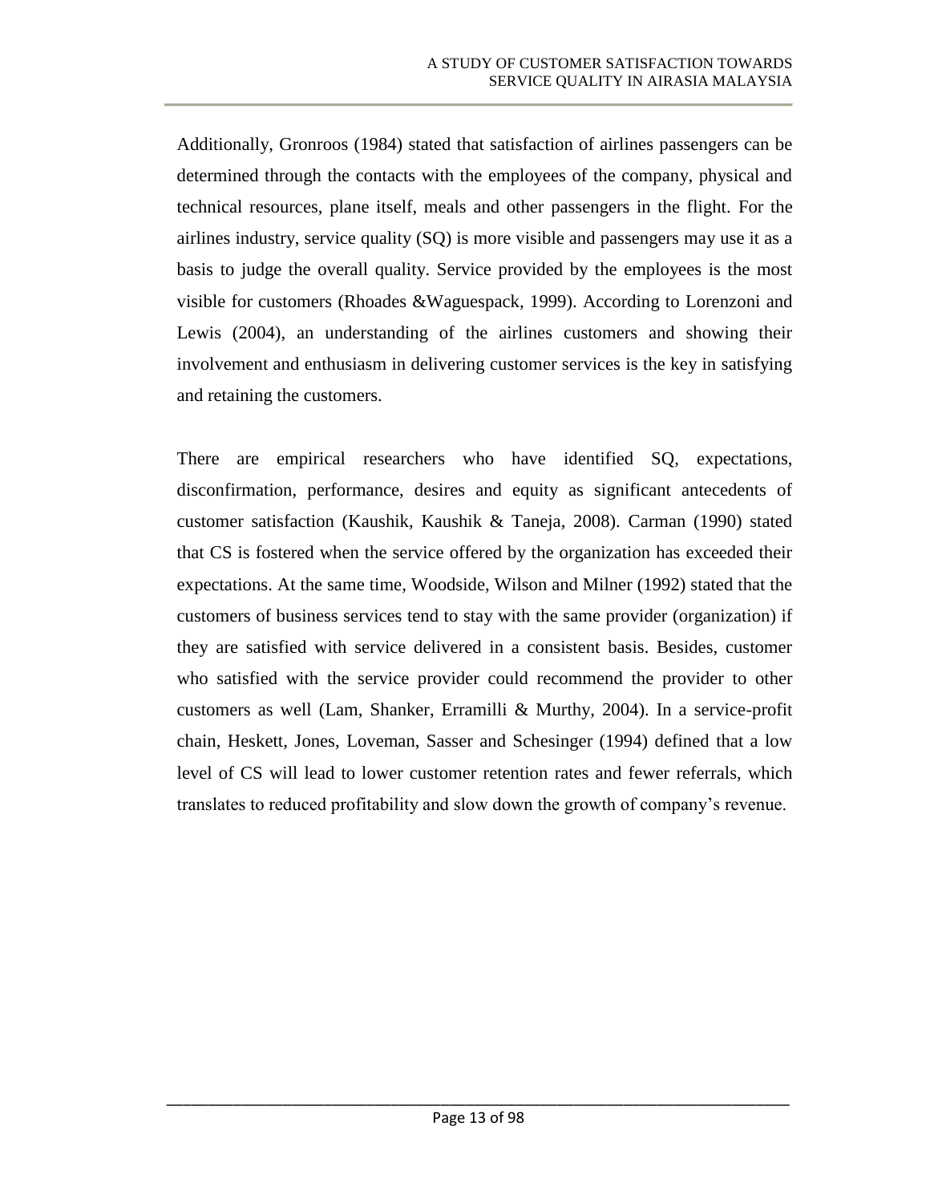Additionally, Gronroos (1984) stated that satisfaction of airlines passengers can be determined through the contacts with the employees of the company, physical and technical resources, plane itself, meals and other passengers in the flight. For the airlines industry, service quality (SQ) is more visible and passengers may use it as a basis to judge the overall quality. Service provided by the employees is the most visible for customers (Rhoades &Waguespack, 1999). According to Lorenzoni and Lewis (2004), an understanding of the airlines customers and showing their involvement and enthusiasm in delivering customer services is the key in satisfying and retaining the customers.

There are empirical researchers who have identified SQ, expectations, disconfirmation, performance, desires and equity as significant antecedents of customer satisfaction (Kaushik, Kaushik & Taneja, 2008). Carman (1990) stated that CS is fostered when the service offered by the organization has exceeded their expectations. At the same time, Woodside, Wilson and Milner (1992) stated that the customers of business services tend to stay with the same provider (organization) if they are satisfied with service delivered in a consistent basis. Besides, customer who satisfied with the service provider could recommend the provider to other customers as well (Lam, Shanker, Erramilli & Murthy, 2004). In a service-profit chain, Heskett, Jones, Loveman, Sasser and Schesinger (1994) defined that a low level of CS will lead to lower customer retention rates and fewer referrals, which translates to reduced profitability and slow down the growth of company's revenue.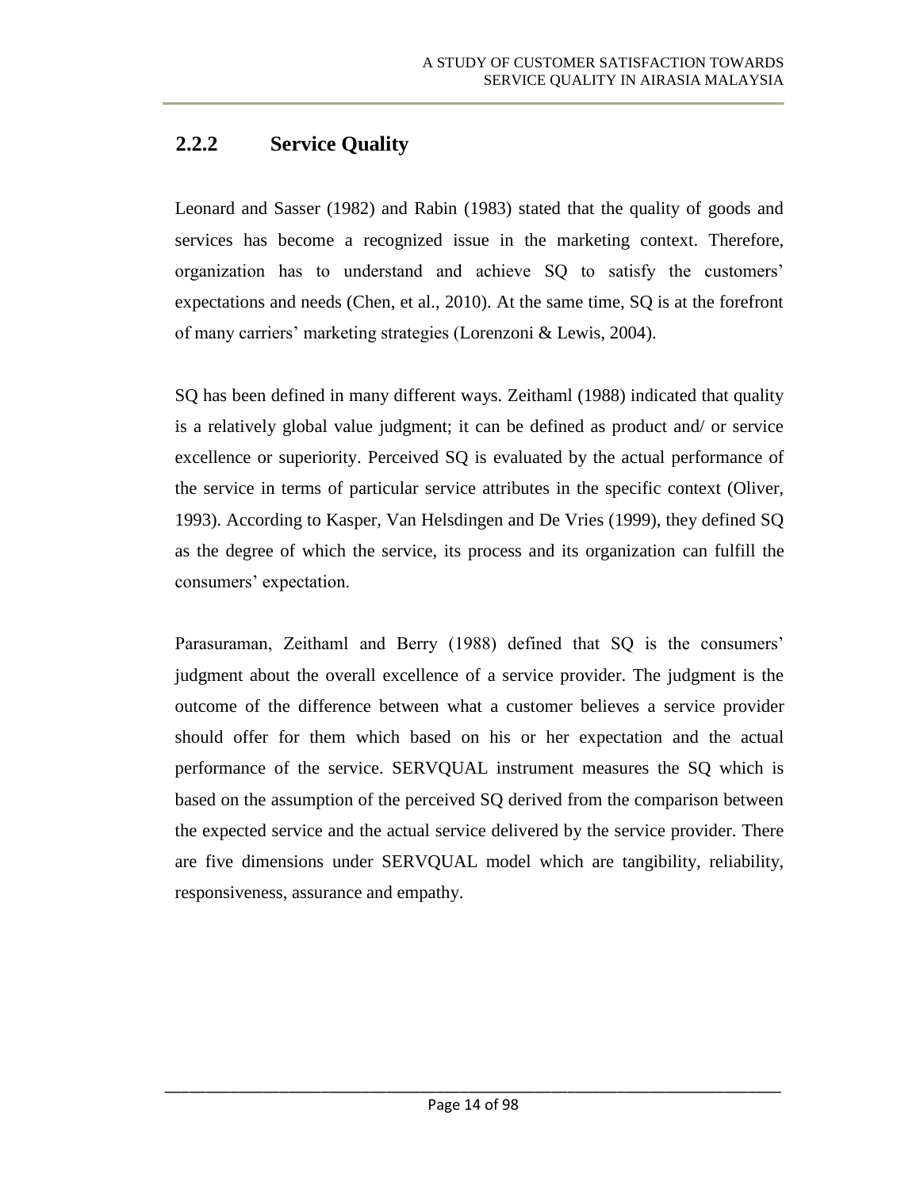### 2.2.2 Service Quality

Leonard and Sasser (1982) and Rabin (1983) stated that the quality of goods and services has become a recognized issue in the marketing context. Therefore, organization has to understand and achieve SQ to satisfy the customers' expectations and needs (Chen, et al., 2010). At the same time, SQ is at the forefront of many carriers' marketing strategies (Lorenzoni & Lewis, 2004).

SQ has been defined in many different ways. Zeithaml (1988) indicated that quality is a relatively global value judgment; it can be defined as product and/ or service excellence or superiority. Perceived SQ is evaluated by the actual performance of the service in terms of particular service attributes in the specific context (Oliver, 1993). According to Kasper, Van Helsdingen and De Vries (1999), they defined SQ as the degree of which the service, its process and its organization can fulfill the consumers' expectation.

Parasuraman, Zeithaml and Berry (1988) defined that SQ is the consumers' judgment about the overall excellence of a service provider. The judgment is the outcome of the difference between what a customer believes a service provider should offer for them which based on his or her expectation and the actual performance of the service. SERVQUAL instrument measures the SQ which is based on the assumption of the perceived SQ derived from the comparison between the expected service and the actual service delivered by the service provider. There are five dimensions under SERVQUAL model which are tangibility, reliability, responsiveness, assurance and empathy.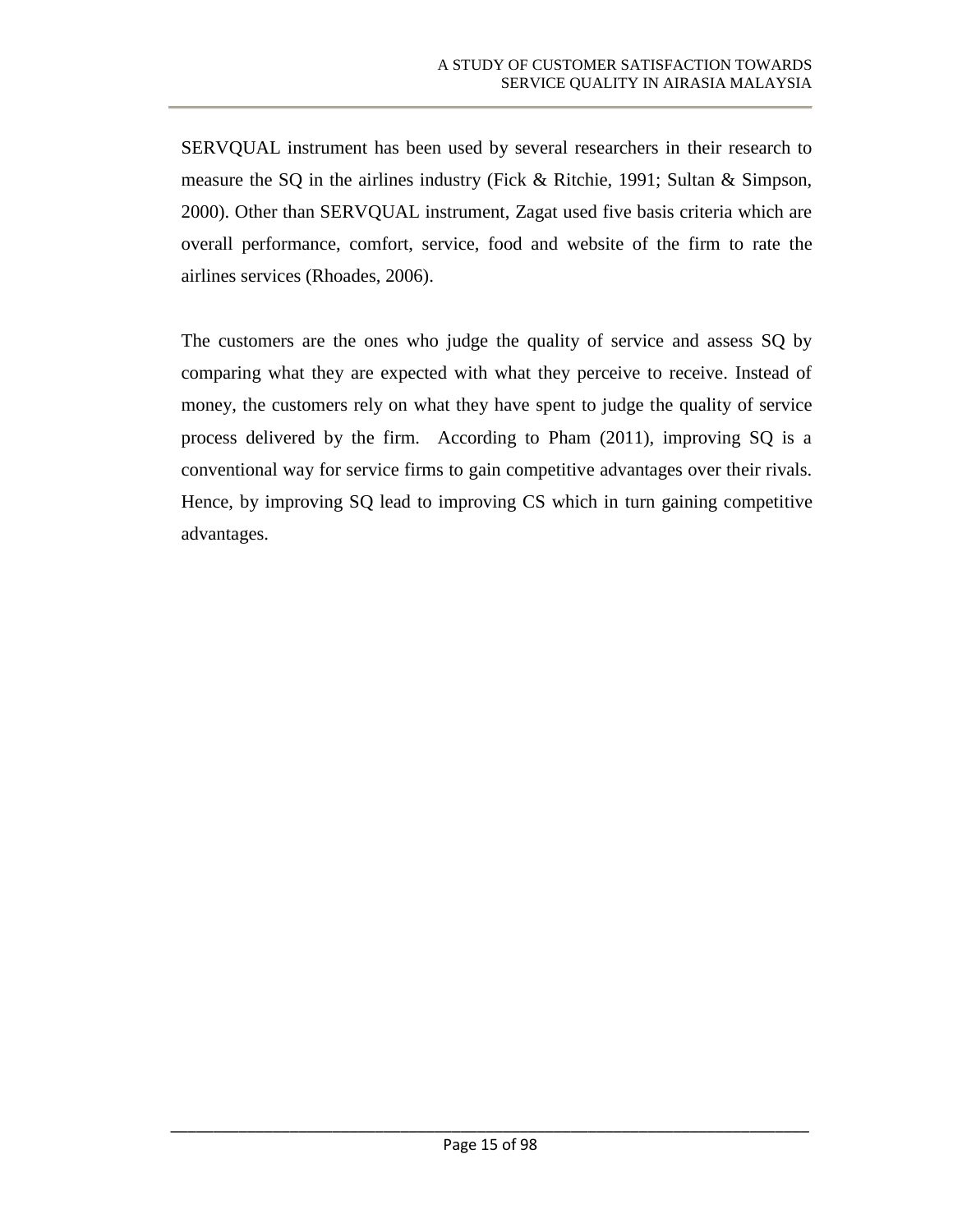SERVQUAL instrument has been used by several researchers in their research to measure the SQ in the airlines industry (Fick & Ritchie, 1991; Sultan & Simpson, 2000). Other than SERVQUAL instrument, Zagat used five basis criteria which are overall performance, comfort, service, food and website of the firm to rate the airlines services (Rhoades, 2006).

The customers are the ones who judge the quality of service and assess SQ by comparing what they are expected with what they perceive to receive. Instead of money, the customers rely on what they have spent to judge the quality of service process delivered by the firm. According to Pham (2011), improving SQ is a conventional way for service firms to gain competitive advantages over their rivals. Hence, by improving SQ lead to improving CS which in turn gaining competitive advantages.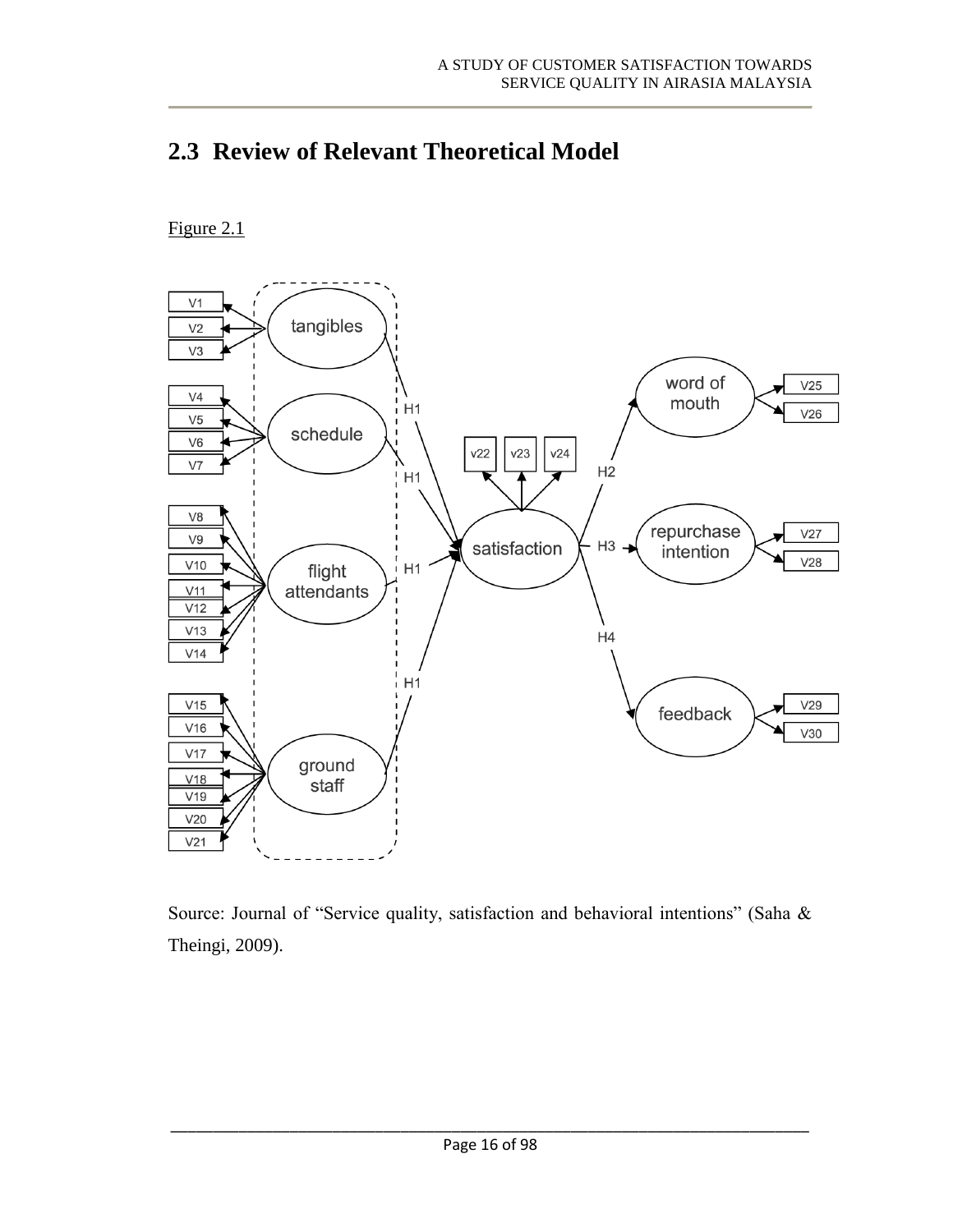## 2.3 Review of Relevant Theoretical Model

Figure 2.1

Source: Journal of "Service quality, satisfaction and behavioral intentions" (Saha & Theingi, 2009).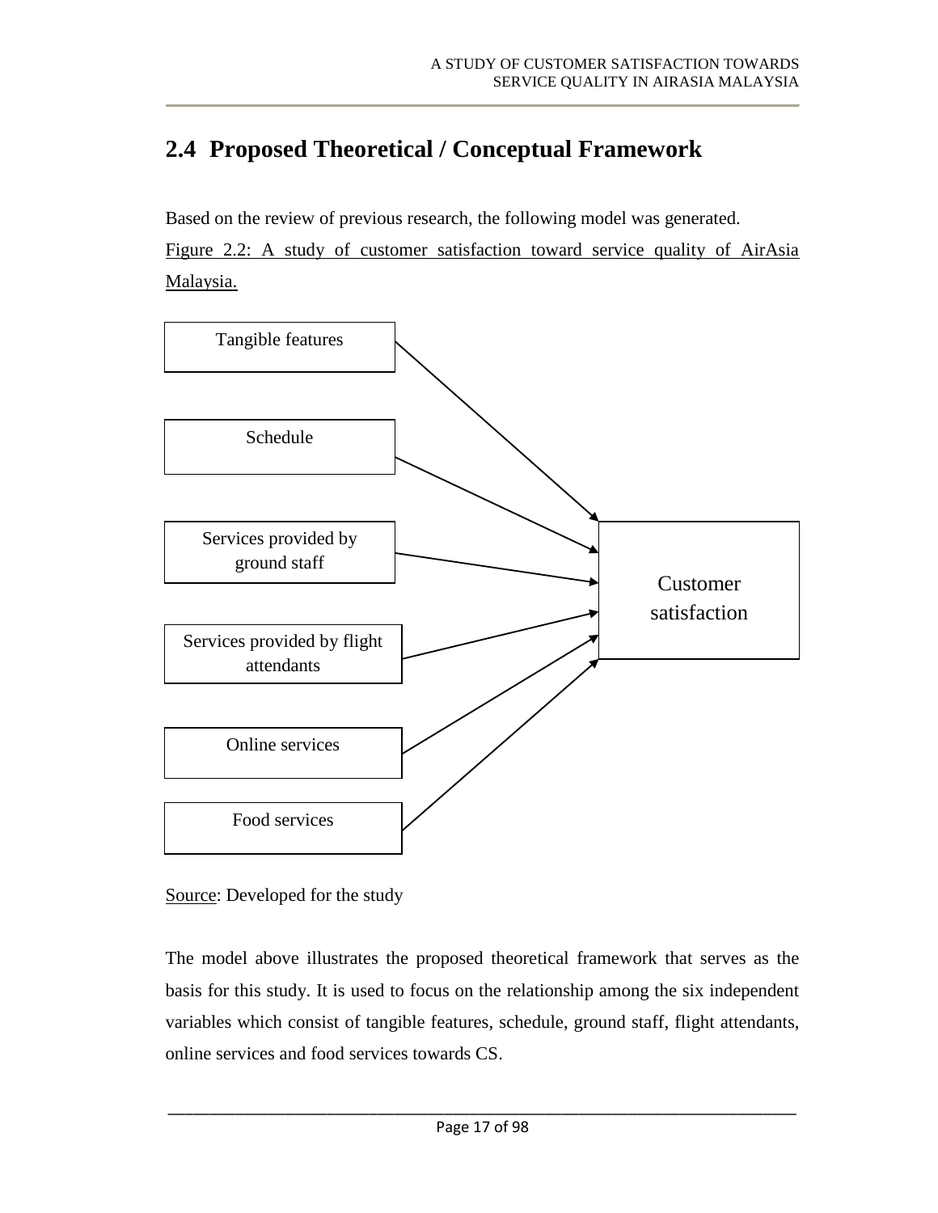## 2.4 Proposed Theoretical / Conceptual Framework

Based on the review of previous research, the following model was generated.

Figure 2.2: A study of customer satisfaction toward service quality of AirAsia Malaysia.

Tangible features

Schedule

Services provided by ground staff

Services provided by flight attendants

Online services

Food services

Customer satisfaction

Source: Developed for the study

The model above illustrates the proposed theoretical framework that serves as the basis for this study. It is used to focus on the relationship among the six independent variables which consist of tangible features, schedule, ground staff, flight attendants, online services and food services towards CS.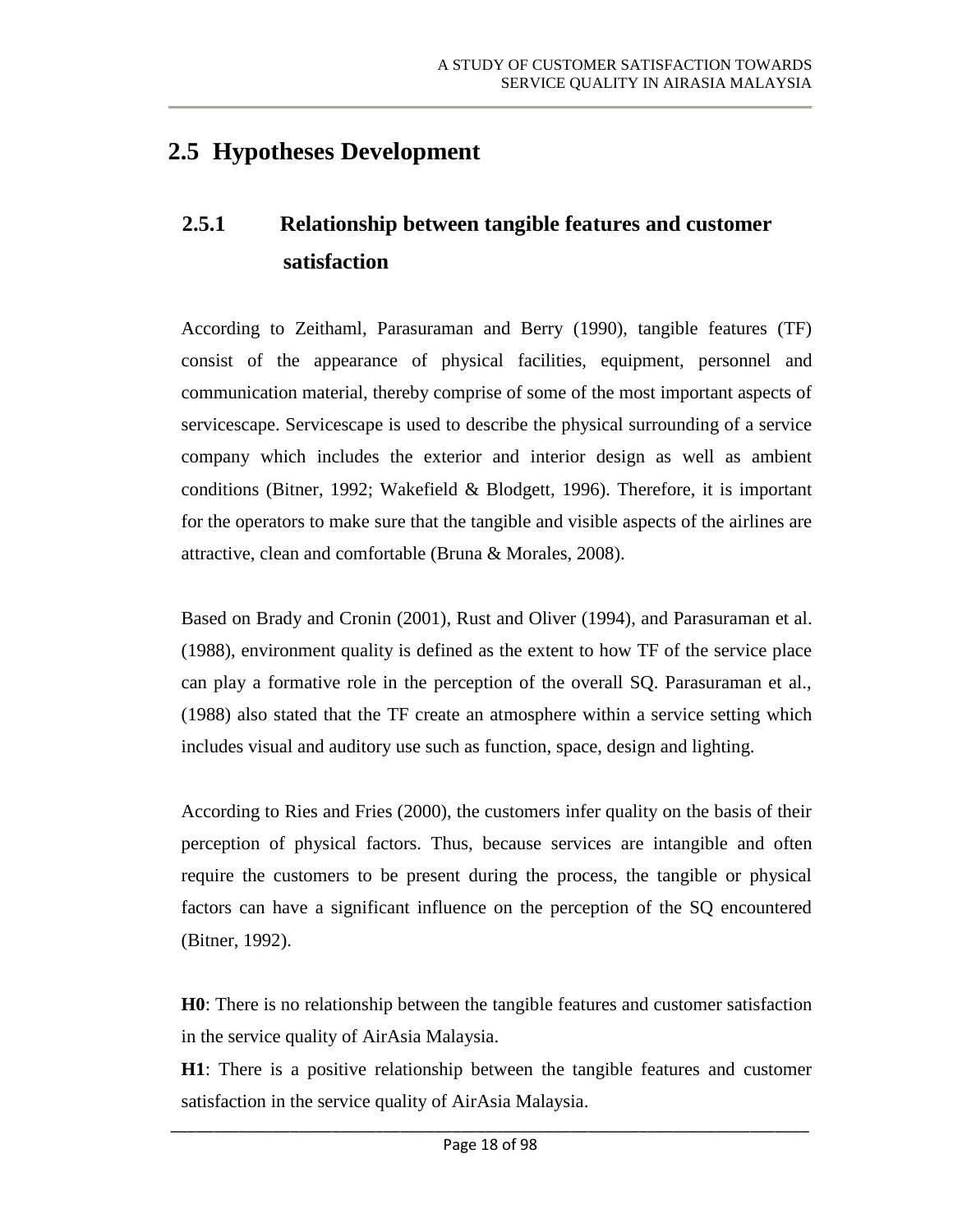## 2.5 Hypotheses Development

### 2.5.1 Relationship between tangible features and customer satisfaction

According to Zeithaml, Parasuraman and Berry (1990), tangible features (TF) consist of the appearance of physical facilities, equipment, personnel and communication material, thereby comprise of some of the most important aspects of servicescape. Servicescape is used to describe the physical surrounding of a service company which includes the exterior and interior design as well as ambient conditions (Bitner, 1992; Wakefield & Blodgett, 1996). Therefore, it is important for the operators to make sure that the tangible and visible aspects of the airlines are attractive, clean and comfortable (Bruna & Morales, 2008).

Based on Brady and Cronin (2001), Rust and Oliver (1994), and Parasuraman et al. (1988), environment quality is defined as the extent to how TF of the service place can play a formative role in the perception of the overall SQ. Parasuraman et al., (1988) also stated that the TF create an atmosphere within a service setting which includes visual and auditory use such as function, space, design and lighting.

According to Ries and Fries (2000), the customers infer quality on the basis of their perception of physical factors. Thus, because services are intangible and often require the customers to be present during the process, the tangible or physical factors can have a significant influence on the perception of the SQ encountered (Bitner, 1992).

**H0**: There is no relationship between the tangible features and customer satisfaction in the service quality of AirAsia Malaysia.

**H1**: There is a positive relationship between the tangible features and customer satisfaction in the service quality of AirAsia Malaysia.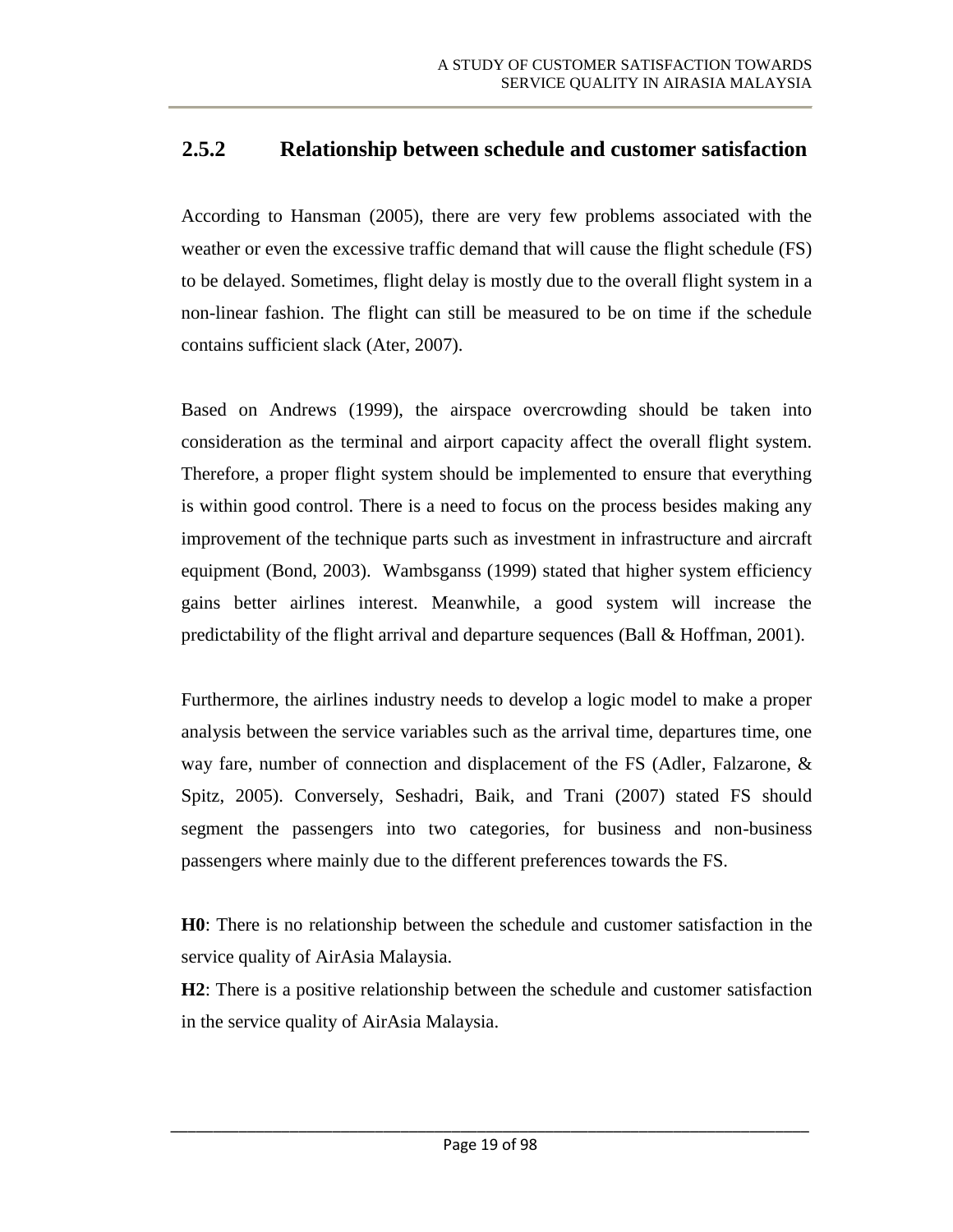### 2.5.2 Relationship between schedule and customer satisfaction

According to Hansman (2005), there are very few problems associated with the weather or even the excessive traffic demand that will cause the flight schedule (FS) to be delayed. Sometimes, flight delay is mostly due to the overall flight system in a non-linear fashion. The flight can still be measured to be on time if the schedule contains sufficient slack (Ater, 2007).

Based on Andrews (1999), the airspace overcrowding should be taken into consideration as the terminal and airport capacity affect the overall flight system. Therefore, a proper flight system should be implemented to ensure that everything is within good control. There is a need to focus on the process besides making any improvement of the technique parts such as investment in infrastructure and aircraft equipment (Bond, 2003). Wambsganss (1999) stated that higher system efficiency gains better airlines interest. Meanwhile, a good system will increase the predictability of the flight arrival and departure sequences (Ball & Hoffman, 2001).

Furthermore, the airlines industry needs to develop a logic model to make a proper analysis between the service variables such as the arrival time, departures time, one way fare, number of connection and displacement of the FS (Adler, Falzarone, & Spitz, 2005). Conversely, Seshadri, Baik, and Trani (2007) stated FS should segment the passengers into two categories, for business and non-business passengers where mainly due to the different preferences towards the FS.

**H0**: There is no relationship between the schedule and customer satisfaction in the service quality of AirAsia Malaysia.

**H2**: There is a positive relationship between the schedule and customer satisfaction in the service quality of AirAsia Malaysia.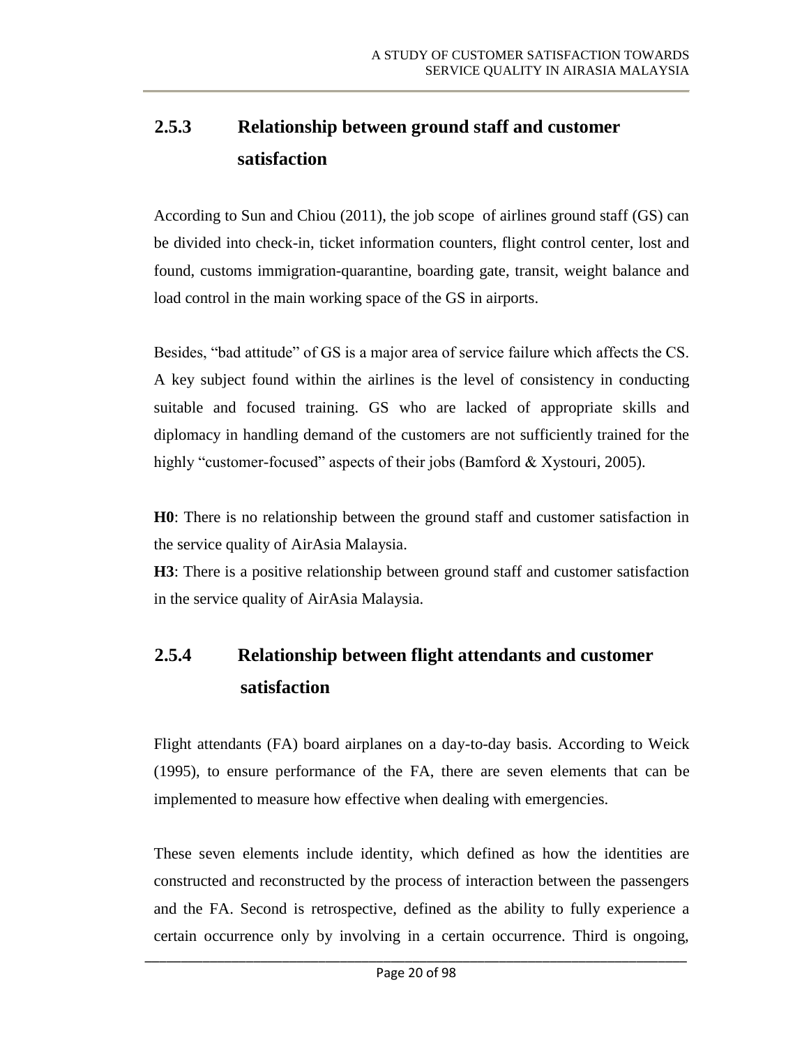### 2.5.3 Relationship between ground staff and customer satisfaction

According to Sun and Chiou (2011), the job scope of airlines ground staff (GS) can be divided into check-in, ticket information counters, flight control center, lost and found, customs immigration-quarantine, boarding gate, transit, weight balance and load control in the main working space of the GS in airports.

Besides, "bad attitude" of GS is a major area of service failure which affects the CS. A key subject found within the airlines is the level of consistency in conducting suitable and focused training. GS who are lacked of appropriate skills and diplomacy in handling demand of the customers are not sufficiently trained for the highly "customer-focused" aspects of their jobs (Bamford & Xystouri, 2005).

**H0**: There is no relationship between the ground staff and customer satisfaction in the service quality of AirAsia Malaysia.
**H3**: There is a positive relationship between ground staff and customer satisfaction in the service quality of AirAsia Malaysia.

### 2.5.4 Relationship between flight attendants and customer satisfaction

Flight attendants (FA) board airplanes on a day-to-day basis. According to Weick (1995), to ensure performance of the FA, there are seven elements that can be implemented to measure how effective when dealing with emergencies.

These seven elements include identity, which defined as how the identities are constructed and reconstructed by the process of interaction between the passengers and the FA. Second is retrospective, defined as the ability to fully experience a certain occurrence only by involving in a certain occurrence. Third is ongoing,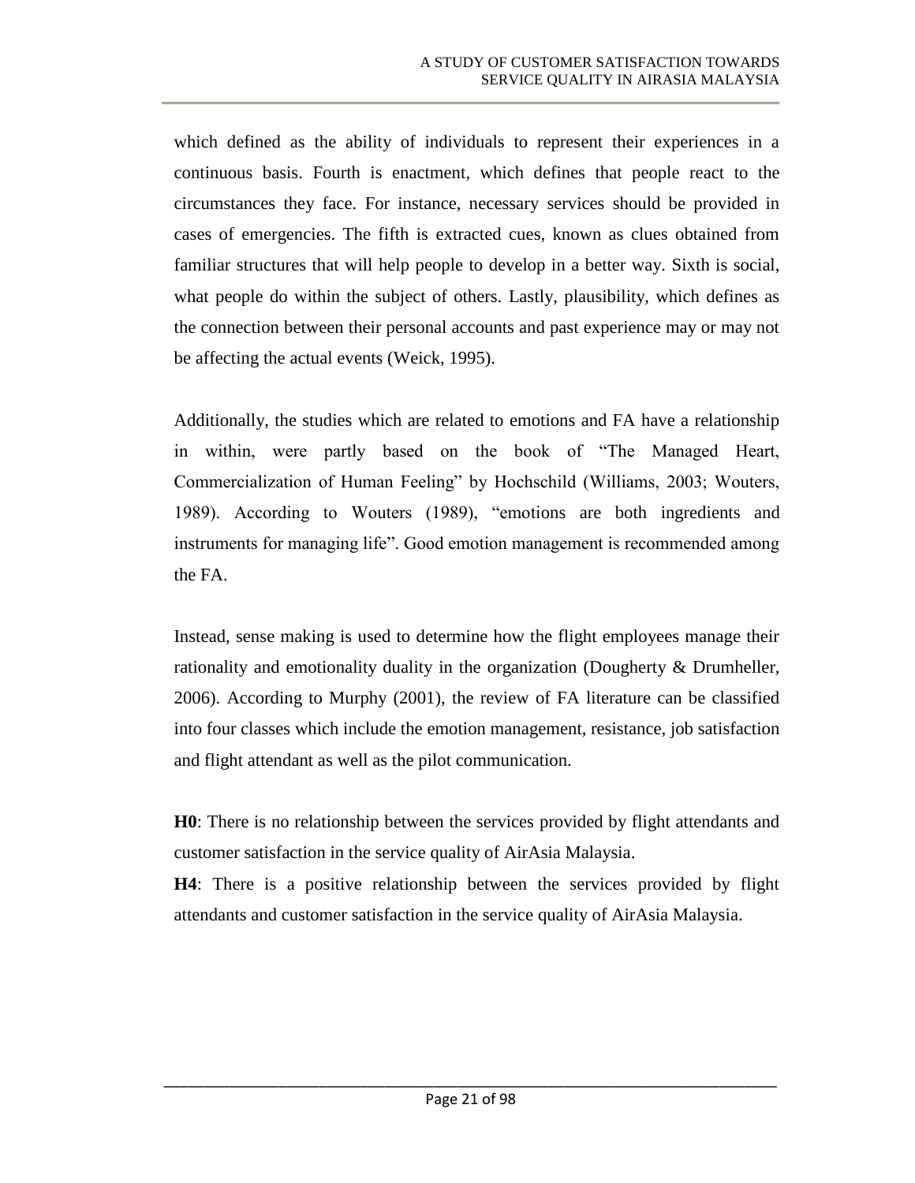which defined as the ability of individuals to represent their experiences in a continuous basis. Fourth is enactment, which defines that people react to the circumstances they face. For instance, necessary services should be provided in cases of emergencies. The fifth is extracted cues, known as clues obtained from familiar structures that will help people to develop in a better way. Sixth is social, what people do within the subject of others. Lastly, plausibility, which defines as the connection between their personal accounts and past experience may or may not be affecting the actual events (Weick, 1995).

Additionally, the studies which are related to emotions and FA have a relationship in within, were partly based on the book of "The Managed Heart, Commercialization of Human Feeling" by Hochschild (Williams, 2003; Wouters, 1989). According to Wouters (1989), "emotions are both ingredients and instruments for managing life". Good emotion management is recommended among the FA.

Instead, sense making is used to determine how the flight employees manage their rationality and emotionality duality in the organization (Dougherty & Drumheller, 2006). According to Murphy (2001), the review of FA literature can be classified into four classes which include the emotion management, resistance, job satisfaction and flight attendant as well as the pilot communication.

**H0**: There is no relationship between the services provided by flight attendants and customer satisfaction in the service quality of AirAsia Malaysia.

**H4**: There is a positive relationship between the services provided by flight attendants and customer satisfaction in the service quality of AirAsia Malaysia.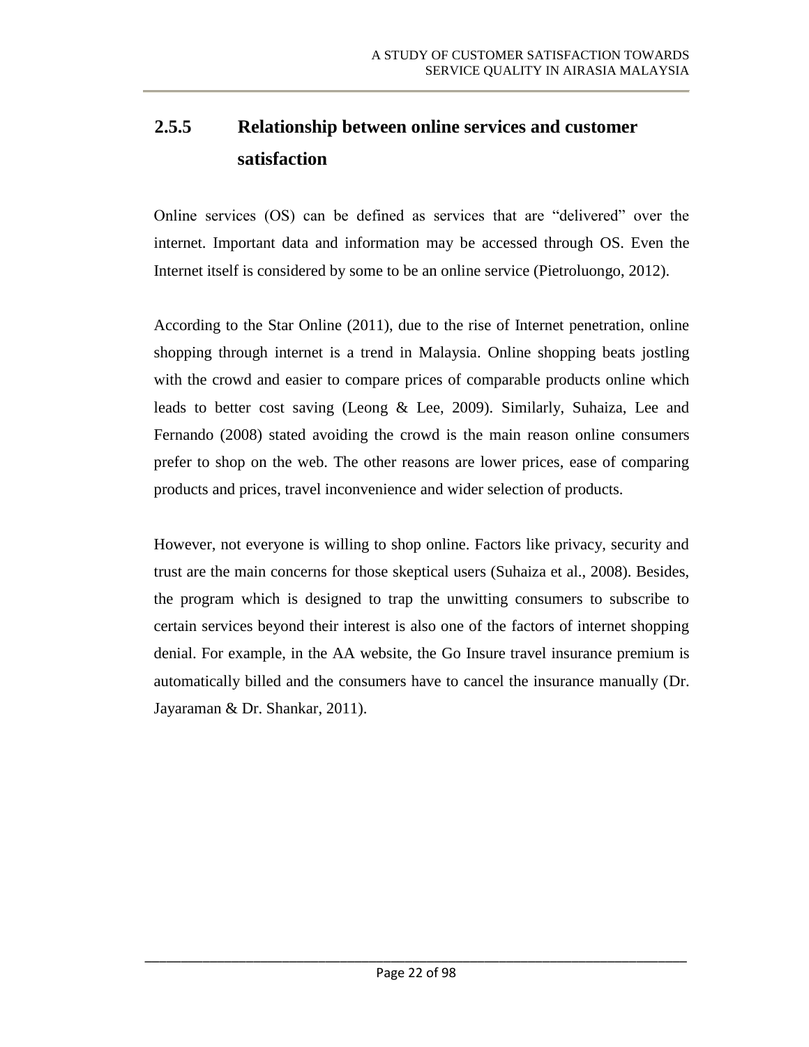### 2.5.5 Relationship between online services and customer satisfaction

Online services (OS) can be defined as services that are "delivered" over the internet. Important data and information may be accessed through OS. Even the Internet itself is considered by some to be an online service (Pietroluongo, 2012).

According to the Star Online (2011), due to the rise of Internet penetration, online shopping through internet is a trend in Malaysia. Online shopping beats jostling with the crowd and easier to compare prices of comparable products online which leads to better cost saving (Leong & Lee, 2009). Similarly, Suhaiza, Lee and Fernando (2008) stated avoiding the crowd is the main reason online consumers prefer to shop on the web. The other reasons are lower prices, ease of comparing products and prices, travel inconvenience and wider selection of products.

However, not everyone is willing to shop online. Factors like privacy, security and trust are the main concerns for those skeptical users (Suhaiza et al., 2008). Besides, the program which is designed to trap the unwitting consumers to subscribe to certain services beyond their interest is also one of the factors of internet shopping denial. For example, in the AA website, the Go Insure travel insurance premium is automatically billed and the consumers have to cancel the insurance manually (Dr. Jayaraman & Dr. Shankar, 2011).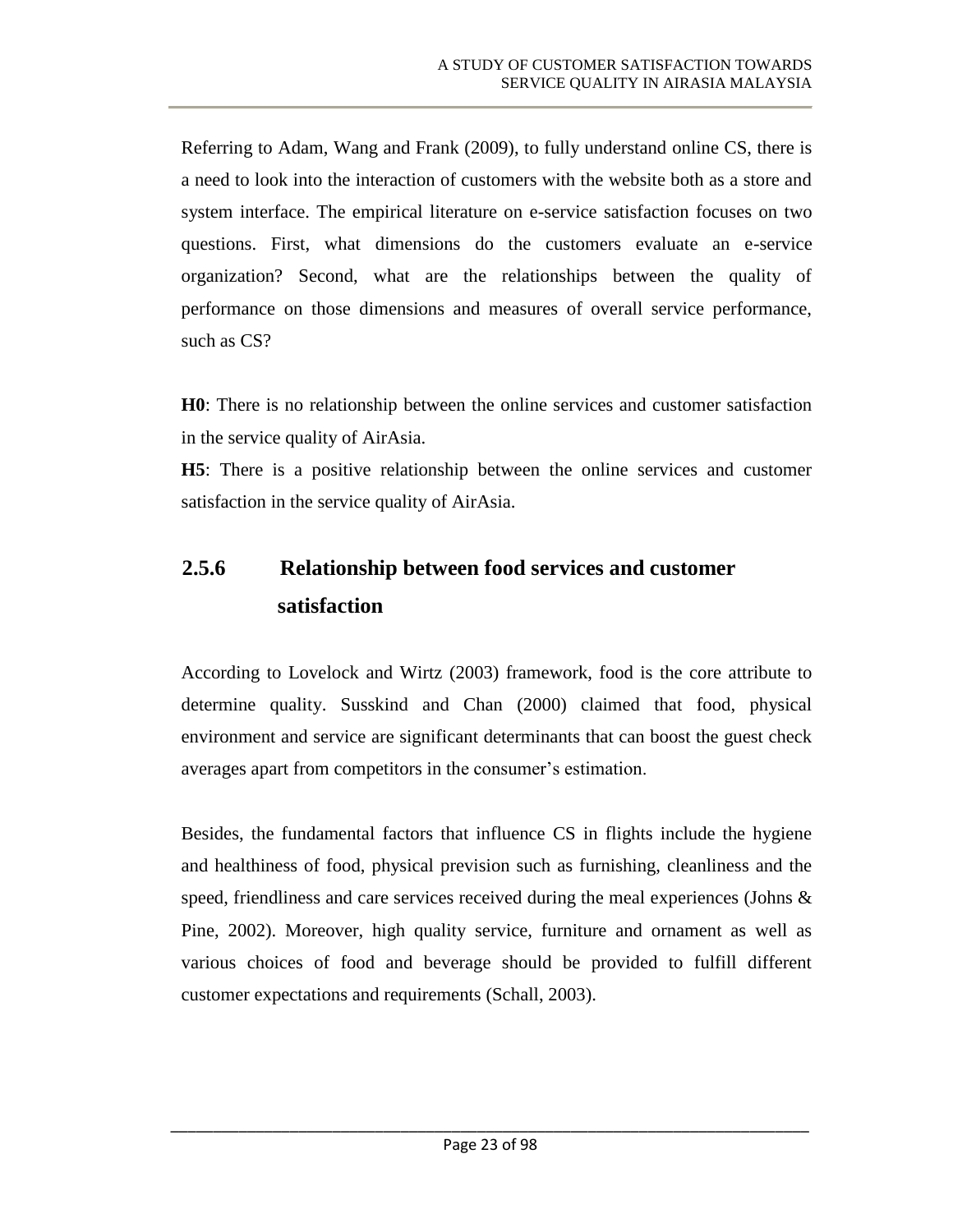Referring to Adam, Wang and Frank (2009), to fully understand online CS, there is a need to look into the interaction of customers with the website both as a store and system interface. The empirical literature on e-service satisfaction focuses on two questions. First, what dimensions do the customers evaluate an e-service organization? Second, what are the relationships between the quality of performance on those dimensions and measures of overall service performance, such as CS?

**H0**: There is no relationship between the online services and customer satisfaction in the service quality of AirAsia.

**H5**: There is a positive relationship between the online services and customer satisfaction in the service quality of AirAsia.

### 2.5.6 Relationship between food services and customer satisfaction

According to Lovelock and Wirtz (2003) framework, food is the core attribute to determine quality. Susskind and Chan (2000) claimed that food, physical environment and service are significant determinants that can boost the guest check averages apart from competitors in the consumer's estimation.

Besides, the fundamental factors that influence CS in flights include the hygiene and healthiness of food, physical prevision such as furnishing, cleanliness and the speed, friendliness and care services received during the meal experiences (Johns & Pine, 2002). Moreover, high quality service, furniture and ornament as well as various choices of food and beverage should be provided to fulfill different customer expectations and requirements (Schall, 2003).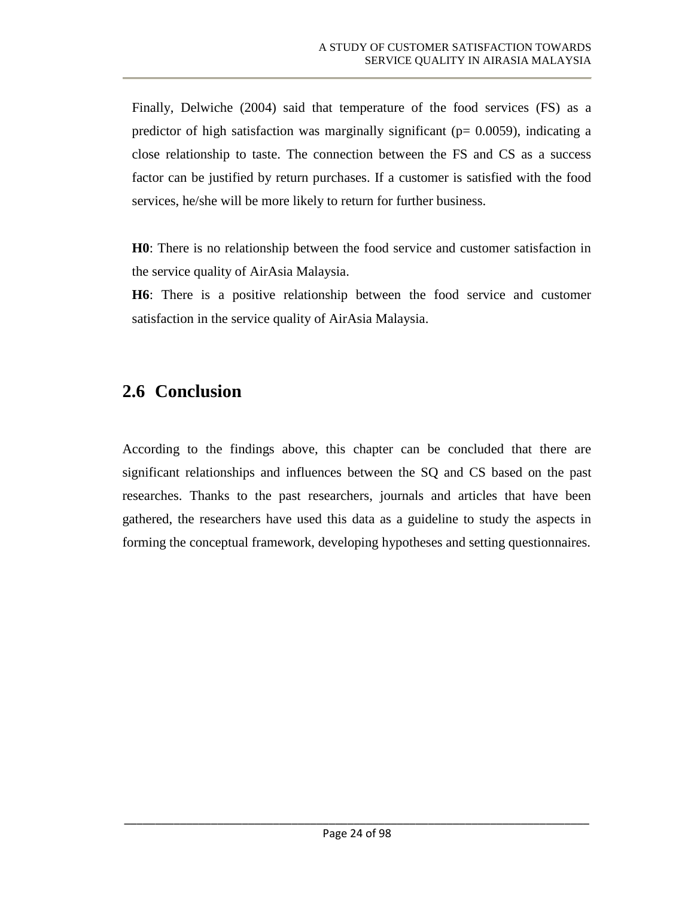Finally, Delwiche (2004) said that temperature of the food services (FS) as a predictor of high satisfaction was marginally significant ($p = 0.0059$), indicating a close relationship to taste. The connection between the FS and CS as a success factor can be justified by return purchases. If a customer is satisfied with the food services, he/she will be more likely to return for further business.

**H0**: There is no relationship between the food service and customer satisfaction in the service quality of AirAsia Malaysia.

**H6**: There is a positive relationship between the food service and customer satisfaction in the service quality of AirAsia Malaysia.

## 2.6 Conclusion

According to the findings above, this chapter can be concluded that there are significant relationships and influences between the SQ and CS based on the past researches. Thanks to the past researchers, journals and articles that have been gathered, the researchers have used this data as a guideline to study the aspects in forming the conceptual framework, developing hypotheses and setting questionnaires.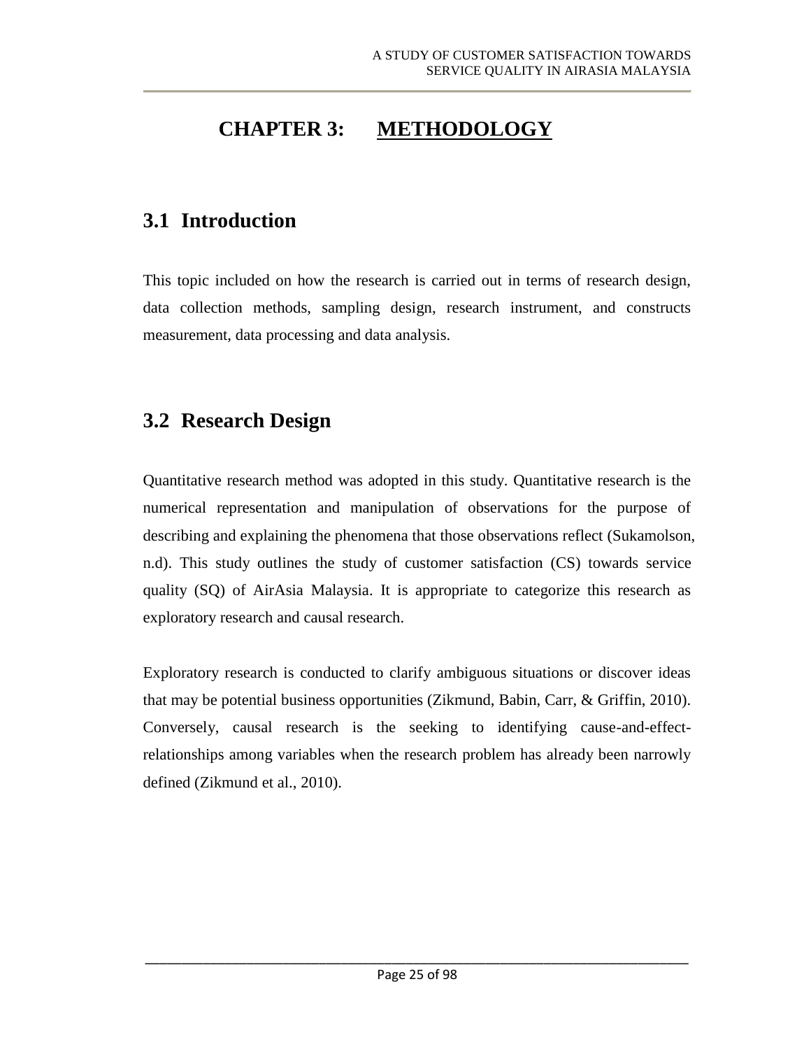# CHAPTER 3: METHODOLOGY

## 3.1 Introduction

This topic included on how the research is carried out in terms of research design, data collection methods, sampling design, research instrument, and constructs measurement, data processing and data analysis.

## 3.2 Research Design

Quantitative research method was adopted in this study. Quantitative research is the numerical representation and manipulation of observations for the purpose of describing and explaining the phenomena that those observations reflect (Sukamolson, n.d). This study outlines the study of customer satisfaction (CS) towards service quality (SQ) of AirAsia Malaysia. It is appropriate to categorize this research as exploratory research and causal research.

Exploratory research is conducted to clarify ambiguous situations or discover ideas that may be potential business opportunities (Zikmund, Babin, Carr, & Griffin, 2010). Conversely, causal research is the seeking to identifying cause-and-effect-relationships among variables when the research problem has already been narrowly defined (Zikmund et al., 2010).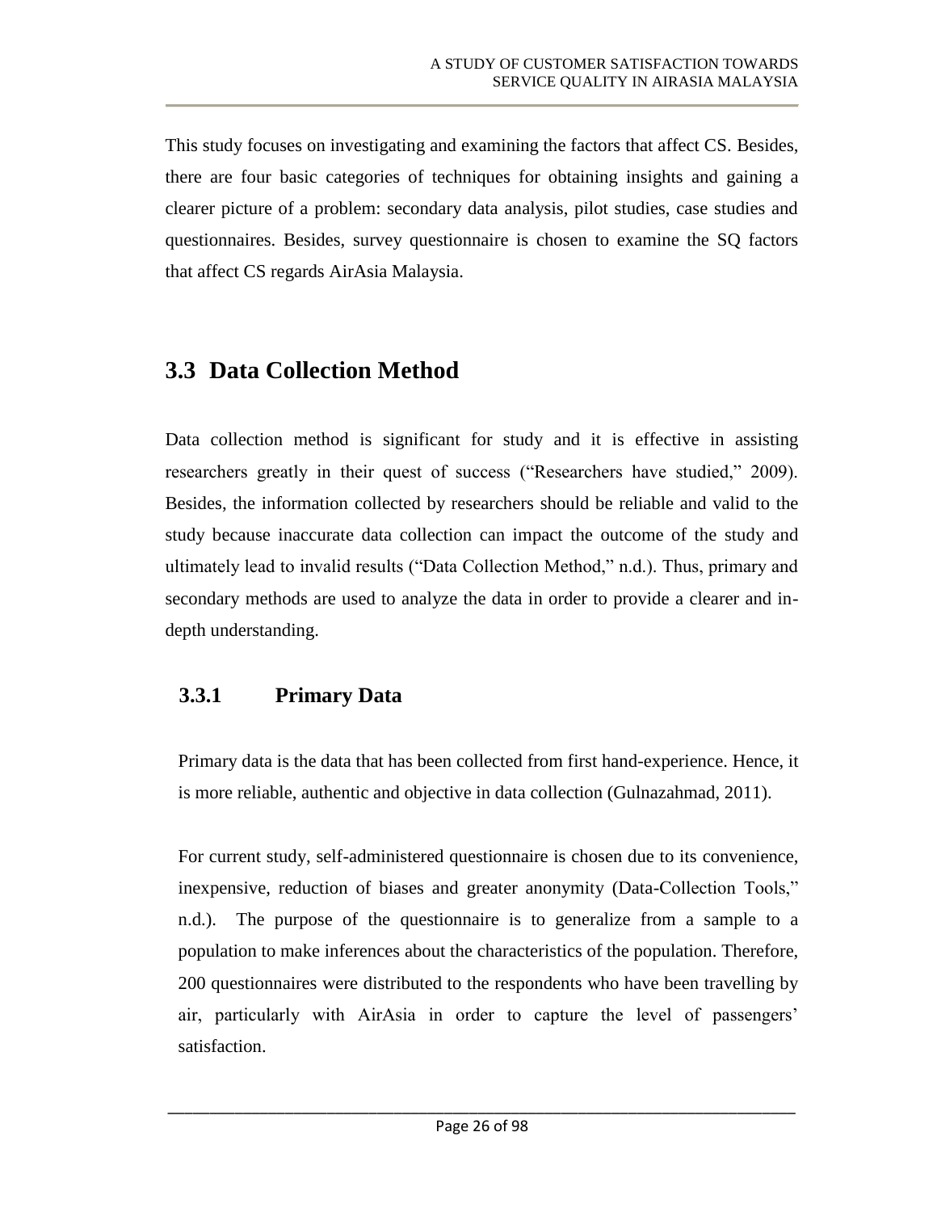This study focuses on investigating and examining the factors that affect CS. Besides, there are four basic categories of techniques for obtaining insights and gaining a clearer picture of a problem: secondary data analysis, pilot studies, case studies and questionnaires. Besides, survey questionnaire is chosen to examine the SQ factors that affect CS regards AirAsia Malaysia.

## 3.3 Data Collection Method

Data collection method is significant for study and it is effective in assisting researchers greatly in their quest of success (“Researchers have studied,” 2009). Besides, the information collected by researchers should be reliable and valid to the study because inaccurate data collection can impact the outcome of the study and ultimately lead to invalid results (“Data Collection Method,” n.d.). Thus, primary and secondary methods are used to analyze the data in order to provide a clearer and in-depth understanding.

### 3.3.1 Primary Data

Primary data is the data that has been collected from first hand-experience. Hence, it is more reliable, authentic and objective in data collection (Gulnazahmad, 2011).

For current study, self-administered questionnaire is chosen due to its convenience, inexpensive, reduction of biases and greater anonymity (Data-Collection Tools,” n.d.). The purpose of the questionnaire is to generalize from a sample to a population to make inferences about the characteristics of the population. Therefore, 200 questionnaires were distributed to the respondents who have been travelling by air, particularly with AirAsia in order to capture the level of passengers’ satisfaction.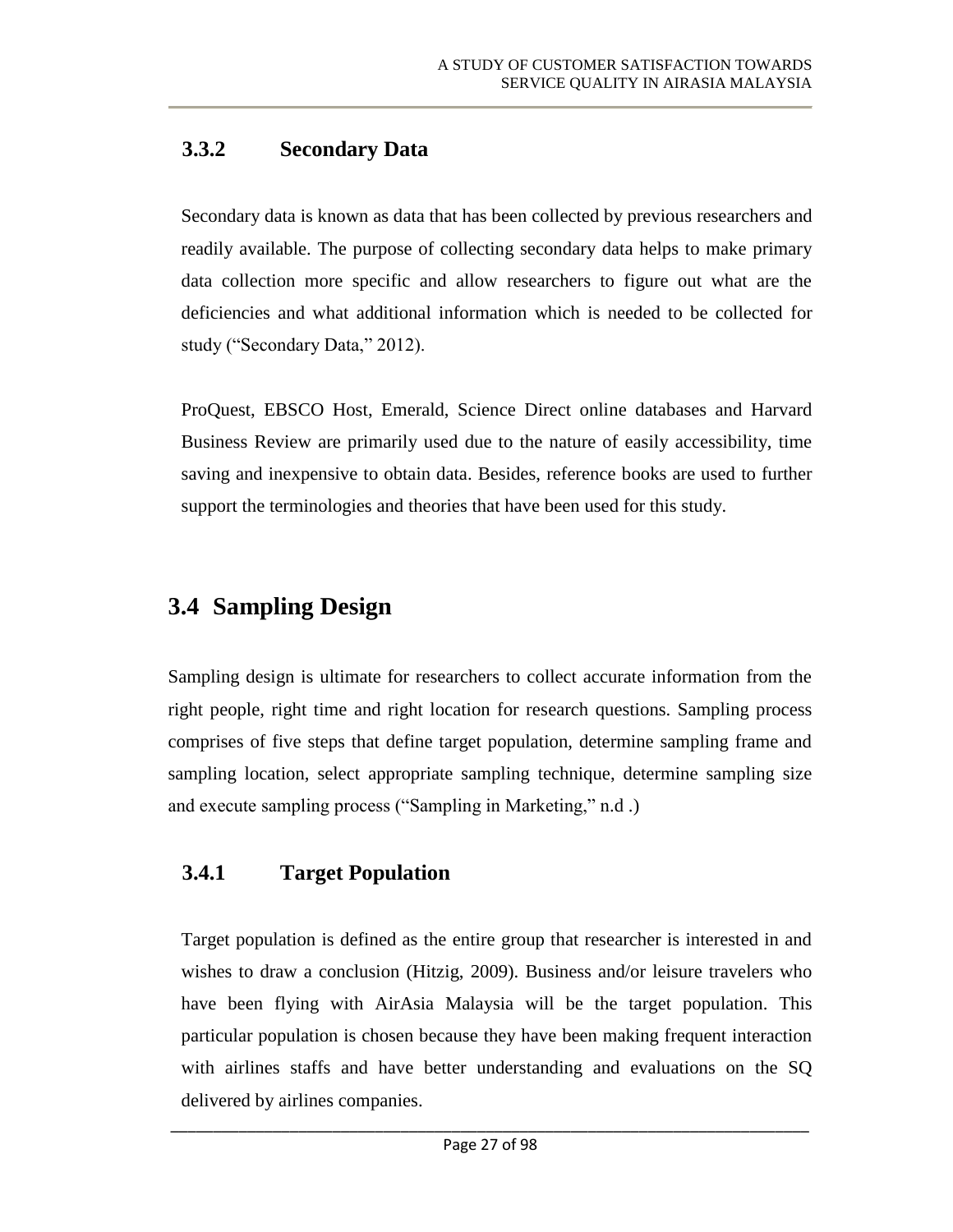### 3.3.2 Secondary Data

Secondary data is known as data that has been collected by previous researchers and readily available. The purpose of collecting secondary data helps to make primary data collection more specific and allow researchers to figure out what are the deficiencies and what additional information which is needed to be collected for study ("Secondary Data," 2012).

ProQuest, EBSCO Host, Emerald, Science Direct online databases and Harvard Business Review are primarily used due to the nature of easily accessibility, time saving and inexpensive to obtain data. Besides, reference books are used to further support the terminologies and theories that have been used for this study.

## 3.4 Sampling Design

Sampling design is ultimate for researchers to collect accurate information from the right people, right time and right location for research questions. Sampling process comprises of five steps that define target population, determine sampling frame and sampling location, select appropriate sampling technique, determine sampling size and execute sampling process ("Sampling in Marketing," n.d .)

### 3.4.1 Target Population

Target population is defined as the entire group that researcher is interested in and wishes to draw a conclusion (Hitzig, 2009). Business and/or leisure travelers who have been flying with AirAsia Malaysia will be the target population. This particular population is chosen because they have been making frequent interaction with airlines staffs and have better understanding and evaluations on the SQ delivered by airlines companies.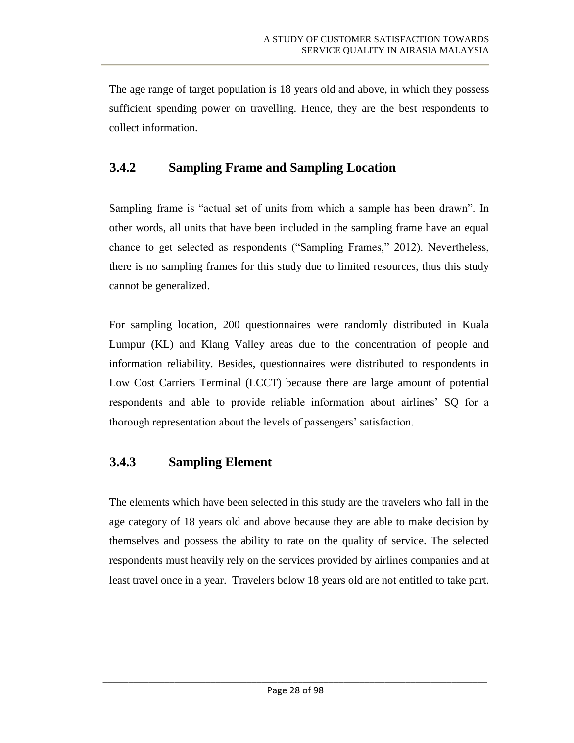The age range of target population is 18 years old and above, in which they possess sufficient spending power on travelling. Hence, they are the best respondents to collect information.

### 3.4.2 Sampling Frame and Sampling Location

Sampling frame is "actual set of units from which a sample has been drawn". In other words, all units that have been included in the sampling frame have an equal chance to get selected as respondents ("Sampling Frames," 2012). Nevertheless, there is no sampling frames for this study due to limited resources, thus this study cannot be generalized.

For sampling location, 200 questionnaires were randomly distributed in Kuala Lumpur (KL) and Klang Valley areas due to the concentration of people and information reliability. Besides, questionnaires were distributed to respondents in Low Cost Carriers Terminal (LCCT) because there are large amount of potential respondents and able to provide reliable information about airlines' SQ for a thorough representation about the levels of passengers' satisfaction.

### 3.4.3 Sampling Element

The elements which have been selected in this study are the travelers who fall in the age category of 18 years old and above because they are able to make decision by themselves and possess the ability to rate on the quality of service. The selected respondents must heavily rely on the services provided by airlines companies and at least travel once in a year. Travelers below 18 years old are not entitled to take part.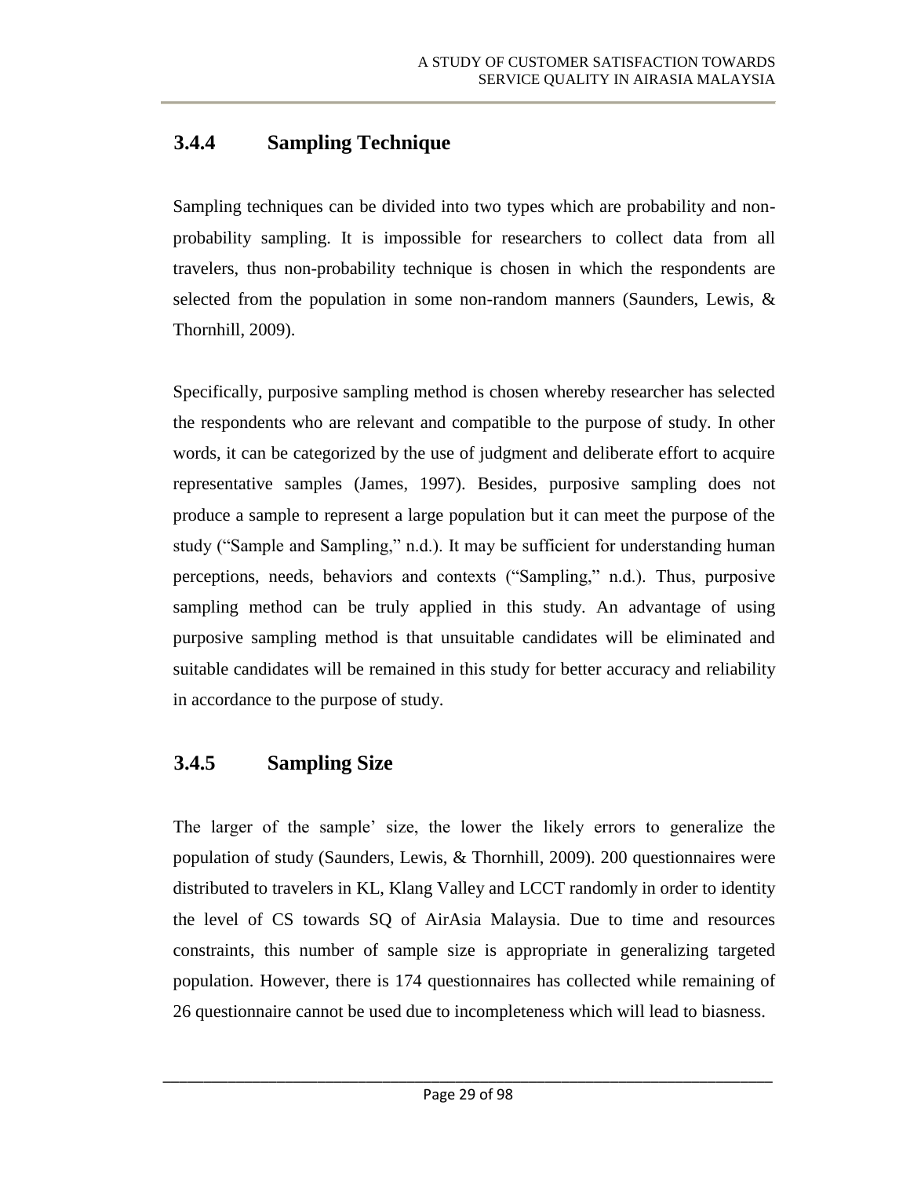### 3.4.4 Sampling Technique

Sampling techniques can be divided into two types which are probability and non-probability sampling. It is impossible for researchers to collect data from all travelers, thus non-probability technique is chosen in which the respondents are selected from the population in some non-random manners (Saunders, Lewis, & Thornhill, 2009).

Specifically, purposive sampling method is chosen whereby researcher has selected the respondents who are relevant and compatible to the purpose of study. In other words, it can be categorized by the use of judgment and deliberate effort to acquire representative samples (James, 1997). Besides, purposive sampling does not produce a sample to represent a large population but it can meet the purpose of the study ("Sample and Sampling," n.d.). It may be sufficient for understanding human perceptions, needs, behaviors and contexts ("Sampling," n.d.). Thus, purposive sampling method can be truly applied in this study. An advantage of using purposive sampling method is that unsuitable candidates will be eliminated and suitable candidates will be remained in this study for better accuracy and reliability in accordance to the purpose of study.

### 3.4.5 Sampling Size

The larger of the sample' size, the lower the likely errors to generalize the population of study (Saunders, Lewis, & Thornhill, 2009). 200 questionnaires were distributed to travelers in KL, Klang Valley and LCCT randomly in order to identity the level of CS towards SQ of AirAsia Malaysia. Due to time and resources constraints, this number of sample size is appropriate in generalizing targeted population. However, there is 174 questionnaires has collected while remaining of 26 questionnaire cannot be used due to incompleteness which will lead to biasness.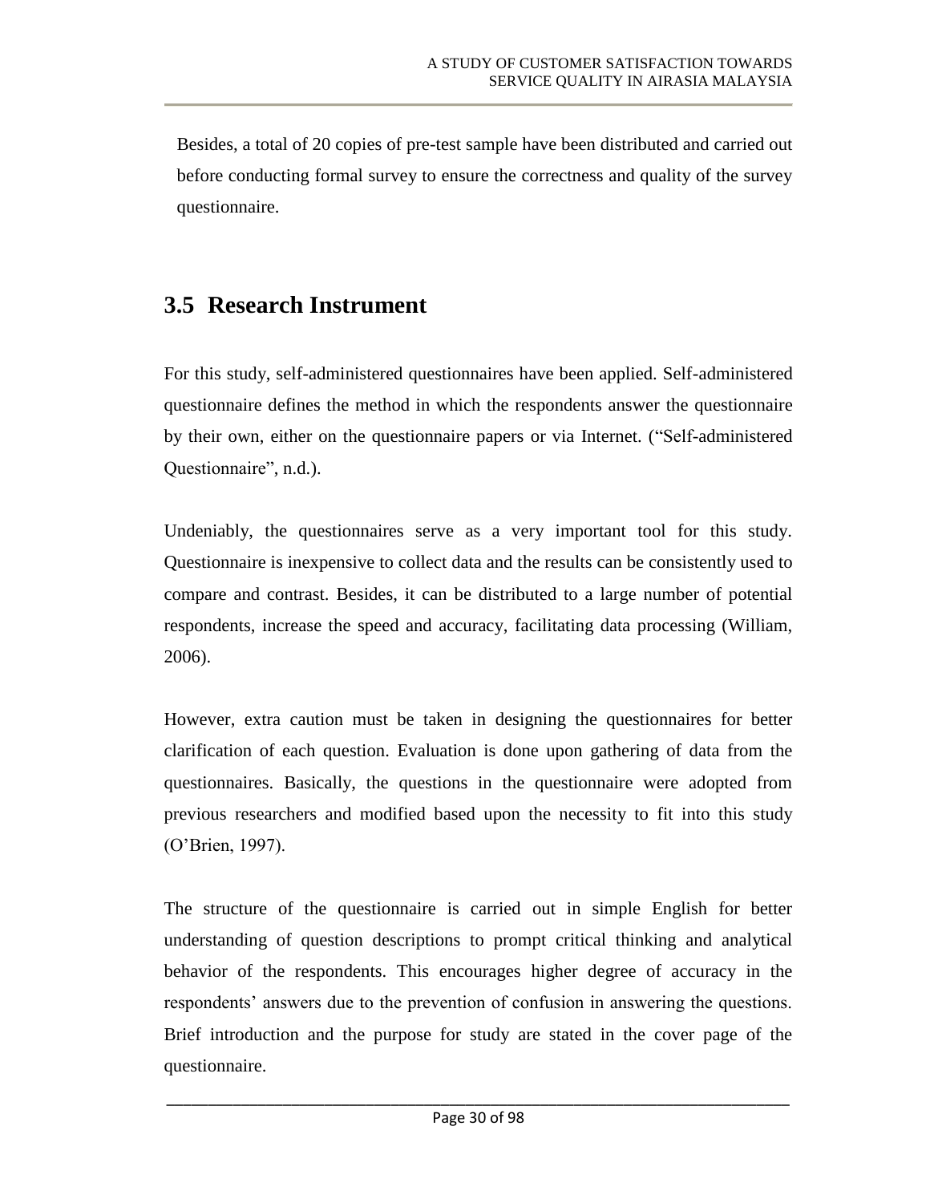Besides, a total of 20 copies of pre-test sample have been distributed and carried out before conducting formal survey to ensure the correctness and quality of the survey questionnaire.

## 3.5 Research Instrument

For this study, self-administered questionnaires have been applied. Self-administered questionnaire defines the method in which the respondents answer the questionnaire by their own, either on the questionnaire papers or via Internet. ("Self-administered Questionnaire", n.d.).

Undeniably, the questionnaires serve as a very important tool for this study. Questionnaire is inexpensive to collect data and the results can be consistently used to compare and contrast. Besides, it can be distributed to a large number of potential respondents, increase the speed and accuracy, facilitating data processing (William, 2006).

However, extra caution must be taken in designing the questionnaires for better clarification of each question. Evaluation is done upon gathering of data from the questionnaires. Basically, the questions in the questionnaire were adopted from previous researchers and modified based upon the necessity to fit into this study (O'Brien, 1997).

The structure of the questionnaire is carried out in simple English for better understanding of question descriptions to prompt critical thinking and analytical behavior of the respondents. This encourages higher degree of accuracy in the respondents' answers due to the prevention of confusion in answering the questions. Brief introduction and the purpose for study are stated in the cover page of the questionnaire.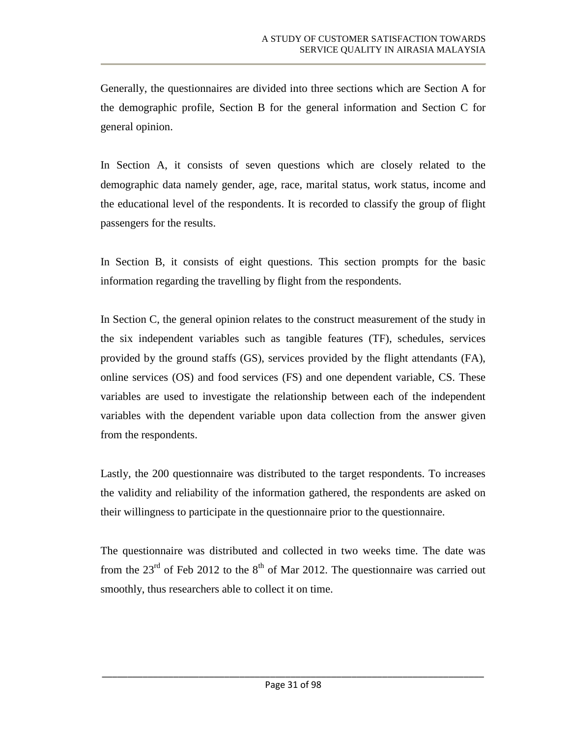Generally, the questionnaires are divided into three sections which are Section A for the demographic profile, Section B for the general information and Section C for general opinion.

In Section A, it consists of seven questions which are closely related to the demographic data namely gender, age, race, marital status, work status, income and the educational level of the respondents. It is recorded to classify the group of flight passengers for the results.

In Section B, it consists of eight questions. This section prompts for the basic information regarding the travelling by flight from the respondents.

In Section C, the general opinion relates to the construct measurement of the study in the six independent variables such as tangible features (TF), schedules, services provided by the ground staffs (GS), services provided by the flight attendants (FA), online services (OS) and food services (FS) and one dependent variable, CS. These variables are used to investigate the relationship between each of the independent variables with the dependent variable upon data collection from the answer given from the respondents.

Lastly, the 200 questionnaire was distributed to the target respondents. To increases the validity and reliability of the information gathered, the respondents are asked on their willingness to participate in the questionnaire prior to the questionnaire.

The questionnaire was distributed and collected in two weeks time. The date was from the 23rd of Feb 2012 to the 8th of Mar 2012. The questionnaire was carried out smoothly, thus researchers able to collect it on time.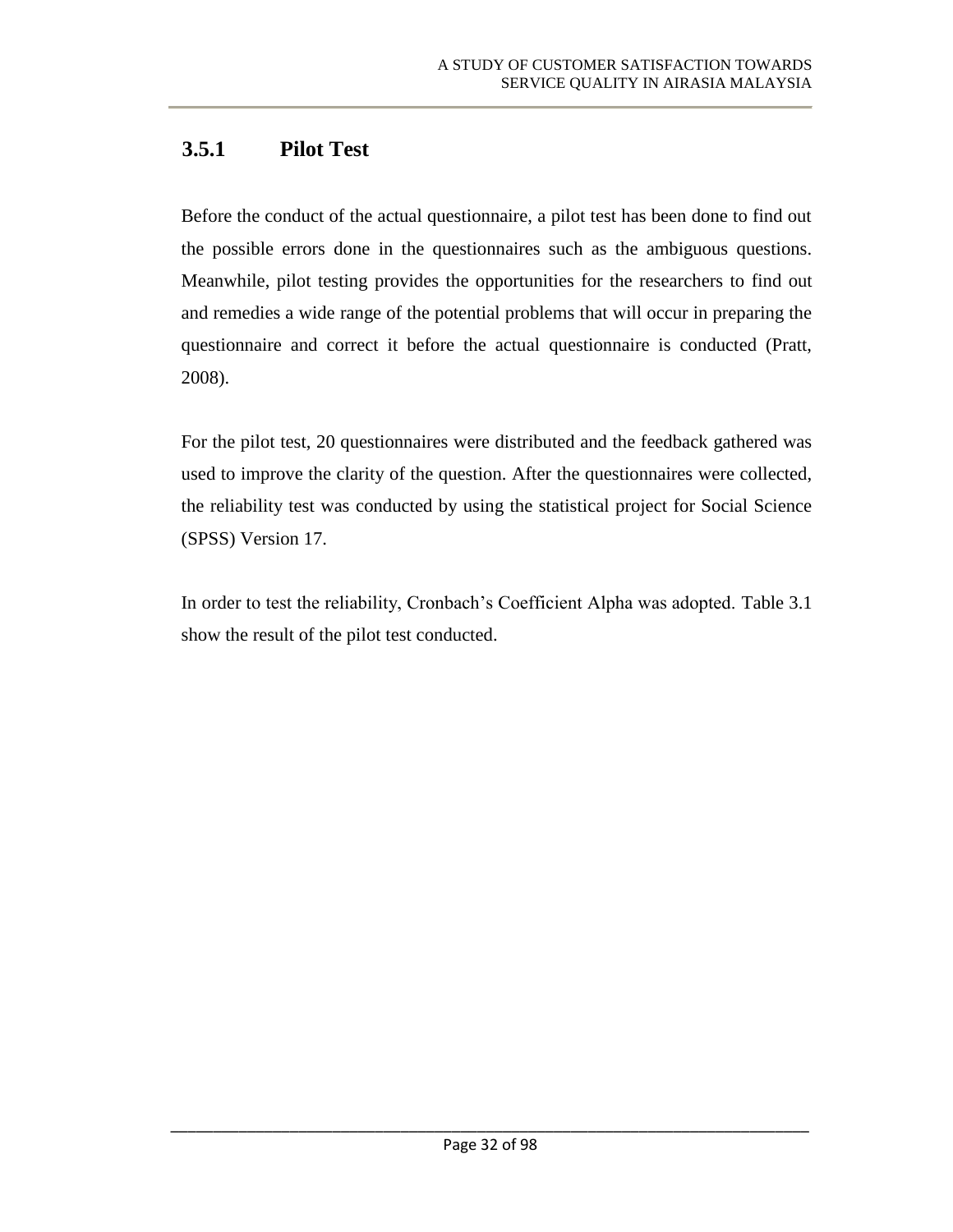### 3.5.1 Pilot Test

Before the conduct of the actual questionnaire, a pilot test has been done to find out the possible errors done in the questionnaires such as the ambiguous questions. Meanwhile, pilot testing provides the opportunities for the researchers to find out and remedies a wide range of the potential problems that will occur in preparing the questionnaire and correct it before the actual questionnaire is conducted (Pratt, 2008).

For the pilot test, 20 questionnaires were distributed and the feedback gathered was used to improve the clarity of the question. After the questionnaires were collected, the reliability test was conducted by using the statistical project for Social Science (SPSS) Version 17.

In order to test the reliability, Cronbach's Coefficient Alpha was adopted. Table 3.1 show the result of the pilot test conducted.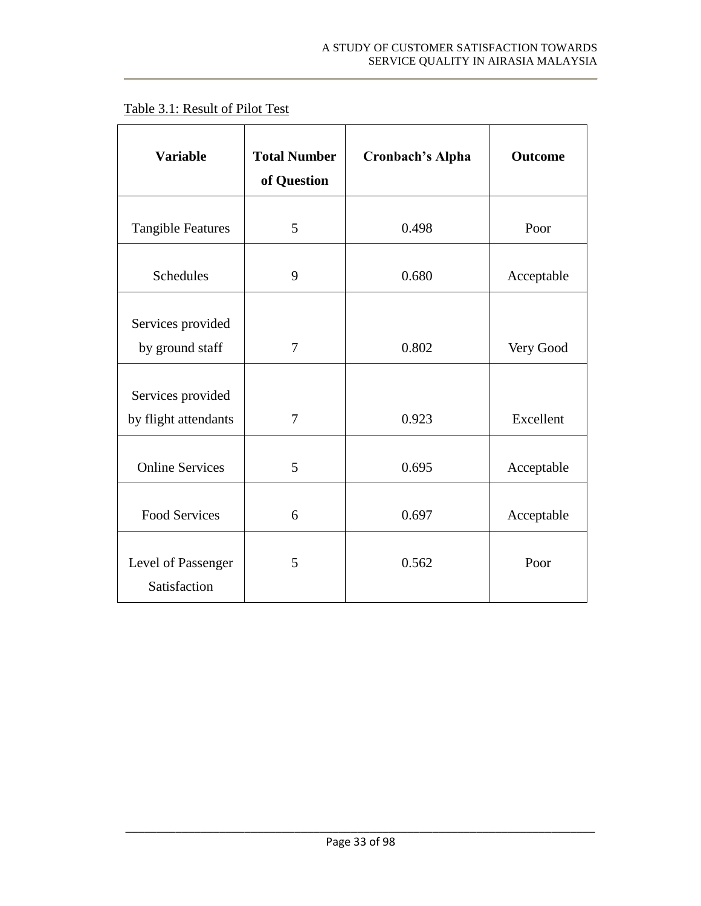Table 3.1: Result of Pilot Test

| Variable | Total Number of Question | Cronbach's Alpha | Outcome |
|---|---|---|---|
| Tangible Features | 5 | 0.498 | Poor |
| Schedules | 9 | 0.680 | Acceptable |
| Services provided by ground staff | 7 | 0.802 | Very Good |
| Services provided by flight attendants | 7 | 0.923 | Excellent |
| Online Services | 5 | 0.695 | Acceptable |
| Food Services | 6 | 0.697 | Acceptable |
| Level of Passenger Satisfaction | 5 | 0.562 | Poor |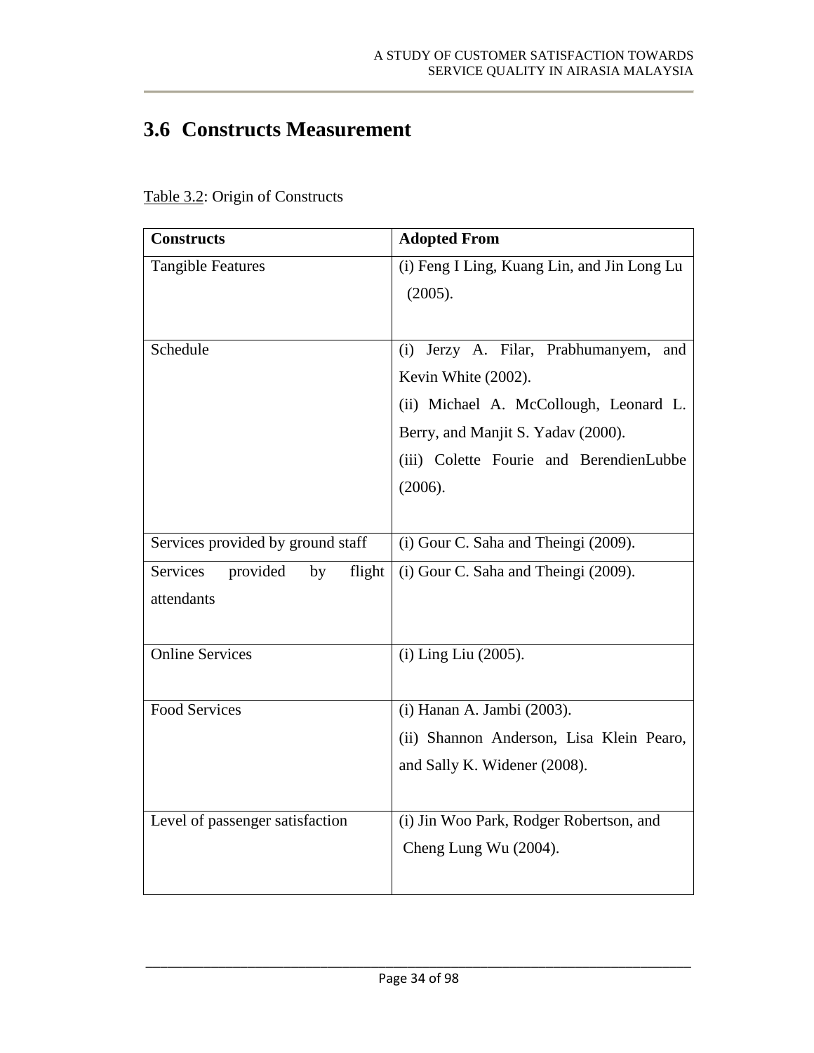## 3.6 Constructs Measurement

Table 3.2: Origin of Constructs

| Constructs | Adopted From |
|---|---|
| Tangible Features | (i) Feng I Ling, Kuang Lin, and Jin Long Lu (2005). |
| Schedule | (i) Jerzy A. Filar, Prabhumanyem, and Kevin White (2002).<br>(ii) Michael A. McCollough, Leonard L. Berry, and Manjit S. Yadav (2000).<br>(iii) Colette Fourie and BerendienLubbe (2006). |
| Services provided by ground staff | (i) Gour C. Saha and Theingi (2009). |
| Services provided by flight attendants | (i) Gour C. Saha and Theingi (2009). |
| Online Services | (i) Ling Liu (2005). |
| Food Services | (i) Hanan A. Jambi (2003).<br>(ii) Shannon Anderson, Lisa Klein Pearo, and Sally K. Widener (2008). |
| Level of passenger satisfaction | (i) Jin Woo Park, Rodger Robertson, and Cheng Lung Wu (2004). |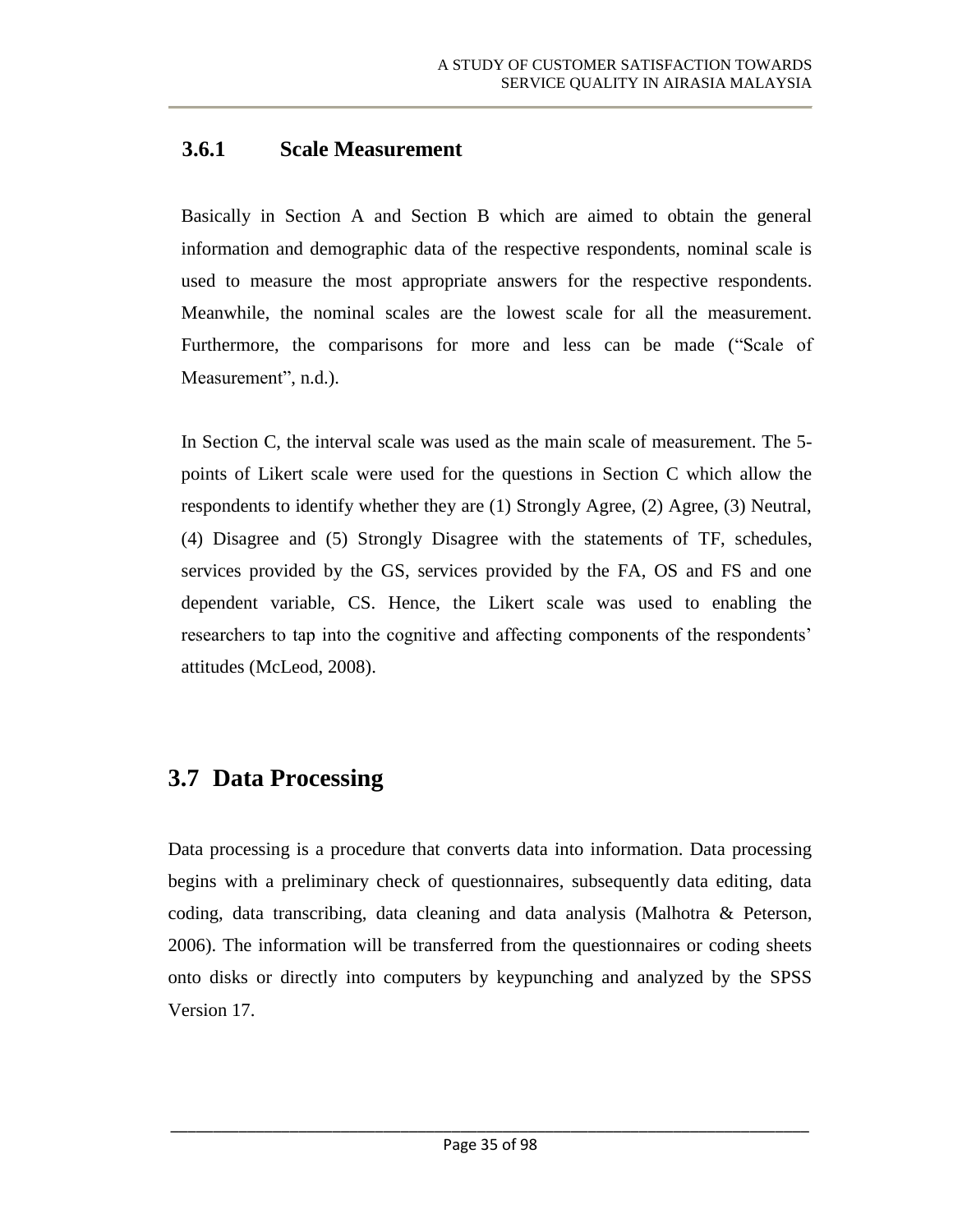### 3.6.1 Scale Measurement

Basically in Section A and Section B which are aimed to obtain the general information and demographic data of the respective respondents, nominal scale is used to measure the most appropriate answers for the respective respondents. Meanwhile, the nominal scales are the lowest scale for all the measurement. Furthermore, the comparisons for more and less can be made ("Scale of Measurement", n.d.).

In Section C, the interval scale was used as the main scale of measurement. The 5-points of Likert scale were used for the questions in Section C which allow the respondents to identify whether they are (1) Strongly Agree, (2) Agree, (3) Neutral, (4) Disagree and (5) Strongly Disagree with the statements of TF, schedules, services provided by the GS, services provided by the FA, OS and FS and one dependent variable, CS. Hence, the Likert scale was used to enabling the researchers to tap into the cognitive and affecting components of the respondents' attitudes (McLeod, 2008).

## 3.7 Data Processing

Data processing is a procedure that converts data into information. Data processing begins with a preliminary check of questionnaires, subsequently data editing, data coding, data transcribing, data cleaning and data analysis (Malhotra & Peterson, 2006). The information will be transferred from the questionnaires or coding sheets onto disks or directly into computers by keypunching and analyzed by the SPSS Version 17.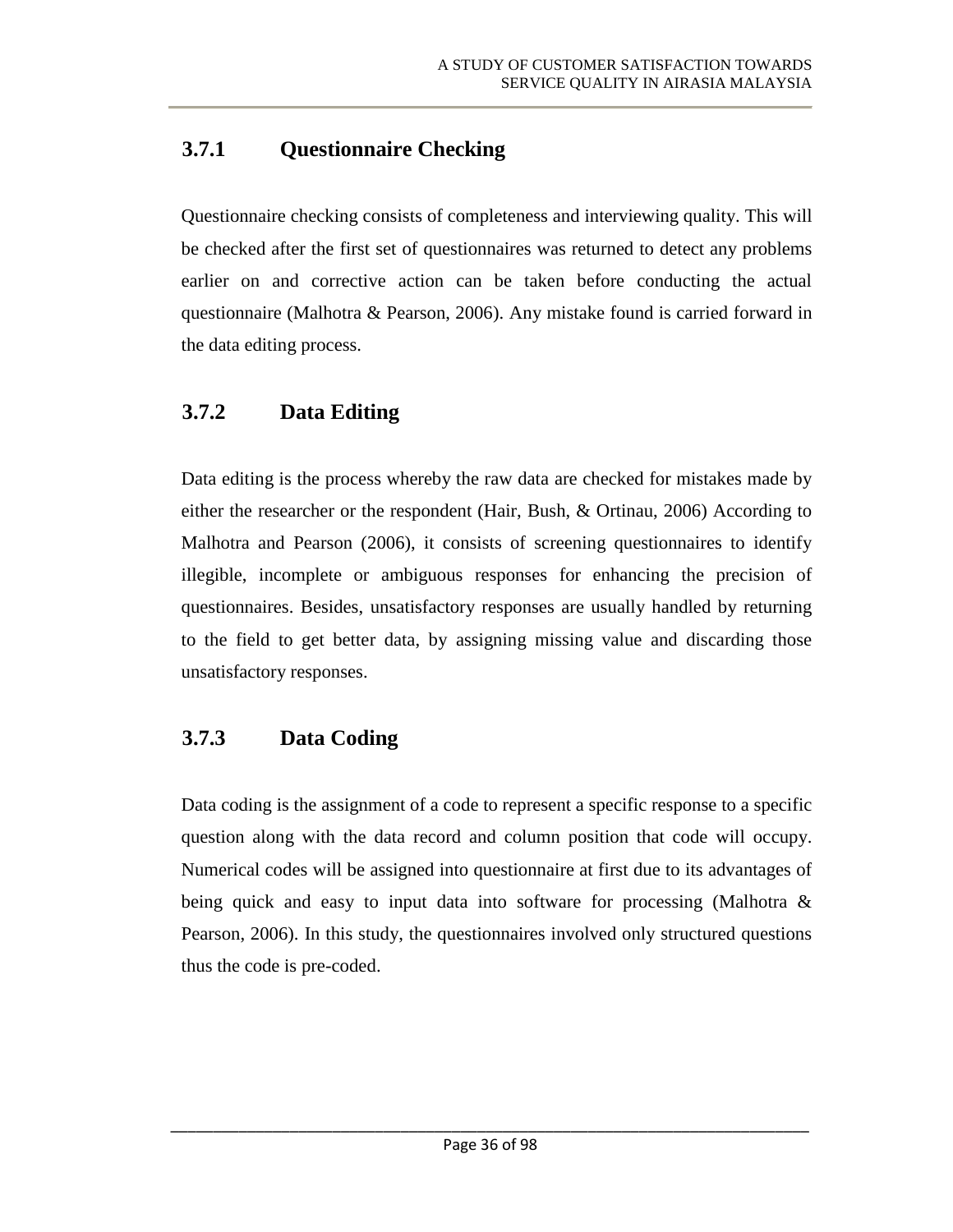### 3.7.1 Questionnaire Checking

Questionnaire checking consists of completeness and interviewing quality. This will be checked after the first set of questionnaires was returned to detect any problems earlier on and corrective action can be taken before conducting the actual questionnaire (Malhotra & Pearson, 2006). Any mistake found is carried forward in the data editing process.

### 3.7.2 Data Editing

Data editing is the process whereby the raw data are checked for mistakes made by either the researcher or the respondent (Hair, Bush, & Ortinau, 2006) According to Malhotra and Pearson (2006), it consists of screening questionnaires to identify illegible, incomplete or ambiguous responses for enhancing the precision of questionnaires. Besides, unsatisfactory responses are usually handled by returning to the field to get better data, by assigning missing value and discarding those unsatisfactory responses.

### 3.7.3 Data Coding

Data coding is the assignment of a code to represent a specific response to a specific question along with the data record and column position that code will occupy. Numerical codes will be assigned into questionnaire at first due to its advantages of being quick and easy to input data into software for processing (Malhotra & Pearson, 2006). In this study, the questionnaires involved only structured questions thus the code is pre-coded.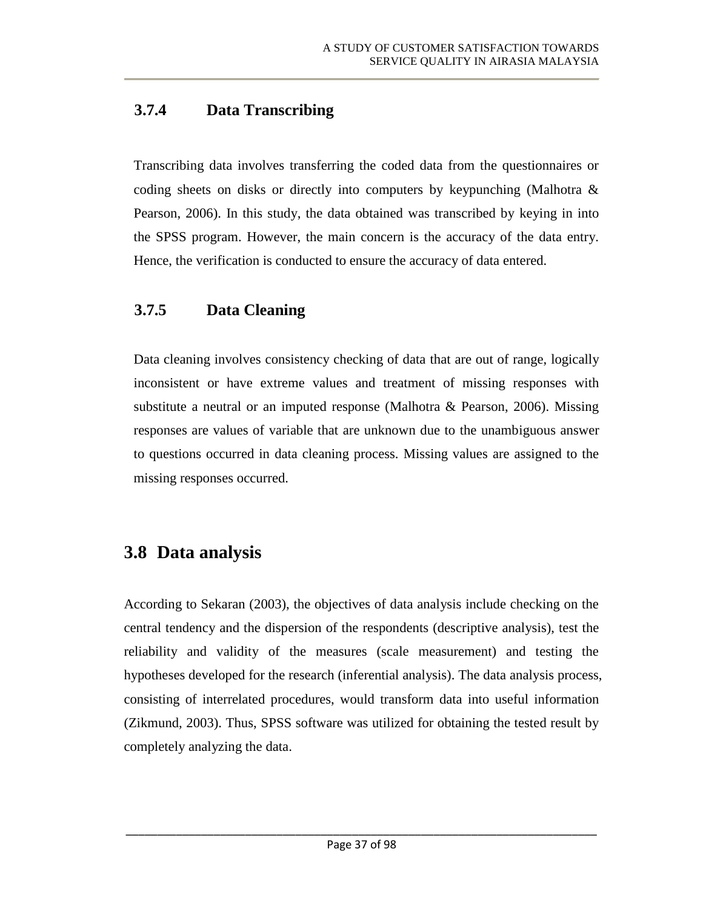### 3.7.4 Data Transcribing

Transcribing data involves transferring the coded data from the questionnaires or coding sheets on disks or directly into computers by keypunching (Malhotra & Pearson, 2006). In this study, the data obtained was transcribed by keying in into the SPSS program. However, the main concern is the accuracy of the data entry. Hence, the verification is conducted to ensure the accuracy of data entered.

### 3.7.5 Data Cleaning

Data cleaning involves consistency checking of data that are out of range, logically inconsistent or have extreme values and treatment of missing responses with substitute a neutral or an imputed response (Malhotra & Pearson, 2006). Missing responses are values of variable that are unknown due to the unambiguous answer to questions occurred in data cleaning process. Missing values are assigned to the missing responses occurred.

## 3.8 Data analysis

According to Sekaran (2003), the objectives of data analysis include checking on the central tendency and the dispersion of the respondents (descriptive analysis), test the reliability and validity of the measures (scale measurement) and testing the hypotheses developed for the research (inferential analysis). The data analysis process, consisting of interrelated procedures, would transform data into useful information (Zikmund, 2003). Thus, SPSS software was utilized for obtaining the tested result by completely analyzing the data.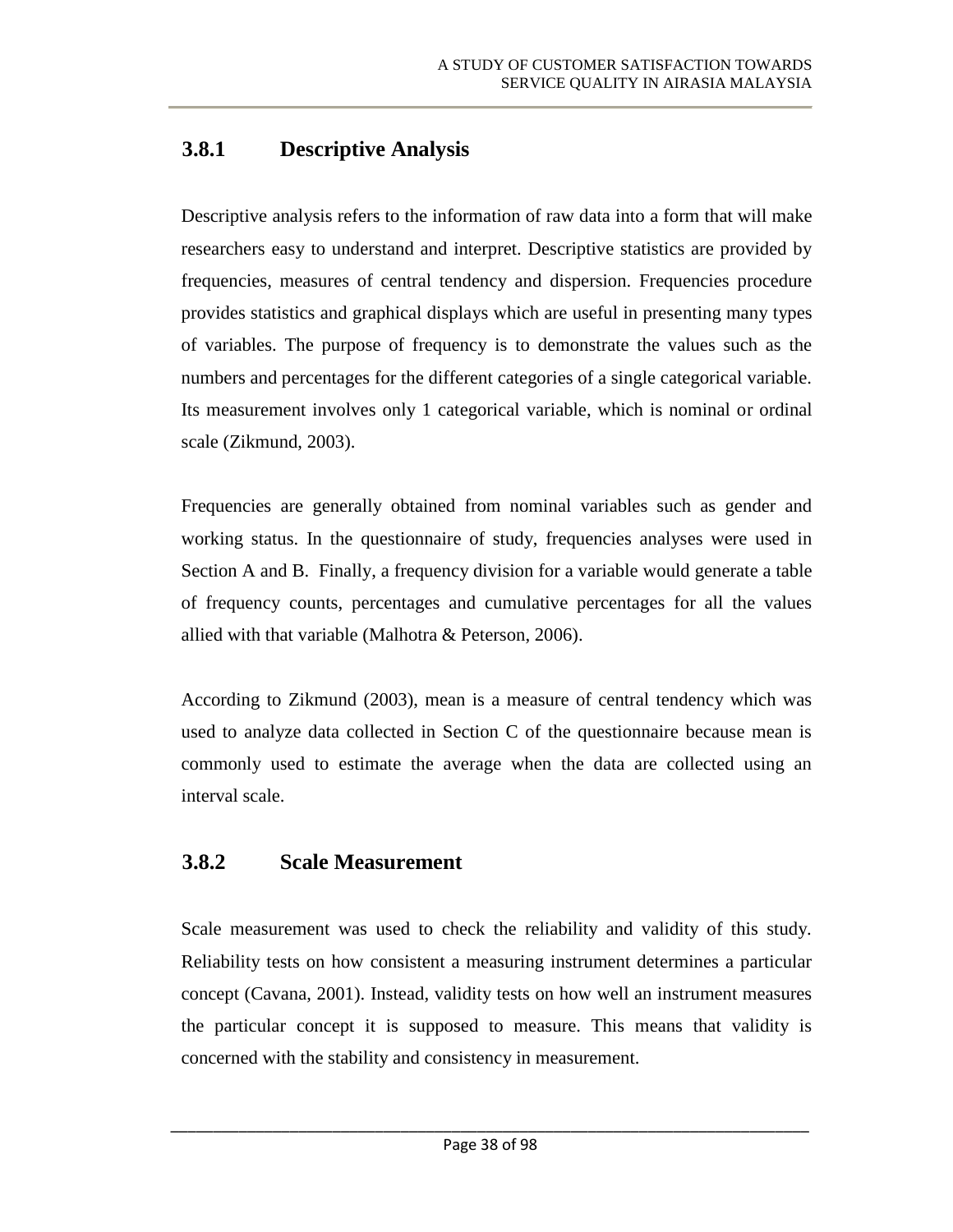### 3.8.1 Descriptive Analysis

Descriptive analysis refers to the information of raw data into a form that will make researchers easy to understand and interpret. Descriptive statistics are provided by frequencies, measures of central tendency and dispersion. Frequencies procedure provides statistics and graphical displays which are useful in presenting many types of variables. The purpose of frequency is to demonstrate the values such as the numbers and percentages for the different categories of a single categorical variable. Its measurement involves only 1 categorical variable, which is nominal or ordinal scale (Zikmund, 2003).

Frequencies are generally obtained from nominal variables such as gender and working status. In the questionnaire of study, frequencies analyses were used in Section A and B. Finally, a frequency division for a variable would generate a table of frequency counts, percentages and cumulative percentages for all the values allied with that variable (Malhotra & Peterson, 2006).

According to Zikmund (2003), mean is a measure of central tendency which was used to analyze data collected in Section C of the questionnaire because mean is commonly used to estimate the average when the data are collected using an interval scale.

### 3.8.2 Scale Measurement

Scale measurement was used to check the reliability and validity of this study. Reliability tests on how consistent a measuring instrument determines a particular concept (Cavana, 2001). Instead, validity tests on how well an instrument measures the particular concept it is supposed to measure. This means that validity is concerned with the stability and consistency in measurement.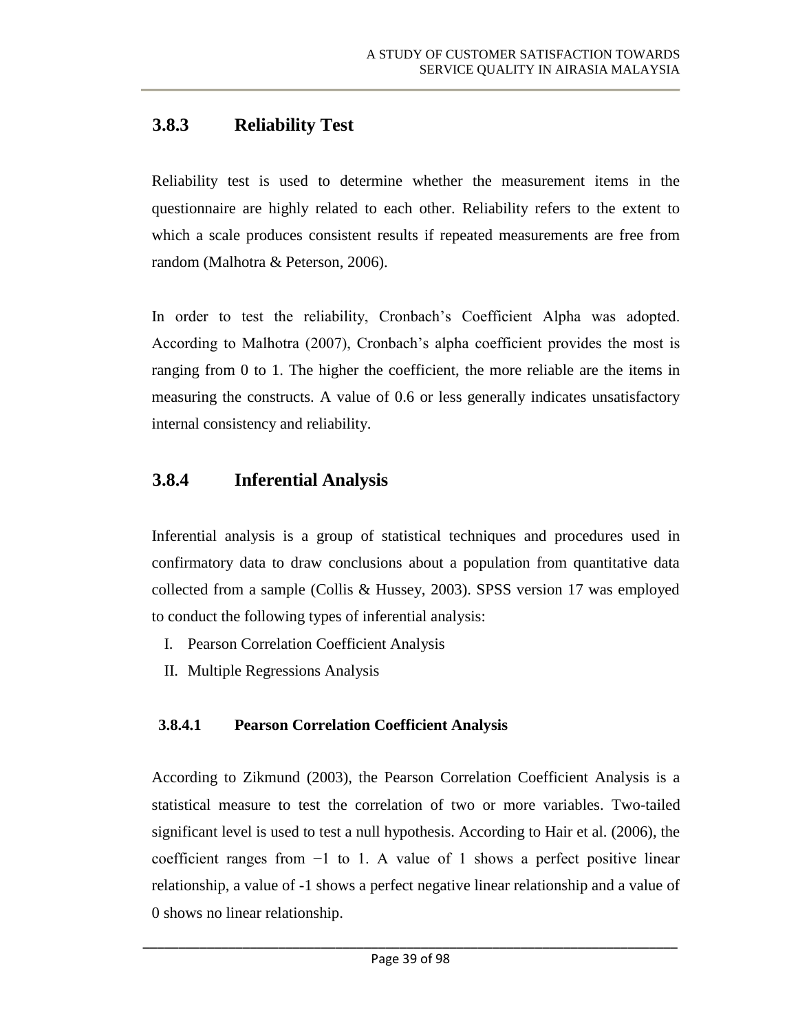### 3.8.3 Reliability Test

Reliability test is used to determine whether the measurement items in the questionnaire are highly related to each other. Reliability refers to the extent to which a scale produces consistent results if repeated measurements are free from random (Malhotra & Peterson, 2006).

In order to test the reliability, Cronbach's Coefficient Alpha was adopted. According to Malhotra (2007), Cronbach's alpha coefficient provides the most is ranging from 0 to 1. The higher the coefficient, the more reliable are the items in measuring the constructs. A value of 0.6 or less generally indicates unsatisfactory internal consistency and reliability.

### 3.8.4 Inferential Analysis

Inferential analysis is a group of statistical techniques and procedures used in confirmatory data to draw conclusions about a population from quantitative data collected from a sample (Collis & Hussey, 2003). SPSS version 17 was employed to conduct the following types of inferential analysis:

I. Pearson Correlation Coefficient Analysis
II. Multiple Regressions Analysis

#### 3.8.4.1 Pearson Correlation Coefficient Analysis

According to Zikmund (2003), the Pearson Correlation Coefficient Analysis is a statistical measure to test the correlation of two or more variables. Two-tailed significant level is used to test a null hypothesis. According to Hair et al. (2006), the coefficient ranges from −1 to 1. A value of 1 shows a perfect positive linear relationship, a value of -1 shows a perfect negative linear relationship and a value of 0 shows no linear relationship.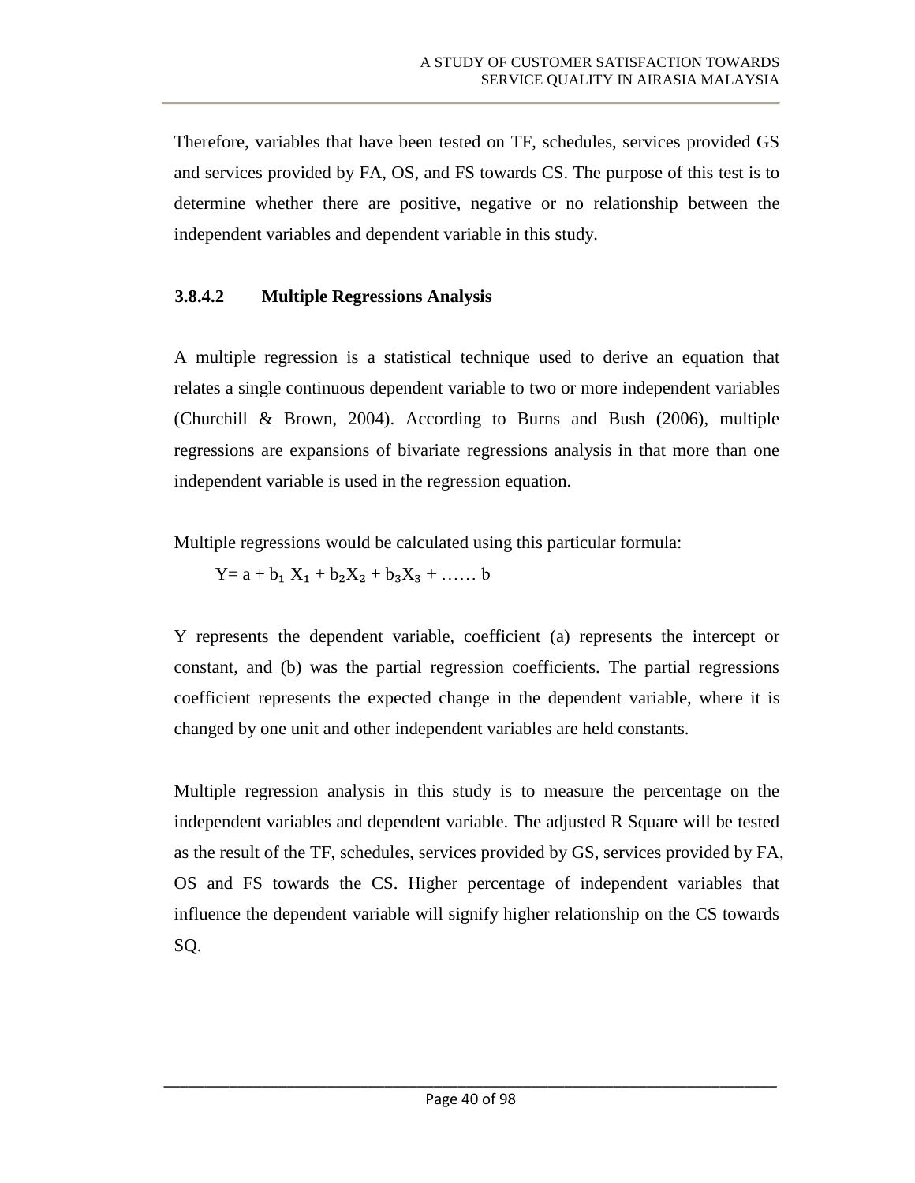Therefore, variables that have been tested on TF, schedules, services provided GS and services provided by FA, OS, and FS towards CS. The purpose of this test is to determine whether there are positive, negative or no relationship between the independent variables and dependent variable in this study.

### 3.8.4.2 Multiple Regressions Analysis

A multiple regression is a statistical technique used to derive an equation that relates a single continuous dependent variable to two or more independent variables (Churchill & Brown, 2004). According to Burns and Bush (2006), multiple regressions are expansions of bivariate regressions analysis in that more than one independent variable is used in the regression equation.

Multiple regressions would be calculated using this particular formula:

$$Y = a + b_1 X_1 + b_2 X_2 + b_3 X_3 + \ldots\ldots b$$

Y represents the dependent variable, coefficient (a) represents the intercept or constant, and (b) was the partial regression coefficients. The partial regressions coefficient represents the expected change in the dependent variable, where it is changed by one unit and other independent variables are held constants.

Multiple regression analysis in this study is to measure the percentage on the independent variables and dependent variable. The adjusted R Square will be tested as the result of the TF, schedules, services provided by GS, services provided by FA, OS and FS towards the CS. Higher percentage of independent variables that influence the dependent variable will signify higher relationship on the CS towards SQ.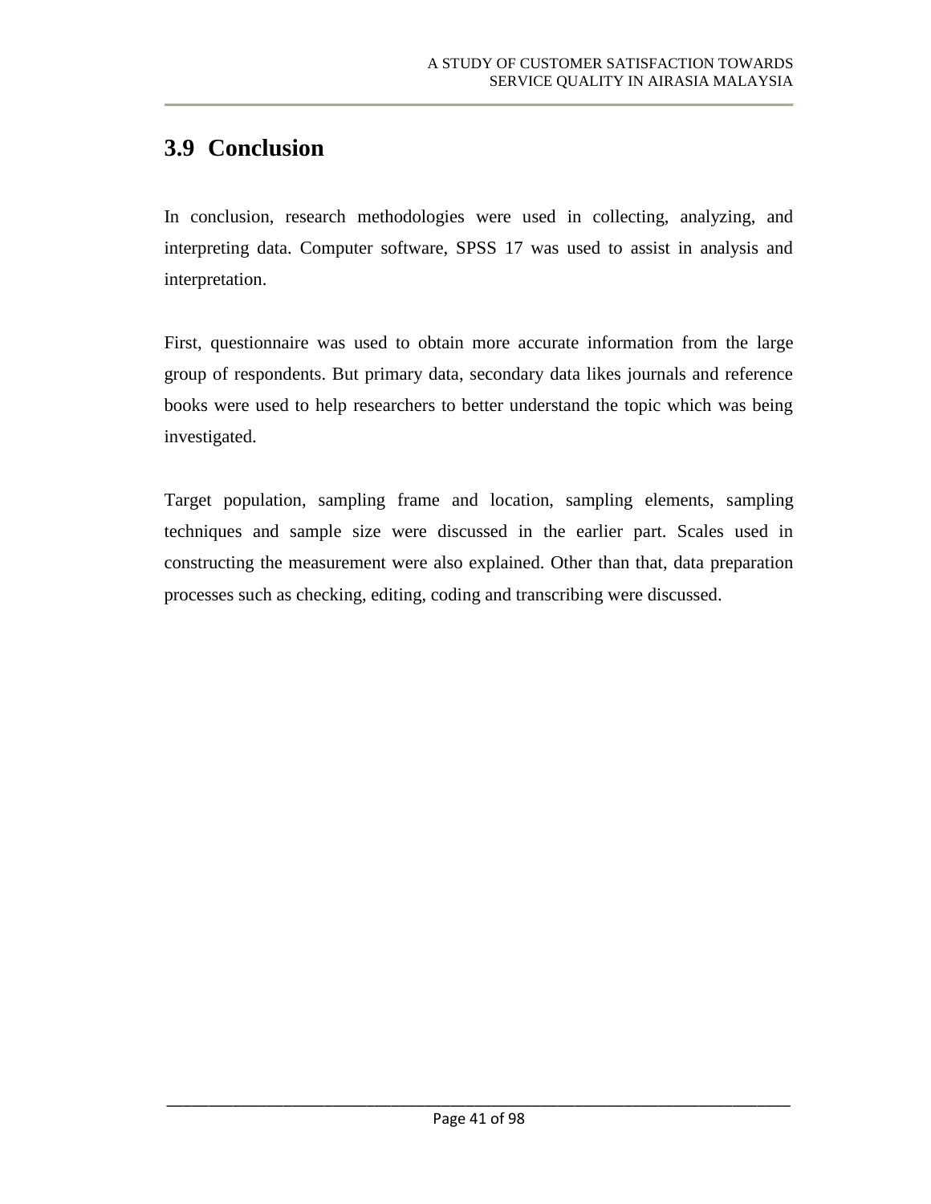## 3.9 Conclusion

In conclusion, research methodologies were used in collecting, analyzing, and interpreting data. Computer software, SPSS 17 was used to assist in analysis and interpretation.

First, questionnaire was used to obtain more accurate information from the large group of respondents. But primary data, secondary data likes journals and reference books were used to help researchers to better understand the topic which was being investigated.

Target population, sampling frame and location, sampling elements, sampling techniques and sample size were discussed in the earlier part. Scales used in constructing the measurement were also explained. Other than that, data preparation processes such as checking, editing, coding and transcribing were discussed.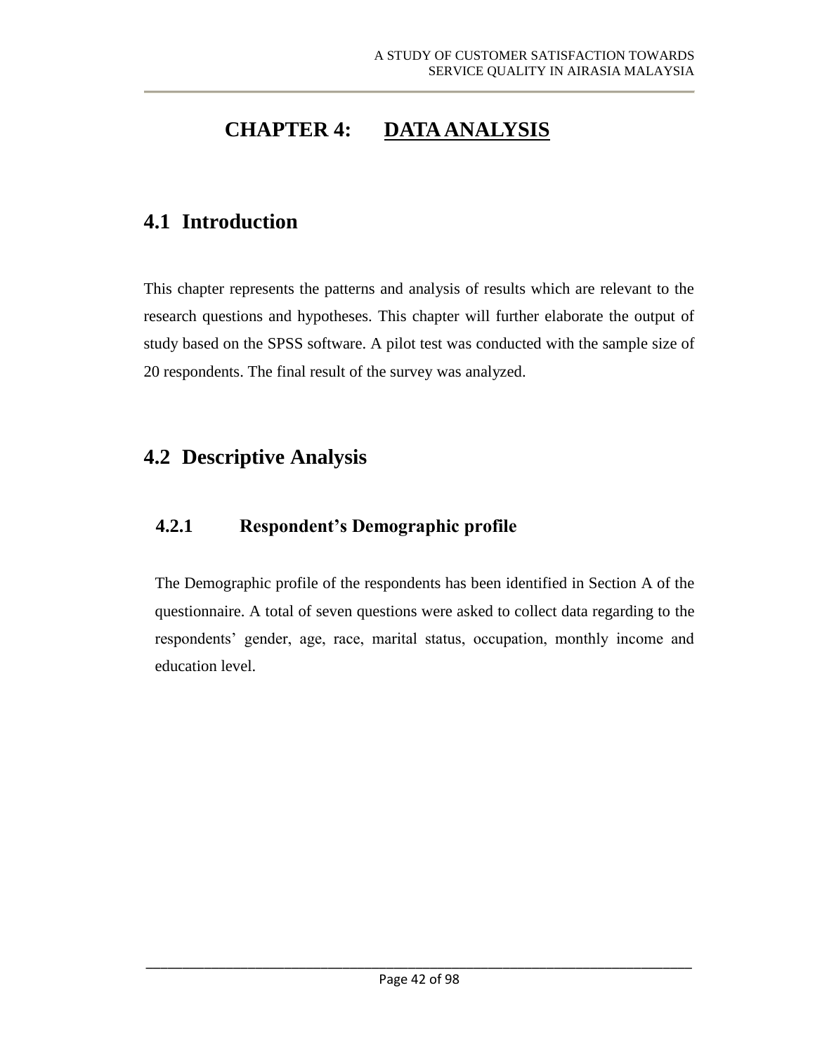# CHAPTER 4: DATA ANALYSIS

## 4.1 Introduction

This chapter represents the patterns and analysis of results which are relevant to the research questions and hypotheses. This chapter will further elaborate the output of study based on the SPSS software. A pilot test was conducted with the sample size of 20 respondents. The final result of the survey was analyzed.

## 4.2 Descriptive Analysis

### 4.2.1 Respondent's Demographic profile

The Demographic profile of the respondents has been identified in Section A of the questionnaire. A total of seven questions were asked to collect data regarding to the respondents' gender, age, race, marital status, occupation, monthly income and education level.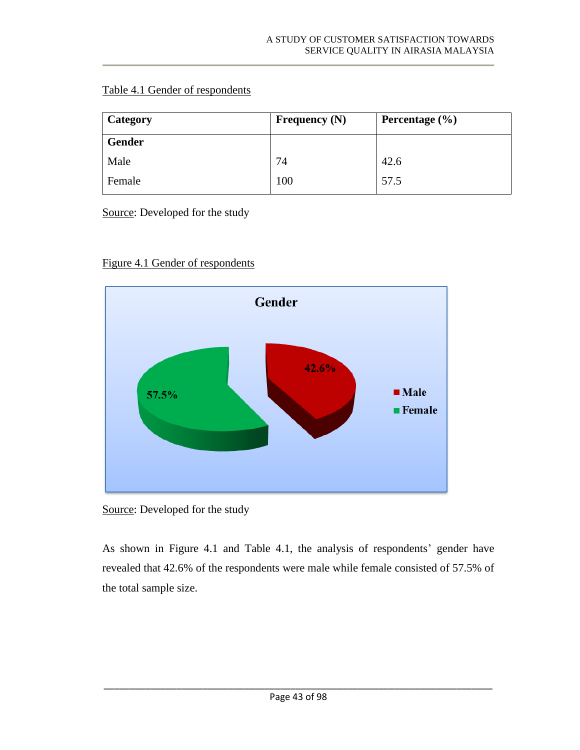Table 4.1 Gender of respondents

| Category | Frequency (N) | Percentage (%) |
|---|---|---|
| **Gender** | | |
| Male | 74 | 42.6 |
| Female | 100 | 57.5 |

Source: Developed for the study

Figure 4.1 Gender of respondents

Source: Developed for the study

As shown in Figure 4.1 and Table 4.1, the analysis of respondents' gender have revealed that 42.6% of the respondents were male while female consisted of 57.5% of the total sample size.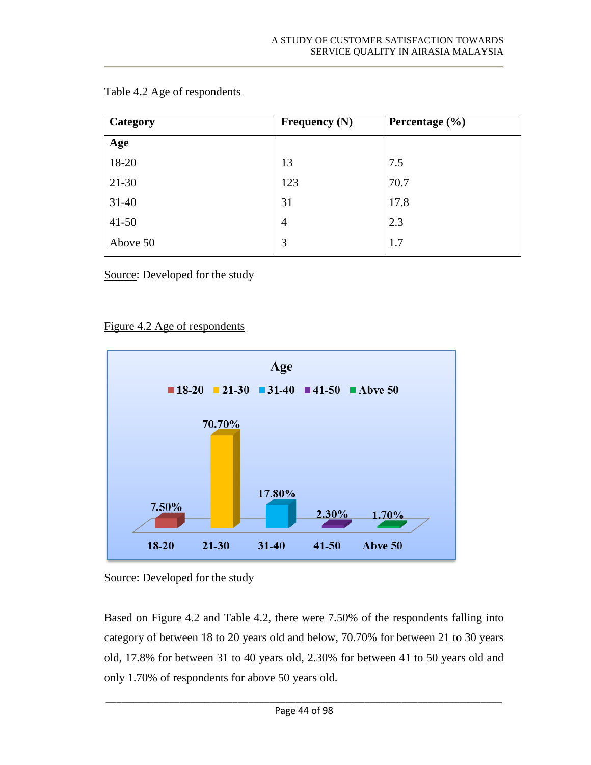Table 4.2 Age of respondents

| Category | Frequency (N) | Percentage (%) |
|---|---|---|
| **Age** | | |
| 18-20 | 13 | 7.5 |
| 21-30 | 123 | 70.7 |
| 31-40 | 31 | 17.8 |
| 41-50 | 4 | 2.3 |
| Above 50 | 3 | 1.7 |

Source: Developed for the study

Figure 4.2 Age of respondents

Source: Developed for the study

Based on Figure 4.2 and Table 4.2, there were 7.50% of the respondents falling into category of between 18 to 20 years old and below, 70.70% for between 21 to 30 years old, 17.8% for between 31 to 40 years old, 2.30% for between 41 to 50 years old and only 1.70% of respondents for above 50 years old.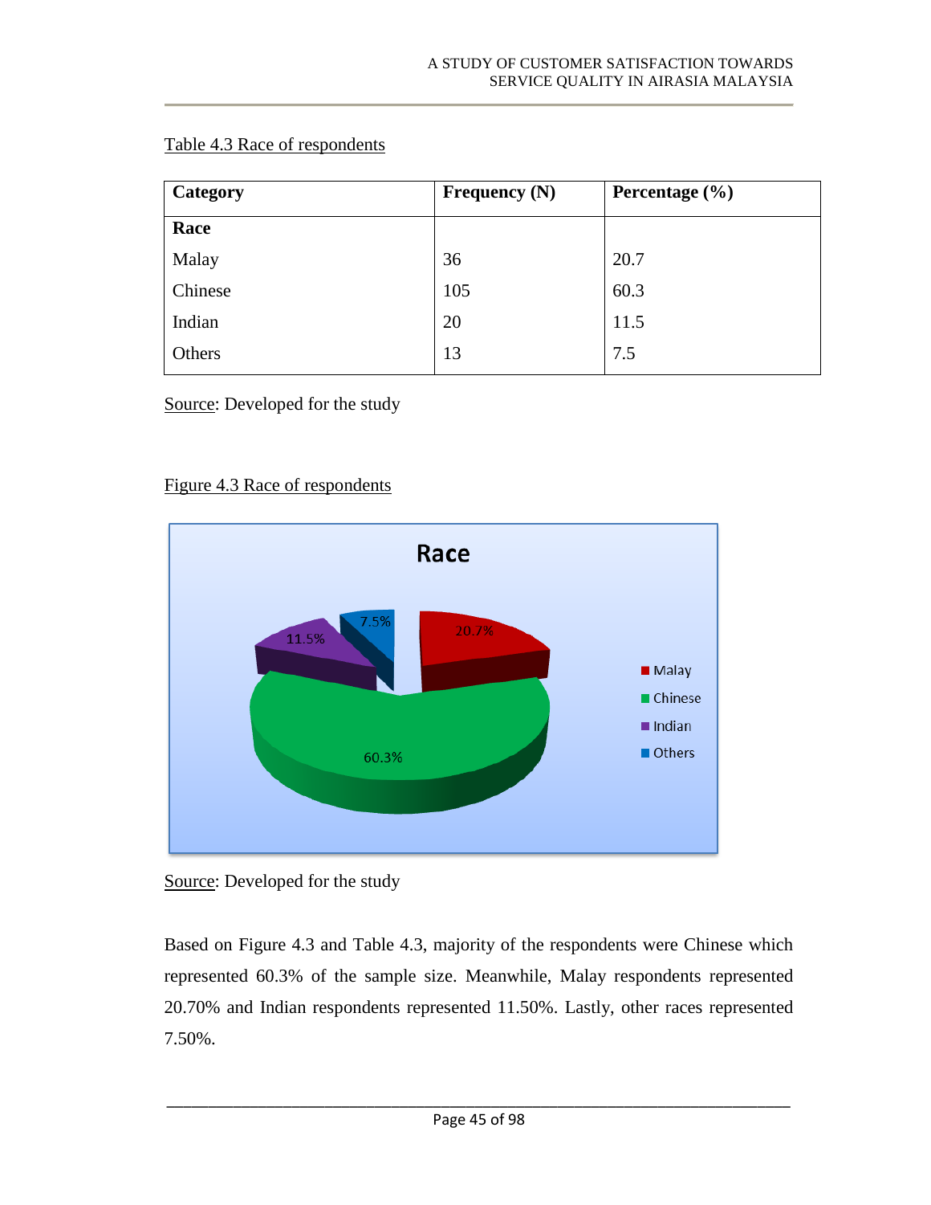Table 4.3 Race of respondents

| Category | Frequency (N) | Percentage (%) |
|---|---|---|
| **Race** | | |
| Malay | 36 | 20.7 |
| Chinese | 105 | 60.3 |
| Indian | 20 | 11.5 |
| Others | 13 | 7.5 |

Source: Developed for the study

Figure 4.3 Race of respondents

Source: Developed for the study

Based on Figure 4.3 and Table 4.3, majority of the respondents were Chinese which represented 60.3% of the sample size. Meanwhile, Malay respondents represented 20.70% and Indian respondents represented 11.50%. Lastly, other races represented 7.50%.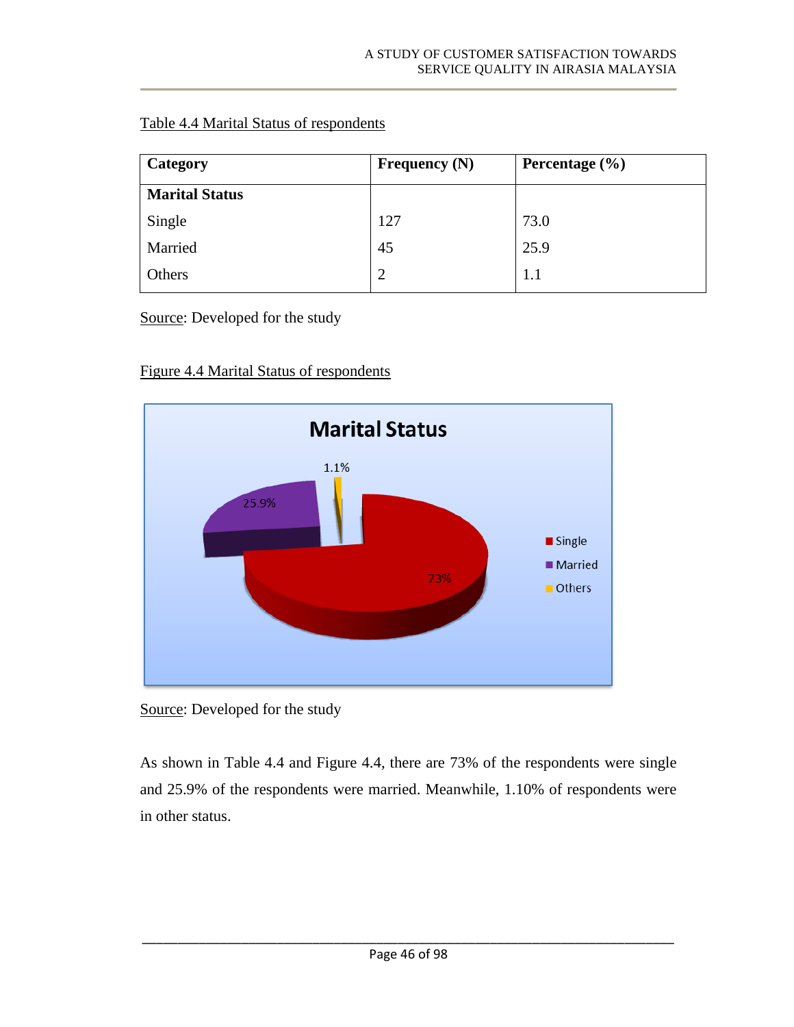Table 4.4 Marital Status of respondents

| Category | Frequency (N) | Percentage (%) |
|---|---|---|
| **Marital Status** | | |
| Single | 127 | 73.0 |
| Married | 45 | 25.9 |
| Others | 2 | 1.1 |

Source: Developed for the study

Figure 4.4 Marital Status of respondents

Source: Developed for the study

As shown in Table 4.4 and Figure 4.4, there are 73% of the respondents were single and 25.9% of the respondents were married. Meanwhile, 1.10% of respondents were in other status.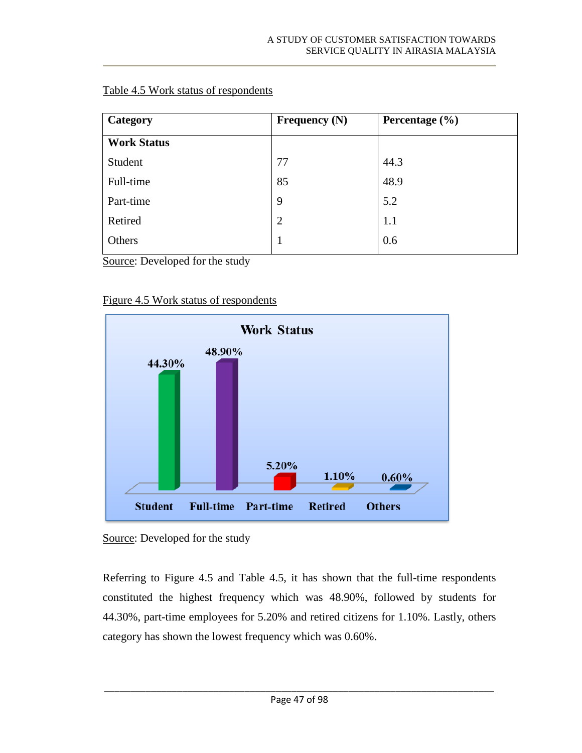Table 4.5 Work status of respondents

| Category | Frequency (N) | Percentage (%) |
|---|---|---|
| **Work Status** | | |
| Student | 77 | 44.3 |
| Full-time | 85 | 48.9 |
| Part-time | 9 | 5.2 |
| Retired | 2 | 1.1 |
| Others | 1 | 0.6 |

Source: Developed for the study

Figure 4.5 Work status of respondents

Source: Developed for the study

Referring to Figure 4.5 and Table 4.5, it has shown that the full-time respondents constituted the highest frequency which was 48.90%, followed by students for 44.30%, part-time employees for 5.20% and retired citizens for 1.10%. Lastly, others category has shown the lowest frequency which was 0.60%.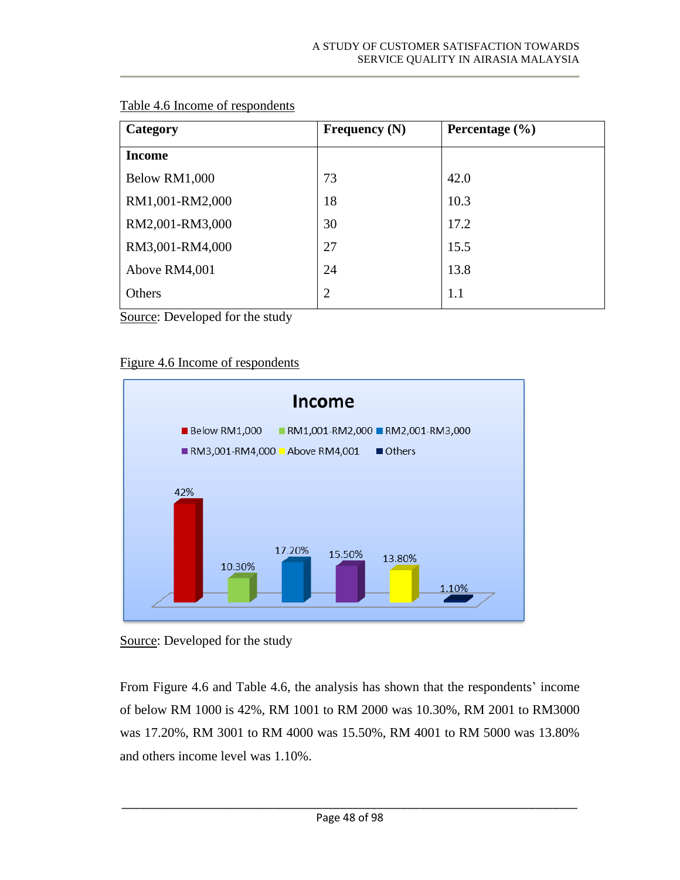Table 4.6 Income of respondents

| Category | Frequency (N) | Percentage (%) |
| --- | --- | --- |
| **Income** | | |
| Below RM1,000 | 73 | 42.0 |
| RM1,001-RM2,000 | 18 | 10.3 |
| RM2,001-RM3,000 | 30 | 17.2 |
| RM3,001-RM4,000 | 27 | 15.5 |
| Above RM4,001 | 24 | 13.8 |
| Others | 2 | 1.1 |

Source: Developed for the study

Figure 4.6 Income of respondents

Source: Developed for the study

From Figure 4.6 and Table 4.6, the analysis has shown that the respondents' income of below RM 1000 is 42%, RM 1001 to RM 2000 was 10.30%, RM 2001 to RM3000 was 17.20%, RM 3001 to RM 4000 was 15.50%, RM 4001 to RM 5000 was 13.80% and others income level was 1.10%.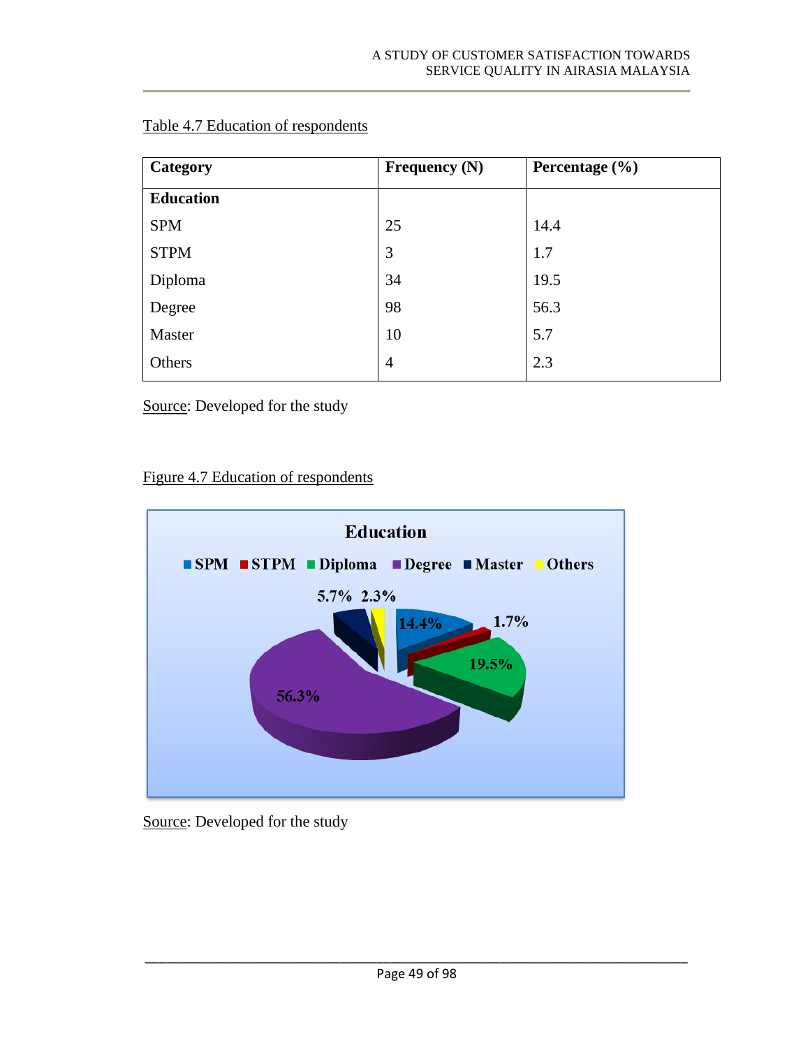Table 4.7 Education of respondents

| Category | Frequency (N) | Percentage (%) |
|---|---|---|
| **Education** | | |
| SPM | 25 | 14.4 |
| STPM | 3 | 1.7 |
| Diploma | 34 | 19.5 |
| Degree | 98 | 56.3 |
| Master | 10 | 5.7 |
| Others | 4 | 2.3 |

Source: Developed for the study

Figure 4.7 Education of respondents

Source: Developed for the study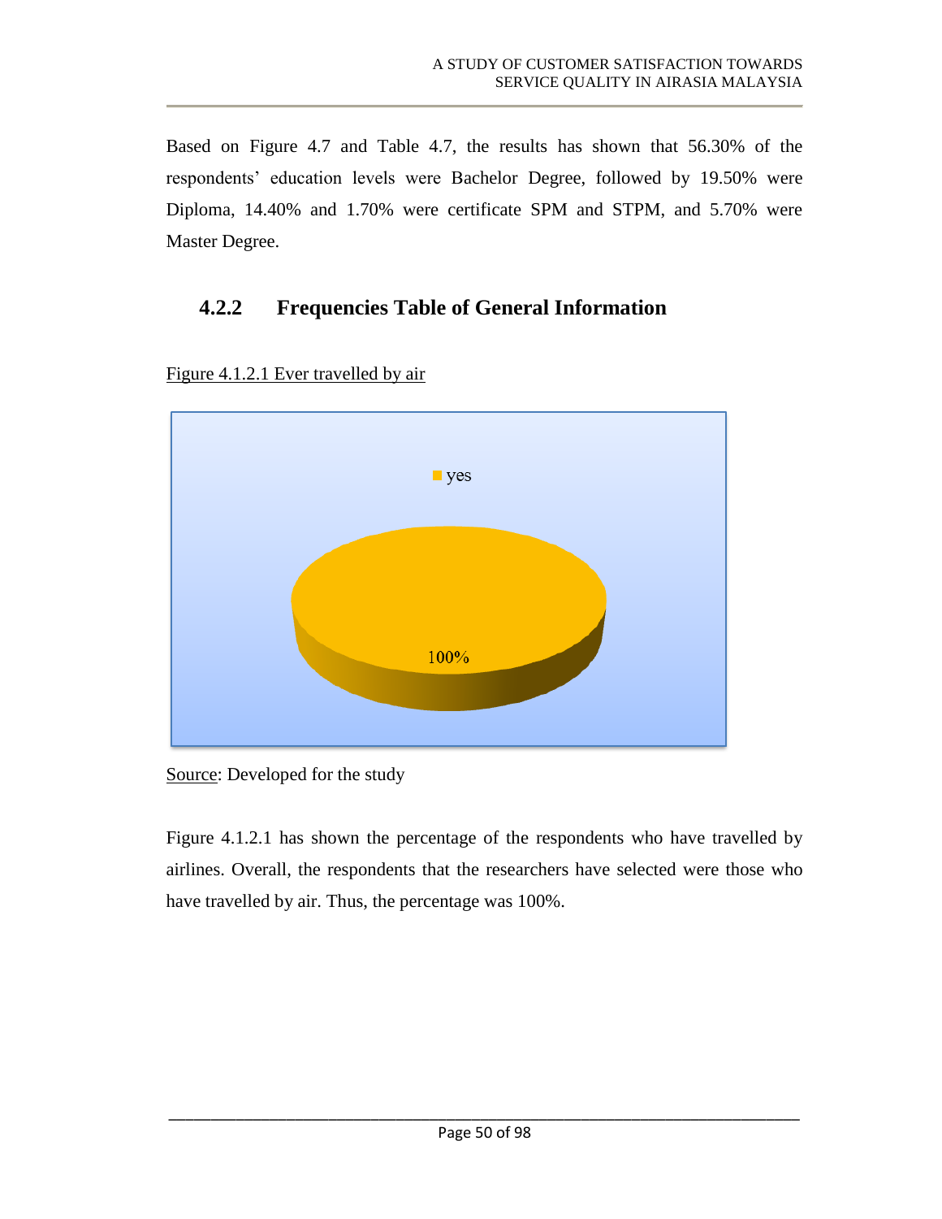Based on Figure 4.7 and Table 4.7, the results has shown that 56.30% of the respondents' education levels were Bachelor Degree, followed by 19.50% were Diploma, 14.40% and 1.70% were certificate SPM and STPM, and 5.70% were Master Degree.

### 4.2.2 Frequencies Table of General Information

Figure 4.1.2.1 Ever travelled by air

Source: Developed for the study

Figure 4.1.2.1 has shown the percentage of the respondents who have travelled by airlines. Overall, the respondents that the researchers have selected were those who have travelled by air. Thus, the percentage was 100%.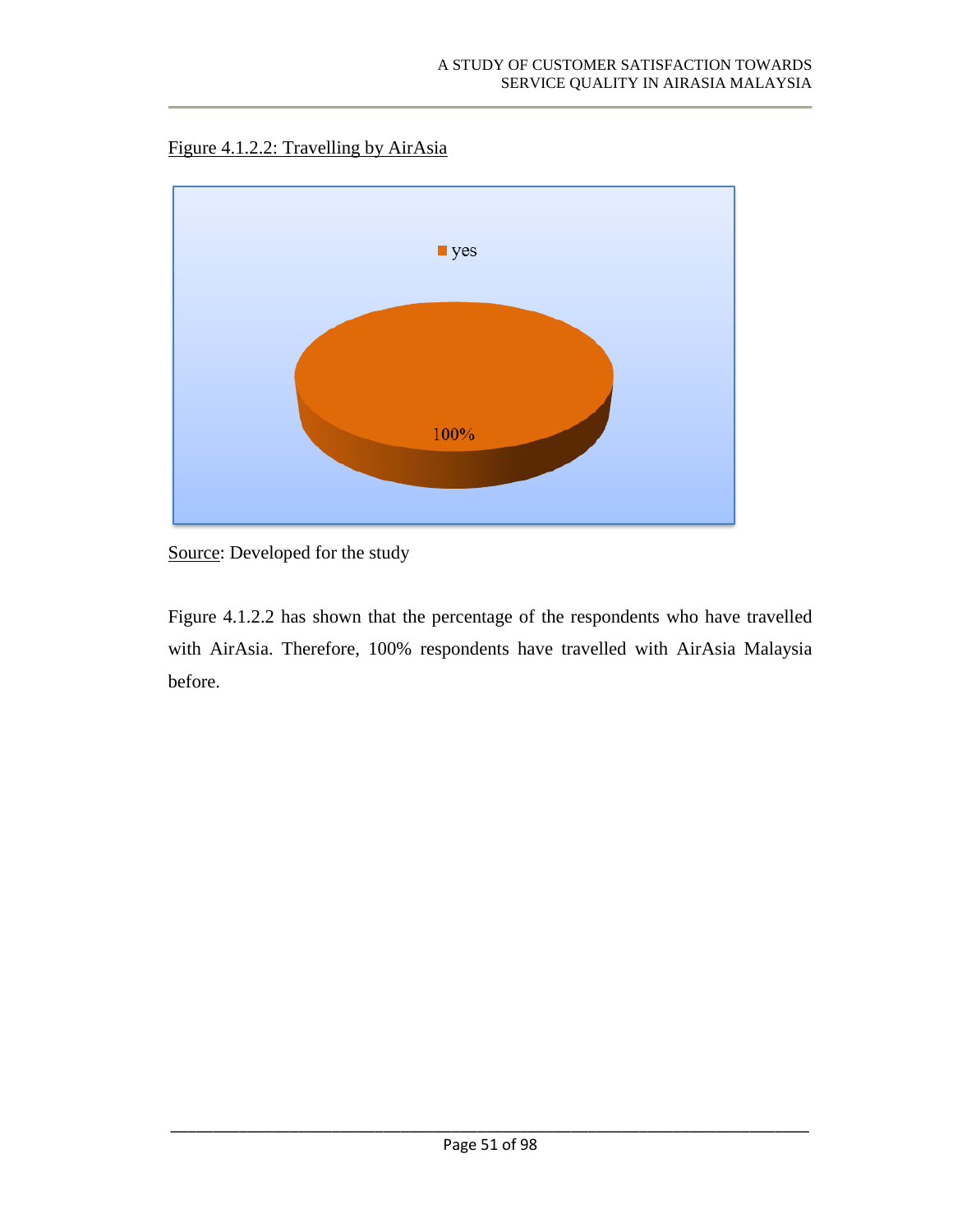Figure 4.1.2.2: Travelling by AirAsia

Source: Developed for the study

Figure 4.1.2.2 has shown that the percentage of the respondents who have travelled with AirAsia. Therefore, 100% respondents have travelled with AirAsia Malaysia before.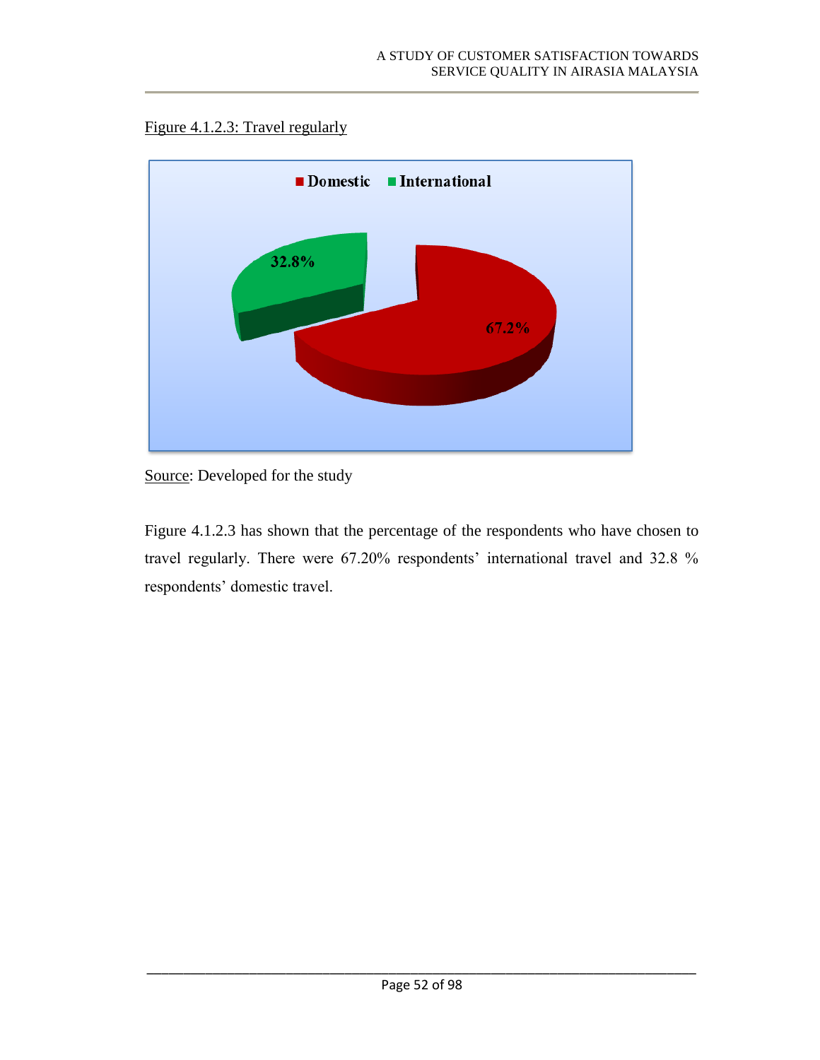Figure 4.1.2.3: Travel regularly

Source: Developed for the study

Figure 4.1.2.3 has shown that the percentage of the respondents who have chosen to travel regularly. There were 67.20% respondents' international travel and 32.8 % respondents' domestic travel.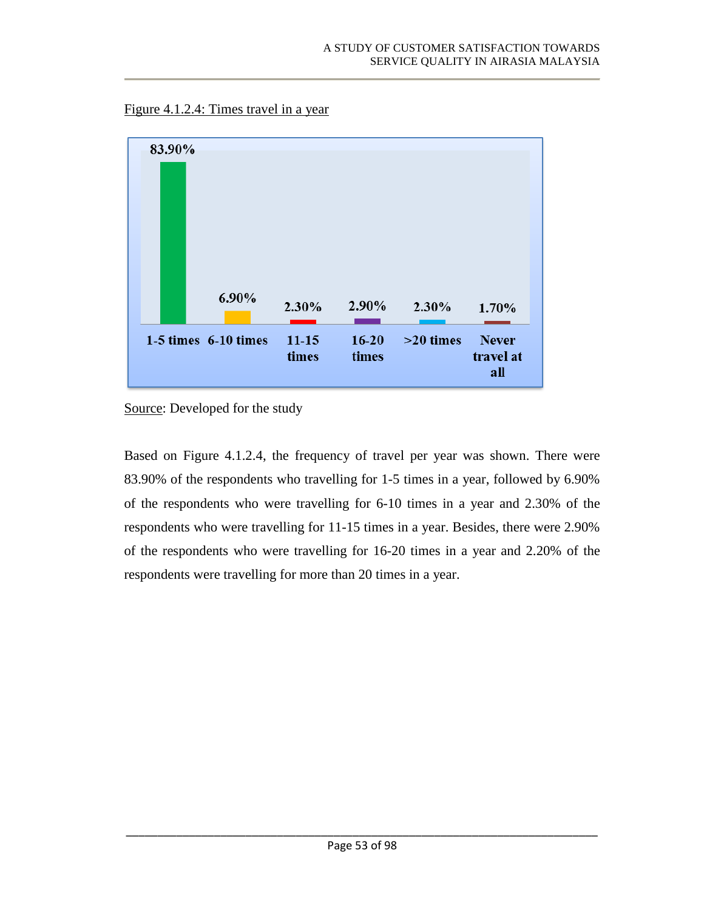Figure 4.1.2.4: Times travel in a year

| Times travel in a year | Percentage |
| --- | --- |
| 1-5 times | 83.90% |
| 6-10 times | 6.90% |
| 11-15 times | 2.30% |
| 16-20 times | 2.90% |
| >20 times | 2.30% |
| Never travel at all | 1.70% |

Source: Developed for the study

Based on Figure 4.1.2.4, the frequency of travel per year was shown. There were 83.90% of the respondents who travelling for 1-5 times in a year, followed by 6.90% of the respondents who were travelling for 6-10 times in a year and 2.30% of the respondents who were travelling for 11-15 times in a year. Besides, there were 2.90% of the respondents who were travelling for 16-20 times in a year and 2.20% of the respondents were travelling for more than 20 times in a year.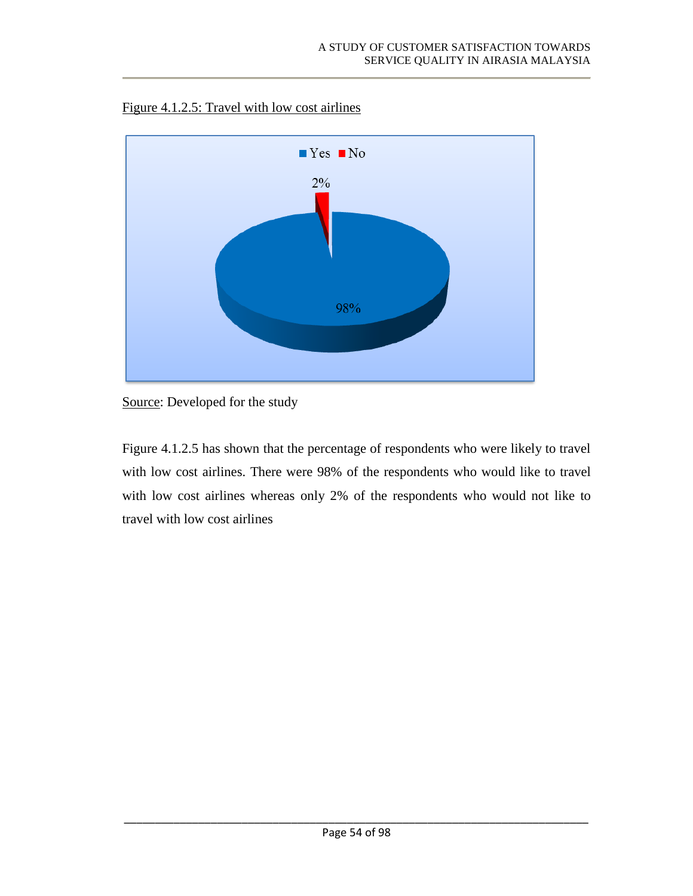Figure 4.1.2.5: Travel with low cost airlines

Source: Developed for the study

Figure 4.1.2.5 has shown that the percentage of respondents who were likely to travel with low cost airlines. There were 98% of the respondents who would like to travel with low cost airlines whereas only 2% of the respondents who would not like to travel with low cost airlines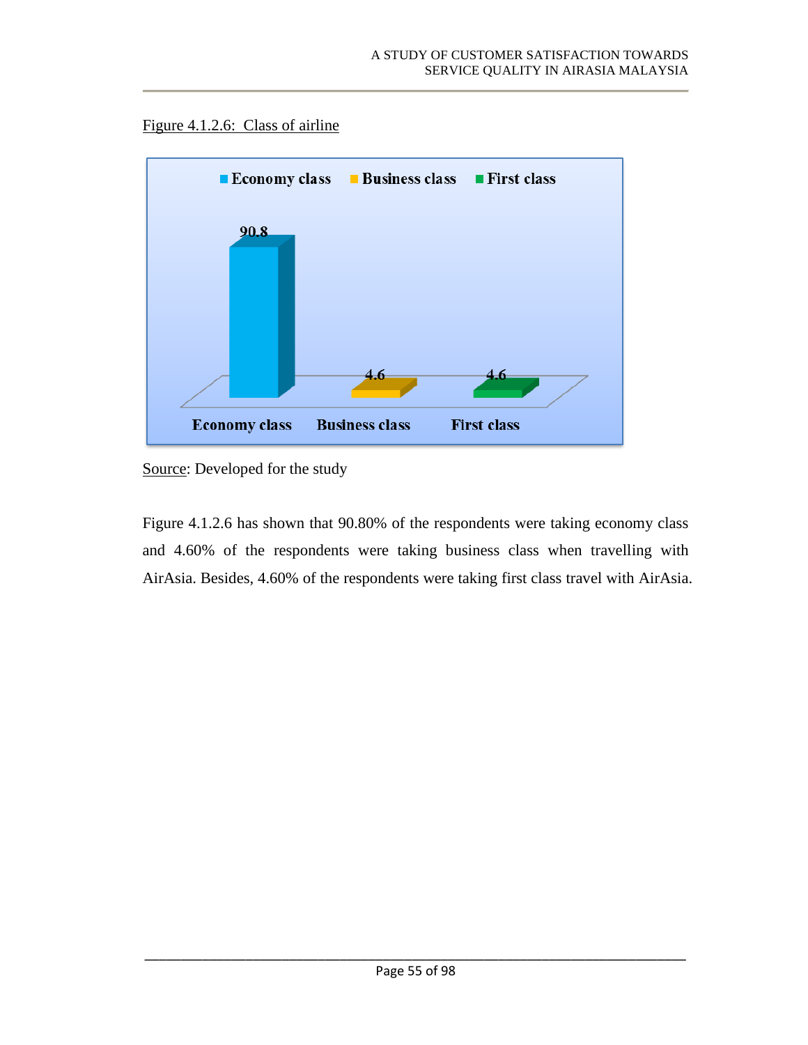Figure 4.1.2.6: Class of airline

| Class | Percentage |
| --- | --- |
| Economy class | 90.8 |
| Business class | 4.6 |
| First class | 4.6 |

Source: Developed for the study

Figure 4.1.2.6 has shown that 90.80% of the respondents were taking economy class and 4.60% of the respondents were taking business class when travelling with AirAsia. Besides, 4.60% of the respondents were taking first class travel with AirAsia.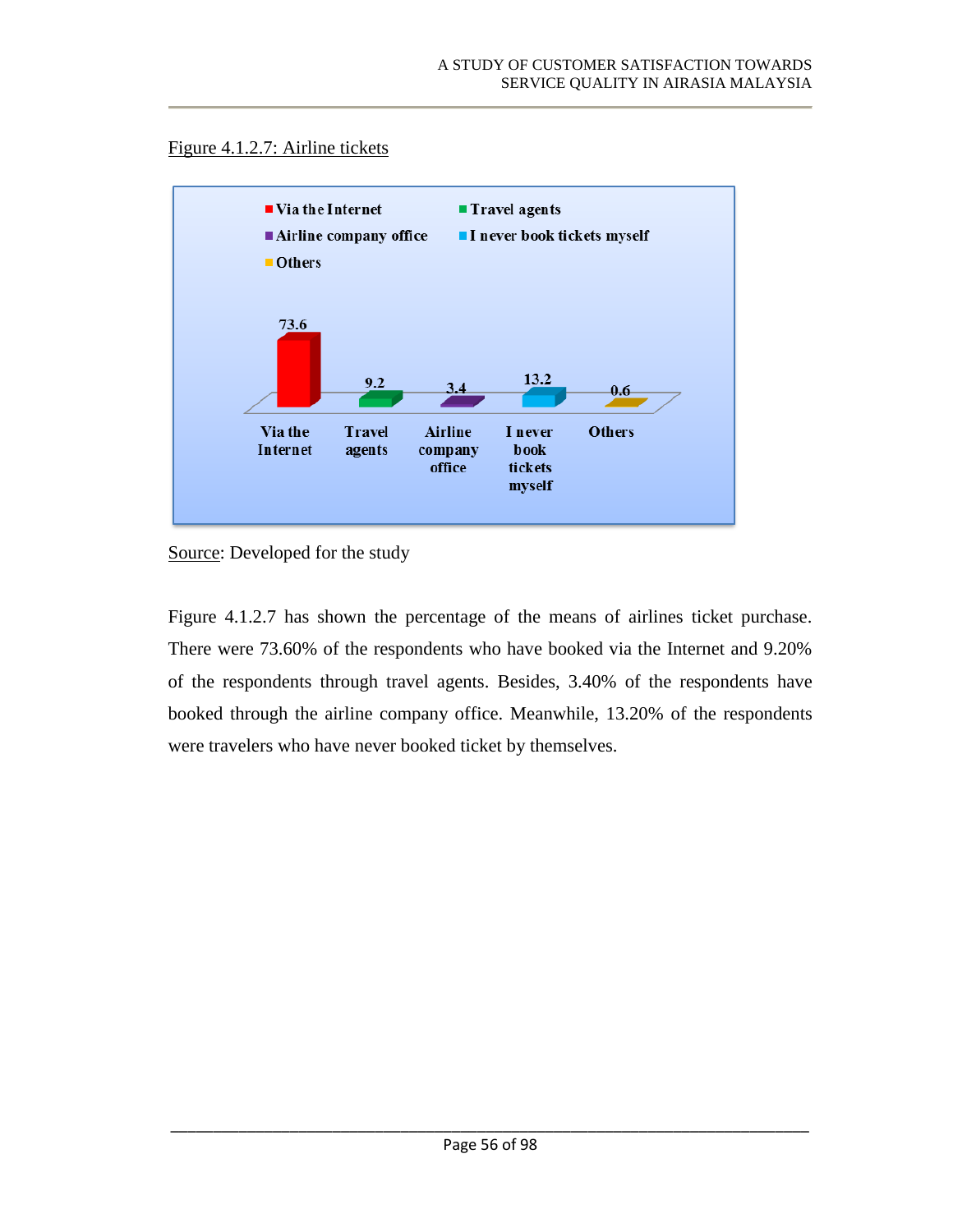Figure 4.1.2.7: Airline tickets

| Via the Internet | Travel agents | Airline company office | I never book tickets myself | Others |
|---|---|---|---|---|
| 73.6 | 9.2 | 3.4 | 13.2 | 0.6 |

Source: Developed for the study

Figure 4.1.2.7 has shown the percentage of the means of airlines ticket purchase. There were 73.60% of the respondents who have booked via the Internet and 9.20% of the respondents through travel agents. Besides, 3.40% of the respondents have booked through the airline company office. Meanwhile, 13.20% of the respondents were travelers who have never booked ticket by themselves.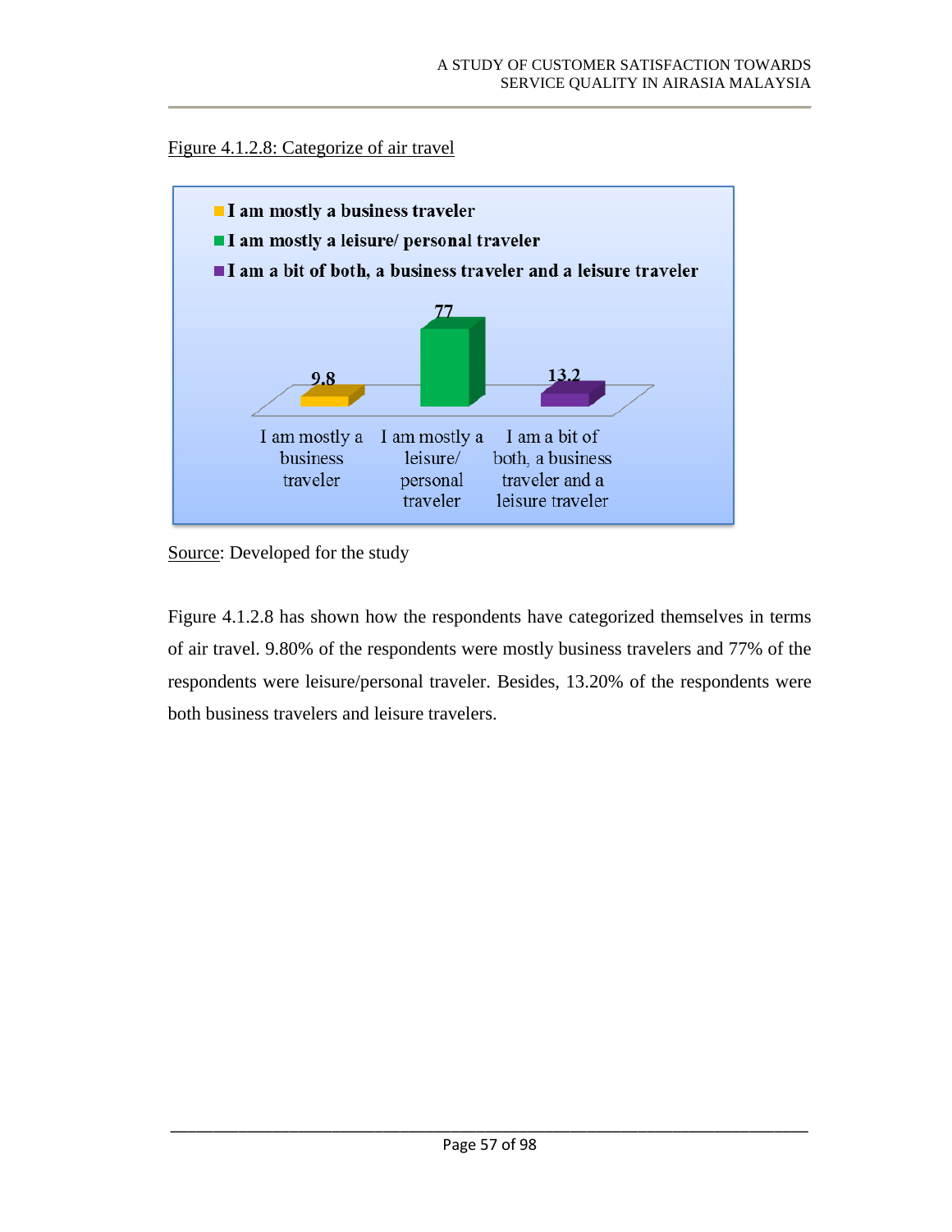Figure 4.1.2.8: Categorize of air travel

| Category | Percentage |
|---|---|
| I am mostly a business traveler | 9.8 |
| I am mostly a leisure/ personal traveler | 77 |
| I am a bit of both, a business traveler and a leisure traveler | 13.2 |

Source: Developed for the study

Figure 4.1.2.8 has shown how the respondents have categorized themselves in terms of air travel. 9.80% of the respondents were mostly business travelers and 77% of the respondents were leisure/personal traveler. Besides, 13.20% of the respondents were both business travelers and leisure travelers.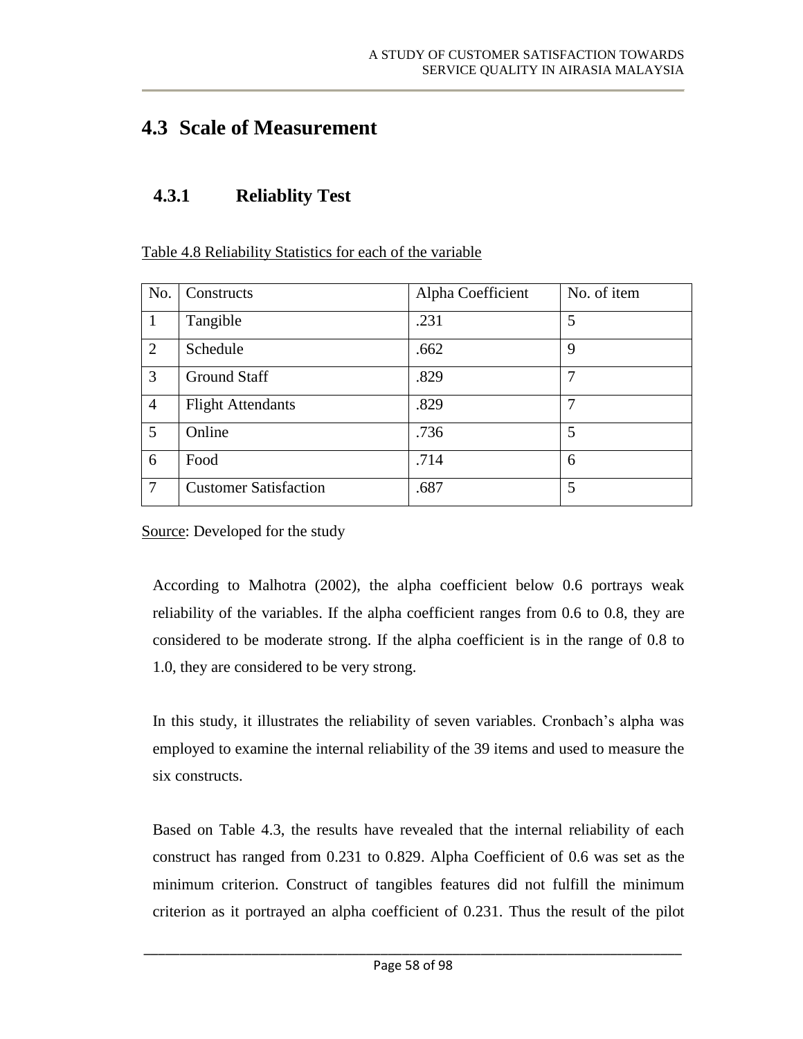## 4.3 Scale of Measurement

### 4.3.1 Reliablity Test

Table 4.8 Reliability Statistics for each of the variable

| No. | Constructs | Alpha Coefficient | No. of item |
|---|---|---|---|
| 1 | Tangible | .231 | 5 |
| 2 | Schedule | .662 | 9 |
| 3 | Ground Staff | .829 | 7 |
| 4 | Flight Attendants | .829 | 7 |
| 5 | Online | .736 | 5 |
| 6 | Food | .714 | 6 |
| 7 | Customer Satisfaction | .687 | 5 |

Source: Developed for the study

According to Malhotra (2002), the alpha coefficient below 0.6 portrays weak reliability of the variables. If the alpha coefficient ranges from 0.6 to 0.8, they are considered to be moderate strong. If the alpha coefficient is in the range of 0.8 to 1.0, they are considered to be very strong.

In this study, it illustrates the reliability of seven variables. Cronbach's alpha was employed to examine the internal reliability of the 39 items and used to measure the six constructs.

Based on Table 4.3, the results have revealed that the internal reliability of each construct has ranged from 0.231 to 0.829. Alpha Coefficient of 0.6 was set as the minimum criterion. Construct of tangibles features did not fulfill the minimum criterion as it portrayed an alpha coefficient of 0.231. Thus the result of the pilot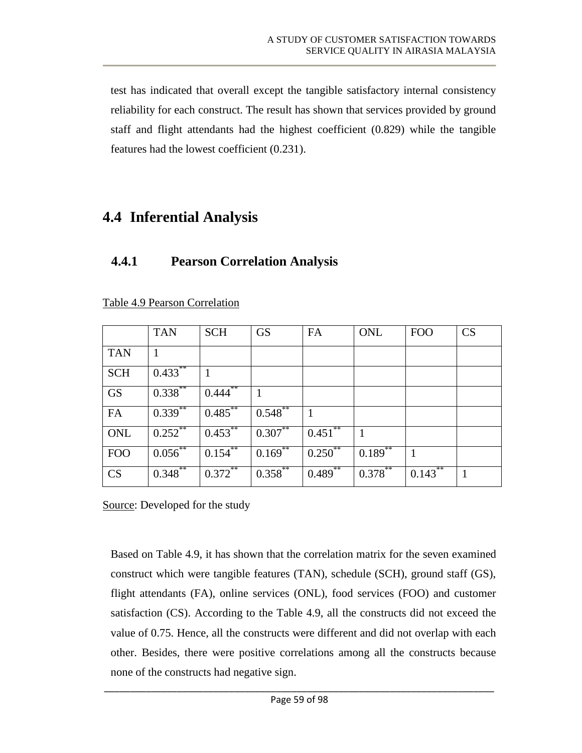test has indicated that overall except the tangible satisfactory internal consistency reliability for each construct. The result has shown that services provided by ground staff and flight attendants had the highest coefficient (0.829) while the tangible features had the lowest coefficient (0.231).

## 4.4 Inferential Analysis

### 4.4.1 Pearson Correlation Analysis

Table 4.9 Pearson Correlation

| | TAN | SCH | GS | FA | ONL | FOO | CS |
|---|---|---|---|---|---|---|---|
| TAN | 1 | | | | | | |
| SCH | 0.433** | 1 | | | | | |
| GS | 0.338** | 0.444** | 1 | | | | |
| FA | 0.339** | 0.485** | 0.548** | 1 | | | |
| ONL | 0.252** | 0.453** | 0.307** | 0.451** | 1 | | |
| FOO | 0.056** | 0.154** | 0.169** | 0.250** | 0.189** | 1 | |
| CS | 0.348** | 0.372** | 0.358** | 0.489** | 0.378** | 0.143** | 1 |

Source: Developed for the study

Based on Table 4.9, it has shown that the correlation matrix for the seven examined construct which were tangible features (TAN), schedule (SCH), ground staff (GS), flight attendants (FA), online services (ONL), food services (FOO) and customer satisfaction (CS). According to the Table 4.9, all the constructs did not exceed the value of 0.75. Hence, all the constructs were different and did not overlap with each other. Besides, there were positive correlations among all the constructs because none of the constructs had negative sign.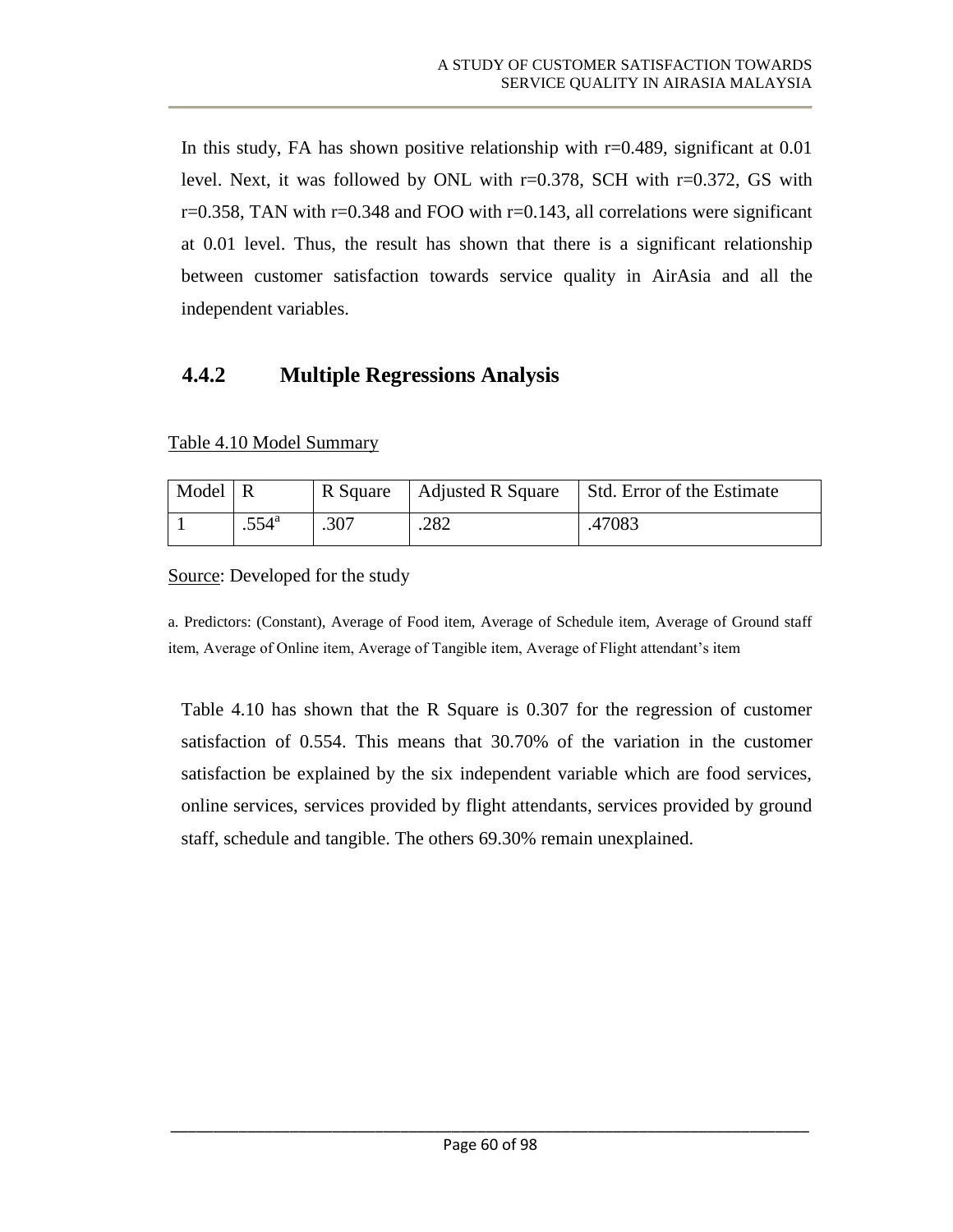In this study, FA has shown positive relationship with r=0.489, significant at 0.01 level. Next, it was followed by ONL with r=0.378, SCH with r=0.372, GS with r=0.358, TAN with r=0.348 and FOO with r=0.143, all correlations were significant at 0.01 level. Thus, the result has shown that there is a significant relationship between customer satisfaction towards service quality in AirAsia and all the independent variables.

### 4.4.2 Multiple Regressions Analysis

Table 4.10 Model Summary

| Model | R | R Square | Adjusted R Square | Std. Error of the Estimate |
|---|---|---|---|---|
| 1 | .554[a] | .307 | .282 | .47083 |

Source: Developed for the study

a. Predictors: (Constant), Average of Food item, Average of Schedule item, Average of Ground staff item, Average of Online item, Average of Tangible item, Average of Flight attendant's item

Table 4.10 has shown that the R Square is 0.307 for the regression of customer satisfaction of 0.554. This means that 30.70% of the variation in the customer satisfaction be explained by the six independent variable which are food services, online services, services provided by flight attendants, services provided by ground staff, schedule and tangible. The others 69.30% remain unexplained.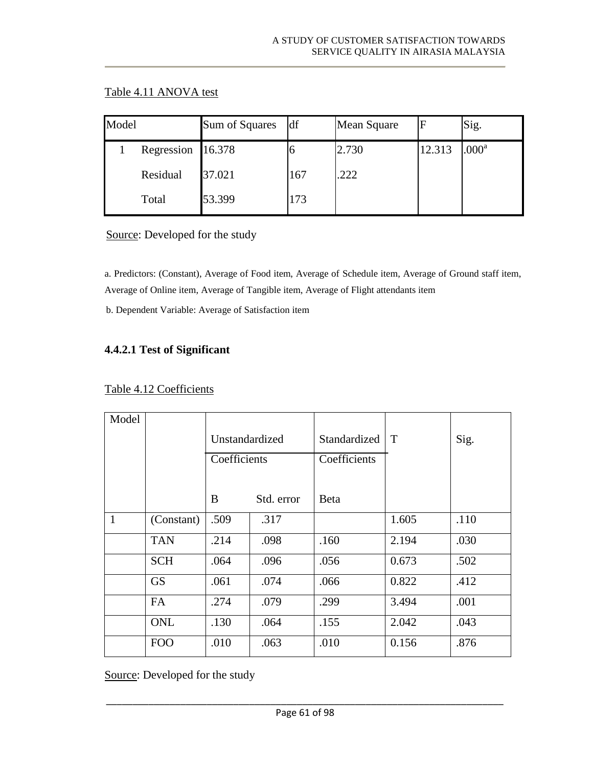Table 4.11 ANOVA test

| Model | | Sum of Squares | df | Mean Square | F | Sig. |
|---|---|---|---|---|---|---|
| 1 | Regression | 16.378 | 6 | 2.730 | 12.313 | .000[a] |
| | Residual | 37.021 | 167 | .222 | | |
| | Total | 53.399 | 173 | | | |

Source: Developed for the study

a. Predictors: (Constant), Average of Food item, Average of Schedule item, Average of Ground staff item, Average of Online item, Average of Tangible item, Average of Flight attendants item

b. Dependent Variable: Average of Satisfaction item

#### 4.4.2.1 Test of Significant

Table 4.12 Coefficients

| Model | | Unstandardized Coefficients | | Standardized Coefficients | T | Sig. |
|---|---|---|---|---|---|---|
| | | B | Std. error | Beta | | |
| 1 | (Constant) | .509 | .317 | | 1.605 | .110 |
| | TAN | .214 | .098 | .160 | 2.194 | .030 |
| | SCH | .064 | .096 | .056 | 0.673 | .502 |
| | GS | .061 | .074 | .066 | 0.822 | .412 |
| | FA | .274 | .079 | .299 | 3.494 | .001 |
| | ONL | .130 | .064 | .155 | 2.042 | .043 |
| | FOO | .010 | .063 | .010 | 0.156 | .876 |

Source: Developed for the study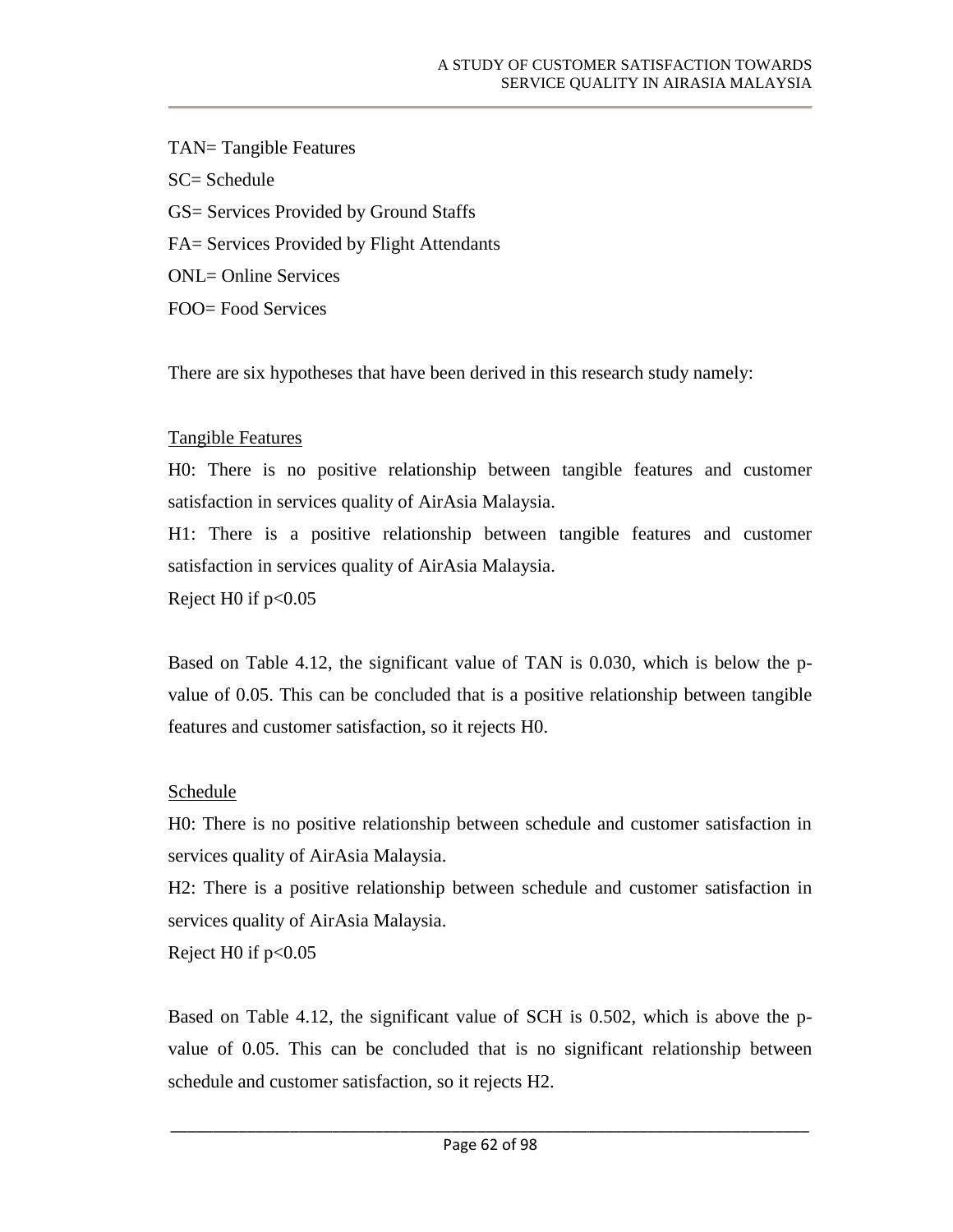TAN= Tangible Features

SC= Schedule

GS= Services Provided by Ground Staffs

FA= Services Provided by Flight Attendants

ONL= Online Services

FOO= Food Services

There are six hypotheses that have been derived in this research study namely:

<u>Tangible Features</u>

H0: There is no positive relationship between tangible features and customer satisfaction in services quality of AirAsia Malaysia.

H1: There is a positive relationship between tangible features and customer satisfaction in services quality of AirAsia Malaysia.

Reject H0 if $p<0.05$

Based on Table 4.12, the significant value of TAN is 0.030, which is below the p-value of 0.05. This can be concluded that is a positive relationship between tangible features and customer satisfaction, so it rejects H0.

<u>Schedule</u>

H0: There is no positive relationship between schedule and customer satisfaction in services quality of AirAsia Malaysia.

H2: There is a positive relationship between schedule and customer satisfaction in services quality of AirAsia Malaysia.

Reject H0 if $p<0.05$

Based on Table 4.12, the significant value of SCH is 0.502, which is above the p-value of 0.05. This can be concluded that is no significant relationship between schedule and customer satisfaction, so it rejects H2.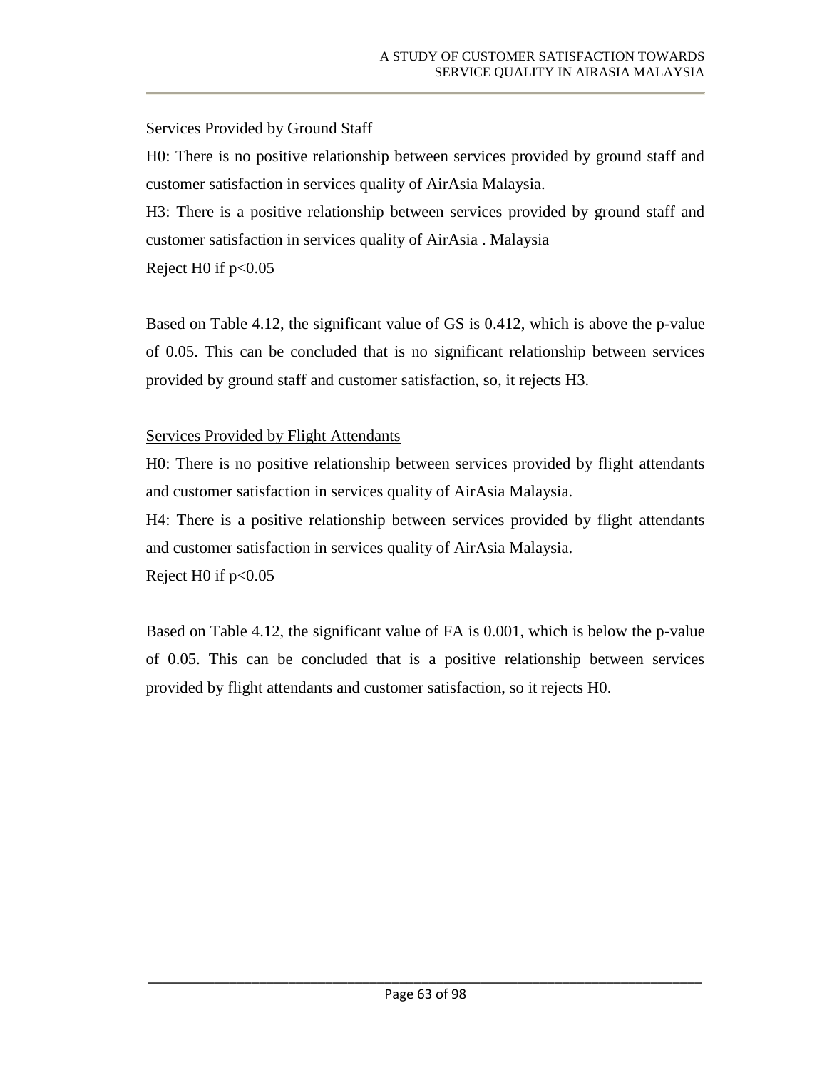Services Provided by Ground Staff

H0: There is no positive relationship between services provided by ground staff and customer satisfaction in services quality of AirAsia Malaysia.

H3: There is a positive relationship between services provided by ground staff and customer satisfaction in services quality of AirAsia . Malaysia

Reject H0 if $p<0.05$

Based on Table 4.12, the significant value of GS is 0.412, which is above the p-value of 0.05. This can be concluded that is no significant relationship between services provided by ground staff and customer satisfaction, so, it rejects H3.

Services Provided by Flight Attendants

H0: There is no positive relationship between services provided by flight attendants and customer satisfaction in services quality of AirAsia Malaysia.

H4: There is a positive relationship between services provided by flight attendants and customer satisfaction in services quality of AirAsia Malaysia.

Reject H0 if $p<0.05$

Based on Table 4.12, the significant value of FA is 0.001, which is below the p-value of 0.05. This can be concluded that is a positive relationship between services provided by flight attendants and customer satisfaction, so it rejects H0.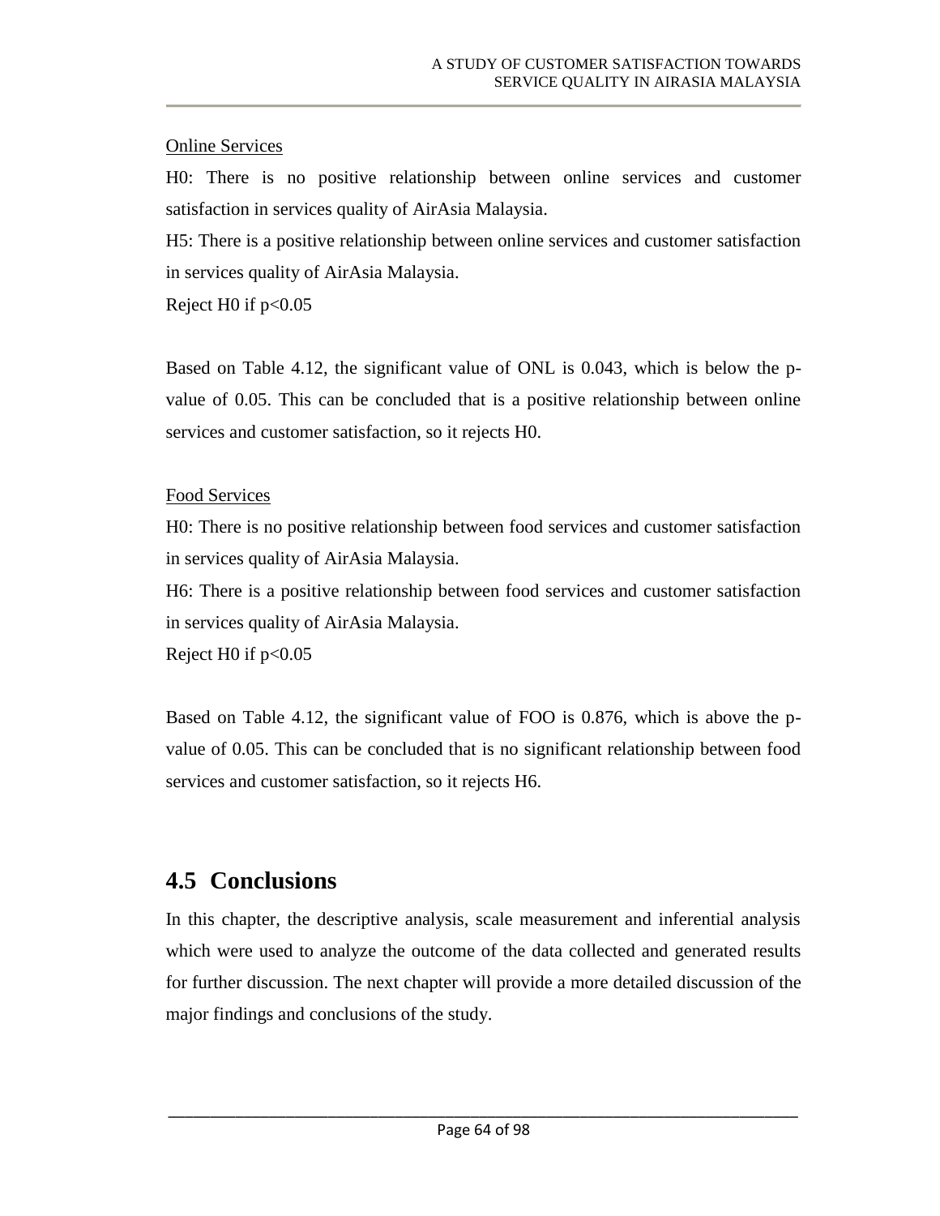Online Services

H0: There is no positive relationship between online services and customer satisfaction in services quality of AirAsia Malaysia.

H5: There is a positive relationship between online services and customer satisfaction in services quality of AirAsia Malaysia.

Reject H0 if $p<0.05$

Based on Table 4.12, the significant value of ONL is 0.043, which is below the p-value of 0.05. This can be concluded that is a positive relationship between online services and customer satisfaction, so it rejects H0.

Food Services

H0: There is no positive relationship between food services and customer satisfaction in services quality of AirAsia Malaysia.

H6: There is a positive relationship between food services and customer satisfaction in services quality of AirAsia Malaysia.

Reject H0 if $p<0.05$

Based on Table 4.12, the significant value of FOO is 0.876, which is above the p-value of 0.05. This can be concluded that is no significant relationship between food services and customer satisfaction, so it rejects H6.

## 4.5 Conclusions

In this chapter, the descriptive analysis, scale measurement and inferential analysis which were used to analyze the outcome of the data collected and generated results for further discussion. The next chapter will provide a more detailed discussion of the major findings and conclusions of the study.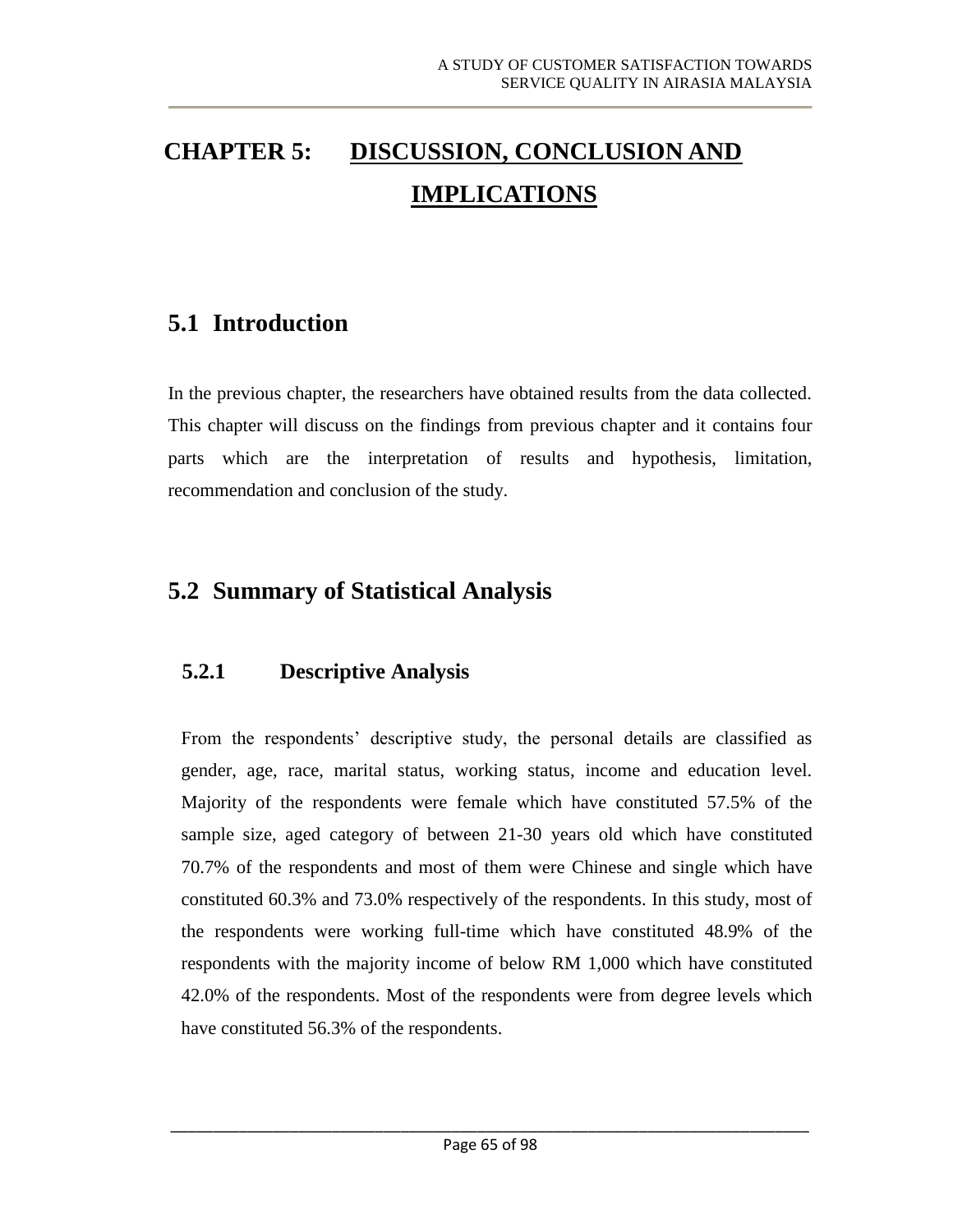# CHAPTER 5: DISCUSSION, CONCLUSION AND IMPLICATIONS

## 5.1 Introduction

In the previous chapter, the researchers have obtained results from the data collected. This chapter will discuss on the findings from previous chapter and it contains four parts which are the interpretation of results and hypothesis, limitation, recommendation and conclusion of the study.

## 5.2 Summary of Statistical Analysis

### 5.2.1 Descriptive Analysis

From the respondents' descriptive study, the personal details are classified as gender, age, race, marital status, working status, income and education level. Majority of the respondents were female which have constituted 57.5% of the sample size, aged category of between 21-30 years old which have constituted 70.7% of the respondents and most of them were Chinese and single which have constituted 60.3% and 73.0% respectively of the respondents. In this study, most of the respondents were working full-time which have constituted 48.9% of the respondents with the majority income of below RM 1,000 which have constituted 42.0% of the respondents. Most of the respondents were from degree levels which have constituted 56.3% of the respondents.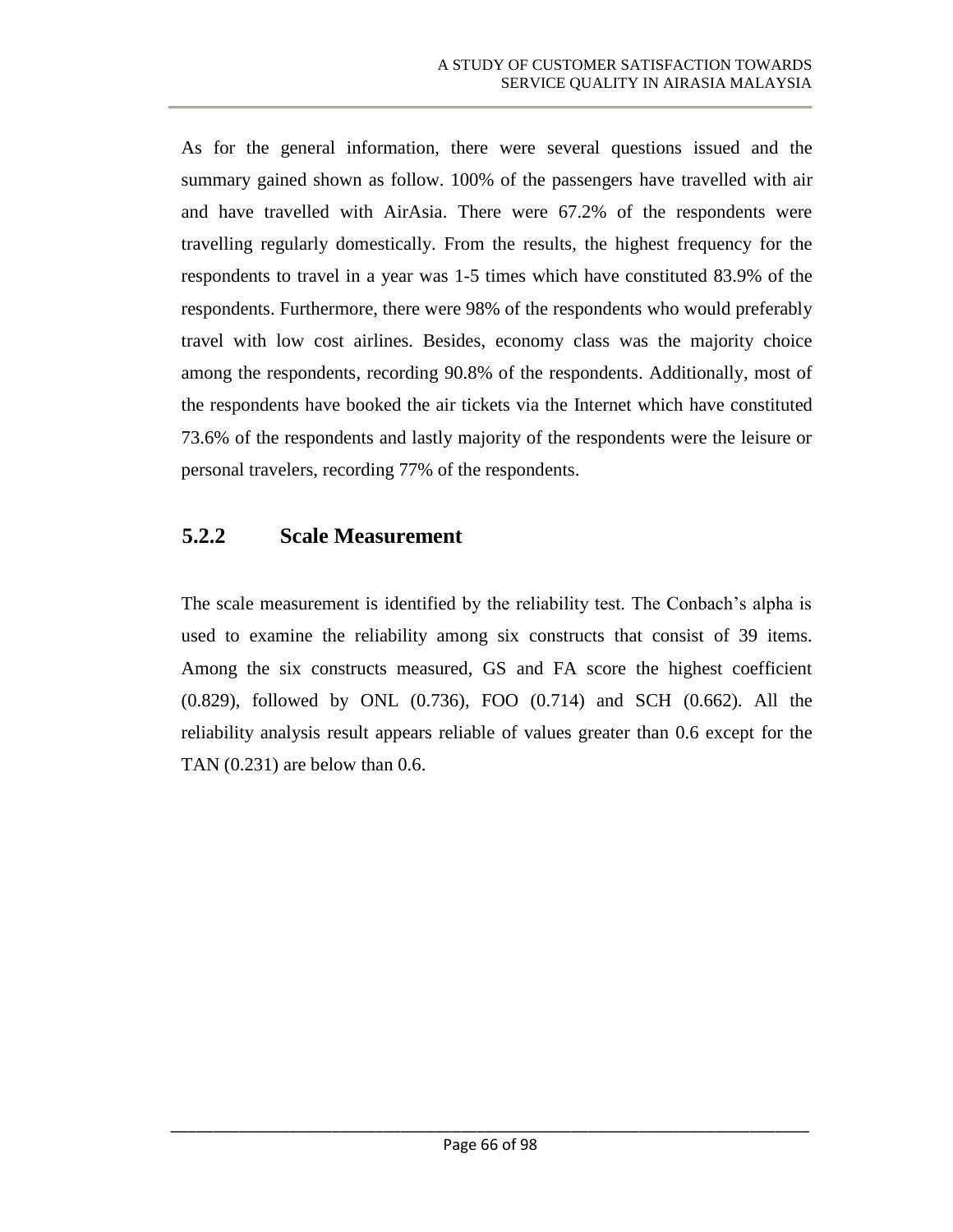As for the general information, there were several questions issued and the summary gained shown as follow. 100% of the passengers have travelled with air and have travelled with AirAsia. There were 67.2% of the respondents were travelling regularly domestically. From the results, the highest frequency for the respondents to travel in a year was 1-5 times which have constituted 83.9% of the respondents. Furthermore, there were 98% of the respondents who would preferably travel with low cost airlines. Besides, economy class was the majority choice among the respondents, recording 90.8% of the respondents. Additionally, most of the respondents have booked the air tickets via the Internet which have constituted 73.6% of the respondents and lastly majority of the respondents were the leisure or personal travelers, recording 77% of the respondents.

### 5.2.2 Scale Measurement

The scale measurement is identified by the reliability test. The Conbach's alpha is used to examine the reliability among six constructs that consist of 39 items. Among the six constructs measured, GS and FA score the highest coefficient (0.829), followed by ONL (0.736), FOO (0.714) and SCH (0.662). All the reliability analysis result appears reliable of values greater than 0.6 except for the TAN (0.231) are below than 0.6.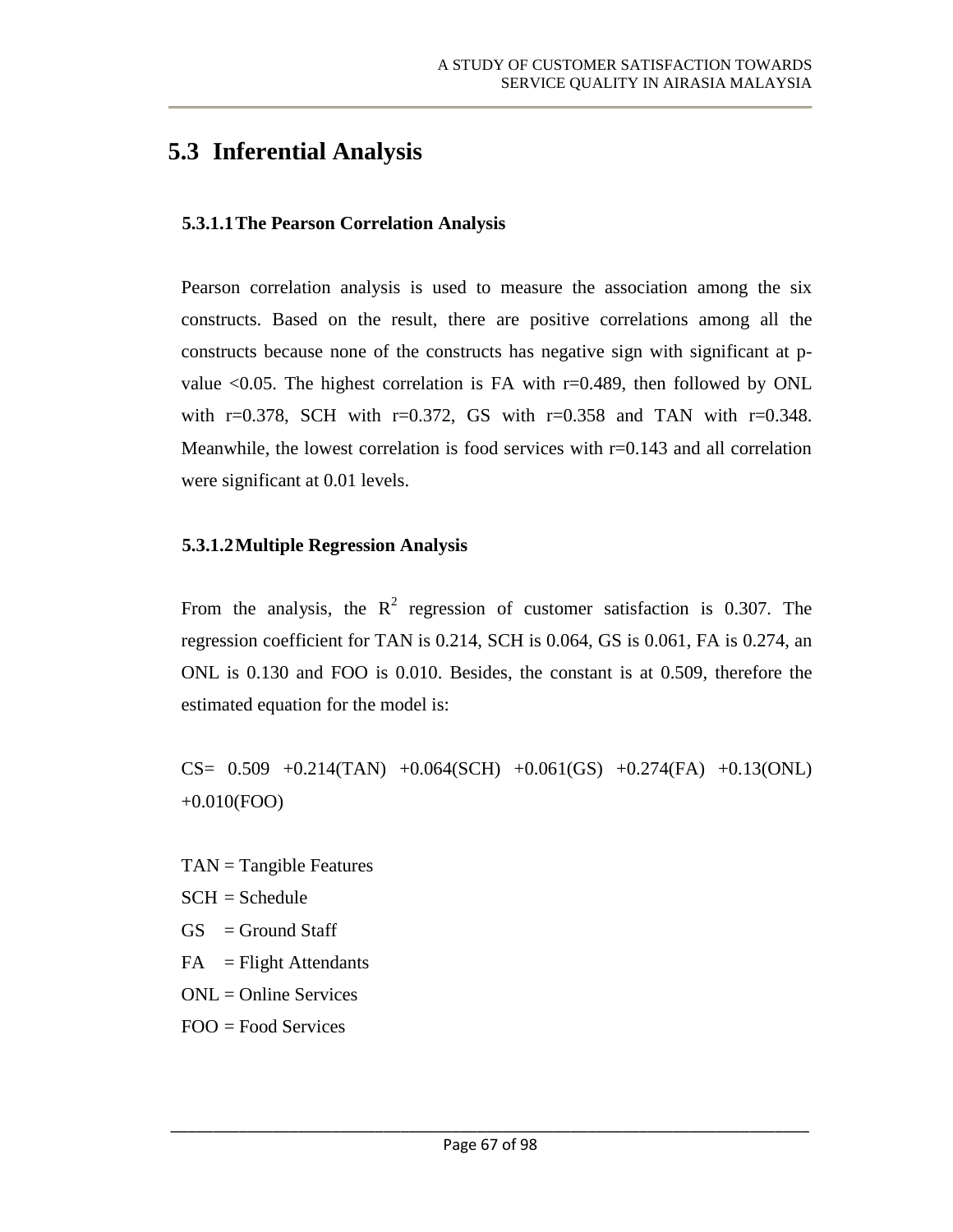## 5.3 Inferential Analysis

### 5.3.1.1 The Pearson Correlation Analysis

Pearson correlation analysis is used to measure the association among the six constructs. Based on the result, there are positive correlations among all the constructs because none of the constructs has negative sign with significant at p-value <0.05. The highest correlation is FA with r=0.489, then followed by ONL with r=0.378, SCH with r=0.372, GS with r=0.358 and TAN with r=0.348. Meanwhile, the lowest correlation is food services with r=0.143 and all correlation were significant at 0.01 levels.

### 5.3.1.2 Multiple Regression Analysis

From the analysis, the $R^2$ regression of customer satisfaction is 0.307. The regression coefficient for TAN is 0.214, SCH is 0.064, GS is 0.061, FA is 0.274, an ONL is 0.130 and FOO is 0.010. Besides, the constant is at 0.509, therefore the estimated equation for the model is:

CS= 0.509 +0.214(TAN) +0.064(SCH) +0.061(GS) +0.274(FA) +0.13(ONL) +0.010(FOO)

TAN = Tangible Features  
SCH = Schedule  
GS = Ground Staff  
FA = Flight Attendants  
ONL = Online Services  
FOO = Food Services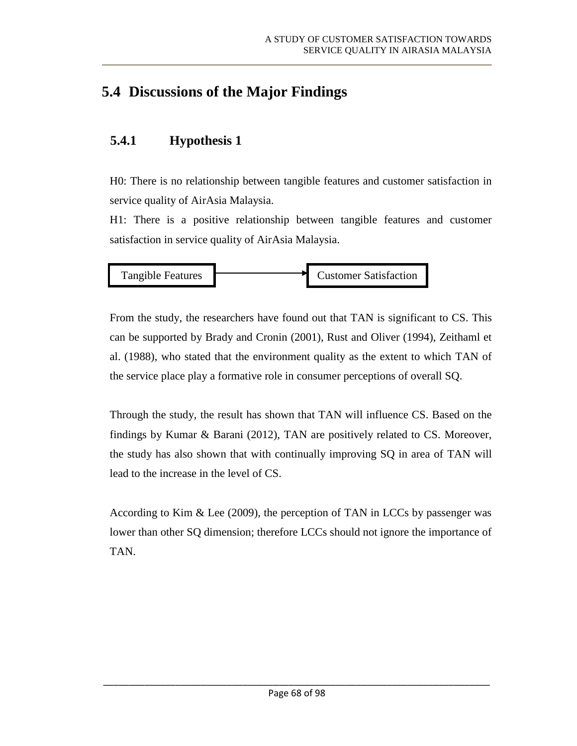## 5.4 Discussions of the Major Findings

### 5.4.1 Hypothesis 1

H0: There is no relationship between tangible features and customer satisfaction in service quality of AirAsia Malaysia.

H1: There is a positive relationship between tangible features and customer satisfaction in service quality of AirAsia Malaysia.

Tangible Features → Customer Satisfaction

From the study, the researchers have found out that TAN is significant to CS. This can be supported by Brady and Cronin (2001), Rust and Oliver (1994), Zeithaml et al. (1988), who stated that the environment quality as the extent to which TAN of the service place play a formative role in consumer perceptions of overall SQ.

Through the study, the result has shown that TAN will influence CS. Based on the findings by Kumar & Barani (2012), TAN are positively related to CS. Moreover, the study has also shown that with continually improving SQ in area of TAN will lead to the increase in the level of CS.

According to Kim & Lee (2009), the perception of TAN in LCCs by passenger was lower than other SQ dimension; therefore LCCs should not ignore the importance of TAN.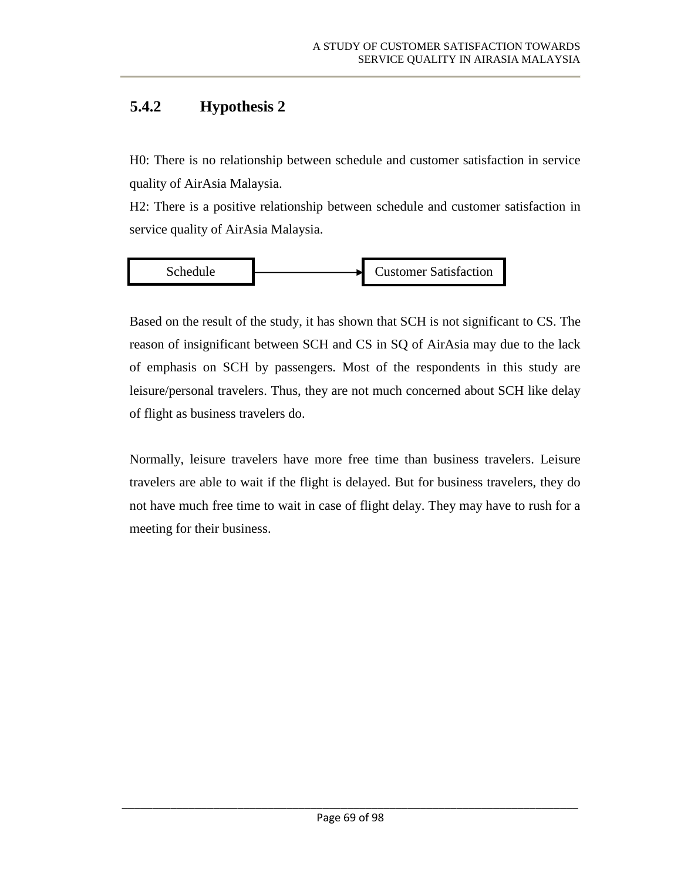### 5.4.2 Hypothesis 2

H0: There is no relationship between schedule and customer satisfaction in service quality of AirAsia Malaysia.

H2: There is a positive relationship between schedule and customer satisfaction in service quality of AirAsia Malaysia.

Schedule → Customer Satisfaction

Based on the result of the study, it has shown that SCH is not significant to CS. The reason of insignificant between SCH and CS in SQ of AirAsia may due to the lack of emphasis on SCH by passengers. Most of the respondents in this study are leisure/personal travelers. Thus, they are not much concerned about SCH like delay of flight as business travelers do.

Normally, leisure travelers have more free time than business travelers. Leisure travelers are able to wait if the flight is delayed. But for business travelers, they do not have much free time to wait in case of flight delay. They may have to rush for a meeting for their business.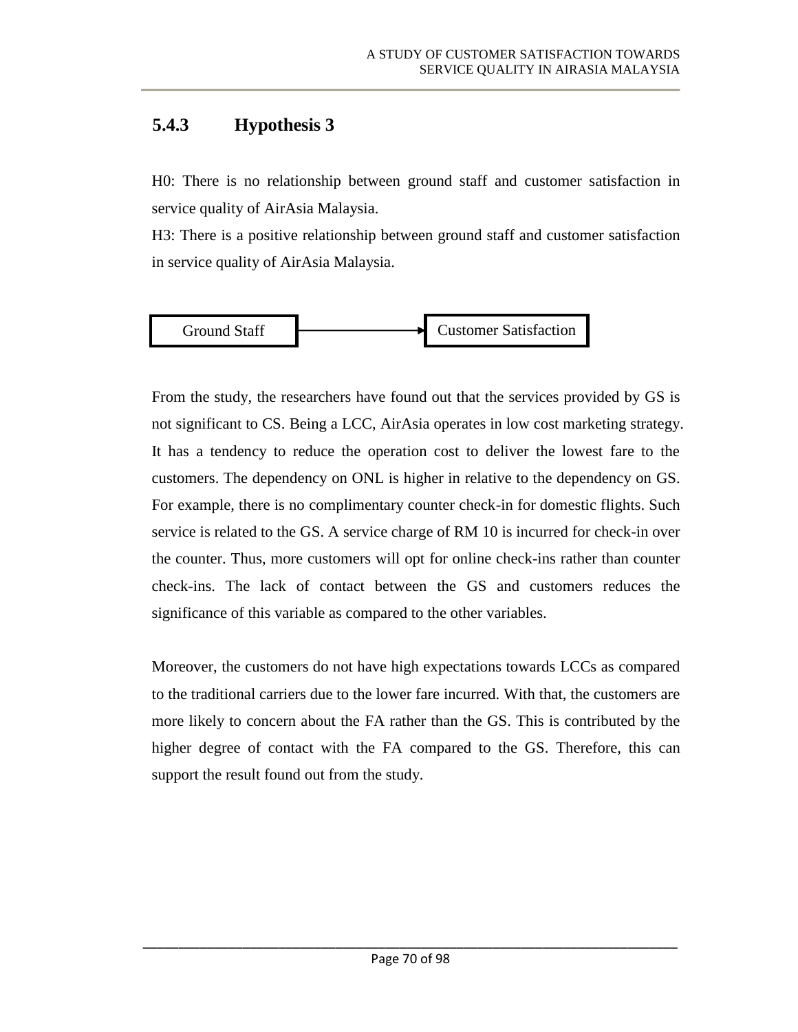### 5.4.3 Hypothesis 3

H0: There is no relationship between ground staff and customer satisfaction in service quality of AirAsia Malaysia.

H3: There is a positive relationship between ground staff and customer satisfaction in service quality of AirAsia Malaysia.

Ground Staff → Customer Satisfaction

From the study, the researchers have found out that the services provided by GS is not significant to CS. Being a LCC, AirAsia operates in low cost marketing strategy. It has a tendency to reduce the operation cost to deliver the lowest fare to the customers. The dependency on ONL is higher in relative to the dependency on GS. For example, there is no complimentary counter check-in for domestic flights. Such service is related to the GS. A service charge of RM 10 is incurred for check-in over the counter. Thus, more customers will opt for online check-ins rather than counter check-ins. The lack of contact between the GS and customers reduces the significance of this variable as compared to the other variables.

Moreover, the customers do not have high expectations towards LCCs as compared to the traditional carriers due to the lower fare incurred. With that, the customers are more likely to concern about the FA rather than the GS. This is contributed by the higher degree of contact with the FA compared to the GS. Therefore, this can support the result found out from the study.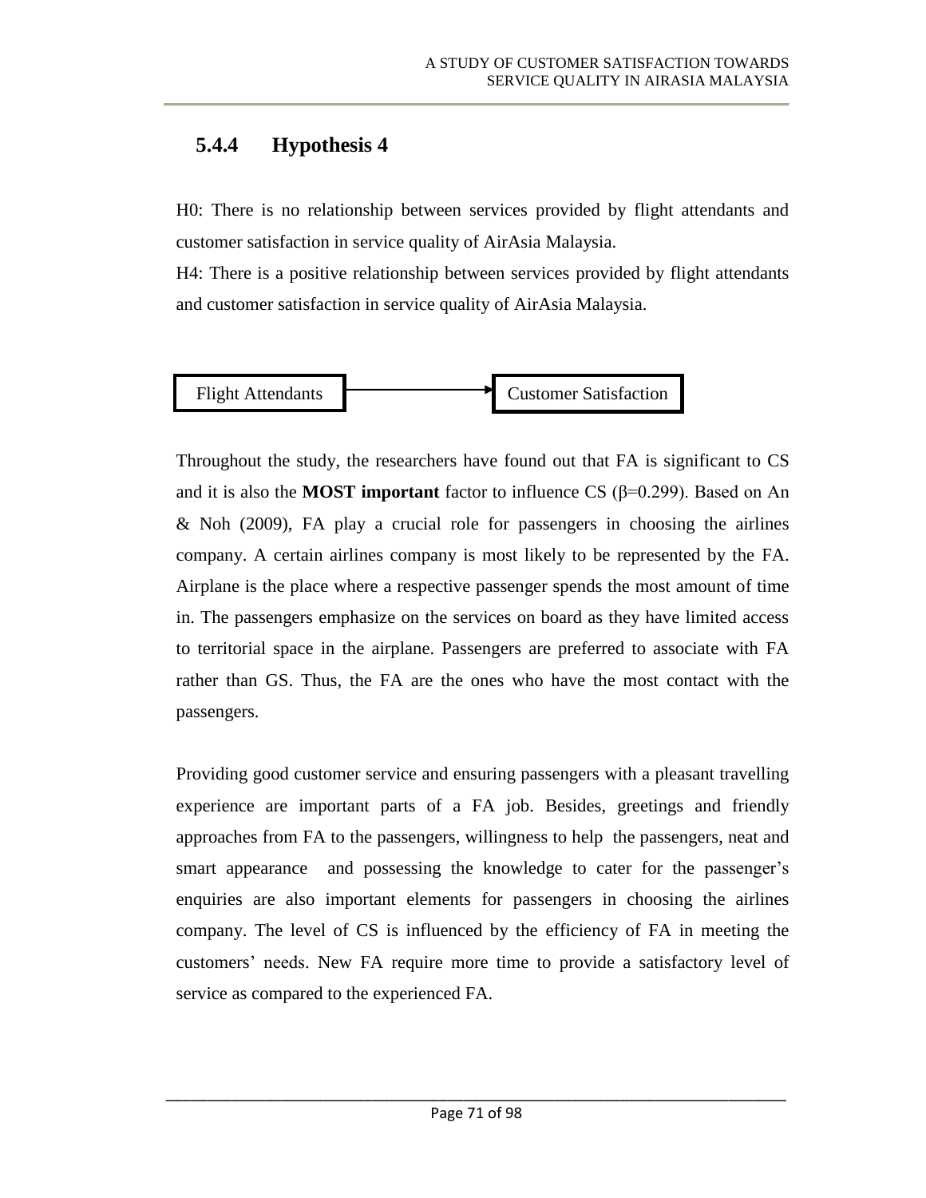### 5.4.4 Hypothesis 4

H0: There is no relationship between services provided by flight attendants and customer satisfaction in service quality of AirAsia Malaysia.

H4: There is a positive relationship between services provided by flight attendants and customer satisfaction in service quality of AirAsia Malaysia.

Flight Attendants → Customer Satisfaction

Throughout the study, the researchers have found out that FA is significant to CS and it is also the **MOST important** factor to influence CS ($\beta$=0.299). Based on An & Noh (2009), FA play a crucial role for passengers in choosing the airlines company. A certain airlines company is most likely to be represented by the FA. Airplane is the place where a respective passenger spends the most amount of time in. The passengers emphasize on the services on board as they have limited access to territorial space in the airplane. Passengers are preferred to associate with FA rather than GS. Thus, the FA are the ones who have the most contact with the passengers.

Providing good customer service and ensuring passengers with a pleasant travelling experience are important parts of a FA job. Besides, greetings and friendly approaches from FA to the passengers, willingness to help the passengers, neat and smart appearance and possessing the knowledge to cater for the passenger's enquiries are also important elements for passengers in choosing the airlines company. The level of CS is influenced by the efficiency of FA in meeting the customers' needs. New FA require more time to provide a satisfactory level of service as compared to the experienced FA.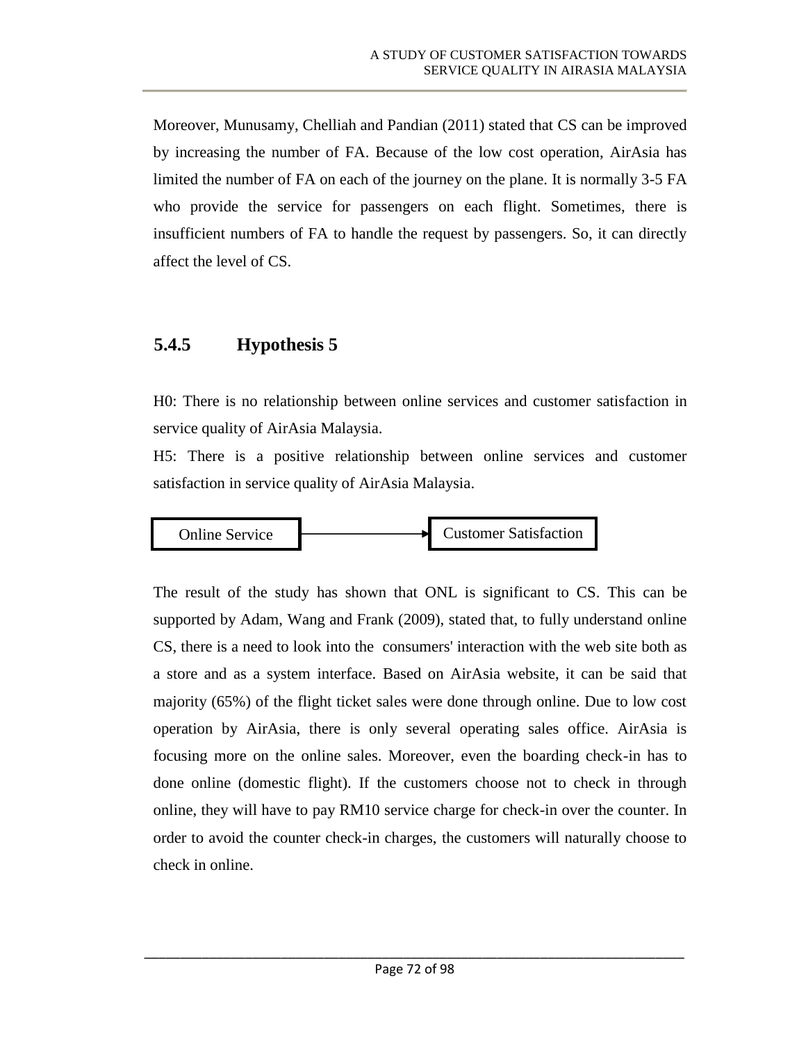Moreover, Munusamy, Chelliah and Pandian (2011) stated that CS can be improved by increasing the number of FA. Because of the low cost operation, AirAsia has limited the number of FA on each of the journey on the plane. It is normally 3-5 FA who provide the service for passengers on each flight. Sometimes, there is insufficient numbers of FA to handle the request by passengers. So, it can directly affect the level of CS.

### 5.4.5 Hypothesis 5

H0: There is no relationship between online services and customer satisfaction in service quality of AirAsia Malaysia.

H5: There is a positive relationship between online services and customer satisfaction in service quality of AirAsia Malaysia.

Online Service → Customer Satisfaction

The result of the study has shown that ONL is significant to CS. This can be supported by Adam, Wang and Frank (2009), stated that, to fully understand online CS, there is a need to look into the consumers' interaction with the web site both as a store and as a system interface. Based on AirAsia website, it can be said that majority (65%) of the flight ticket sales were done through online. Due to low cost operation by AirAsia, there is only several operating sales office. AirAsia is focusing more on the online sales. Moreover, even the boarding check-in has to done online (domestic flight). If the customers choose not to check in through online, they will have to pay RM10 service charge for check-in over the counter. In order to avoid the counter check-in charges, the customers will naturally choose to check in online.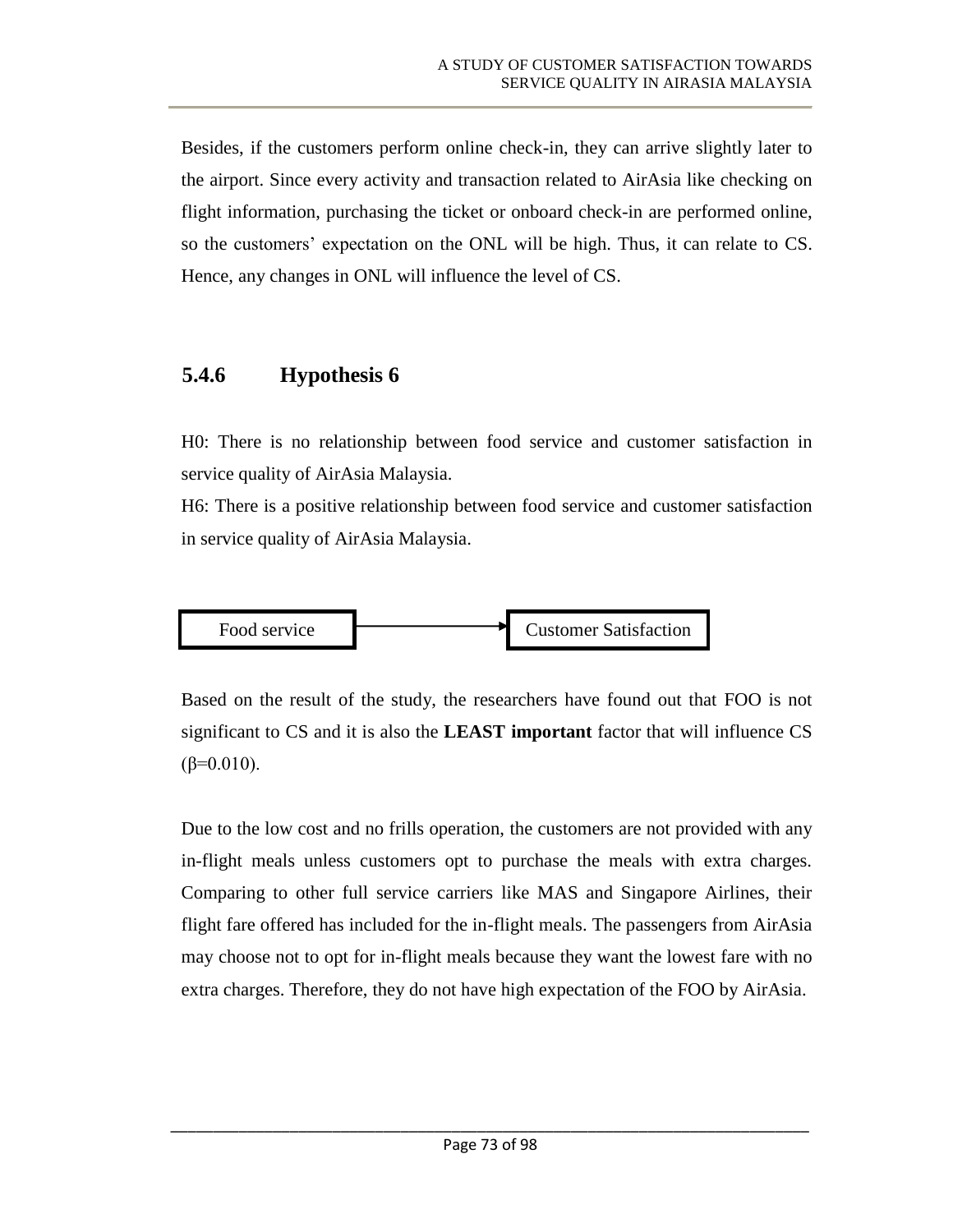Besides, if the customers perform online check-in, they can arrive slightly later to the airport. Since every activity and transaction related to AirAsia like checking on flight information, purchasing the ticket or onboard check-in are performed online, so the customers' expectation on the ONL will be high. Thus, it can relate to CS. Hence, any changes in ONL will influence the level of CS.

### 5.4.6 Hypothesis 6

H0: There is no relationship between food service and customer satisfaction in service quality of AirAsia Malaysia.

H6: There is a positive relationship between food service and customer satisfaction in service quality of AirAsia Malaysia.

Food service → Customer Satisfaction

Based on the result of the study, the researchers have found out that FOO is not significant to CS and it is also the **LEAST important** factor that will influence CS ($\beta$=0.010).

Due to the low cost and no frills operation, the customers are not provided with any in-flight meals unless customers opt to purchase the meals with extra charges. Comparing to other full service carriers like MAS and Singapore Airlines, their flight fare offered has included for the in-flight meals. The passengers from AirAsia may choose not to opt for in-flight meals because they want the lowest fare with no extra charges. Therefore, they do not have high expectation of the FOO by AirAsia.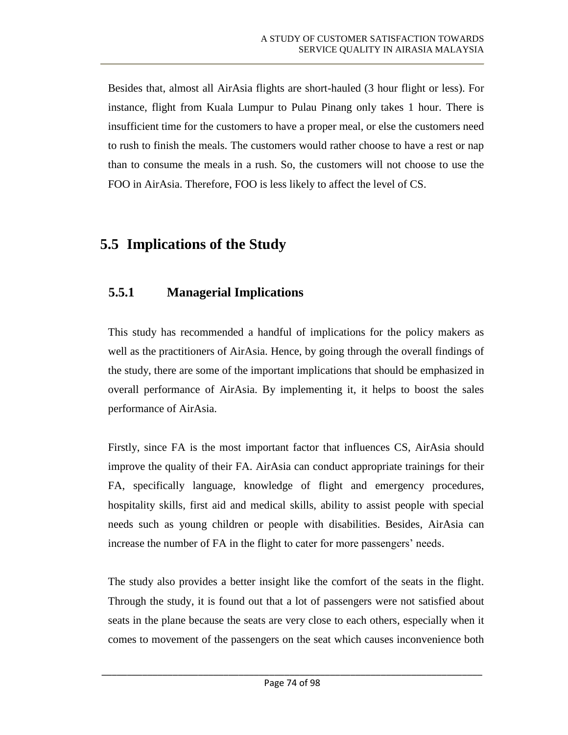Besides that, almost all AirAsia flights are short-hauled (3 hour flight or less). For instance, flight from Kuala Lumpur to Pulau Pinang only takes 1 hour. There is insufficient time for the customers to have a proper meal, or else the customers need to rush to finish the meals. The customers would rather choose to have a rest or nap than to consume the meals in a rush. So, the customers will not choose to use the FOO in AirAsia. Therefore, FOO is less likely to affect the level of CS.

## 5.5 Implications of the Study

### 5.5.1 Managerial Implications

This study has recommended a handful of implications for the policy makers as well as the practitioners of AirAsia. Hence, by going through the overall findings of the study, there are some of the important implications that should be emphasized in overall performance of AirAsia. By implementing it, it helps to boost the sales performance of AirAsia.

Firstly, since FA is the most important factor that influences CS, AirAsia should improve the quality of their FA. AirAsia can conduct appropriate trainings for their FA, specifically language, knowledge of flight and emergency procedures, hospitality skills, first aid and medical skills, ability to assist people with special needs such as young children or people with disabilities. Besides, AirAsia can increase the number of FA in the flight to cater for more passengers' needs.

The study also provides a better insight like the comfort of the seats in the flight. Through the study, it is found out that a lot of passengers were not satisfied about seats in the plane because the seats are very close to each others, especially when it comes to movement of the passengers on the seat which causes inconvenience both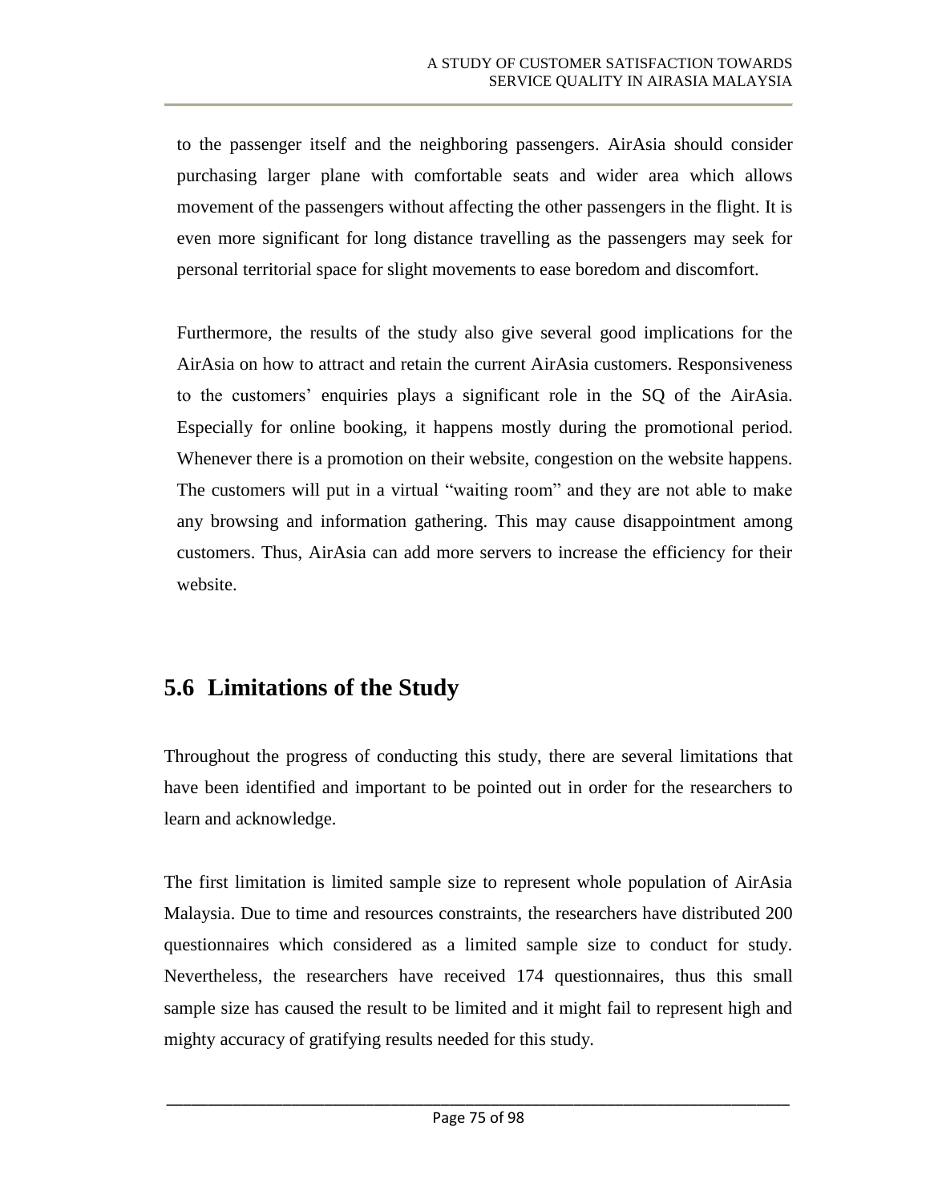to the passenger itself and the neighboring passengers. AirAsia should consider purchasing larger plane with comfortable seats and wider area which allows movement of the passengers without affecting the other passengers in the flight. It is even more significant for long distance travelling as the passengers may seek for personal territorial space for slight movements to ease boredom and discomfort.

Furthermore, the results of the study also give several good implications for the AirAsia on how to attract and retain the current AirAsia customers. Responsiveness to the customers' enquiries plays a significant role in the SQ of the AirAsia. Especially for online booking, it happens mostly during the promotional period. Whenever there is a promotion on their website, congestion on the website happens. The customers will put in a virtual "waiting room" and they are not able to make any browsing and information gathering. This may cause disappointment among customers. Thus, AirAsia can add more servers to increase the efficiency for their website.

## 5.6 Limitations of the Study

Throughout the progress of conducting this study, there are several limitations that have been identified and important to be pointed out in order for the researchers to learn and acknowledge.

The first limitation is limited sample size to represent whole population of AirAsia Malaysia. Due to time and resources constraints, the researchers have distributed 200 questionnaires which considered as a limited sample size to conduct for study. Nevertheless, the researchers have received 174 questionnaires, thus this small sample size has caused the result to be limited and it might fail to represent high and mighty accuracy of gratifying results needed for this study.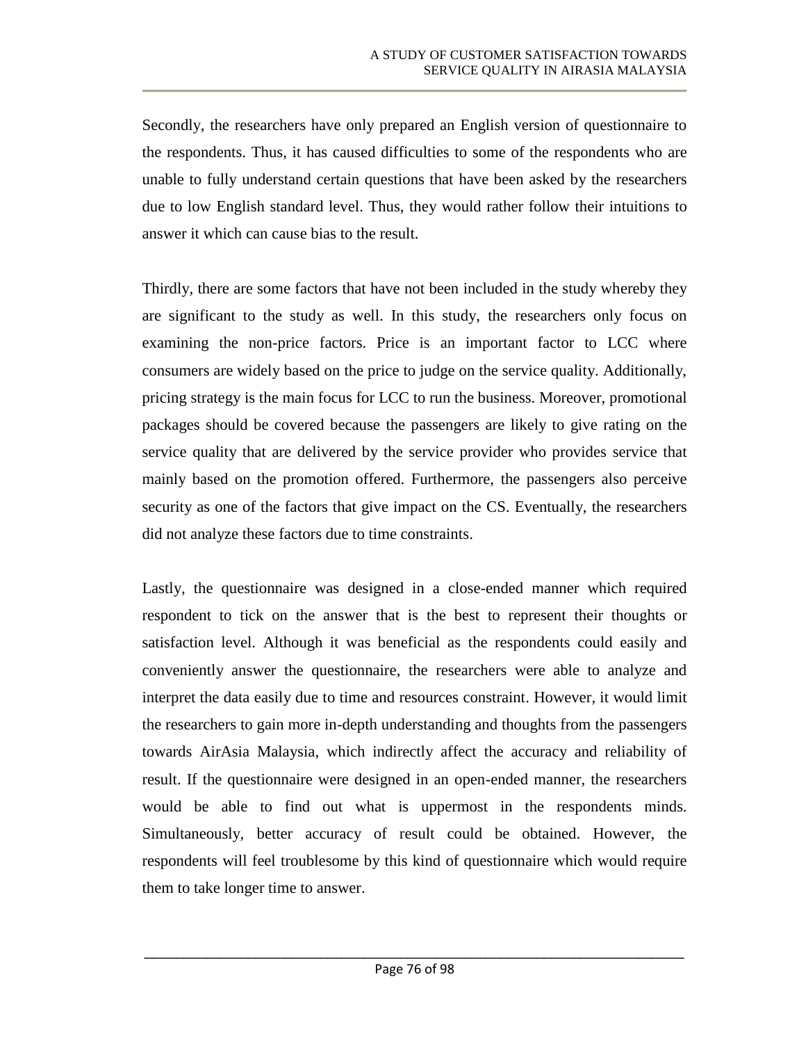Secondly, the researchers have only prepared an English version of questionnaire to the respondents. Thus, it has caused difficulties to some of the respondents who are unable to fully understand certain questions that have been asked by the researchers due to low English standard level. Thus, they would rather follow their intuitions to answer it which can cause bias to the result.

Thirdly, there are some factors that have not been included in the study whereby they are significant to the study as well. In this study, the researchers only focus on examining the non-price factors. Price is an important factor to LCC where consumers are widely based on the price to judge on the service quality. Additionally, pricing strategy is the main focus for LCC to run the business. Moreover, promotional packages should be covered because the passengers are likely to give rating on the service quality that are delivered by the service provider who provides service that mainly based on the promotion offered. Furthermore, the passengers also perceive security as one of the factors that give impact on the CS. Eventually, the researchers did not analyze these factors due to time constraints.

Lastly, the questionnaire was designed in a close-ended manner which required respondent to tick on the answer that is the best to represent their thoughts or satisfaction level. Although it was beneficial as the respondents could easily and conveniently answer the questionnaire, the researchers were able to analyze and interpret the data easily due to time and resources constraint. However, it would limit the researchers to gain more in-depth understanding and thoughts from the passengers towards AirAsia Malaysia, which indirectly affect the accuracy and reliability of result. If the questionnaire were designed in an open-ended manner, the researchers would be able to find out what is uppermost in the respondents minds. Simultaneously, better accuracy of result could be obtained. However, the respondents will feel troublesome by this kind of questionnaire which would require them to take longer time to answer.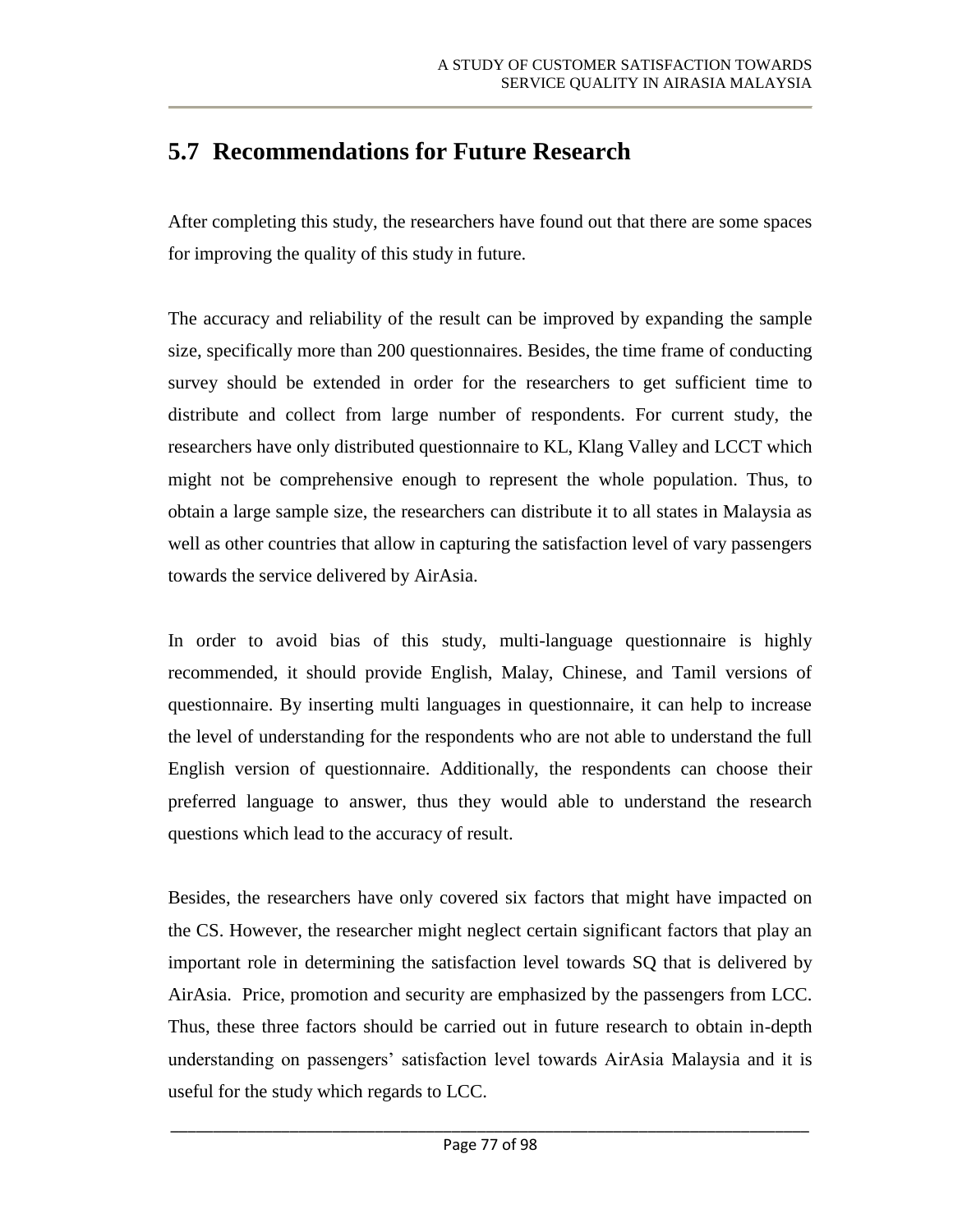## 5.7 Recommendations for Future Research

After completing this study, the researchers have found out that there are some spaces for improving the quality of this study in future.

The accuracy and reliability of the result can be improved by expanding the sample size, specifically more than 200 questionnaires. Besides, the time frame of conducting survey should be extended in order for the researchers to get sufficient time to distribute and collect from large number of respondents. For current study, the researchers have only distributed questionnaire to KL, Klang Valley and LCCT which might not be comprehensive enough to represent the whole population. Thus, to obtain a large sample size, the researchers can distribute it to all states in Malaysia as well as other countries that allow in capturing the satisfaction level of vary passengers towards the service delivered by AirAsia.

In order to avoid bias of this study, multi-language questionnaire is highly recommended, it should provide English, Malay, Chinese, and Tamil versions of questionnaire. By inserting multi languages in questionnaire, it can help to increase the level of understanding for the respondents who are not able to understand the full English version of questionnaire. Additionally, the respondents can choose their preferred language to answer, thus they would able to understand the research questions which lead to the accuracy of result.

Besides, the researchers have only covered six factors that might have impacted on the CS. However, the researcher might neglect certain significant factors that play an important role in determining the satisfaction level towards SQ that is delivered by AirAsia. Price, promotion and security are emphasized by the passengers from LCC. Thus, these three factors should be carried out in future research to obtain in-depth understanding on passengers' satisfaction level towards AirAsia Malaysia and it is useful for the study which regards to LCC.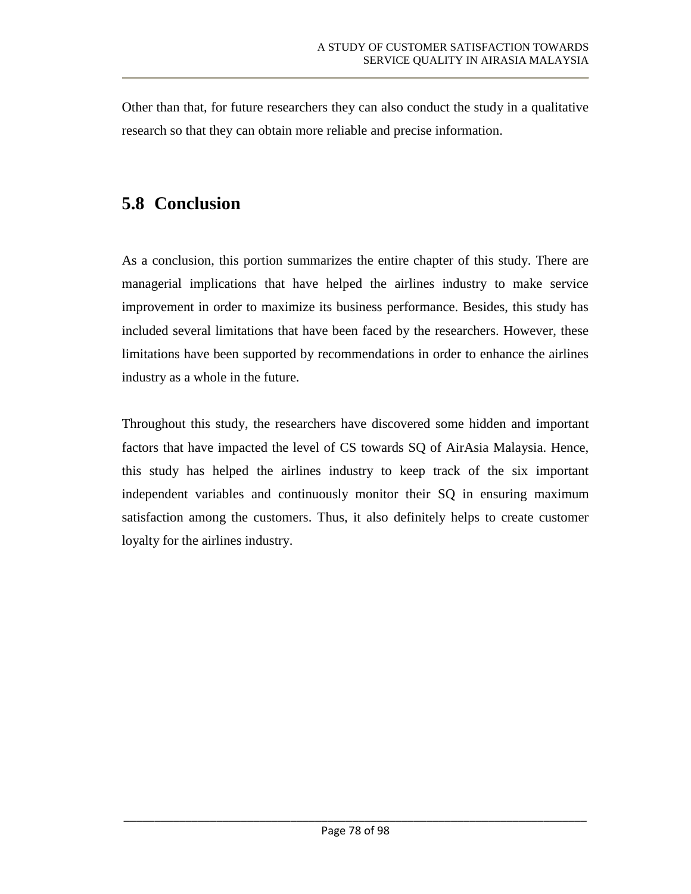Other than that, for future researchers they can also conduct the study in a qualitative research so that they can obtain more reliable and precise information.

## 5.8 Conclusion

As a conclusion, this portion summarizes the entire chapter of this study. There are managerial implications that have helped the airlines industry to make service improvement in order to maximize its business performance. Besides, this study has included several limitations that have been faced by the researchers. However, these limitations have been supported by recommendations in order to enhance the airlines industry as a whole in the future.

Throughout this study, the researchers have discovered some hidden and important factors that have impacted the level of CS towards SQ of AirAsia Malaysia. Hence, this study has helped the airlines industry to keep track of the six important independent variables and continuously monitor their SQ in ensuring maximum satisfaction among the customers. Thus, it also definitely helps to create customer loyalty for the airlines industry.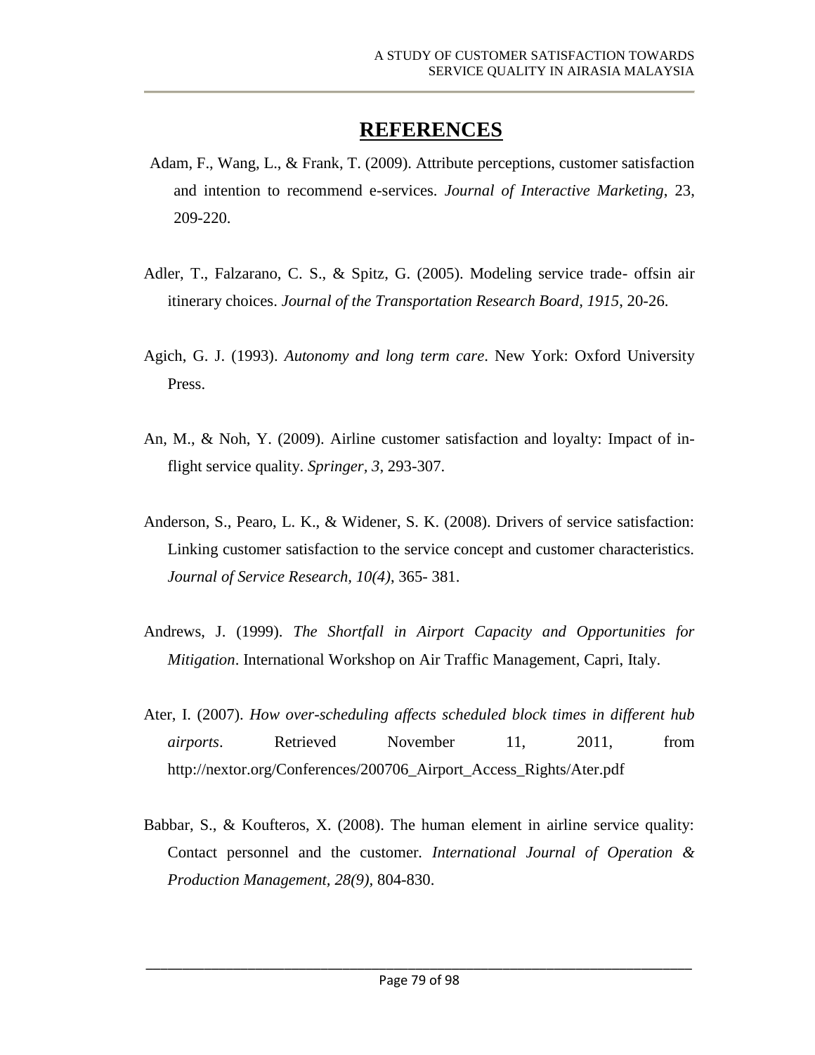# REFERENCES

Adam, F., Wang, L., & Frank, T. (2009). Attribute perceptions, customer satisfaction and intention to recommend e-services. *Journal of Interactive Marketing*, 23, 209-220.

Adler, T., Falzarano, C. S., & Spitz, G. (2005). Modeling service trade- offsin air itinerary choices. *Journal of the Transportation Research Board, 1915*, 20-26.

Agich, G. J. (1993). *Autonomy and long term care*. New York: Oxford University Press.

An, M., & Noh, Y. (2009). Airline customer satisfaction and loyalty: Impact of in-flight service quality. *Springer*, *3*, 293-307.

Anderson, S., Pearo, L. K., & Widener, S. K. (2008). Drivers of service satisfaction: Linking customer satisfaction to the service concept and customer characteristics. *Journal of Service Research, 10(4)*, 365- 381.

Andrews, J. (1999). *The Shortfall in Airport Capacity and Opportunities for Mitigation*. International Workshop on Air Traffic Management, Capri, Italy.

Ater, I. (2007). *How over-scheduling affects scheduled block times in different hub airports*. Retrieved November 11, 2011, from http://nextor.org/Conferences/200706_Airport_Access_Rights/Ater.pdf

Babbar, S., & Koufteros, X. (2008). The human element in airline service quality: Contact personnel and the customer. *International Journal of Operation & Production Management, 28(9)*, 804-830.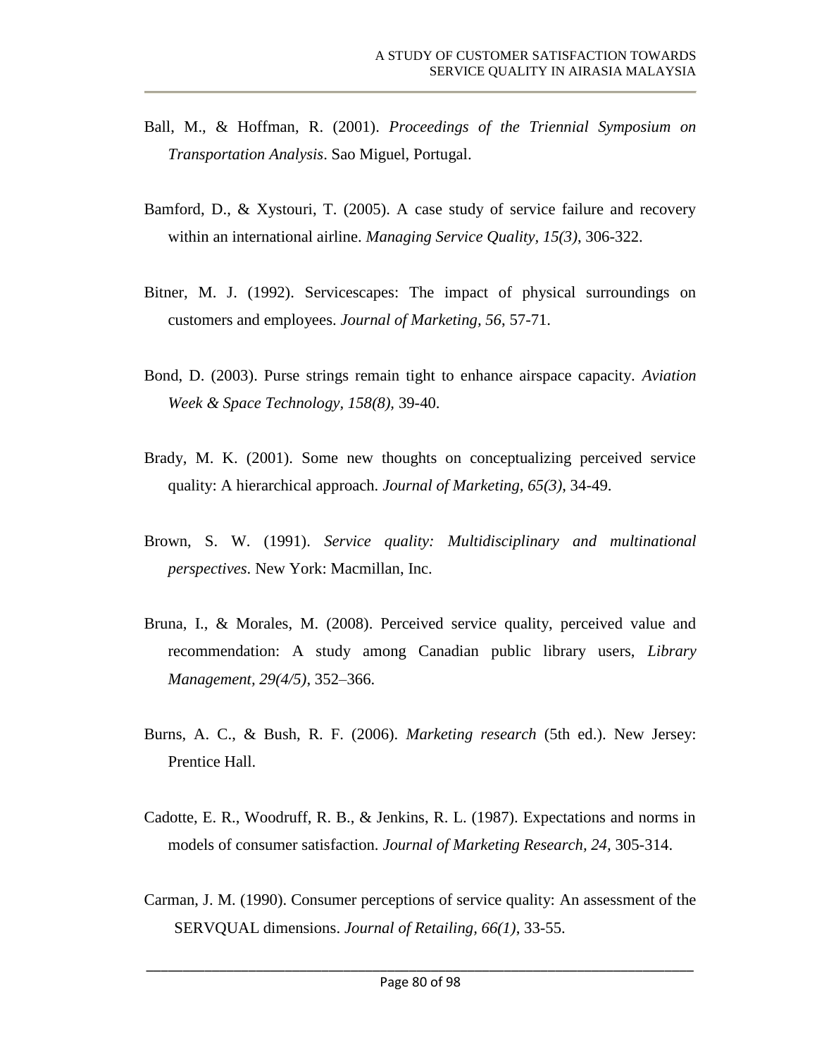Ball, M., & Hoffman, R. (2001). *Proceedings of the Triennial Symposium on Transportation Analysis*. Sao Miguel, Portugal.

Bamford, D., & Xystouri, T. (2005). A case study of service failure and recovery within an international airline. *Managing Service Quality, 15(3)*, 306-322.

Bitner, M. J. (1992). Servicescapes: The impact of physical surroundings on customers and employees. *Journal of Marketing, 56*, 57-71.

Bond, D. (2003). Purse strings remain tight to enhance airspace capacity. *Aviation Week & Space Technology, 158(8),* 39-40.

Brady, M. K. (2001). Some new thoughts on conceptualizing perceived service quality: A hierarchical approach. *Journal of Marketing, 65(3)*, 34-49.

Brown, S. W. (1991). *Service quality: Multidisciplinary and multinational perspectives*. New York: Macmillan, Inc.

Bruna, I., & Morales, M. (2008). Perceived service quality, perceived value and recommendation: A study among Canadian public library users, *Library Management, 29(4/5)*, 352–366.

Burns, A. C., & Bush, R. F. (2006). *Marketing research* (5th ed.). New Jersey: Prentice Hall.

Cadotte, E. R., Woodruff, R. B., & Jenkins, R. L. (1987). Expectations and norms in models of consumer satisfaction. *Journal of Marketing Research, 24*, 305-314.

Carman, J. M. (1990). Consumer perceptions of service quality: An assessment of the SERVQUAL dimensions. *Journal of Retailing, 66(1)*, 33-55.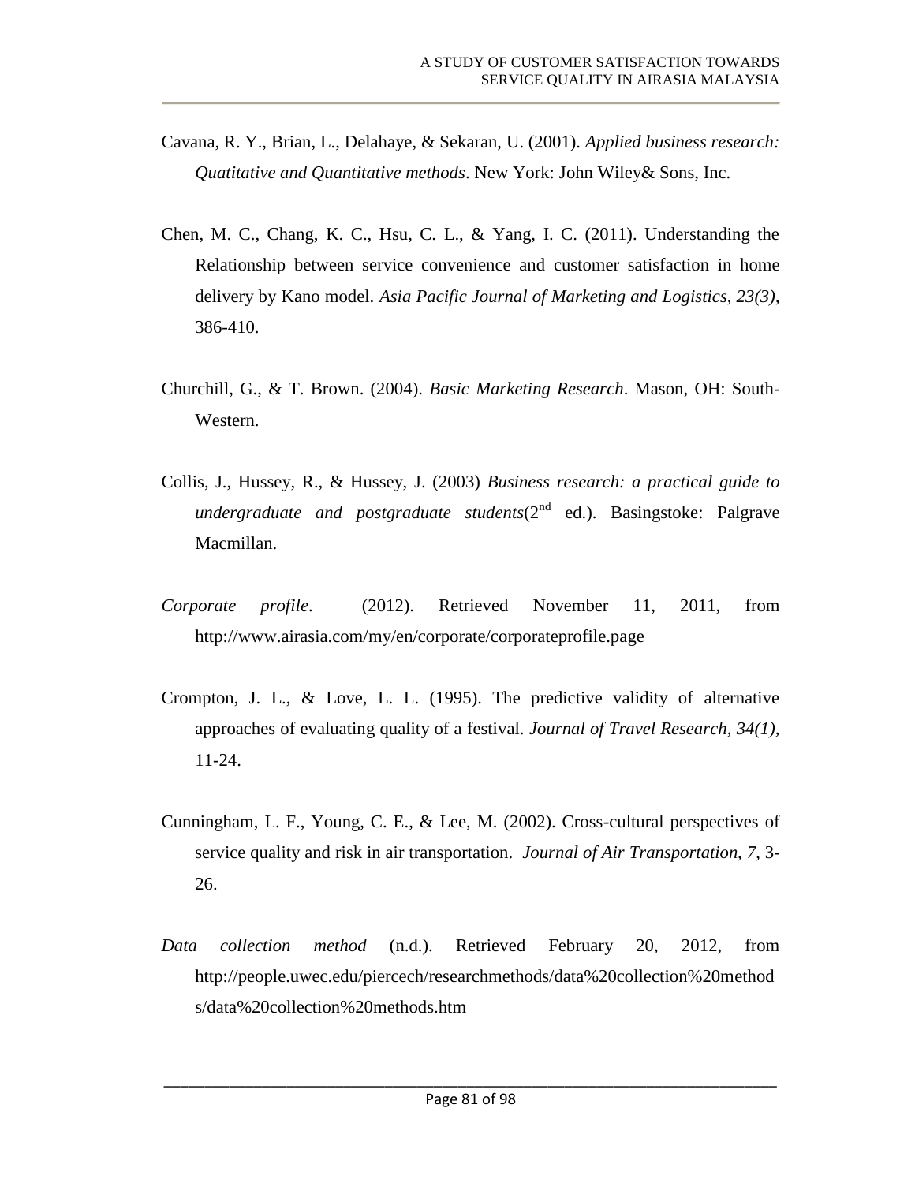Cavana, R. Y., Brian, L., Delahaye, & Sekaran, U. (2001). *Applied business research: Quatitative and Quantitative methods*. New York: John Wiley& Sons, Inc.

Chen, M. C., Chang, K. C., Hsu, C. L., & Yang, I. C. (2011). Understanding the Relationship between service convenience and customer satisfaction in home delivery by Kano model. *Asia Pacific Journal of Marketing and Logistics, 23(3)*, 386-410.

Churchill, G., & T. Brown. (2004). *Basic Marketing Research*. Mason, OH: South-Western.

Collis, J., Hussey, R., & Hussey, J. (2003) *Business research: a practical guide to undergraduate and postgraduate students*(2nd ed.). Basingstoke: Palgrave Macmillan.

*Corporate profile*. (2012). Retrieved November 11, 2011, from http://www.airasia.com/my/en/corporate/corporateprofile.page

Crompton, J. L., & Love, L. L. (1995). The predictive validity of alternative approaches of evaluating quality of a festival. *Journal of Travel Research, 34(1)*, 11-24.

Cunningham, L. F., Young, C. E., & Lee, M. (2002). Cross-cultural perspectives of service quality and risk in air transportation. *Journal of Air Transportation*, *7*, 3-26.

*Data collection method* (n.d.). Retrieved February 20, 2012, from http://people.uwec.edu/piercech/researchmethods/data%20collection%20methods/data%20collection%20methods.htm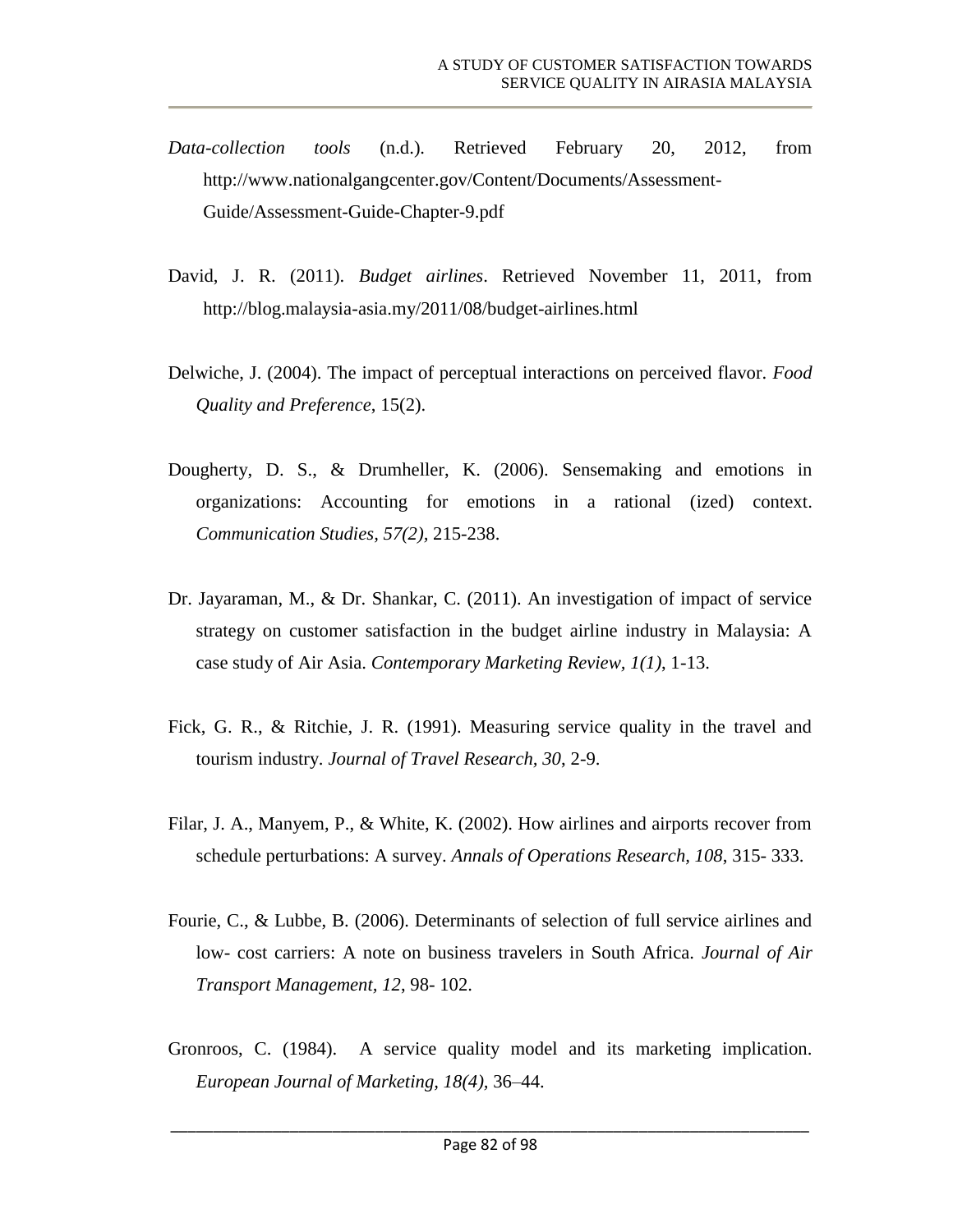*Data-collection tools* (n.d.). Retrieved February 20, 2012, from http://www.nationalgangcenter.gov/Content/Documents/Assessment-Guide/Assessment-Guide-Chapter-9.pdf

David, J. R. (2011). *Budget airlines*. Retrieved November 11, 2011, from http://blog.malaysia-asia.my/2011/08/budget-airlines.html

Delwiche, J. (2004). The impact of perceptual interactions on perceived flavor. *Food Quality and Preference*, 15(2).

Dougherty, D. S., & Drumheller, K. (2006). Sensemaking and emotions in organizations: Accounting for emotions in a rational (ized) context. *Communication Studies, 57(2)*, 215-238.

Dr. Jayaraman, M., & Dr. Shankar, C. (2011). An investigation of impact of service strategy on customer satisfaction in the budget airline industry in Malaysia: A case study of Air Asia. *Contemporary Marketing Review, 1(1)*, 1-13.

Fick, G. R., & Ritchie, J. R. (1991). Measuring service quality in the travel and tourism industry. *Journal of Travel Research, 30*, 2-9.

Filar, J. A., Manyem, P., & White, K. (2002). How airlines and airports recover from schedule perturbations: A survey. *Annals of Operations Research, 108*, 315- 333.

Fourie, C., & Lubbe, B. (2006). Determinants of selection of full service airlines and low- cost carriers: A note on business travelers in South Africa. *Journal of Air Transport Management, 12*, 98- 102.

Gronroos, C. (1984). A service quality model and its marketing implication. *European Journal of Marketing, 18(4)*, 36–44.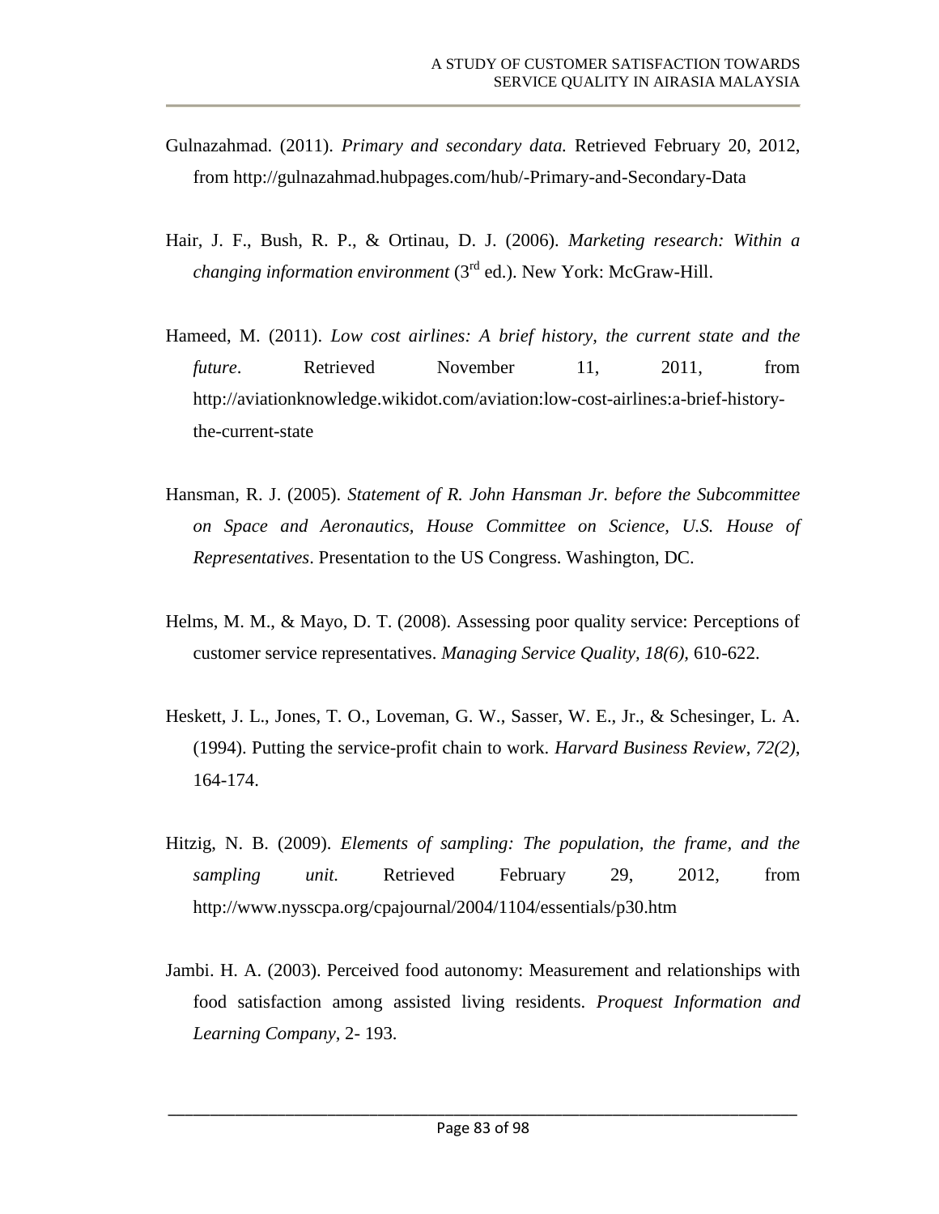Gulnazahmad. (2011). *Primary and secondary data.* Retrieved February 20, 2012, from http://gulnazahmad.hubpages.com/hub/-Primary-and-Secondary-Data

Hair, J. F., Bush, R. P., & Ortinau, D. J. (2006). *Marketing research: Within a changing information environment* (3rd ed.). New York: McGraw-Hill.

Hameed, M. (2011). *Low cost airlines: A brief history, the current state and the future*. Retrieved November 11, 2011, from http://aviationknowledge.wikidot.com/aviation:low-cost-airlines:a-brief-history-the-current-state

Hansman, R. J. (2005). *Statement of R. John Hansman Jr. before the Subcommittee on Space and Aeronautics, House Committee on Science, U.S. House of Representatives*. Presentation to the US Congress. Washington, DC.

Helms, M. M., & Mayo, D. T. (2008). Assessing poor quality service: Perceptions of customer service representatives. *Managing Service Quality, 18(6),* 610-622.

Heskett, J. L., Jones, T. O., Loveman, G. W., Sasser, W. E., Jr., & Schesinger, L. A. (1994). Putting the service-profit chain to work. *Harvard Business Review, 72(2)*, 164-174.

Hitzig, N. B. (2009). *Elements of sampling: The population, the frame, and the sampling unit.* Retrieved February 29, 2012, from http://www.nysscpa.org/cpajournal/2004/1104/essentials/p30.htm

Jambi. H. A. (2003). Perceived food autonomy: Measurement and relationships with food satisfaction among assisted living residents. *Proquest Information and Learning Company*, 2- 193.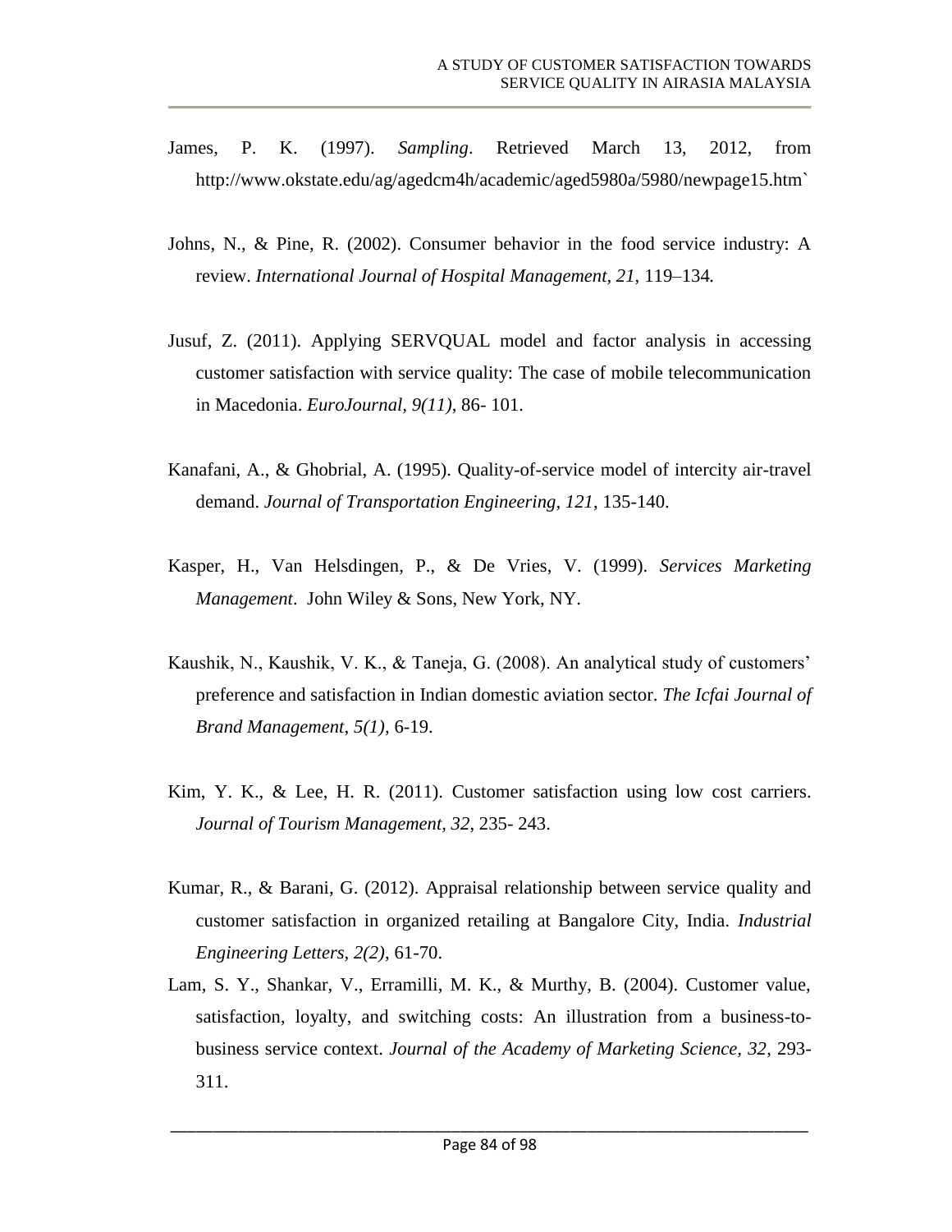James, P. K. (1997). *Sampling*. Retrieved March 13, 2012, from http://www.okstate.edu/ag/agedcm4h/academic/aged5980a/5980/newpage15.htm`

Johns, N., & Pine, R. (2002). Consumer behavior in the food service industry: A review. *International Journal of Hospital Management, 21,* 119–134*.*

Jusuf, Z. (2011). Applying SERVQUAL model and factor analysis in accessing customer satisfaction with service quality: The case of mobile telecommunication in Macedonia. *EuroJournal*, *9(11)*, 86- 101.

Kanafani, A., & Ghobrial, A. (1995). Quality-of-service model of intercity air-travel demand. *Journal of Transportation Engineering, 121*, 135-140.

Kasper, H., Van Helsdingen, P., & De Vries, V. (1999). *Services Marketing Management*. John Wiley & Sons, New York, NY.

Kaushik, N., Kaushik, V. K., & Taneja, G. (2008). An analytical study of customers' preference and satisfaction in Indian domestic aviation sector. *The Icfai Journal of Brand Management*, *5(1),* 6-19.

Kim, Y. K., & Lee, H. R. (2011). Customer satisfaction using low cost carriers. *Journal of Tourism Management, 32*, 235- 243.

Kumar, R., & Barani, G. (2012). Appraisal relationship between service quality and customer satisfaction in organized retailing at Bangalore City, India. *Industrial Engineering Letters, 2(2)*, 61-70.

Lam, S. Y., Shankar, V., Erramilli, M. K., & Murthy, B. (2004). Customer value, satisfaction, loyalty, and switching costs: An illustration from a business-to-business service context. *Journal of the Academy of Marketing Science, 32*, 293-311.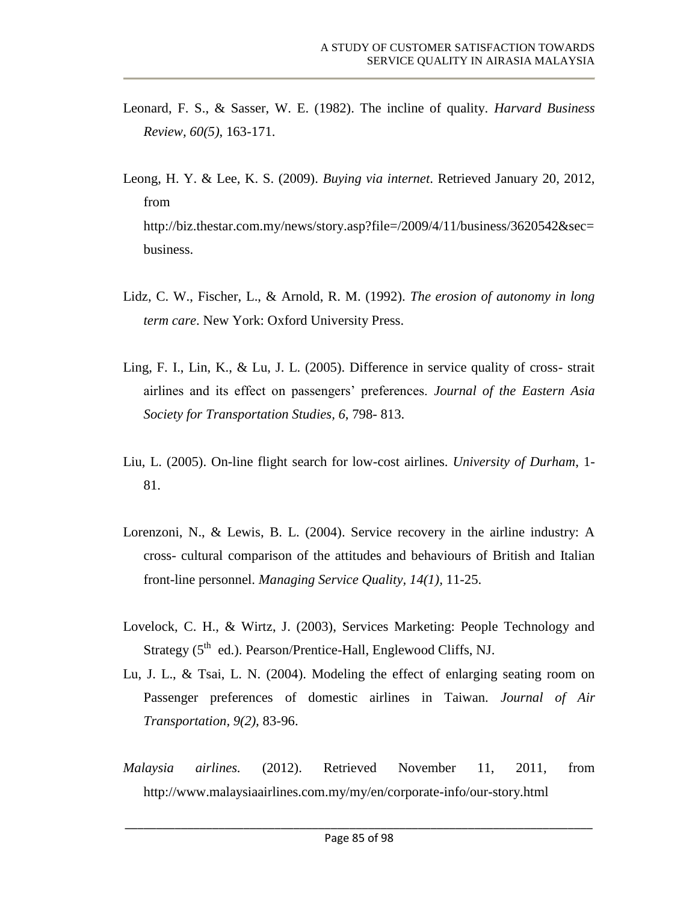Leonard, F. S., & Sasser, W. E. (1982). The incline of quality. *Harvard Business Review, 60(5)*, 163-171.

Leong, H. Y. & Lee, K. S. (2009). *Buying via internet*. Retrieved January 20, 2012, from http://biz.thestar.com.my/news/story.asp?file=/2009/4/11/business/3620542&sec=business.

Lidz, C. W., Fischer, L., & Arnold, R. M. (1992). *The erosion of autonomy in long term care*. New York: Oxford University Press.

Ling, F. I., Lin, K., & Lu, J. L. (2005). Difference in service quality of cross- strait airlines and its effect on passengers' preferences. *Journal of the Eastern Asia Society for Transportation Studies, 6*, 798- 813.

Liu, L. (2005). On-line flight search for low-cost airlines. *University of Durham*, 1-81.

Lorenzoni, N., & Lewis, B. L. (2004). Service recovery in the airline industry: A cross- cultural comparison of the attitudes and behaviours of British and Italian front-line personnel. *Managing Service Quality, 14(1)*, 11-25.

Lovelock, C. H., & Wirtz, J. (2003), Services Marketing: People Technology and Strategy (5th ed.). Pearson/Prentice-Hall, Englewood Cliffs, NJ.

Lu, J. L., & Tsai, L. N. (2004). Modeling the effect of enlarging seating room on Passenger preferences of domestic airlines in Taiwan. *Journal of Air Transportation, 9(2)*, 83-96.

*Malaysia airlines.* (2012). Retrieved November 11, 2011, from http://www.malaysiaairlines.com.my/my/en/corporate-info/our-story.html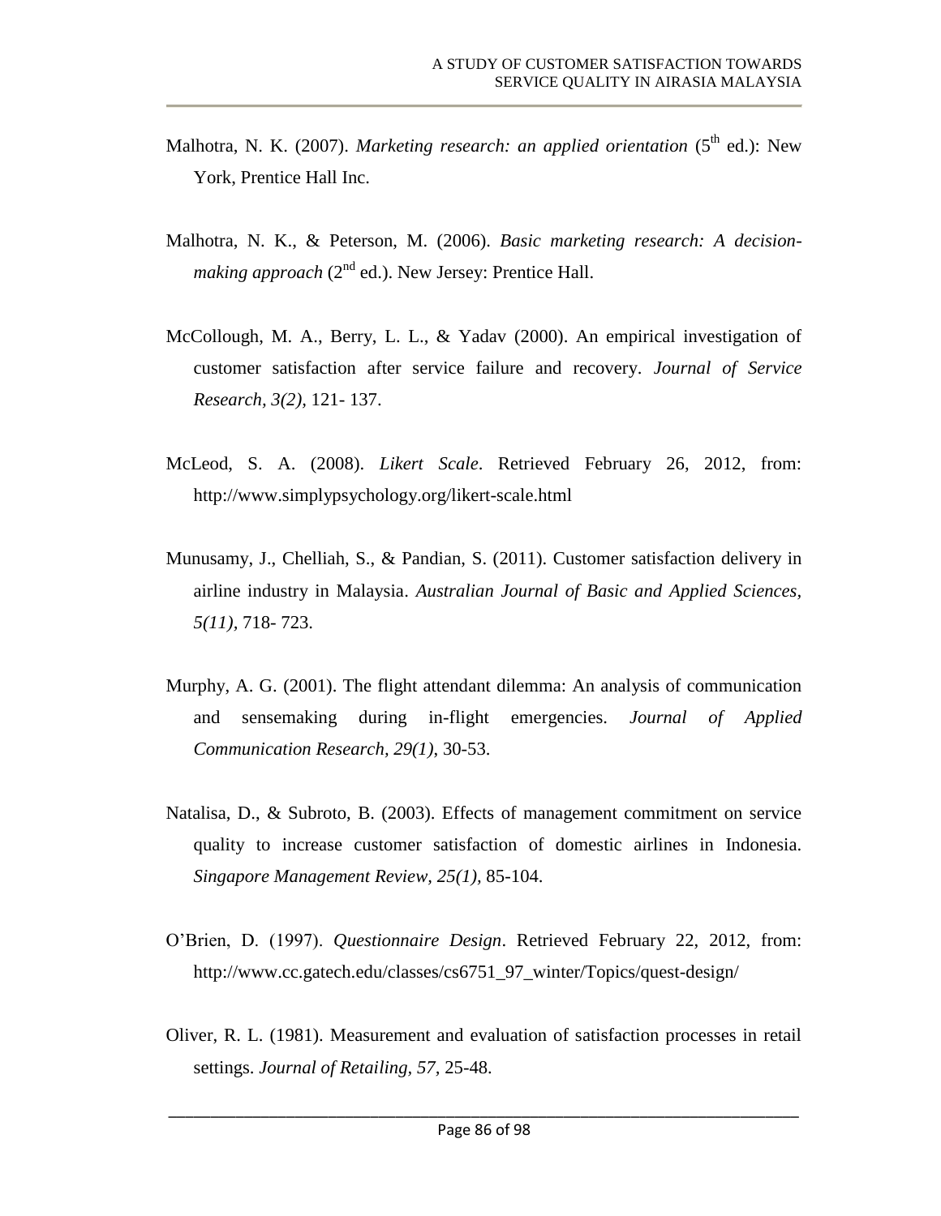Malhotra, N. K. (2007). *Marketing research: an applied orientation* (5th ed.): New York, Prentice Hall Inc.

Malhotra, N. K., & Peterson, M. (2006). *Basic marketing research: A decision-making approach* (2nd ed.). New Jersey: Prentice Hall.

McCollough, M. A., Berry, L. L., & Yadav (2000). An empirical investigation of customer satisfaction after service failure and recovery. *Journal of Service Research, 3(2),* 121- 137.

McLeod, S. A. (2008). *Likert Scale*. Retrieved February 26, 2012, from: http://www.simplypsychology.org/likert-scale.html

Munusamy, J., Chelliah, S., & Pandian, S. (2011). Customer satisfaction delivery in airline industry in Malaysia. *Australian Journal of Basic and Applied Sciences, 5(11),* 718- 723.

Murphy, A. G. (2001). The flight attendant dilemma: An analysis of communication and sensemaking during in-flight emergencies. *Journal of Applied Communication Research, 29(1)*, 30-53.

Natalisa, D., & Subroto, B. (2003). Effects of management commitment on service quality to increase customer satisfaction of domestic airlines in Indonesia. *Singapore Management Review, 25(1),* 85-104.

O'Brien, D. (1997). *Questionnaire Design*. Retrieved February 22, 2012, from: http://www.cc.gatech.edu/classes/cs6751_97_winter/Topics/quest-design/

Oliver, R. L. (1981). Measurement and evaluation of satisfaction processes in retail settings. *Journal of Retailing, 57,* 25-48.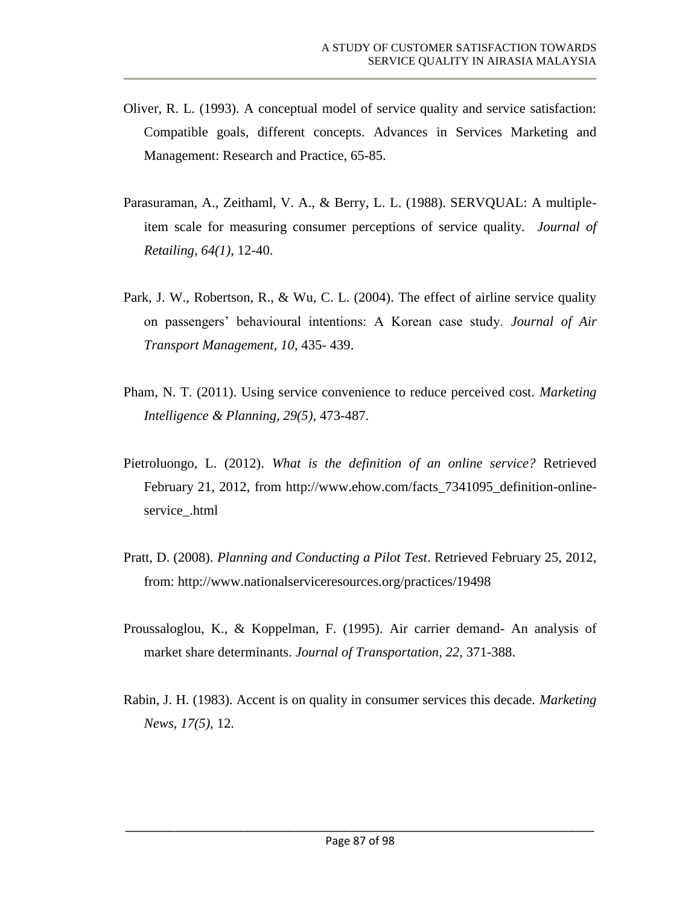Oliver, R. L. (1993). A conceptual model of service quality and service satisfaction: Compatible goals, different concepts. Advances in Services Marketing and Management: Research and Practice, 65-85.

Parasuraman, A., Zeithaml, V. A., & Berry, L. L. (1988). SERVQUAL: A multiple-item scale for measuring consumer perceptions of service quality. *Journal of Retailing, 64(1)*, 12-40.

Park, J. W., Robertson, R., & Wu, C. L. (2004). The effect of airline service quality on passengers' behavioural intentions: A Korean case study. *Journal of Air Transport Management*, *10*, 435- 439.

Pham, N. T. (2011). Using service convenience to reduce perceived cost. *Marketing Intelligence & Planning, 29(5)*, 473-487.

Pietroluongo, L. (2012). *What is the definition of an online service?* Retrieved February 21, 2012, from http://www.ehow.com/facts_7341095_definition-online-service_.html

Pratt, D. (2008). *Planning and Conducting a Pilot Test*. Retrieved February 25, 2012, from: http://www.nationalserviceresources.org/practices/19498

Proussaloglou, K., & Koppelman, F. (1995). Air carrier demand- An analysis of market share determinants. *Journal of Transportation*, *22*, 371-388.

Rabin, J. H. (1983). Accent is on quality in consumer services this decade. *Marketing News*, *17(5)*, 12.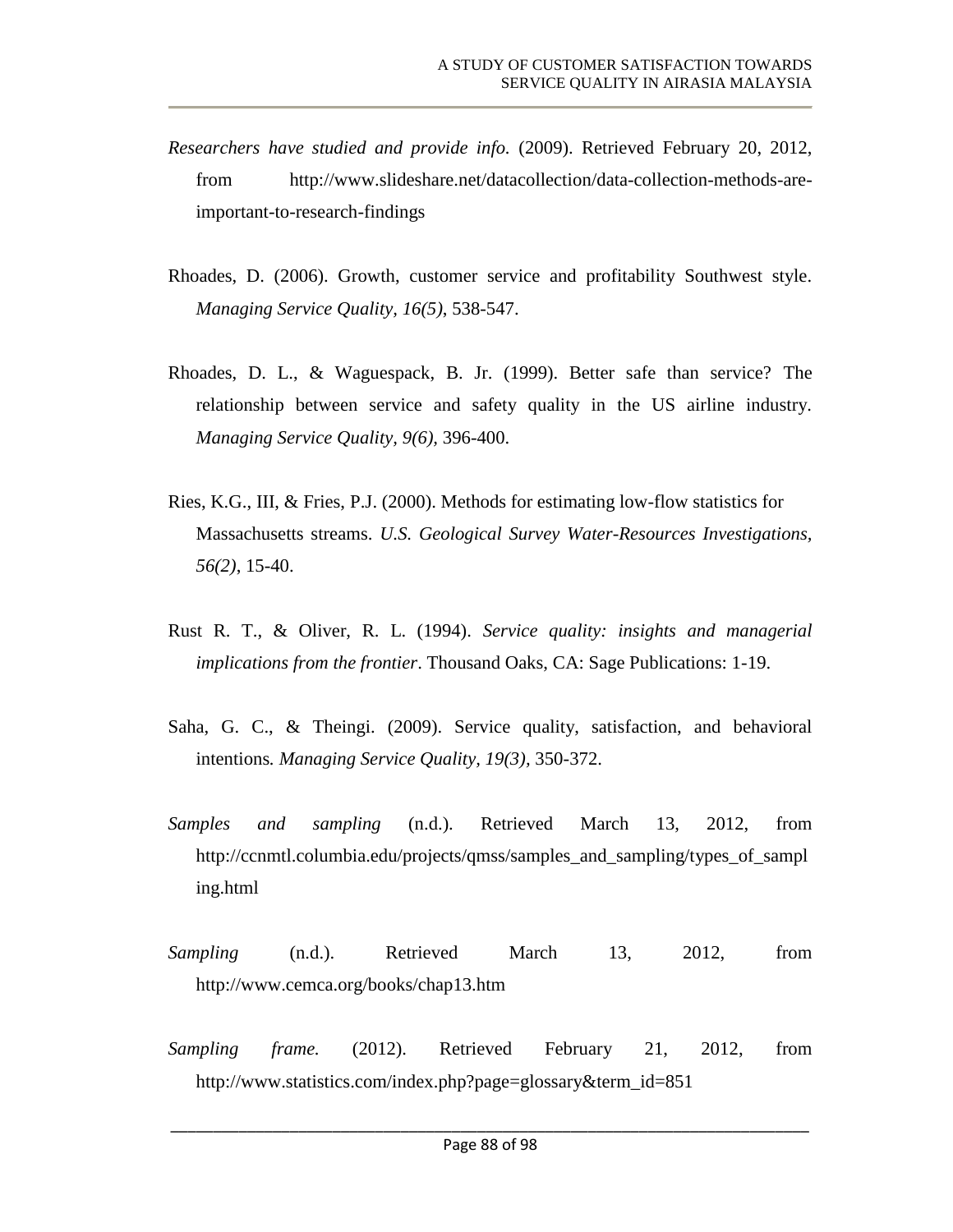*Researchers have studied and provide info.* (2009). Retrieved February 20, 2012, from http://www.slideshare.net/datacollection/data-collection-methods-are-important-to-research-findings

Rhoades, D. (2006). Growth, customer service and profitability Southwest style. *Managing Service Quality, 16(5)*, 538-547.

Rhoades, D. L., & Waguespack, B. Jr. (1999). Better safe than service? The relationship between service and safety quality in the US airline industry. *Managing Service Quality, 9(6)*, 396-400.

Ries, K.G., III, & Fries, P.J. (2000). Methods for estimating low-flow statistics for Massachusetts streams. *U.S. Geological Survey Water-Resources Investigations, 56(2)*, 15-40.

Rust R. T., & Oliver, R. L. (1994). *Service quality: insights and managerial implications from the frontier*. Thousand Oaks, CA: Sage Publications: 1-19.

Saha, G. C., & Theingi. (2009). Service quality, satisfaction, and behavioral intentions*. Managing Service Quality, 19(3)*, 350-372.

*Samples and sampling* (n.d.). Retrieved March 13, 2012, from http://ccnmtl.columbia.edu/projects/qmss/samples_and_sampling/types_of_sampling.html

*Sampling* (n.d.). Retrieved March 13, 2012, from http://www.cemca.org/books/chap13.htm

*Sampling frame.* (2012). Retrieved February 21, 2012, from http://www.statistics.com/index.php?page=glossary&term_id=851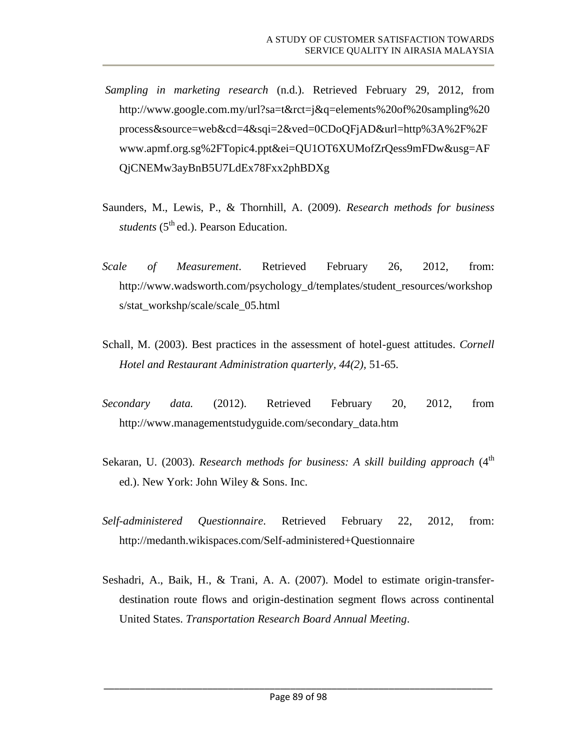*Sampling in marketing research* (n.d.). Retrieved February 29, 2012, from http://www.google.com.my/url?sa=t&rct=j&q=elements%20of%20sampling%20process&source=web&cd=4&sqi=2&ved=0CDoQFjAD&url=http%3A%2F%2Fwww.apmf.org.sg%2FTopic4.ppt&ei=QU1OT6XUMofZrQess9mFDw&usg=AFQjCNEMw3ayBnB5U7LdEx78Fxx2phBDXg

Saunders, M., Lewis, P., & Thornhill, A. (2009). *Research methods for business students* (5th ed.). Pearson Education.

*Scale of Measurement*. Retrieved February 26, 2012, from: http://www.wadsworth.com/psychology_d/templates/student_resources/workshops/stat_workshp/scale/scale_05.html

Schall, M. (2003). Best practices in the assessment of hotel-guest attitudes. *Cornell Hotel and Restaurant Administration quarterly, 44(2),* 51-65.

*Secondary data.* (2012). Retrieved February 20, 2012, from http://www.managementstudyguide.com/secondary_data.htm

Sekaran, U. (2003). *Research methods for business: A skill building approach* (4th ed.). New York: John Wiley & Sons. Inc.

*Self-administered Questionnaire*. Retrieved February 22, 2012, from: http://medanth.wikispaces.com/Self-administered+Questionnaire

Seshadri, A., Baik, H., & Trani, A. A. (2007). Model to estimate origin-transfer-destination route flows and origin-destination segment flows across continental United States. *Transportation Research Board Annual Meeting*.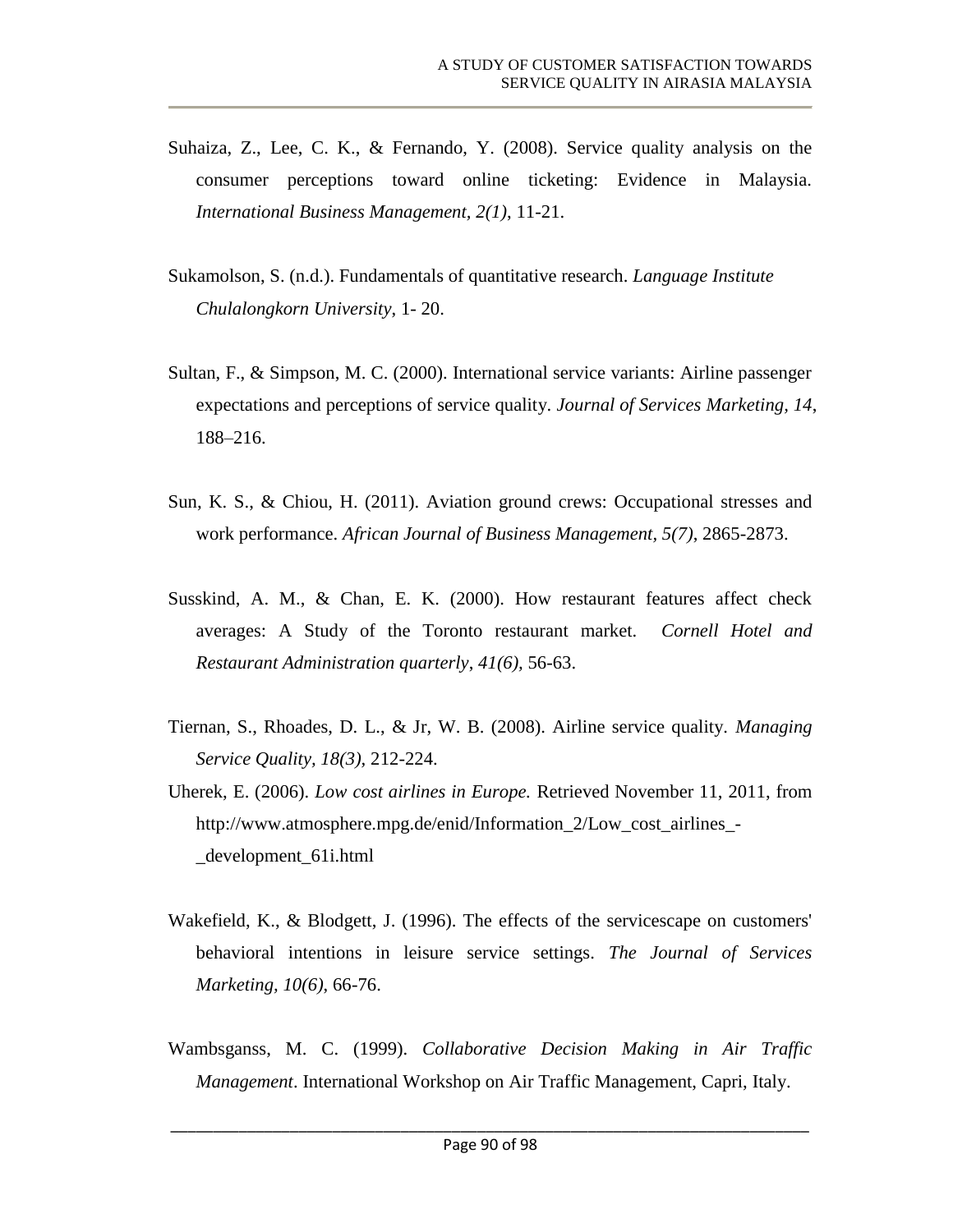Suhaiza, Z., Lee, C. K., & Fernando, Y. (2008). Service quality analysis on the consumer perceptions toward online ticketing: Evidence in Malaysia. *International Business Management, 2(1)*, 11-21.

Sukamolson, S. (n.d.). Fundamentals of quantitative research. *Language Institute Chulalongkorn University*, 1- 20.

Sultan, F., & Simpson, M. C. (2000). International service variants: Airline passenger expectations and perceptions of service quality. *Journal of Services Marketing, 14*, 188–216.

Sun, K. S., & Chiou, H. (2011). Aviation ground crews: Occupational stresses and work performance. *African Journal of Business Management, 5(7)*, 2865-2873.

Susskind, A. M., & Chan, E. K. (2000). How restaurant features affect check averages: A Study of the Toronto restaurant market. *Cornell Hotel and Restaurant Administration quarterly, 41(6),* 56-63.

Tiernan, S., Rhoades, D. L., & Jr, W. B. (2008). Airline service quality. *Managing Service Quality, 18(3),* 212-224.

Uherek, E. (2006). *Low cost airlines in Europe.* Retrieved November 11, 2011, from http://www.atmosphere.mpg.de/enid/Information_2/Low_cost_airlines_-_development_61i.html

Wakefield, K., & Blodgett, J. (1996). The effects of the servicescape on customers' behavioral intentions in leisure service settings. *The Journal of Services Marketing, 10(6)*, 66-76.

Wambsganss, M. C. (1999). *Collaborative Decision Making in Air Traffic Management*. International Workshop on Air Traffic Management, Capri, Italy.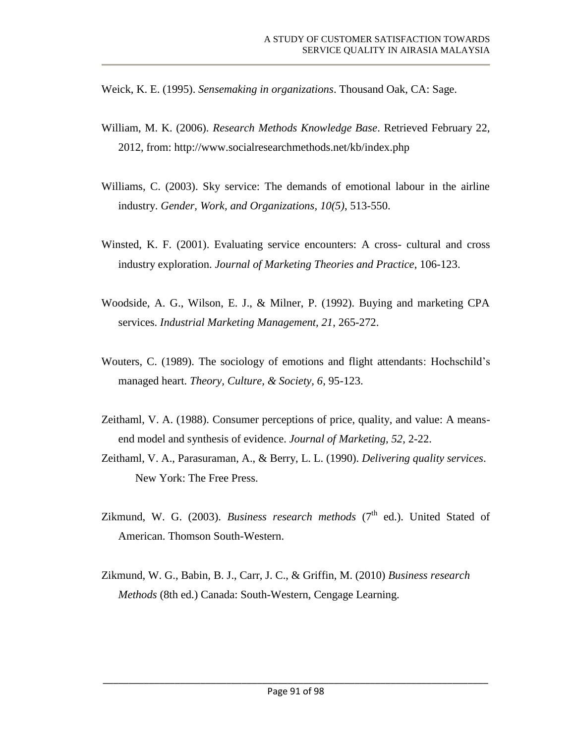Weick, K. E. (1995). *Sensemaking in organizations*. Thousand Oak, CA: Sage.

William, M. K. (2006). *Research Methods Knowledge Base*. Retrieved February 22, 2012, from: http://www.socialresearchmethods.net/kb/index.php

Williams, C. (2003). Sky service: The demands of emotional labour in the airline industry. *Gender, Work, and Organizations, 10(5)*, 513-550.

Winsted, K. F. (2001). Evaluating service encounters: A cross- cultural and cross industry exploration. *Journal of Marketing Theories and Practice*, 106-123.

Woodside, A. G., Wilson, E. J., & Milner, P. (1992). Buying and marketing CPA services. *Industrial Marketing Management, 21*, 265-272.

Wouters, C. (1989). The sociology of emotions and flight attendants: Hochschild's managed heart. *Theory, Culture, & Society, 6*, 95-123.

Zeithaml, V. A. (1988). Consumer perceptions of price, quality, and value: A means-end model and synthesis of evidence. *Journal of Marketing, 52*, 2-22.

Zeithaml, V. A., Parasuraman, A., & Berry, L. L. (1990). *Delivering quality services*. New York: The Free Press.

Zikmund, W. G. (2003). *Business research methods* (7th ed.). United Stated of American. Thomson South-Western.

Zikmund, W. G., Babin, B. J., Carr, J. C., & Griffin, M. (2010) *Business research Methods* (8th ed.) Canada: South-Western, Cengage Learning.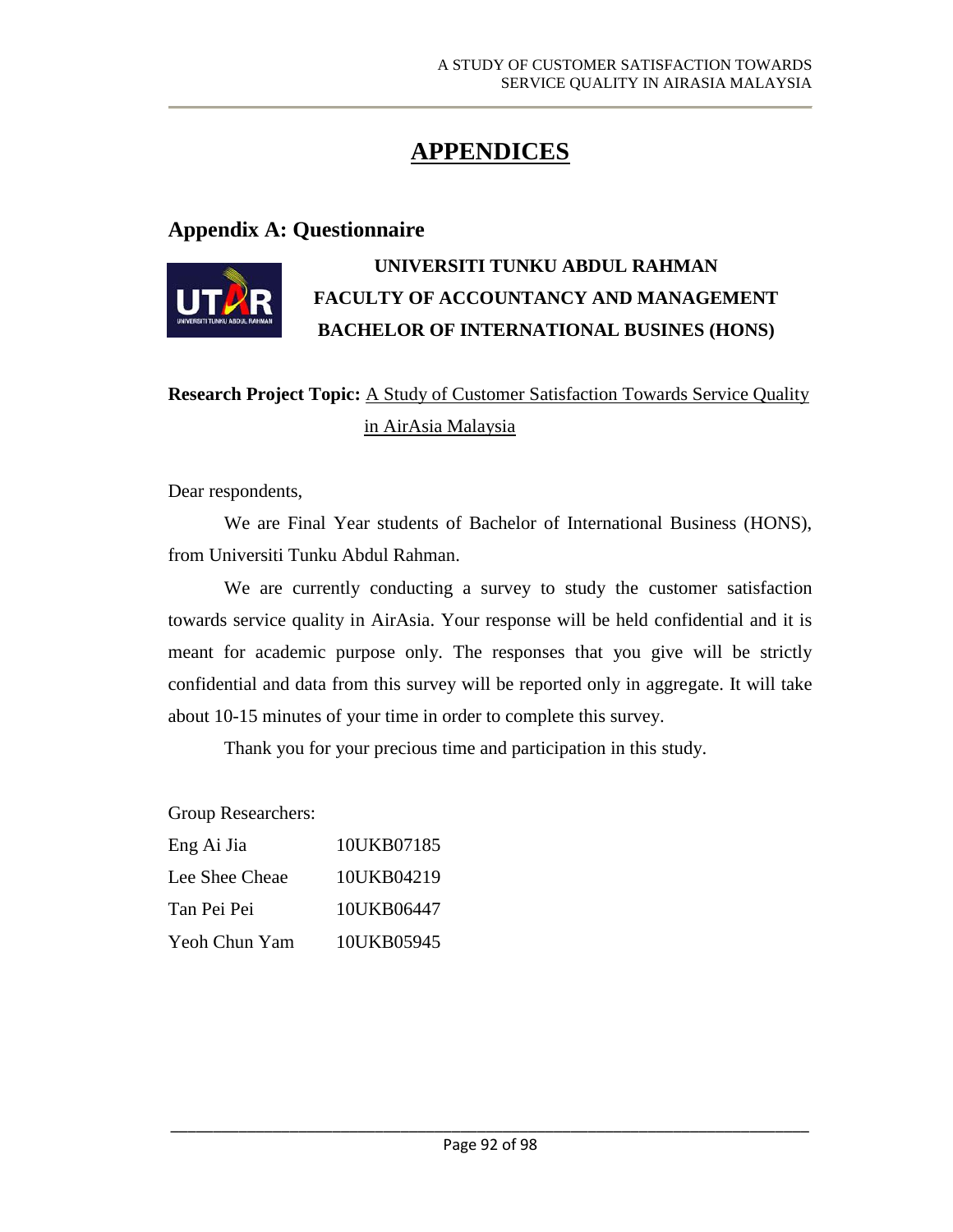# APPENDICES

## Appendix A: Questionnaire

**UNIVERSITI TUNKU ABDUL RAHMAN**
**FACULTY OF ACCOUNTANCY AND MANAGEMENT**
**BACHELOR OF INTERNATIONAL BUSINES (HONS)**

**Research Project Topic:** A Study of Customer Satisfaction Towards Service Quality in AirAsia Malaysia

Dear respondents,

We are Final Year students of Bachelor of International Business (HONS), from Universiti Tunku Abdul Rahman.

We are currently conducting a survey to study the customer satisfaction towards service quality in AirAsia. Your response will be held confidential and it is meant for academic purpose only. The responses that you give will be strictly confidential and data from this survey will be reported only in aggregate. It will take about 10-15 minutes of your time in order to complete this survey.

Thank you for your precious time and participation in this study.

Group Researchers:

| | |
|---|---|
| Eng Ai Jia | 10UKB07185 |
| Lee Shee Cheae | 10UKB04219 |
| Tan Pei Pei | 10UKB06447 |
| Yeoh Chun Yam | 10UKB05945 |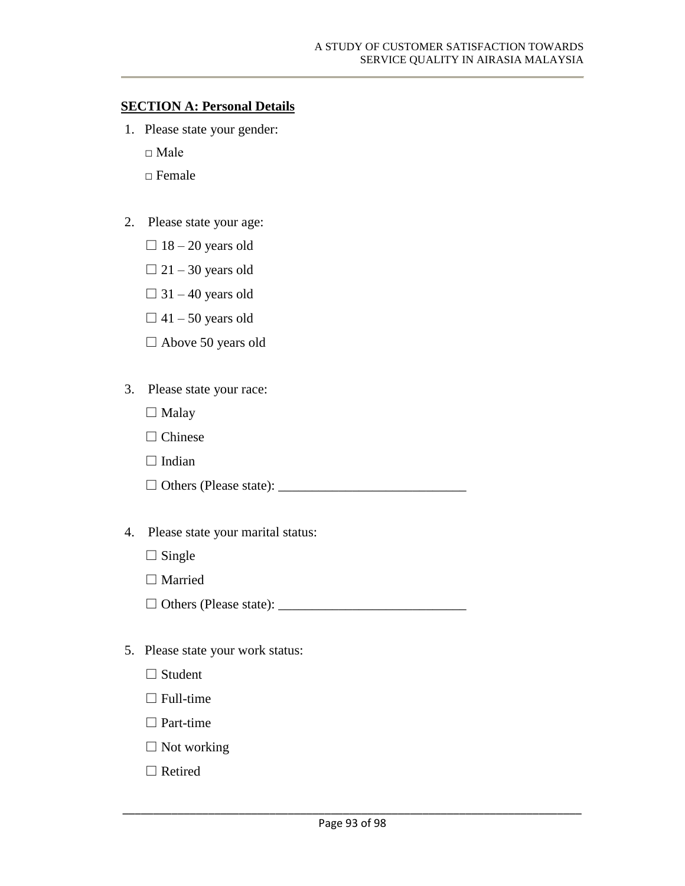**SECTION A: Personal Details**

1. Please state your gender:

   □ Male

   □ Female

2. Please state your age:

   ☐ 18 – 20 years old

   ☐ 21 – 30 years old

   ☐ 31 – 40 years old

   ☐ 41 – 50 years old

   ☐ Above 50 years old

3. Please state your race:

   ☐ Malay

   ☐ Chinese

   ☐ Indian

   ☐ Others (Please state): ___________________________

4. Please state your marital status:

   ☐ Single

   ☐ Married

   ☐ Others (Please state): ___________________________

5. Please state your work status:

   ☐ Student

   ☐ Full-time

   ☐ Part-time

   ☐ Not working

   ☐ Retired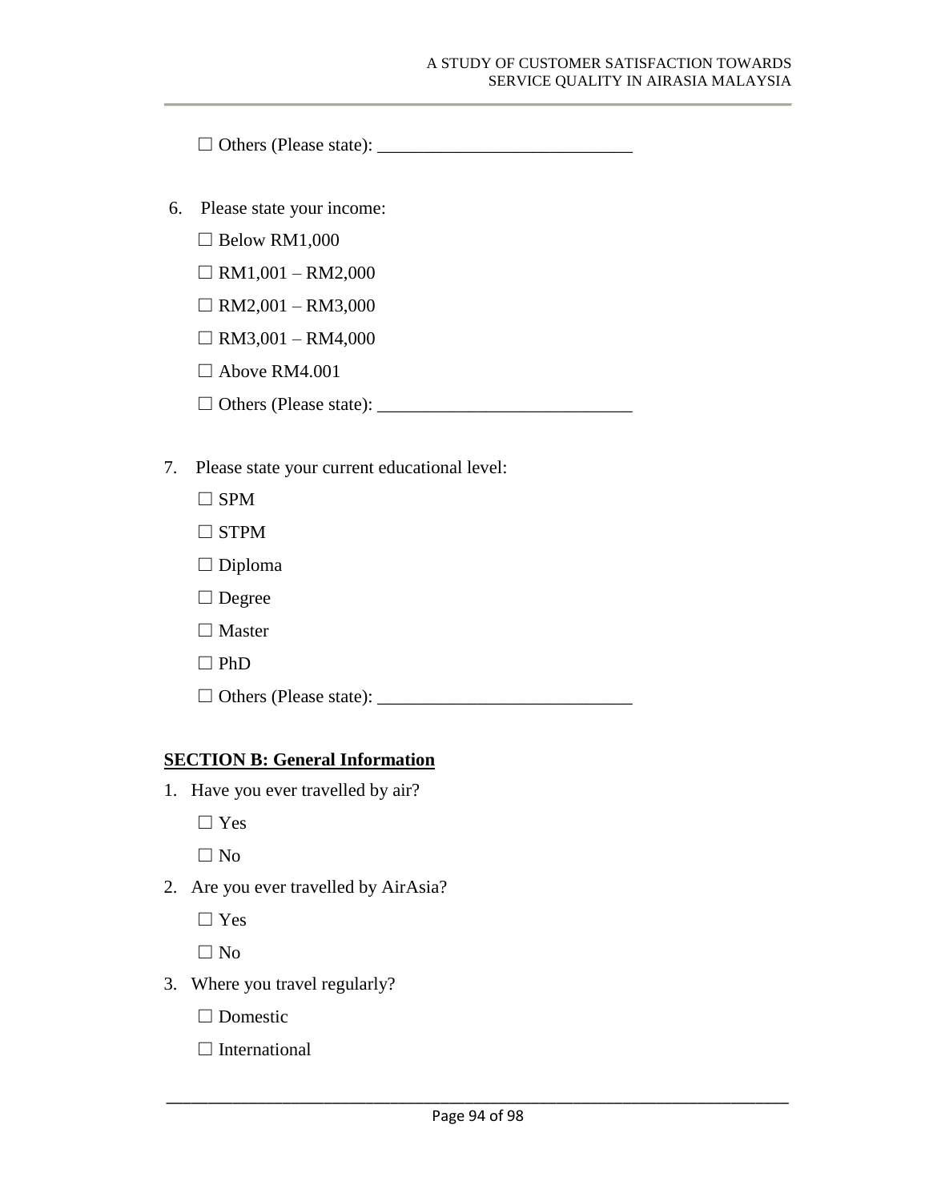☐ Others (Please state): ___________________________

6. Please state your income:

   ☐ Below RM1,000

   ☐ RM1,001 – RM2,000

   ☐ RM2,001 – RM3,000

   ☐ RM3,001 – RM4,000

   ☐ Above RM4.001

   ☐ Others (Please state): ___________________________

7. Please state your current educational level:

   ☐ SPM

   ☐ STPM

   ☐ Diploma

   ☐ Degree

   ☐ Master

   ☐ PhD

   ☐ Others (Please state): ___________________________

**<u>SECTION B: General Information</u>**

1. Have you ever travelled by air?

   ☐ Yes

   ☐ No

2. Are you ever travelled by AirAsia?

   ☐ Yes

   ☐ No

3. Where you travel regularly?

   ☐ Domestic

   ☐ International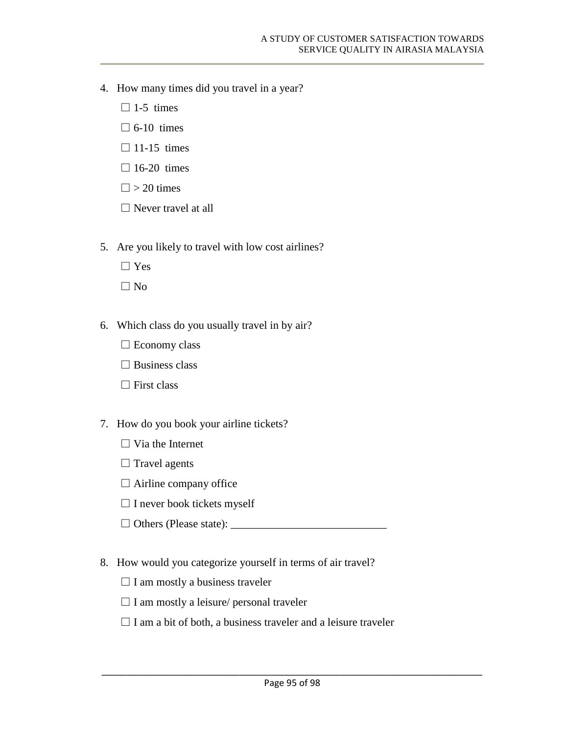4. How many times did you travel in a year?

   ☐ 1-5 times

   ☐ 6-10 times

   ☐ 11-15 times

   ☐ 16-20 times

   ☐ > 20 times

   ☐ Never travel at all

5. Are you likely to travel with low cost airlines?

   ☐ Yes

   ☐ No

6. Which class do you usually travel in by air?

   ☐ Economy class

   ☐ Business class

   ☐ First class

7. How do you book your airline tickets?

   ☐ Via the Internet

   ☐ Travel agents

   ☐ Airline company office

   ☐ I never book tickets myself

   ☐ Others (Please state): ____________________________

8. How would you categorize yourself in terms of air travel?

   ☐ I am mostly a business traveler

   ☐ I am mostly a leisure/ personal traveler

   ☐ I am a bit of both, a business traveler and a leisure traveler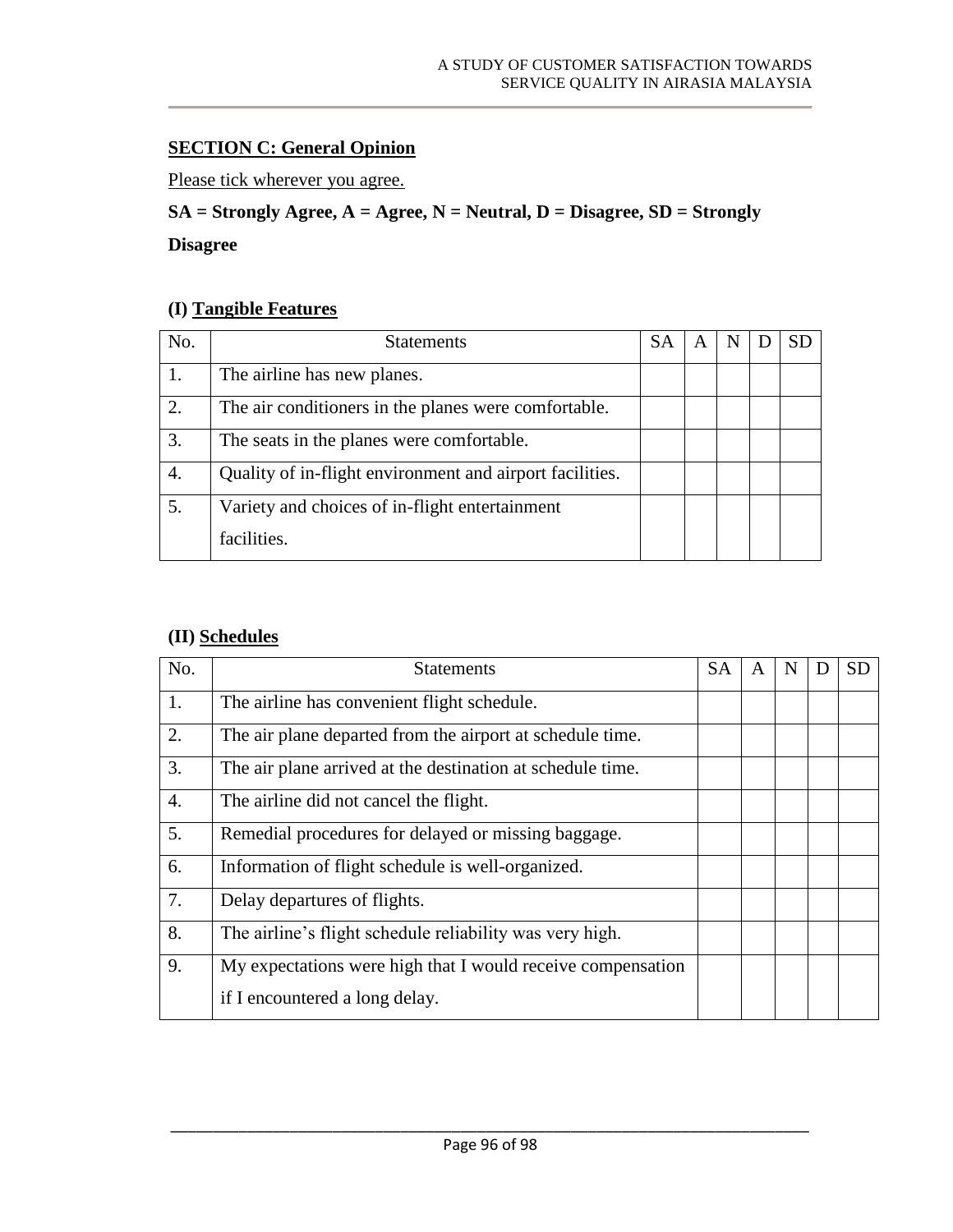**SECTION C: General Opinion**

Please tick wherever you agree.

**SA = Strongly Agree, A = Agree, N = Neutral, D = Disagree, SD = Strongly Disagree**

**(I) Tangible Features**

| No. | Statements | SA | A | N | D | SD |
|---|---|---|---|---|---|---|
| 1. | The airline has new planes. | | | | | |
| 2. | The air conditioners in the planes were comfortable. | | | | | |
| 3. | The seats in the planes were comfortable. | | | | | |
| 4. | Quality of in-flight environment and airport facilities. | | | | | |
| 5. | Variety and choices of in-flight entertainment facilities. | | | | | |

**(II) Schedules**

| No. | Statements | SA | A | N | D | SD |
|---|---|---|---|---|---|---|
| 1. | The airline has convenient flight schedule. | | | | | |
| 2. | The air plane departed from the airport at schedule time. | | | | | |
| 3. | The air plane arrived at the destination at schedule time. | | | | | |
| 4. | The airline did not cancel the flight. | | | | | |
| 5. | Remedial procedures for delayed or missing baggage. | | | | | |
| 6. | Information of flight schedule is well-organized. | | | | | |
| 7. | Delay departures of flights. | | | | | |
| 8. | The airline's flight schedule reliability was very high. | | | | | |
| 9. | My expectations were high that I would receive compensation if I encountered a long delay. | | | | | |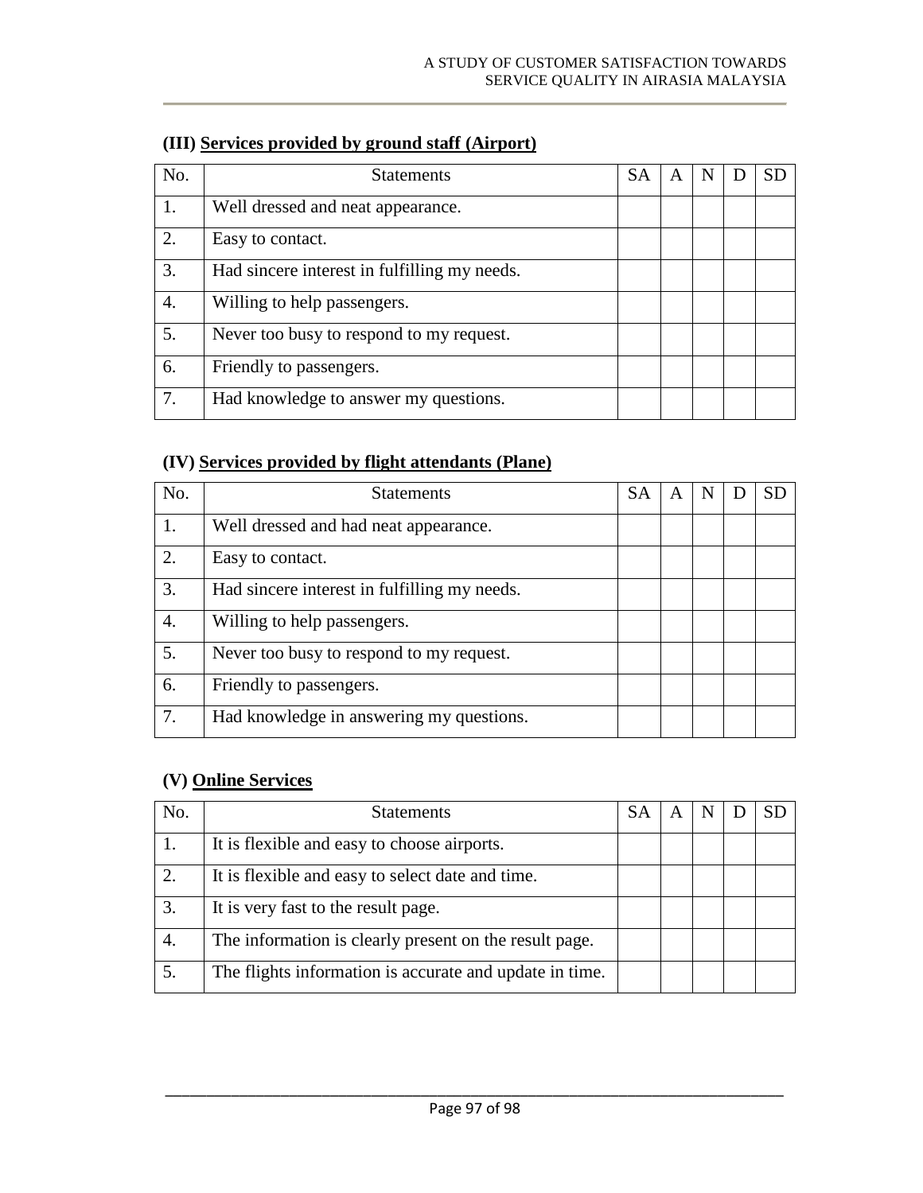### (III) <u>Services provided by ground staff (Airport)</u>

| No. | Statements | SA | A | N | D | SD |
|---|---|---|---|---|---|---|
| 1. | Well dressed and neat appearance. | | | | | |
| 2. | Easy to contact. | | | | | |
| 3. | Had sincere interest in fulfilling my needs. | | | | | |
| 4. | Willing to help passengers. | | | | | |
| 5. | Never too busy to respond to my request. | | | | | |
| 6. | Friendly to passengers. | | | | | |
| 7. | Had knowledge to answer my questions. | | | | | |

### (IV) <u>Services provided by flight attendants (Plane)</u>

| No. | Statements | SA | A | N | D | SD |
|---|---|---|---|---|---|---|
| 1. | Well dressed and had neat appearance. | | | | | |
| 2. | Easy to contact. | | | | | |
| 3. | Had sincere interest in fulfilling my needs. | | | | | |
| 4. | Willing to help passengers. | | | | | |
| 5. | Never too busy to respond to my request. | | | | | |
| 6. | Friendly to passengers. | | | | | |
| 7. | Had knowledge in answering my questions. | | | | | |

### (V) <u>Online Services</u>

| No. | Statements | SA | A | N | D | SD |
|---|---|---|---|---|---|---|
| 1. | It is flexible and easy to choose airports. | | | | | |
| 2. | It is flexible and easy to select date and time. | | | | | |
| 3. | It is very fast to the result page. | | | | | |
| 4. | The information is clearly present on the result page. | | | | | |
| 5. | The flights information is accurate and update in time. | | | | | |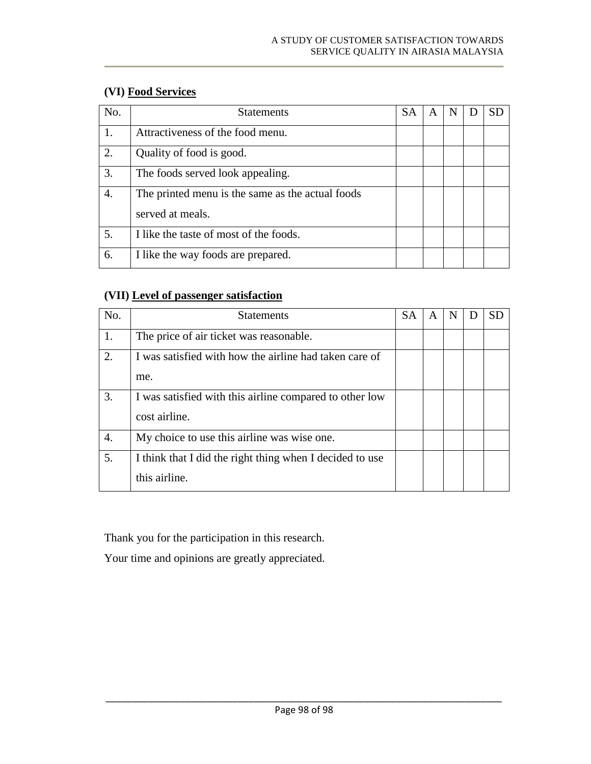### (VI) <u>Food Services</u>

| No. | Statements | SA | A | N | D | SD |
|---|---|---|---|---|---|---|
| 1. | Attractiveness of the food menu. | | | | | |
| 2. | Quality of food is good. | | | | | |
| 3. | The foods served look appealing. | | | | | |
| 4. | The printed menu is the same as the actual foods served at meals. | | | | | |
| 5. | I like the taste of most of the foods. | | | | | |
| 6. | I like the way foods are prepared. | | | | | |

### (VII) <u>Level of passenger satisfaction</u>

| No. | Statements | SA | A | N | D | SD |
|---|---|---|---|---|---|---|
| 1. | The price of air ticket was reasonable. | | | | | |
| 2. | I was satisfied with how the airline had taken care of me. | | | | | |
| 3. | I was satisfied with this airline compared to other low cost airline. | | | | | |
| 4. | My choice to use this airline was wise one. | | | | | |
| 5. | I think that I did the right thing when I decided to use this airline. | | | | | |

Thank you for the participation in this research.

Your time and opinions are greatly appreciated.